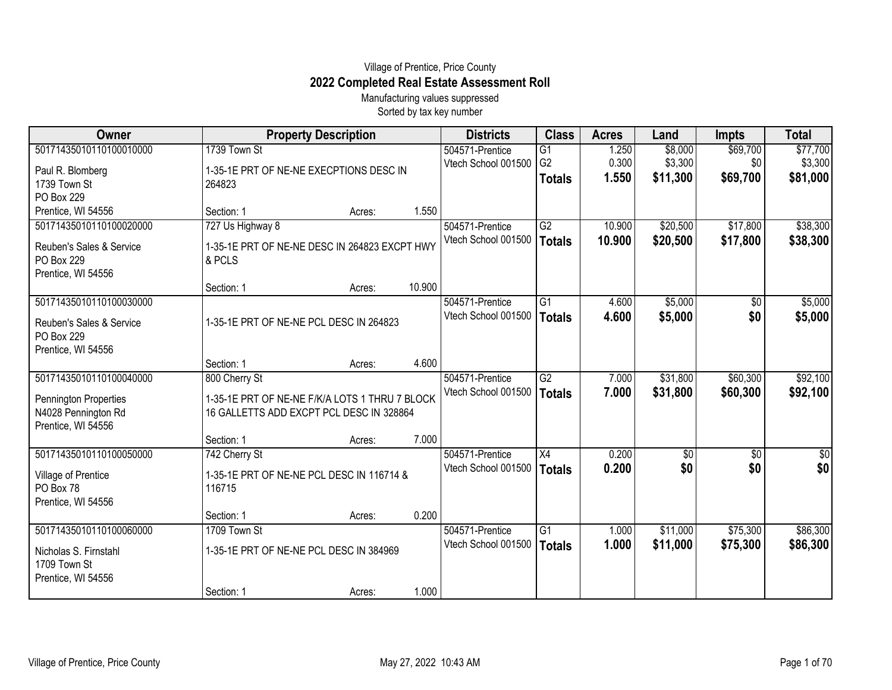Village of Prentice, Price County

# 2022 Completed Real Estate Assessment Roll

Manufacturing values suppressed

Sorted by tax key number

| Owner | Property Description | Districts | Class | Acres | Land | Impts | Total |
|---|---|---|---|---|---|---|---|
| 50171435010110100010000<br>Paul R. Blomberg<br>1739 Town St<br>PO Box 229<br>Prentice, WI 54556 | 1739 Town St<br>1-35-1E PRT OF NE-NE EXECPTIONS DESC IN 264823<br>Section: 1 Acres: 1.550 | 504571-Prentice<br>Vtech School 001500 | G1<br>G2<br>**Totals** | 1.250<br>0.300<br>**1.550** | $8,000<br>$3,300<br>**$11,300** | $69,700<br>$0<br>**$69,700** | $77,700<br>$3,300<br>**$81,000** |
| 50171435010110100020000<br>Reuben's Sales & Service<br>PO Box 229<br>Prentice, WI 54556 | 727 Us Highway 8<br>1-35-1E PRT OF NE-NE DESC IN 264823 EXCPT HWY & PCLS<br>Section: 1 Acres: 10.900 | 504571-Prentice<br>Vtech School 001500 | G2<br>**Totals** | 10.900<br>**10.900** | $20,500<br>**$20,500** | $17,800<br>**$17,800** | $38,300<br>**$38,300** |
| 50171435010110100030000<br>Reuben's Sales & Service<br>PO Box 229<br>Prentice, WI 54556 | 1-35-1E PRT OF NE-NE PCL DESC IN 264823<br>Section: 1 Acres: 4.600 | 504571-Prentice<br>Vtech School 001500 | G1<br>**Totals** | 4.600<br>**4.600** | $5,000<br>**$5,000** | $0<br>**$0** | $5,000<br>**$5,000** |
| 50171435010110100040000<br>Pennington Properties<br>N4028 Pennington Rd<br>Prentice, WI 54556 | 800 Cherry St<br>1-35-1E PRT OF NE-NE F/K/A LOTS 1 THRU 7 BLOCK 16 GALLETTS ADD EXCPT PCL DESC IN 328864<br>Section: 1 Acres: 7.000 | 504571-Prentice<br>Vtech School 001500 | G2<br>**Totals** | 7.000<br>**7.000** | $31,800<br>**$31,800** | $60,300<br>**$60,300** | $92,100<br>**$92,100** |
| 50171435010110100050000<br>Village of Prentice<br>PO Box 78<br>Prentice, WI 54556 | 742 Cherry St<br>1-35-1E PRT OF NE-NE PCL DESC IN 116714 & 116715<br>Section: 1 Acres: 0.200 | 504571-Prentice<br>Vtech School 001500 | X4<br>**Totals** | 0.200<br>**0.200** | $0<br>**$0** | $0<br>**$0** | $0<br>**$0** |
| 50171435010110100060000<br>Nicholas S. Firnstahl<br>1709 Town St<br>Prentice, WI 54556 | 1709 Town St<br>1-35-1E PRT OF NE-NE PCL DESC IN 384969<br>Section: 1 Acres: 1.000 | 504571-Prentice<br>Vtech School 001500 | G1<br>**Totals** | 1.000<br>**1.000** | $11,000<br>**$11,000** | $75,300<br>**$75,300** | $86,300<br>**$86,300** |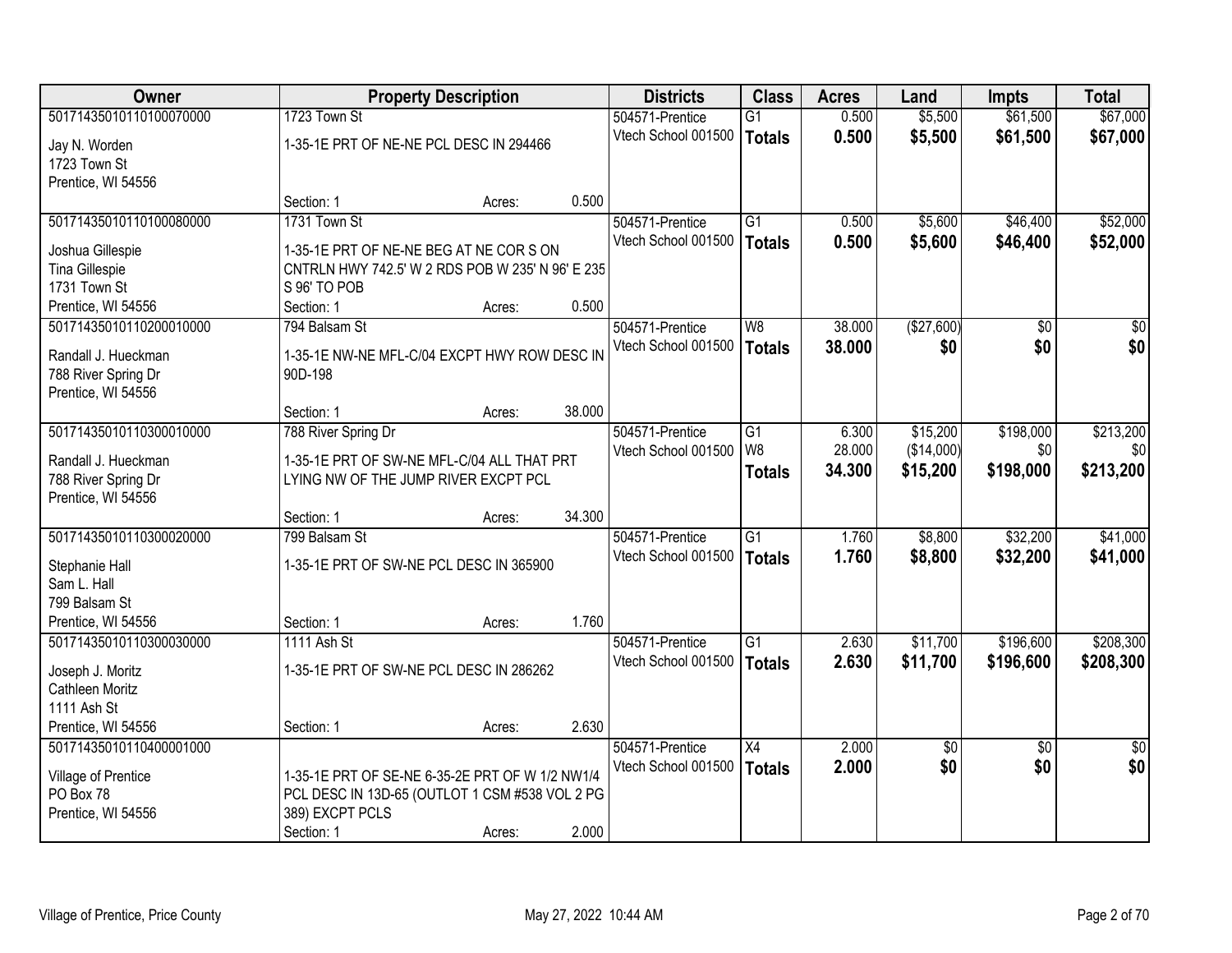| Owner | Property Description | Districts | Class | Acres | Land | Impts | Total |
|---|---|---|---|---|---|---|---|
| 50171435010110100070000<br><br>Jay N. Worden<br>1723 Town St<br>Prentice, WI 54556 | 1723 Town St<br><br>1-35-1E PRT OF NE-NE PCL DESC IN 294466<br><br>Section: 1 Acres: 0.500 | 504571-Prentice<br>Vtech School 001500 | G1<br>**Totals** | 0.500<br>**0.500** | $5,500<br>**$5,500** | $61,500<br>**$61,500** | $67,000<br>**$67,000** |
| 50171435010110100080000<br><br>Joshua Gillespie<br>Tina Gillespie<br>1731 Town St<br>Prentice, WI 54556 | 1731 Town St<br><br>1-35-1E PRT OF NE-NE BEG AT NE COR S ON CNTRLN HWY 742.5' W 2 RDS POB W 235' N 96' E 235 S 96' TO POB<br>Section: 1 Acres: 0.500 | 504571-Prentice<br>Vtech School 001500 | G1<br>**Totals** | 0.500<br>**0.500** | $5,600<br>**$5,600** | $46,400<br>**$46,400** | $52,000<br>**$52,000** |
| 50171435010110200010000<br><br>Randall J. Hueckman<br>788 River Spring Dr<br>Prentice, WI 54556 | 794 Balsam St<br><br>1-35-1E NW-NE MFL-C/04 EXCPT HWY ROW DESC IN 90D-198<br><br>Section: 1 Acres: 38.000 | 504571-Prentice<br>Vtech School 001500 | W8<br>**Totals** | 38.000<br>**38.000** | ($27,600)<br>**$0** | $0<br>**$0** | $0<br>**$0** |
| 50171435010110300010000<br><br>Randall J. Hueckman<br>788 River Spring Dr<br>Prentice, WI 54556 | 788 River Spring Dr<br><br>1-35-1E PRT OF SW-NE MFL-C/04 ALL THAT PRT LYING NW OF THE JUMP RIVER EXCPT PCL<br><br>Section: 1 Acres: 34.300 | 504571-Prentice<br>Vtech School 001500 | G1<br>W8<br>**Totals** | 6.300<br>28.000<br>**34.300** | $15,200<br>($14,000)<br>**$15,200** | $198,000<br>$0<br>**$198,000** | $213,200<br>$0<br>**$213,200** |
| 50171435010110300020000<br><br>Stephanie Hall<br>Sam L. Hall<br>799 Balsam St<br>Prentice, WI 54556 | 799 Balsam St<br><br>1-35-1E PRT OF SW-NE PCL DESC IN 365900<br><br>Section: 1 Acres: 1.760 | 504571-Prentice<br>Vtech School 001500 | G1<br>**Totals** | 1.760<br>**1.760** | $8,800<br>**$8,800** | $32,200<br>**$32,200** | $41,000<br>**$41,000** |
| 50171435010110300030000<br><br>Joseph J. Moritz<br>Cathleen Moritz<br>1111 Ash St<br>Prentice, WI 54556 | 1111 Ash St<br><br>1-35-1E PRT OF SW-NE PCL DESC IN 286262<br><br>Section: 1 Acres: 2.630 | 504571-Prentice<br>Vtech School 001500 | G1<br>**Totals** | 2.630<br>**2.630** | $11,700<br>**$11,700** | $196,600<br>**$196,600** | $208,300<br>**$208,300** |
| 50171435010110400001000<br><br>Village of Prentice<br>PO Box 78<br>Prentice, WI 54556 | <br><br>1-35-1E PRT OF SE-NE 6-35-2E PRT OF W 1/2 NW1/4 PCL DESC IN 13D-65 (OUTLOT 1 CSM #538 VOL 2 PG 389) EXCPT PCLS<br>Section: 1 Acres: 2.000 | 504571-Prentice<br>Vtech School 001500 | X4<br>**Totals** | 2.000<br>**2.000** | $0<br>**$0** | $0<br>**$0** | $0<br>**$0** |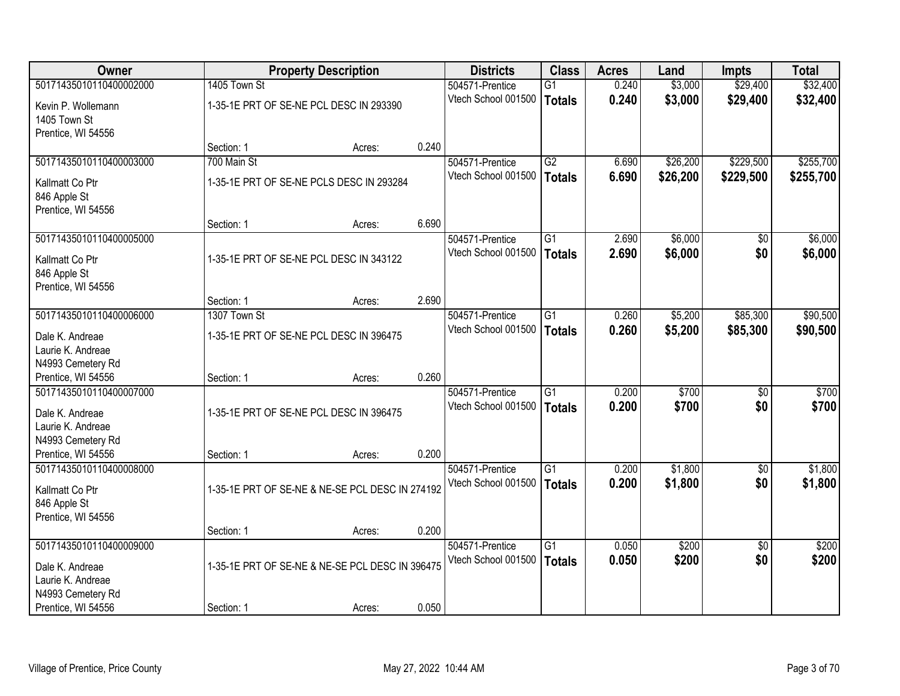| Owner | Property Description | | | Districts | Class | Acres | Land | Impts | Total |
|---|---|---|---|---|---|---|---|---|---|
| 50171435010110400002000 | 1405 Town St | | | 504571-Prentice | G1 | 0.240 | $3,000 | $29,400 | $32,400 |
| Kevin P. Wollemann<br>1405 Town St<br>Prentice, WI 54556 | 1-35-1E PRT OF SE-NE PCL DESC IN 293390 | | | Vtech School 001500 | **Totals** | **0.240** | **$3,000** | **$29,400** | **$32,400** |
| | Section: 1 | Acres: | 0.240 | | | | | | |
| 50171435010110400003000 | 700 Main St | | | 504571-Prentice | G2 | 6.690 | $26,200 | $229,500 | $255,700 |
| Kallmatt Co Ptr<br>846 Apple St<br>Prentice, WI 54556 | 1-35-1E PRT OF SE-NE PCLS DESC IN 293284 | | | Vtech School 001500 | **Totals** | **6.690** | **$26,200** | **$229,500** | **$255,700** |
| | Section: 1 | Acres: | 6.690 | | | | | | |
| 50171435010110400005000 | | | | 504571-Prentice | G1 | 2.690 | $6,000 | $0 | $6,000 |
| Kallmatt Co Ptr<br>846 Apple St<br>Prentice, WI 54556 | 1-35-1E PRT OF SE-NE PCL DESC IN 343122 | | | Vtech School 001500 | **Totals** | **2.690** | **$6,000** | **$0** | **$6,000** |
| | Section: 1 | Acres: | 2.690 | | | | | | |
| 50171435010110400006000 | 1307 Town St | | | 504571-Prentice | G1 | 0.260 | $5,200 | $85,300 | $90,500 |
| Dale K. Andreae<br>Laurie K. Andreae<br>N4993 Cemetery Rd<br>Prentice, WI 54556 | 1-35-1E PRT OF SE-NE PCL DESC IN 396475 | | | Vtech School 001500 | **Totals** | **0.260** | **$5,200** | **$85,300** | **$90,500** |
| | Section: 1 | Acres: | 0.260 | | | | | | |
| 50171435010110400007000 | | | | 504571-Prentice | G1 | 0.200 | $700 | $0 | $700 |
| Dale K. Andreae<br>Laurie K. Andreae<br>N4993 Cemetery Rd<br>Prentice, WI 54556 | 1-35-1E PRT OF SE-NE PCL DESC IN 396475 | | | Vtech School 001500 | **Totals** | **0.200** | **$700** | **$0** | **$700** |
| | Section: 1 | Acres: | 0.200 | | | | | | |
| 50171435010110400008000 | | | | 504571-Prentice | G1 | 0.200 | $1,800 | $0 | $1,800 |
| Kallmatt Co Ptr<br>846 Apple St<br>Prentice, WI 54556 | 1-35-1E PRT OF SE-NE & NE-SE PCL DESC IN 274192 | | | Vtech School 001500 | **Totals** | **0.200** | **$1,800** | **$0** | **$1,800** |
| | Section: 1 | Acres: | 0.200 | | | | | | |
| 50171435010110400009000 | | | | 504571-Prentice | G1 | 0.050 | $200 | $0 | $200 |
| Dale K. Andreae<br>Laurie K. Andreae<br>N4993 Cemetery Rd<br>Prentice, WI 54556 | 1-35-1E PRT OF SE-NE & NE-SE PCL DESC IN 396475 | | | Vtech School 001500 | **Totals** | **0.050** | **$200** | **$0** | **$200** |
| | Section: 1 | Acres: | 0.050 | | | | | | |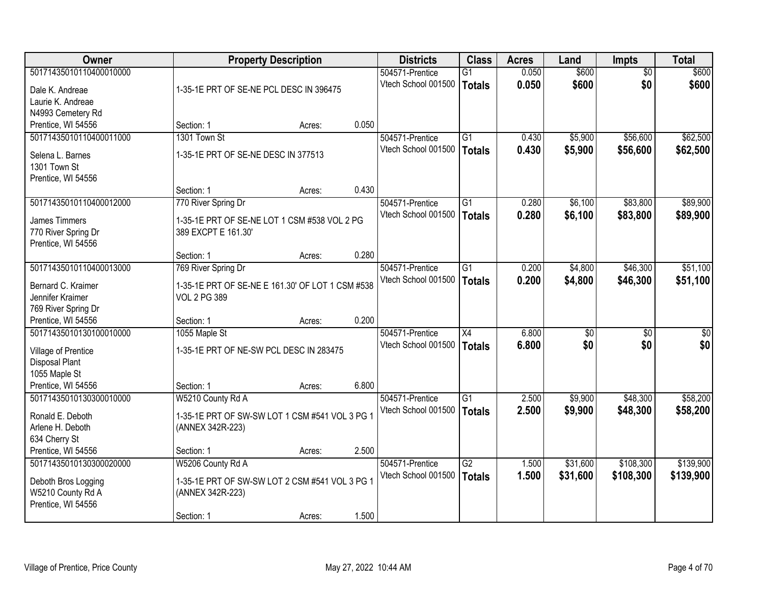| Owner | Property Description | Districts | Class | Acres | Land | Impts | Total |
|---|---|---|---|---|---|---|---|
| 50171435010110400010000<br>Dale K. Andreae<br>Laurie K. Andreae<br>N4993 Cemetery Rd<br>Prentice, WI 54556 | 1-35-1E PRT OF SE-NE PCL DESC IN 396475<br>Section: 1 Acres: 0.050 | 504571-Prentice<br>Vtech School 001500 | G1<br>**Totals** | 0.050<br>**0.050** | $600<br>**$600** | $0<br>**$0** | $600<br>**$600** |
| 50171435010110400011000<br>Selena L. Barnes<br>1301 Town St<br>Prentice, WI 54556 | 1301 Town St<br>1-35-1E PRT OF SE-NE DESC IN 377513<br>Section: 1 Acres: 0.430 | 504571-Prentice<br>Vtech School 001500 | G1<br>**Totals** | 0.430<br>**0.430** | $5,900<br>**$5,900** | $56,600<br>**$56,600** | $62,500<br>**$62,500** |
| 50171435010110400012000<br>James Timmers<br>770 River Spring Dr<br>Prentice, WI 54556 | 770 River Spring Dr<br>1-35-1E PRT OF SE-NE LOT 1 CSM #538 VOL 2 PG 389 EXCPT E 161.30'<br>Section: 1 Acres: 0.280 | 504571-Prentice<br>Vtech School 001500 | G1<br>**Totals** | 0.280<br>**0.280** | $6,100<br>**$6,100** | $83,800<br>**$83,800** | $89,900<br>**$89,900** |
| 50171435010110400013000<br>Bernard C. Kraimer<br>Jennifer Kraimer<br>769 River Spring Dr<br>Prentice, WI 54556 | 769 River Spring Dr<br>1-35-1E PRT OF SE-NE E 161.30' OF LOT 1 CSM #538 VOL 2 PG 389<br>Section: 1 Acres: 0.200 | 504571-Prentice<br>Vtech School 001500 | G1<br>**Totals** | 0.200<br>**0.200** | $4,800<br>**$4,800** | $46,300<br>**$46,300** | $51,100<br>**$51,100** |
| 50171435010130100010000<br>Village of Prentice<br>Disposal Plant<br>1055 Maple St<br>Prentice, WI 54556 | 1055 Maple St<br>1-35-1E PRT OF NE-SW PCL DESC IN 283475<br>Section: 1 Acres: 6.800 | 504571-Prentice<br>Vtech School 001500 | X4<br>**Totals** | 6.800<br>**6.800** | $0<br>**$0** | $0<br>**$0** | $0<br>**$0** |
| 50171435010130300010000<br>Ronald E. Deboth<br>Arlene H. Deboth<br>634 Cherry St<br>Prentice, WI 54556 | W5210 County Rd A<br>1-35-1E PRT OF SW-SW LOT 1 CSM #541 VOL 3 PG 1 (ANNEX 342R-223)<br>Section: 1 Acres: 2.500 | 504571-Prentice<br>Vtech School 001500 | G1<br>**Totals** | 2.500<br>**2.500** | $9,900<br>**$9,900** | $48,300<br>**$48,300** | $58,200<br>**$58,200** |
| 50171435010130300020000<br>Deboth Bros Logging<br>W5210 County Rd A<br>Prentice, WI 54556 | W5206 County Rd A<br>1-35-1E PRT OF SW-SW LOT 2 CSM #541 VOL 3 PG 1 (ANNEX 342R-223)<br>Section: 1 Acres: 1.500 | 504571-Prentice<br>Vtech School 001500 | G2<br>**Totals** | 1.500<br>**1.500** | $31,600<br>**$31,600** | $108,300<br>**$108,300** | $139,900<br>**$139,900** |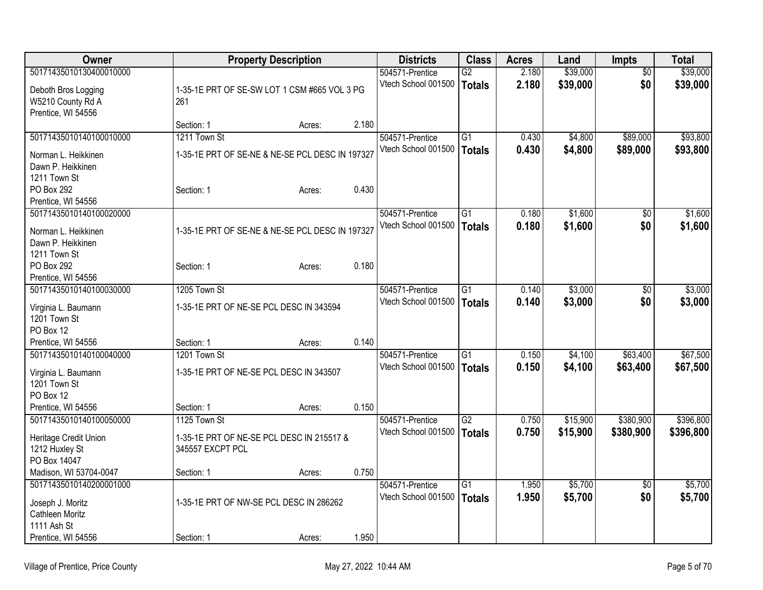| Owner | Property Description | | | Districts | Class | Acres | Land | Impts | Total |
|---|---|---|---|---|---|---|---|---|---|
| 50171435010130400010000<br><br>Deboth Bros Logging<br>W5210 County Rd A<br>Prentice, WI 54556 | 1-35-1E PRT OF SE-SW LOT 1 CSM #665 VOL 3 PG 261<br><br>Section: 1 | Acres: | 2.180 | 504571-Prentice<br>Vtech School 001500 | G2<br>**Totals** | 2.180<br>**2.180** | $39,000<br>**$39,000** | $0<br>**$0** | $39,000<br>**$39,000** |
| 50171435010140100010000<br><br>Norman L. Heikkinen<br>Dawn P. Heikkinen<br>1211 Town St<br>PO Box 292<br>Prentice, WI 54556 | 1211 Town St<br>1-35-1E PRT OF SE-NE & NE-SE PCL DESC IN 197327<br><br>Section: 1 | Acres: | 0.430 | 504571-Prentice<br>Vtech School 001500 | G1<br>**Totals** | 0.430<br>**0.430** | $4,800<br>**$4,800** | $89,000<br>**$89,000** | $93,800<br>**$93,800** |
| 50171435010140100020000<br><br>Norman L. Heikkinen<br>Dawn P. Heikkinen<br>1211 Town St<br>PO Box 292<br>Prentice, WI 54556 | 1-35-1E PRT OF SE-NE & NE-SE PCL DESC IN 197327<br><br>Section: 1 | Acres: | 0.180 | 504571-Prentice<br>Vtech School 001500 | G1<br>**Totals** | 0.180<br>**0.180** | $1,600<br>**$1,600** | $0<br>**$0** | $1,600<br>**$1,600** |
| 50171435010140100030000<br><br>Virginia L. Baumann<br>1201 Town St<br>PO Box 12<br>Prentice, WI 54556 | 1205 Town St<br>1-35-1E PRT OF NE-SE PCL DESC IN 343594<br><br>Section: 1 | Acres: | 0.140 | 504571-Prentice<br>Vtech School 001500 | G1<br>**Totals** | 0.140<br>**0.140** | $3,000<br>**$3,000** | $0<br>**$0** | $3,000<br>**$3,000** |
| 50171435010140100040000<br><br>Virginia L. Baumann<br>1201 Town St<br>PO Box 12<br>Prentice, WI 54556 | 1201 Town St<br>1-35-1E PRT OF NE-SE PCL DESC IN 343507<br><br>Section: 1 | Acres: | 0.150 | 504571-Prentice<br>Vtech School 001500 | G1<br>**Totals** | 0.150<br>**0.150** | $4,100<br>**$4,100** | $63,400<br>**$63,400** | $67,500<br>**$67,500** |
| 50171435010140100050000<br><br>Heritage Credit Union<br>1212 Huxley St<br>PO Box 14047<br>Madison, WI 53704-0047 | 1125 Town St<br>1-35-1E PRT OF NE-SE PCL DESC IN 215517 & 345557 EXCPT PCL<br><br>Section: 1 | Acres: | 0.750 | 504571-Prentice<br>Vtech School 001500 | G2<br>**Totals** | 0.750<br>**0.750** | $15,900<br>**$15,900** | $380,900<br>**$380,900** | $396,800<br>**$396,800** |
| 50171435010140200001000<br><br>Joseph J. Moritz<br>Cathleen Moritz<br>1111 Ash St<br>Prentice, WI 54556 | 1-35-1E PRT OF NW-SE PCL DESC IN 286262<br><br>Section: 1 | Acres: | 1.950 | 504571-Prentice<br>Vtech School 001500 | G1<br>**Totals** | 1.950<br>**1.950** | $5,700<br>**$5,700** | $0<br>**$0** | $5,700<br>**$5,700** |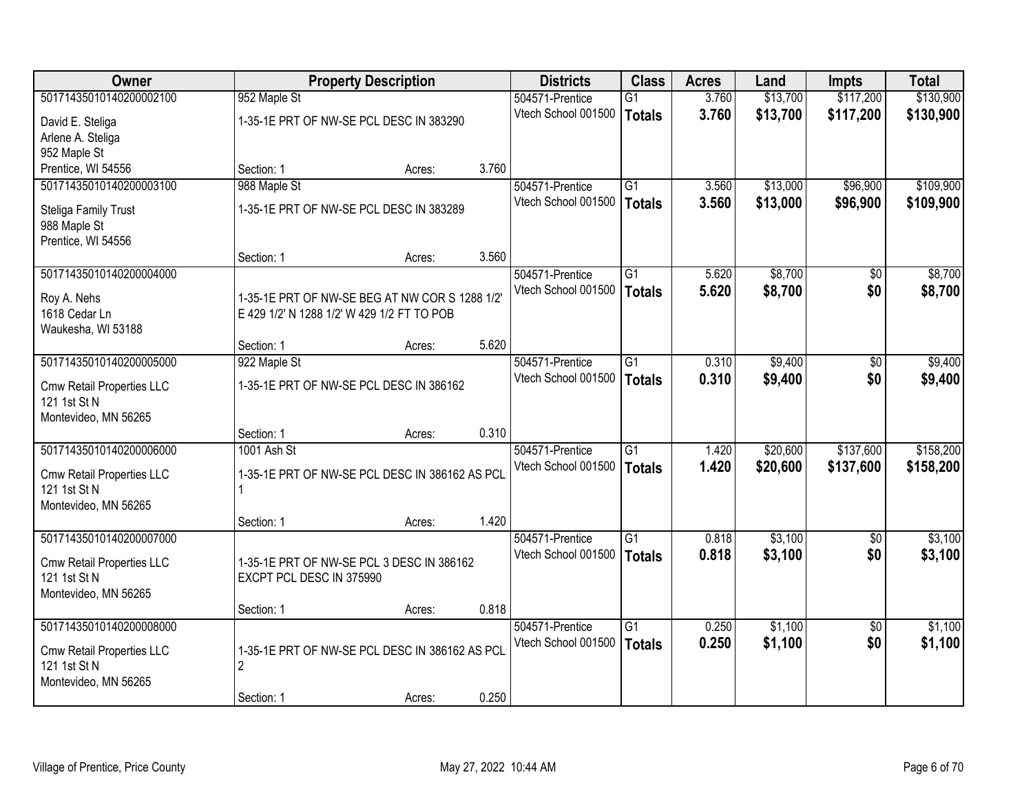| Owner | Property Description | Districts | Class | Acres | Land | Impts | Total |
|---|---|---|---|---|---|---|---|
| 50171435010140200002100<br>David E. Steliga<br>Arlene A. Steliga<br>952 Maple St<br>Prentice, WI 54556 | 952 Maple St<br>1-35-1E PRT OF NW-SE PCL DESC IN 383290<br>Section: 1 Acres: 3.760 | 504571-Prentice<br>Vtech School 001500 | G1<br>**Totals** | 3.760<br>**3.760** | $13,700<br>**$13,700** | $117,200<br>**$117,200** | $130,900<br>**$130,900** |
| 50171435010140200003100<br>Steliga Family Trust<br>988 Maple St<br>Prentice, WI 54556 | 988 Maple St<br>1-35-1E PRT OF NW-SE PCL DESC IN 383289<br>Section: 1 Acres: 3.560 | 504571-Prentice<br>Vtech School 001500 | G1<br>**Totals** | 3.560<br>**3.560** | $13,000<br>**$13,000** | $96,900<br>**$96,900** | $109,900<br>**$109,900** |
| 50171435010140200004000<br>Roy A. Nehs<br>1618 Cedar Ln<br>Waukesha, WI 53188 | 1-35-1E PRT OF NW-SE BEG AT NW COR S 1288 1/2' E 429 1/2' N 1288 1/2' W 429 1/2 FT TO POB<br>Section: 1 Acres: 5.620 | 504571-Prentice<br>Vtech School 001500 | G1<br>**Totals** | 5.620<br>**5.620** | $8,700<br>**$8,700** | $0<br>**$0** | $8,700<br>**$8,700** |
| 50171435010140200005000<br>Cmw Retail Properties LLC<br>121 1st St N<br>Montevideo, MN 56265 | 922 Maple St<br>1-35-1E PRT OF NW-SE PCL DESC IN 386162<br>Section: 1 Acres: 0.310 | 504571-Prentice<br>Vtech School 001500 | G1<br>**Totals** | 0.310<br>**0.310** | $9,400<br>**$9,400** | $0<br>**$0** | $9,400<br>**$9,400** |
| 50171435010140200006000<br>Cmw Retail Properties LLC<br>121 1st St N<br>Montevideo, MN 56265 | 1001 Ash St<br>1-35-1E PRT OF NW-SE PCL DESC IN 386162 AS PCL 1<br>Section: 1 Acres: 1.420 | 504571-Prentice<br>Vtech School 001500 | G1<br>**Totals** | 1.420<br>**1.420** | $20,600<br>**$20,600** | $137,600<br>**$137,600** | $158,200<br>**$158,200** |
| 50171435010140200007000<br>Cmw Retail Properties LLC<br>121 1st St N<br>Montevideo, MN 56265 | 1-35-1E PRT OF NW-SE PCL 3 DESC IN 386162 EXCPT PCL DESC IN 375990<br>Section: 1 Acres: 0.818 | 504571-Prentice<br>Vtech School 001500 | G1<br>**Totals** | 0.818<br>**0.818** | $3,100<br>**$3,100** | $0<br>**$0** | $3,100<br>**$3,100** |
| 50171435010140200008000<br>Cmw Retail Properties LLC<br>121 1st St N<br>Montevideo, MN 56265 | 1-35-1E PRT OF NW-SE PCL DESC IN 386162 AS PCL 2<br>Section: 1 Acres: 0.250 | 504571-Prentice<br>Vtech School 001500 | G1<br>**Totals** | 0.250<br>**0.250** | $1,100<br>**$1,100** | $0<br>**$0** | $1,100<br>**$1,100** |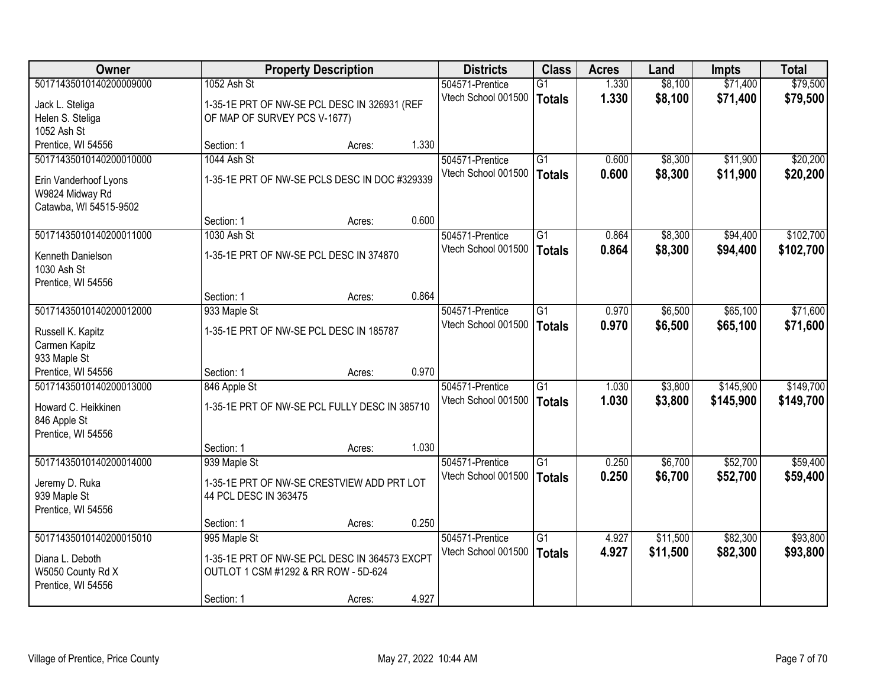| Owner | Property Description | | | Districts | Class | Acres | Land | Impts | Total |
|---|---|---|---|---|---|---|---|---|---|
| 50171435010140200009000 | 1052 Ash St | | | 504571-Prentice | G1 | 1.330 | $8,100 | $71,400 | $79,500 |
| Jack L. Steliga<br>Helen S. Steliga<br>1052 Ash St<br>Prentice, WI 54556 | 1-35-1E PRT OF NW-SE PCL DESC IN 326931 (REF OF MAP OF SURVEY PCS V-1677) | | | Vtech School 001500 | **Totals** | **1.330** | **$8,100** | **$71,400** | **$79,500** |
| | Section: 1 | Acres: | 1.330 | | | | | | |
| 50171435010140200010000 | 1044 Ash St | | | 504571-Prentice | G1 | 0.600 | $8,300 | $11,900 | $20,200 |
| Erin Vanderhoof Lyons<br>W9824 Midway Rd<br>Catawba, WI 54515-9502 | 1-35-1E PRT OF NW-SE PCLS DESC IN DOC #329339 | | | Vtech School 001500 | **Totals** | **0.600** | **$8,300** | **$11,900** | **$20,200** |
| | Section: 1 | Acres: | 0.600 | | | | | | |
| 50171435010140200011000 | 1030 Ash St | | | 504571-Prentice | G1 | 0.864 | $8,300 | $94,400 | $102,700 |
| Kenneth Danielson<br>1030 Ash St<br>Prentice, WI 54556 | 1-35-1E PRT OF NW-SE PCL DESC IN 374870 | | | Vtech School 001500 | **Totals** | **0.864** | **$8,300** | **$94,400** | **$102,700** |
| | Section: 1 | Acres: | 0.864 | | | | | | |
| 50171435010140200012000 | 933 Maple St | | | 504571-Prentice | G1 | 0.970 | $6,500 | $65,100 | $71,600 |
| Russell K. Kapitz<br>Carmen Kapitz<br>933 Maple St<br>Prentice, WI 54556 | 1-35-1E PRT OF NW-SE PCL DESC IN 185787 | | | Vtech School 001500 | **Totals** | **0.970** | **$6,500** | **$65,100** | **$71,600** |
| | Section: 1 | Acres: | 0.970 | | | | | | |
| 50171435010140200013000 | 846 Apple St | | | 504571-Prentice | G1 | 1.030 | $3,800 | $145,900 | $149,700 |
| Howard C. Heikkinen<br>846 Apple St<br>Prentice, WI 54556 | 1-35-1E PRT OF NW-SE PCL FULLY DESC IN 385710 | | | Vtech School 001500 | **Totals** | **1.030** | **$3,800** | **$145,900** | **$149,700** |
| | Section: 1 | Acres: | 1.030 | | | | | | |
| 50171435010140200014000 | 939 Maple St | | | 504571-Prentice | G1 | 0.250 | $6,700 | $52,700 | $59,400 |
| Jeremy D. Ruka<br>939 Maple St<br>Prentice, WI 54556 | 1-35-1E PRT OF NW-SE CRESTVIEW ADD PRT LOT 44 PCL DESC IN 363475 | | | Vtech School 001500 | **Totals** | **0.250** | **$6,700** | **$52,700** | **$59,400** |
| | Section: 1 | Acres: | 0.250 | | | | | | |
| 50171435010140200015010 | 995 Maple St | | | 504571-Prentice | G1 | 4.927 | $11,500 | $82,300 | $93,800 |
| Diana L. Deboth<br>W5050 County Rd X<br>Prentice, WI 54556 | 1-35-1E PRT OF NW-SE PCL DESC IN 364573 EXCPT OUTLOT 1 CSM #1292 & RR ROW - 5D-624 | | | Vtech School 001500 | **Totals** | **4.927** | **$11,500** | **$82,300** | **$93,800** |
| | Section: 1 | Acres: | 4.927 | | | | | | |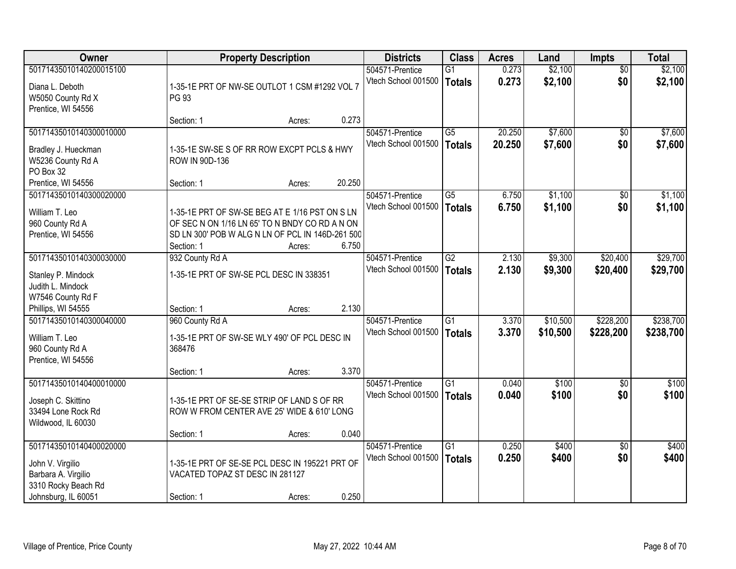| Owner | Property Description | Districts | Class | Acres | Land | Impts | Total |
|---|---|---|---|---|---|---|---|
| 50171435010140200015100<br>Diana L. Deboth<br>W5050 County Rd X<br>Prentice, WI 54556 | 1-35-1E PRT OF NW-SE OUTLOT 1 CSM #1292 VOL 7 PG 93<br>Section: 1 Acres: 0.273 | 504571-Prentice<br>Vtech School 001500 | G1<br>**Totals** | 0.273<br>**0.273** | $2,100<br>**$2,100** | $0<br>**$0** | $2,100<br>**$2,100** |
| 50171435010140300010000<br>Bradley J. Hueckman<br>W5236 County Rd A<br>PO Box 32<br>Prentice, WI 54556 | 1-35-1E SW-SE S OF RR ROW EXCPT PCLS & HWY ROW IN 90D-136<br>Section: 1 Acres: 20.250 | 504571-Prentice<br>Vtech School 001500 | G5<br>**Totals** | 20.250<br>**20.250** | $7,600<br>**$7,600** | $0<br>**$0** | $7,600<br>**$7,600** |
| 50171435010140300020000<br>William T. Leo<br>960 County Rd A<br>Prentice, WI 54556 | 1-35-1E PRT OF SW-SE BEG AT E 1/16 PST ON S LN OF SEC N ON 1/16 LN 65' TO N BNDY CO RD A N ON SD LN 300' POB W ALG N LN OF PCL IN 146D-261 500<br>Section: 1 Acres: 6.750 | 504571-Prentice<br>Vtech School 001500 | G5<br>**Totals** | 6.750<br>**6.750** | $1,100<br>**$1,100** | $0<br>**$0** | $1,100<br>**$1,100** |
| 50171435010140300030000<br>Stanley P. Mindock<br>Judith L. Mindock<br>W7546 County Rd F<br>Phillips, WI 54555 | 932 County Rd A<br>1-35-1E PRT OF SW-SE PCL DESC IN 338351<br>Section: 1 Acres: 2.130 | 504571-Prentice<br>Vtech School 001500 | G2<br>**Totals** | 2.130<br>**2.130** | $9,300<br>**$9,300** | $20,400<br>**$20,400** | $29,700<br>**$29,700** |
| 50171435010140300040000<br>William T. Leo<br>960 County Rd A<br>Prentice, WI 54556 | 960 County Rd A<br>1-35-1E PRT OF SW-SE WLY 490' OF PCL DESC IN 368476<br>Section: 1 Acres: 3.370 | 504571-Prentice<br>Vtech School 001500 | G1<br>**Totals** | 3.370<br>**3.370** | $10,500<br>**$10,500** | $228,200<br>**$228,200** | $238,700<br>**$238,700** |
| 50171435010140400010000<br>Joseph C. Skittino<br>33494 Lone Rock Rd<br>Wildwood, IL 60030 | 1-35-1E PRT OF SE-SE STRIP OF LAND S OF RR ROW W FROM CENTER AVE 25' WIDE & 610' LONG<br>Section: 1 Acres: 0.040 | 504571-Prentice<br>Vtech School 001500 | G1<br>**Totals** | 0.040<br>**0.040** | $100<br>**$100** | $0<br>**$0** | $100<br>**$100** |
| 50171435010140400020000<br>John V. Virgilio<br>Barbara A. Virgilio<br>3310 Rocky Beach Rd<br>Johnsburg, IL 60051 | 1-35-1E PRT OF SE-SE PCL DESC IN 195221 PRT OF VACATED TOPAZ ST DESC IN 281127<br>Section: 1 Acres: 0.250 | 504571-Prentice<br>Vtech School 001500 | G1<br>**Totals** | 0.250<br>**0.250** | $400<br>**$400** | $0<br>**$0** | $400<br>**$400** |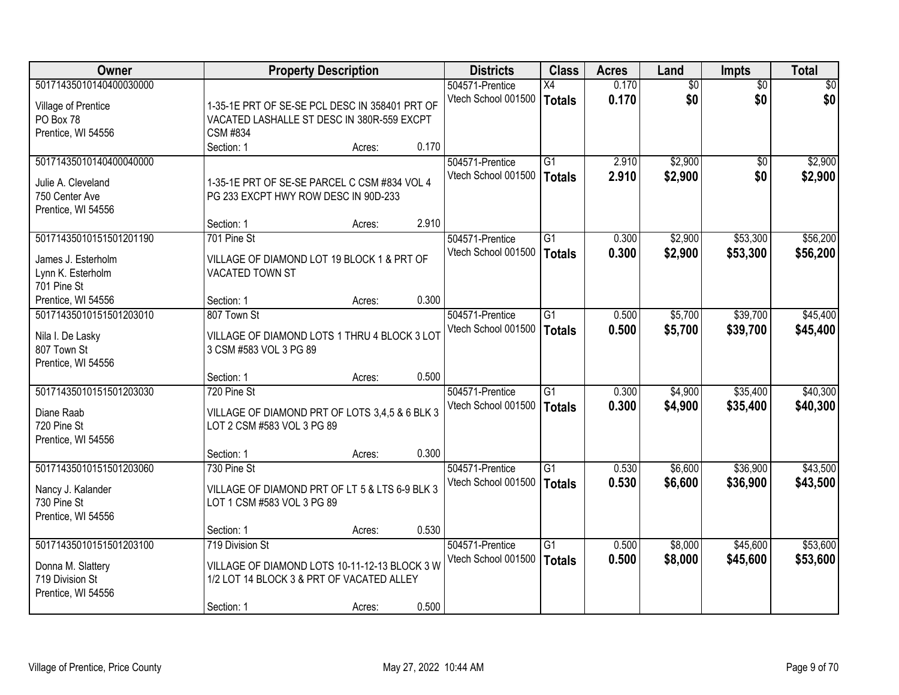| Owner | Property Description | Districts | Class | Acres | Land | Impts | Total |
|---|---|---|---|---|---|---|---|
| 50171435010140400030000<br><br>Village of Prentice<br>PO Box 78<br>Prentice, WI 54556 | 1-35-1E PRT OF SE-SE PCL DESC IN 358401 PRT OF VACATED LASHALLE ST DESC IN 380R-559 EXCPT CSM #834<br>Section: 1 Acres: 0.170 | 504571-Prentice<br>Vtech School 001500 | X4<br>**Totals** | 0.170<br>**0.170** | $0<br>**$0** | $0<br>**$0** | $0<br>**$0** |
| 50171435010140400040000<br><br>Julie A. Cleveland<br>750 Center Ave<br>Prentice, WI 54556 | 1-35-1E PRT OF SE-SE PARCEL C CSM #834 VOL 4 PG 233 EXCPT HWY ROW DESC IN 90D-233<br>Section: 1 Acres: 2.910 | 504571-Prentice<br>Vtech School 001500 | G1<br>**Totals** | 2.910<br>**2.910** | $2,900<br>**$2,900** | $0<br>**$0** | $2,900<br>**$2,900** |
| 50171435010151501201190<br><br>James J. Esterholm<br>Lynn K. Esterholm<br>701 Pine St<br>Prentice, WI 54556 | 701 Pine St<br>VILLAGE OF DIAMOND LOT 19 BLOCK 1 & PRT OF VACATED TOWN ST<br>Section: 1 Acres: 0.300 | 504571-Prentice<br>Vtech School 001500 | G1<br>**Totals** | 0.300<br>**0.300** | $2,900<br>**$2,900** | $53,300<br>**$53,300** | $56,200<br>**$56,200** |
| 50171435010151501203010<br><br>Nila I. De Lasky<br>807 Town St<br>Prentice, WI 54556 | 807 Town St<br>VILLAGE OF DIAMOND LOTS 1 THRU 4 BLOCK 3 LOT 3 CSM #583 VOL 3 PG 89<br>Section: 1 Acres: 0.500 | 504571-Prentice<br>Vtech School 001500 | G1<br>**Totals** | 0.500<br>**0.500** | $5,700<br>**$5,700** | $39,700<br>**$39,700** | $45,400<br>**$45,400** |
| 50171435010151501203030<br><br>Diane Raab<br>720 Pine St<br>Prentice, WI 54556 | 720 Pine St<br>VILLAGE OF DIAMOND PRT OF LOTS 3,4,5 & 6 BLK 3 LOT 2 CSM #583 VOL 3 PG 89<br>Section: 1 Acres: 0.300 | 504571-Prentice<br>Vtech School 001500 | G1<br>**Totals** | 0.300<br>**0.300** | $4,900<br>**$4,900** | $35,400<br>**$35,400** | $40,300<br>**$40,300** |
| 50171435010151501203060<br><br>Nancy J. Kalander<br>730 Pine St<br>Prentice, WI 54556 | 730 Pine St<br>VILLAGE OF DIAMOND PRT OF LT 5 & LTS 6-9 BLK 3 LOT 1 CSM #583 VOL 3 PG 89<br>Section: 1 Acres: 0.530 | 504571-Prentice<br>Vtech School 001500 | G1<br>**Totals** | 0.530<br>**0.530** | $6,600<br>**$6,600** | $36,900<br>**$36,900** | $43,500<br>**$43,500** |
| 50171435010151501203100<br><br>Donna M. Slattery<br>719 Division St<br>Prentice, WI 54556 | 719 Division St<br>VILLAGE OF DIAMOND LOTS 10-11-12-13 BLOCK 3 W 1/2 LOT 14 BLOCK 3 & PRT OF VACATED ALLEY<br>Section: 1 Acres: 0.500 | 504571-Prentice<br>Vtech School 001500 | G1<br>**Totals** | 0.500<br>**0.500** | $8,000<br>**$8,000** | $45,600<br>**$45,600** | $53,600<br>**$53,600** |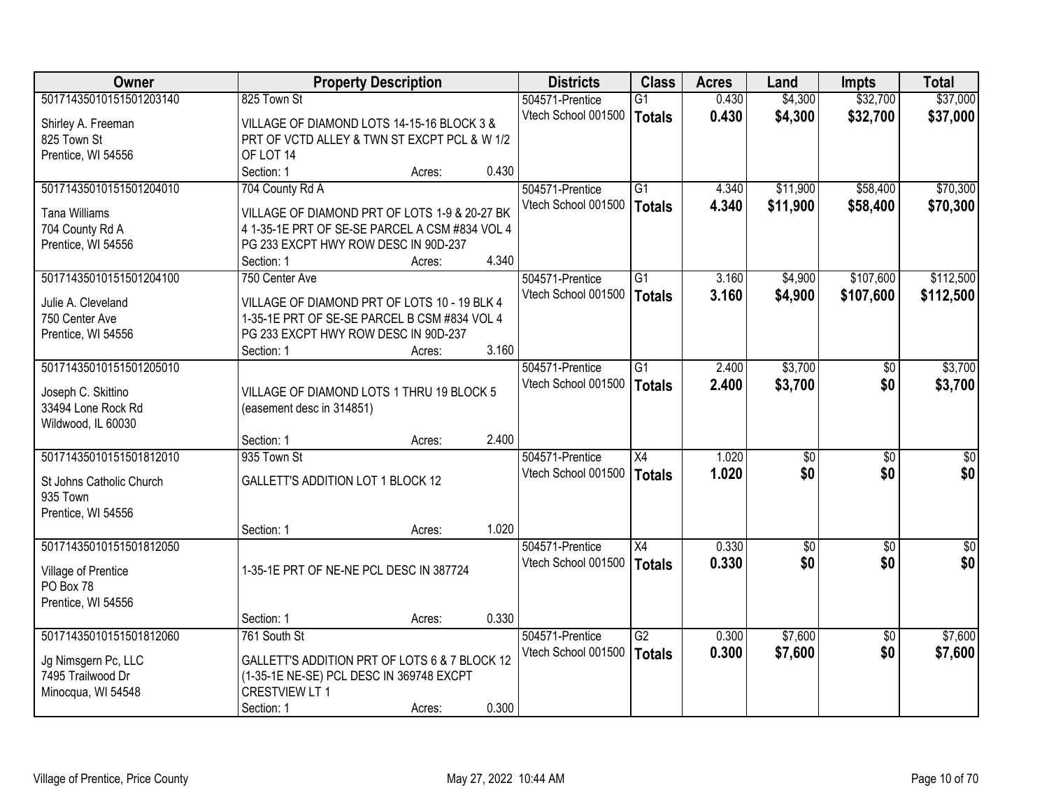| Owner | Property Description | | | Districts | Class | Acres | Land | Impts | Total |
|---|---|---|---|---|---|---|---|---|---|
| 50171435010151501203140 | 825 Town St | | | 504571-Prentice | G1 | 0.430 | $4,300 | $32,700 | $37,000 |
| Shirley A. Freeman<br>825 Town St<br>Prentice, WI 54556 | VILLAGE OF DIAMOND LOTS 14-15-16 BLOCK 3 & PRT OF VCTD ALLEY & TWN ST EXCPT PCL & W 1/2 OF LOT 14 | | | Vtech School 001500 | **Totals** | **0.430** | **$4,300** | **$32,700** | **$37,000** |
| | Section: 1 | Acres: | 0.430 | | | | | | |
| 50171435010151501204010 | 704 County Rd A | | | 504571-Prentice | G1 | 4.340 | $11,900 | $58,400 | $70,300 |
| Tana Williams<br>704 County Rd A<br>Prentice, WI 54556 | VILLAGE OF DIAMOND PRT OF LOTS 1-9 & 20-27 BK 4 1-35-1E PRT OF SE-SE PARCEL A CSM #834 VOL 4 PG 233 EXCPT HWY ROW DESC IN 90D-237 | | | Vtech School 001500 | **Totals** | **4.340** | **$11,900** | **$58,400** | **$70,300** |
| | Section: 1 | Acres: | 4.340 | | | | | | |
| 50171435010151501204100 | 750 Center Ave | | | 504571-Prentice | G1 | 3.160 | $4,900 | $107,600 | $112,500 |
| Julie A. Cleveland<br>750 Center Ave<br>Prentice, WI 54556 | VILLAGE OF DIAMOND PRT OF LOTS 10 - 19 BLK 4 1-35-1E PRT OF SE-SE PARCEL B CSM #834 VOL 4 PG 233 EXCPT HWY ROW DESC IN 90D-237 | | | Vtech School 001500 | **Totals** | **3.160** | **$4,900** | **$107,600** | **$112,500** |
| | Section: 1 | Acres: | 3.160 | | | | | | |
| 50171435010151501205010 | | | | 504571-Prentice | G1 | 2.400 | $3,700 | $0 | $3,700 |
| Joseph C. Skittino<br>33494 Lone Rock Rd<br>Wildwood, IL 60030 | VILLAGE OF DIAMOND LOTS 1 THRU 19 BLOCK 5 (easement desc in 314851) | | | Vtech School 001500 | **Totals** | **2.400** | **$3,700** | **$0** | **$3,700** |
| | Section: 1 | Acres: | 2.400 | | | | | | |
| 50171435010151501812010 | 935 Town St | | | 504571-Prentice | X4 | 1.020 | $0 | $0 | $0 |
| St Johns Catholic Church<br>935 Town<br>Prentice, WI 54556 | GALLETT'S ADDITION LOT 1 BLOCK 12 | | | Vtech School 001500 | **Totals** | **1.020** | **$0** | **$0** | **$0** |
| | Section: 1 | Acres: | 1.020 | | | | | | |
| 50171435010151501812050 | | | | 504571-Prentice | X4 | 0.330 | $0 | $0 | $0 |
| Village of Prentice<br>PO Box 78<br>Prentice, WI 54556 | 1-35-1E PRT OF NE-NE PCL DESC IN 387724 | | | Vtech School 001500 | **Totals** | **0.330** | **$0** | **$0** | **$0** |
| | Section: 1 | Acres: | 0.330 | | | | | | |
| 50171435010151501812060 | 761 South St | | | 504571-Prentice | G2 | 0.300 | $7,600 | $0 | $7,600 |
| Jg Nimsgern Pc, LLC<br>7495 Trailwood Dr<br>Minocqua, WI 54548 | GALLETT'S ADDITION PRT OF LOTS 6 & 7 BLOCK 12 (1-35-1E NE-SE) PCL DESC IN 369748 EXCPT CRESTVIEW LT 1 | | | Vtech School 001500 | **Totals** | **0.300** | **$7,600** | **$0** | **$7,600** |
| | Section: 1 | Acres: | 0.300 | | | | | | |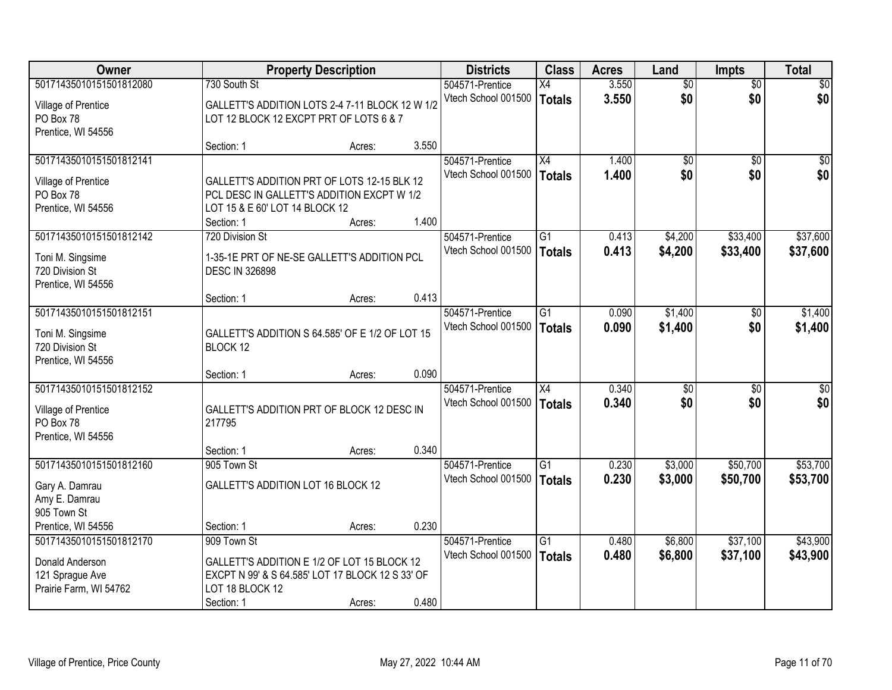| Owner | Property Description | Districts | Class | Acres | Land | Impts | Total |
|---|---|---|---|---|---|---|---|
| 50171435010151501812080<br>Village of Prentice<br>PO Box 78<br>Prentice, WI 54556 | 730 South St<br>GALLETT'S ADDITION LOTS 2-4 7-11 BLOCK 12 W 1/2 LOT 12 BLOCK 12 EXCPT PRT OF LOTS 6 & 7<br>Section: 1 Acres: 3.550 | 504571-Prentice<br>Vtech School 001500 | X4<br>**Totals** | 3.550<br>**3.550** | $0<br>**$0** | $0<br>**$0** | $0<br>**$0** |
| 50171435010151501812141<br>Village of Prentice<br>PO Box 78<br>Prentice, WI 54556 | GALLETT'S ADDITION PRT OF LOTS 12-15 BLK 12 PCL DESC IN GALLETT'S ADDITION EXCPT W 1/2 LOT 15 & E 60' LOT 14 BLOCK 12<br>Section: 1 Acres: 1.400 | 504571-Prentice<br>Vtech School 001500 | X4<br>**Totals** | 1.400<br>**1.400** | $0<br>**$0** | $0<br>**$0** | $0<br>**$0** |
| 50171435010151501812142<br>Toni M. Singsime<br>720 Division St<br>Prentice, WI 54556 | 720 Division St<br>1-35-1E PRT OF NE-SE GALLETT'S ADDITION PCL DESC IN 326898<br>Section: 1 Acres: 0.413 | 504571-Prentice<br>Vtech School 001500 | G1<br>**Totals** | 0.413<br>**0.413** | $4,200<br>**$4,200** | $33,400<br>**$33,400** | $37,600<br>**$37,600** |
| 50171435010151501812151<br>Toni M. Singsime<br>720 Division St<br>Prentice, WI 54556 | GALLETT'S ADDITION S 64.585' OF E 1/2 OF LOT 15 BLOCK 12<br>Section: 1 Acres: 0.090 | 504571-Prentice<br>Vtech School 001500 | G1<br>**Totals** | 0.090<br>**0.090** | $1,400<br>**$1,400** | $0<br>**$0** | $1,400<br>**$1,400** |
| 50171435010151501812152<br>Village of Prentice<br>PO Box 78<br>Prentice, WI 54556 | GALLETT'S ADDITION PRT OF BLOCK 12 DESC IN 217795<br>Section: 1 Acres: 0.340 | 504571-Prentice<br>Vtech School 001500 | X4<br>**Totals** | 0.340<br>**0.340** | $0<br>**$0** | $0<br>**$0** | $0<br>**$0** |
| 50171435010151501812160<br>Gary A. Damrau<br>Amy E. Damrau<br>905 Town St<br>Prentice, WI 54556 | 905 Town St<br>GALLETT'S ADDITION LOT 16 BLOCK 12<br>Section: 1 Acres: 0.230 | 504571-Prentice<br>Vtech School 001500 | G1<br>**Totals** | 0.230<br>**0.230** | $3,000<br>**$3,000** | $50,700<br>**$50,700** | $53,700<br>**$53,700** |
| 50171435010151501812170<br>Donald Anderson<br>121 Sprague Ave<br>Prairie Farm, WI 54762 | 909 Town St<br>GALLETT'S ADDITION E 1/2 OF LOT 15 BLOCK 12 EXCPT N 99' & S 64.585' LOT 17 BLOCK 12 S 33' OF LOT 18 BLOCK 12<br>Section: 1 Acres: 0.480 | 504571-Prentice<br>Vtech School 001500 | G1<br>**Totals** | 0.480<br>**0.480** | $6,800<br>**$6,800** | $37,100<br>**$37,100** | $43,900<br>**$43,900** |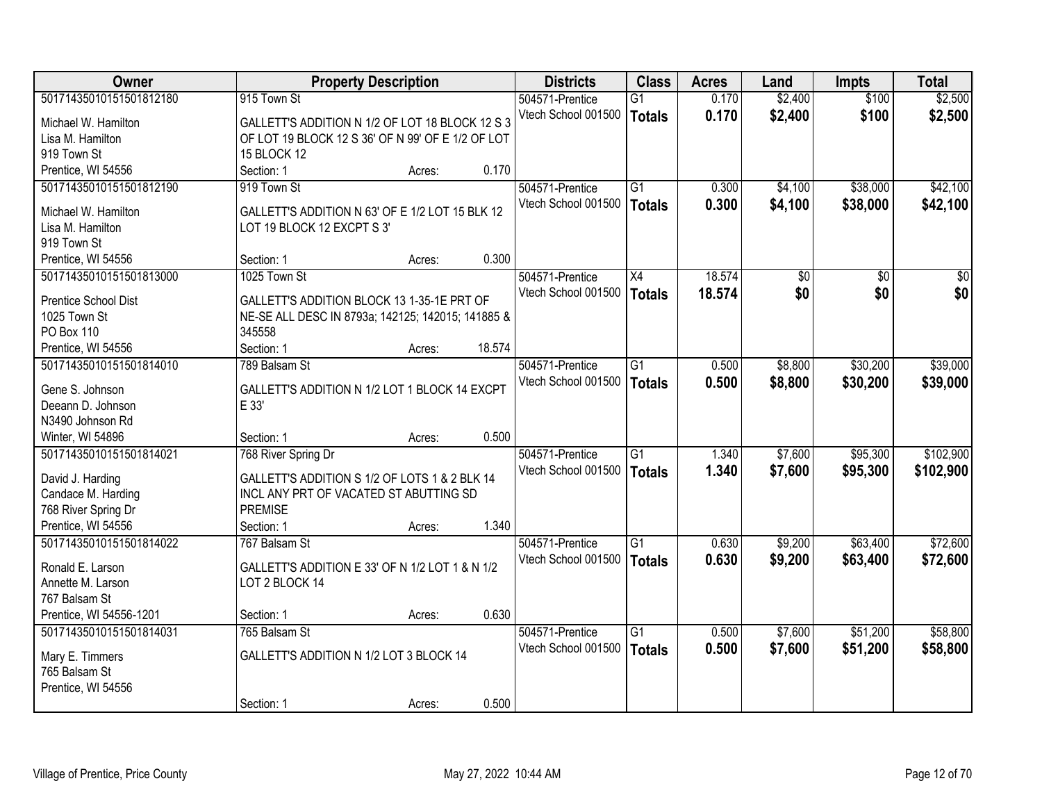| Owner | Property Description | Districts | Class | Acres | Land | Impts | Total |
|---|---|---|---|---|---|---|---|
| 50171435010151501812180<br>Michael W. Hamilton<br>Lisa M. Hamilton<br>919 Town St<br>Prentice, WI 54556 | 915 Town St<br>GALLETT'S ADDITION N 1/2 OF LOT 18 BLOCK 12 S 3 OF LOT 19 BLOCK 12 S 36' OF N 99' OF E 1/2 OF LOT 15 BLOCK 12<br>Section: 1 Acres: 0.170 | 504571-Prentice<br>Vtech School 001500 | G1<br>**Totals** | 0.170<br>**0.170** | $2,400<br>**$2,400** | $100<br>**$100** | $2,500<br>**$2,500** |
| 50171435010151501812190<br>Michael W. Hamilton<br>Lisa M. Hamilton<br>919 Town St<br>Prentice, WI 54556 | 919 Town St<br>GALLETT'S ADDITION N 63' OF E 1/2 LOT 15 BLK 12 LOT 19 BLOCK 12 EXCPT S 3'<br>Section: 1 Acres: 0.300 | 504571-Prentice<br>Vtech School 001500 | G1<br>**Totals** | 0.300<br>**0.300** | $4,100<br>**$4,100** | $38,000<br>**$38,000** | $42,100<br>**$42,100** |
| 50171435010151501813000<br>Prentice School Dist<br>1025 Town St<br>PO Box 110<br>Prentice, WI 54556 | 1025 Town St<br>GALLETT'S ADDITION BLOCK 13 1-35-1E PRT OF NE-SE ALL DESC IN 8793a; 142125; 142015; 141885 & 345558<br>Section: 1 Acres: 18.574 | 504571-Prentice<br>Vtech School 001500 | X4<br>**Totals** | 18.574<br>**18.574** | $0<br>**$0** | $0<br>**$0** | $0<br>**$0** |
| 50171435010151501814010<br>Gene S. Johnson<br>Deeann D. Johnson<br>N3490 Johnson Rd<br>Winter, WI 54896 | 789 Balsam St<br>GALLETT'S ADDITION N 1/2 LOT 1 BLOCK 14 EXCPT E 33'<br>Section: 1 Acres: 0.500 | 504571-Prentice<br>Vtech School 001500 | G1<br>**Totals** | 0.500<br>**0.500** | $8,800<br>**$8,800** | $30,200<br>**$30,200** | $39,000<br>**$39,000** |
| 50171435010151501814021<br>David J. Harding<br>Candace M. Harding<br>768 River Spring Dr<br>Prentice, WI 54556 | 768 River Spring Dr<br>GALLETT'S ADDITION S 1/2 OF LOTS 1 & 2 BLK 14 INCL ANY PRT OF VACATED ST ABUTTING SD PREMISE<br>Section: 1 Acres: 1.340 | 504571-Prentice<br>Vtech School 001500 | G1<br>**Totals** | 1.340<br>**1.340** | $7,600<br>**$7,600** | $95,300<br>**$95,300** | $102,900<br>**$102,900** |
| 50171435010151501814022<br>Ronald E. Larson<br>Annette M. Larson<br>767 Balsam St<br>Prentice, WI 54556-1201 | 767 Balsam St<br>GALLETT'S ADDITION E 33' OF N 1/2 LOT 1 & N 1/2 LOT 2 BLOCK 14<br>Section: 1 Acres: 0.630 | 504571-Prentice<br>Vtech School 001500 | G1<br>**Totals** | 0.630<br>**0.630** | $9,200<br>**$9,200** | $63,400<br>**$63,400** | $72,600<br>**$72,600** |
| 50171435010151501814031<br>Mary E. Timmers<br>765 Balsam St<br>Prentice, WI 54556 | 765 Balsam St<br>GALLETT'S ADDITION N 1/2 LOT 3 BLOCK 14<br>Section: 1 Acres: 0.500 | 504571-Prentice<br>Vtech School 001500 | G1<br>**Totals** | 0.500<br>**0.500** | $7,600<br>**$7,600** | $51,200<br>**$51,200** | $58,800<br>**$58,800** |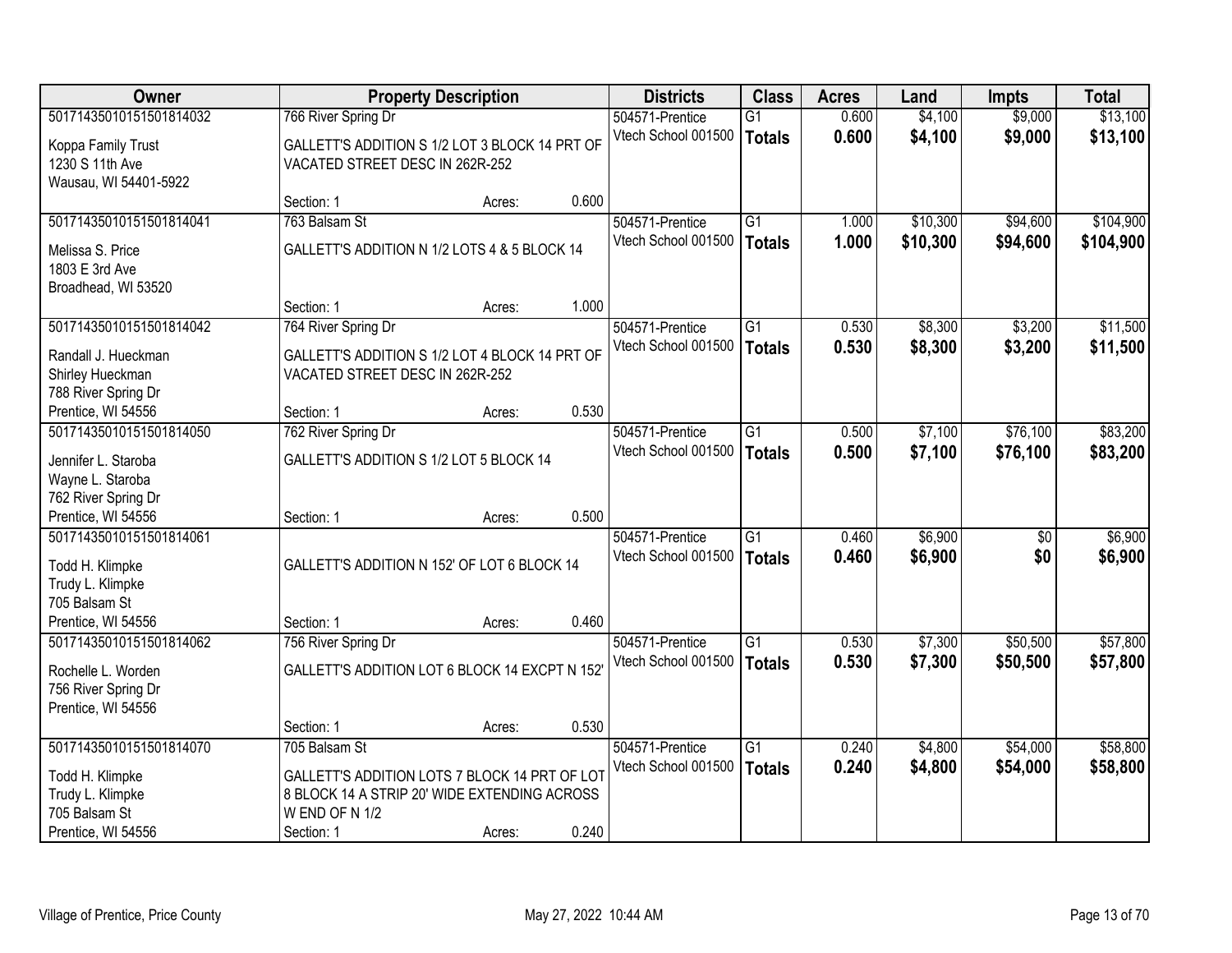| Owner | Property Description | Districts | Class | Acres | Land | Impts | Total |
|---|---|---|---|---|---|---|---|
| 50171435010151501814032<br>Koppa Family Trust<br>1230 S 11th Ave<br>Wausau, WI 54401-5922 | 766 River Spring Dr<br>GALLETT'S ADDITION S 1/2 LOT 3 BLOCK 14 PRT OF VACATED STREET DESC IN 262R-252<br>Section: 1 Acres: 0.600 | 504571-Prentice<br>Vtech School 001500 | G1<br>**Totals** | 0.600<br>**0.600** | $4,100<br>**$4,100** | $9,000<br>**$9,000** | $13,100<br>**$13,100** |
| 50171435010151501814041<br>Melissa S. Price<br>1803 E 3rd Ave<br>Broadhead, WI 53520 | 763 Balsam St<br>GALLETT'S ADDITION N 1/2 LOTS 4 & 5 BLOCK 14<br>Section: 1 Acres: 1.000 | 504571-Prentice<br>Vtech School 001500 | G1<br>**Totals** | 1.000<br>**1.000** | $10,300<br>**$10,300** | $94,600<br>**$94,600** | $104,900<br>**$104,900** |
| 50171435010151501814042<br>Randall J. Hueckman<br>Shirley Hueckman<br>788 River Spring Dr<br>Prentice, WI 54556 | 764 River Spring Dr<br>GALLETT'S ADDITION S 1/2 LOT 4 BLOCK 14 PRT OF VACATED STREET DESC IN 262R-252<br>Section: 1 Acres: 0.530 | 504571-Prentice<br>Vtech School 001500 | G1<br>**Totals** | 0.530<br>**0.530** | $8,300<br>**$8,300** | $3,200<br>**$3,200** | $11,500<br>**$11,500** |
| 50171435010151501814050<br>Jennifer L. Staroba<br>Wayne L. Staroba<br>762 River Spring Dr<br>Prentice, WI 54556 | 762 River Spring Dr<br>GALLETT'S ADDITION S 1/2 LOT 5 BLOCK 14<br>Section: 1 Acres: 0.500 | 504571-Prentice<br>Vtech School 001500 | G1<br>**Totals** | 0.500<br>**0.500** | $7,100<br>**$7,100** | $76,100<br>**$76,100** | $83,200<br>**$83,200** |
| 50171435010151501814061<br>Todd H. Klimpke<br>Trudy L. Klimpke<br>705 Balsam St<br>Prentice, WI 54556 | GALLETT'S ADDITION N 152' OF LOT 6 BLOCK 14<br>Section: 1 Acres: 0.460 | 504571-Prentice<br>Vtech School 001500 | G1<br>**Totals** | 0.460<br>**0.460** | $6,900<br>**$6,900** | $0<br>**$0** | $6,900<br>**$6,900** |
| 50171435010151501814062<br>Rochelle L. Worden<br>756 River Spring Dr<br>Prentice, WI 54556 | 756 River Spring Dr<br>GALLETT'S ADDITION LOT 6 BLOCK 14 EXCPT N 152'<br>Section: 1 Acres: 0.530 | 504571-Prentice<br>Vtech School 001500 | G1<br>**Totals** | 0.530<br>**0.530** | $7,300<br>**$7,300** | $50,500<br>**$50,500** | $57,800<br>**$57,800** |
| 50171435010151501814070<br>Todd H. Klimpke<br>Trudy L. Klimpke<br>705 Balsam St<br>Prentice, WI 54556 | 705 Balsam St<br>GALLETT'S ADDITION LOTS 7 BLOCK 14 PRT OF LOT 8 BLOCK 14 A STRIP 20' WIDE EXTENDING ACROSS W END OF N 1/2<br>Section: 1 Acres: 0.240 | 504571-Prentice<br>Vtech School 001500 | G1<br>**Totals** | 0.240<br>**0.240** | $4,800<br>**$4,800** | $54,000<br>**$54,000** | $58,800<br>**$58,800** |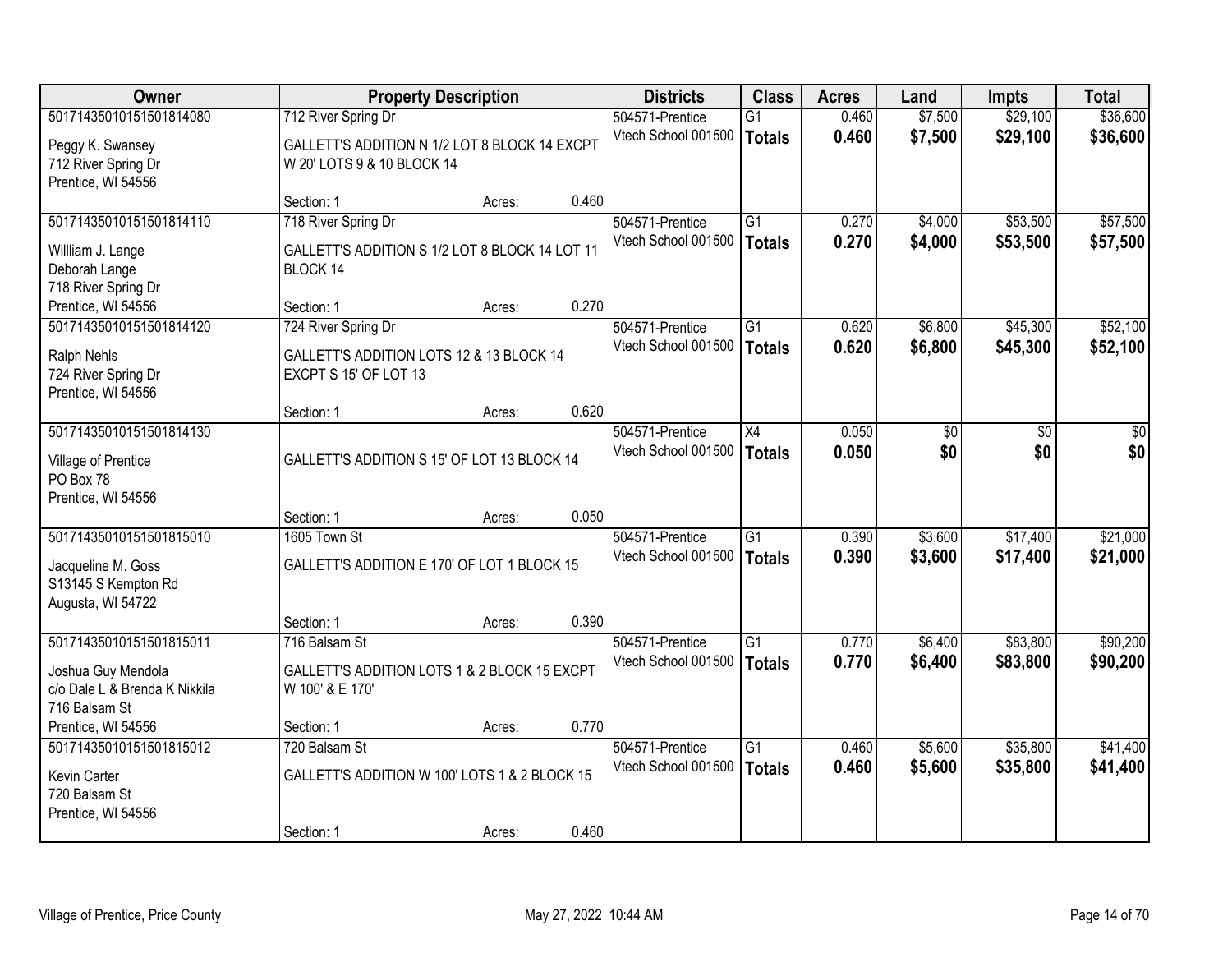| Owner | Property Description | Districts | Class | Acres | Land | Impts | Total |
|---|---|---|---|---|---|---|---|
| 50171435010151501814080<br>Peggy K. Swansey<br>712 River Spring Dr<br>Prentice, WI 54556 | 712 River Spring Dr<br>GALLETT'S ADDITION N 1/2 LOT 8 BLOCK 14 EXCPT W 20' LOTS 9 & 10 BLOCK 14<br>Section: 1 Acres: 0.460 | 504571-Prentice<br>Vtech School 001500 | G1<br>**Totals** | 0.460<br>**0.460** | $7,500<br>**$7,500** | $29,100<br>**$29,100** | $36,600<br>**$36,600** |
| 50171435010151501814110<br>Willliam J. Lange<br>Deborah Lange<br>718 River Spring Dr<br>Prentice, WI 54556 | 718 River Spring Dr<br>GALLETT'S ADDITION S 1/2 LOT 8 BLOCK 14 LOT 11 BLOCK 14<br>Section: 1 Acres: 0.270 | 504571-Prentice<br>Vtech School 001500 | G1<br>**Totals** | 0.270<br>**0.270** | $4,000<br>**$4,000** | $53,500<br>**$53,500** | $57,500<br>**$57,500** |
| 50171435010151501814120<br>Ralph Nehls<br>724 River Spring Dr<br>Prentice, WI 54556 | 724 River Spring Dr<br>GALLETT'S ADDITION LOTS 12 & 13 BLOCK 14 EXCPT S 15' OF LOT 13<br>Section: 1 Acres: 0.620 | 504571-Prentice<br>Vtech School 001500 | G1<br>**Totals** | 0.620<br>**0.620** | $6,800<br>**$6,800** | $45,300<br>**$45,300** | $52,100<br>**$52,100** |
| 50171435010151501814130<br>Village of Prentice<br>PO Box 78<br>Prentice, WI 54556 | GALLETT'S ADDITION S 15' OF LOT 13 BLOCK 14<br>Section: 1 Acres: 0.050 | 504571-Prentice<br>Vtech School 001500 | X4<br>**Totals** | 0.050<br>**0.050** | $0<br>**$0** | $0<br>**$0** | $0<br>**$0** |
| 50171435010151501815010<br>Jacqueline M. Goss<br>S13145 S Kempton Rd<br>Augusta, WI 54722 | 1605 Town St<br>GALLETT'S ADDITION E 170' OF LOT 1 BLOCK 15<br>Section: 1 Acres: 0.390 | 504571-Prentice<br>Vtech School 001500 | G1<br>**Totals** | 0.390<br>**0.390** | $3,600<br>**$3,600** | $17,400<br>**$17,400** | $21,000<br>**$21,000** |
| 50171435010151501815011<br>Joshua Guy Mendola<br>c/o Dale L & Brenda K Nikkila<br>716 Balsam St<br>Prentice, WI 54556 | 716 Balsam St<br>GALLETT'S ADDITION LOTS 1 & 2 BLOCK 15 EXCPT W 100' & E 170'<br>Section: 1 Acres: 0.770 | 504571-Prentice<br>Vtech School 001500 | G1<br>**Totals** | 0.770<br>**0.770** | $6,400<br>**$6,400** | $83,800<br>**$83,800** | $90,200<br>**$90,200** |
| 50171435010151501815012<br>Kevin Carter<br>720 Balsam St<br>Prentice, WI 54556 | 720 Balsam St<br>GALLETT'S ADDITION W 100' LOTS 1 & 2 BLOCK 15<br>Section: 1 Acres: 0.460 | 504571-Prentice<br>Vtech School 001500 | G1<br>**Totals** | 0.460<br>**0.460** | $5,600<br>**$5,600** | $35,800<br>**$35,800** | $41,400<br>**$41,400** |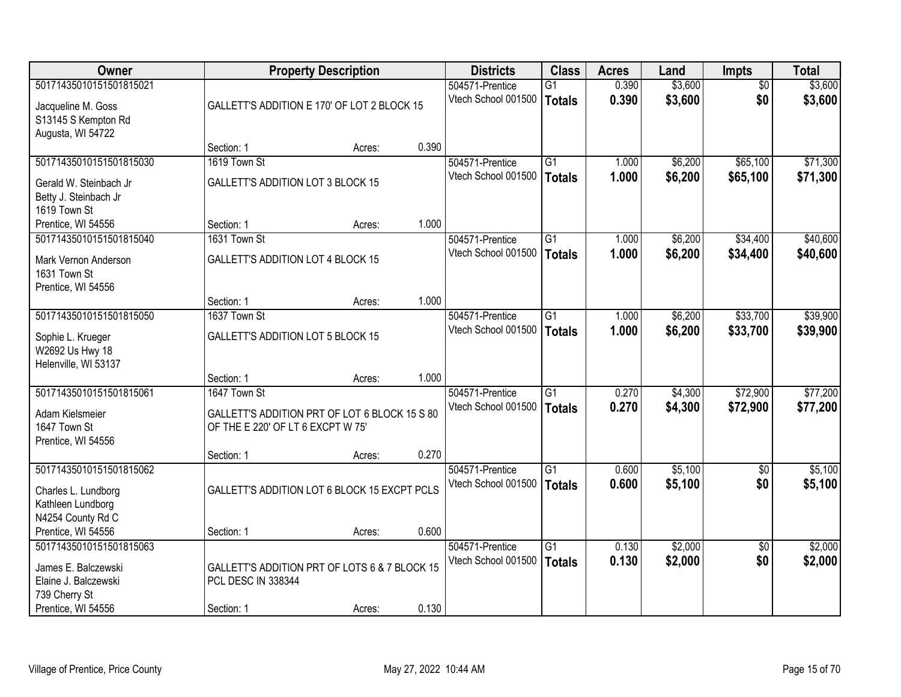| Owner | Property Description | | | Districts | Class | Acres | Land | Impts | Total |
|---|---|---|---|---|---|---|---|---|---|
| 50171435010151501815021<br>Jacqueline M. Goss<br>S13145 S Kempton Rd<br>Augusta, WI 54722 | GALLETT'S ADDITION E 170' OF LOT 2 BLOCK 15<br>Section: 1 | Acres: | 0.390 | 504571-Prentice<br>Vtech School 001500 | G1<br>**Totals** | 0.390<br>**0.390** | $3,600<br>**$3,600** | $0<br>**$0** | $3,600<br>**$3,600** |
| 50171435010151501815030<br>Gerald W. Steinbach Jr<br>Betty J. Steinbach Jr<br>1619 Town St<br>Prentice, WI 54556 | 1619 Town St<br>GALLETT'S ADDITION LOT 3 BLOCK 15<br>Section: 1 | Acres: | 1.000 | 504571-Prentice<br>Vtech School 001500 | G1<br>**Totals** | 1.000<br>**1.000** | $6,200<br>**$6,200** | $65,100<br>**$65,100** | $71,300<br>**$71,300** |
| 50171435010151501815040<br>Mark Vernon Anderson<br>1631 Town St<br>Prentice, WI 54556 | 1631 Town St<br>GALLETT'S ADDITION LOT 4 BLOCK 15<br>Section: 1 | Acres: | 1.000 | 504571-Prentice<br>Vtech School 001500 | G1<br>**Totals** | 1.000<br>**1.000** | $6,200<br>**$6,200** | $34,400<br>**$34,400** | $40,600<br>**$40,600** |
| 50171435010151501815050<br>Sophie L. Krueger<br>W2692 Us Hwy 18<br>Helenville, WI 53137 | 1637 Town St<br>GALLETT'S ADDITION LOT 5 BLOCK 15<br>Section: 1 | Acres: | 1.000 | 504571-Prentice<br>Vtech School 001500 | G1<br>**Totals** | 1.000<br>**1.000** | $6,200<br>**$6,200** | $33,700<br>**$33,700** | $39,900<br>**$39,900** |
| 50171435010151501815061<br>Adam Kielsmeier<br>1647 Town St<br>Prentice, WI 54556 | 1647 Town St<br>GALLETT'S ADDITION PRT OF LOT 6 BLOCK 15 S 80 OF THE E 220' OF LT 6 EXCPT W 75'<br>Section: 1 | Acres: | 0.270 | 504571-Prentice<br>Vtech School 001500 | G1<br>**Totals** | 0.270<br>**0.270** | $4,300<br>**$4,300** | $72,900<br>**$72,900** | $77,200<br>**$77,200** |
| 50171435010151501815062<br>Charles L. Lundborg<br>Kathleen Lundborg<br>N4254 County Rd C<br>Prentice, WI 54556 | GALLETT'S ADDITION LOT 6 BLOCK 15 EXCPT PCLS<br>Section: 1 | Acres: | 0.600 | 504571-Prentice<br>Vtech School 001500 | G1<br>**Totals** | 0.600<br>**0.600** | $5,100<br>**$5,100** | $0<br>**$0** | $5,100<br>**$5,100** |
| 50171435010151501815063<br>James E. Balczewski<br>Elaine J. Balczewski<br>739 Cherry St<br>Prentice, WI 54556 | GALLETT'S ADDITION PRT OF LOTS 6 & 7 BLOCK 15 PCL DESC IN 338344<br>Section: 1 | Acres: | 0.130 | 504571-Prentice<br>Vtech School 001500 | G1<br>**Totals** | 0.130<br>**0.130** | $2,000<br>**$2,000** | $0<br>**$0** | $2,000<br>**$2,000** |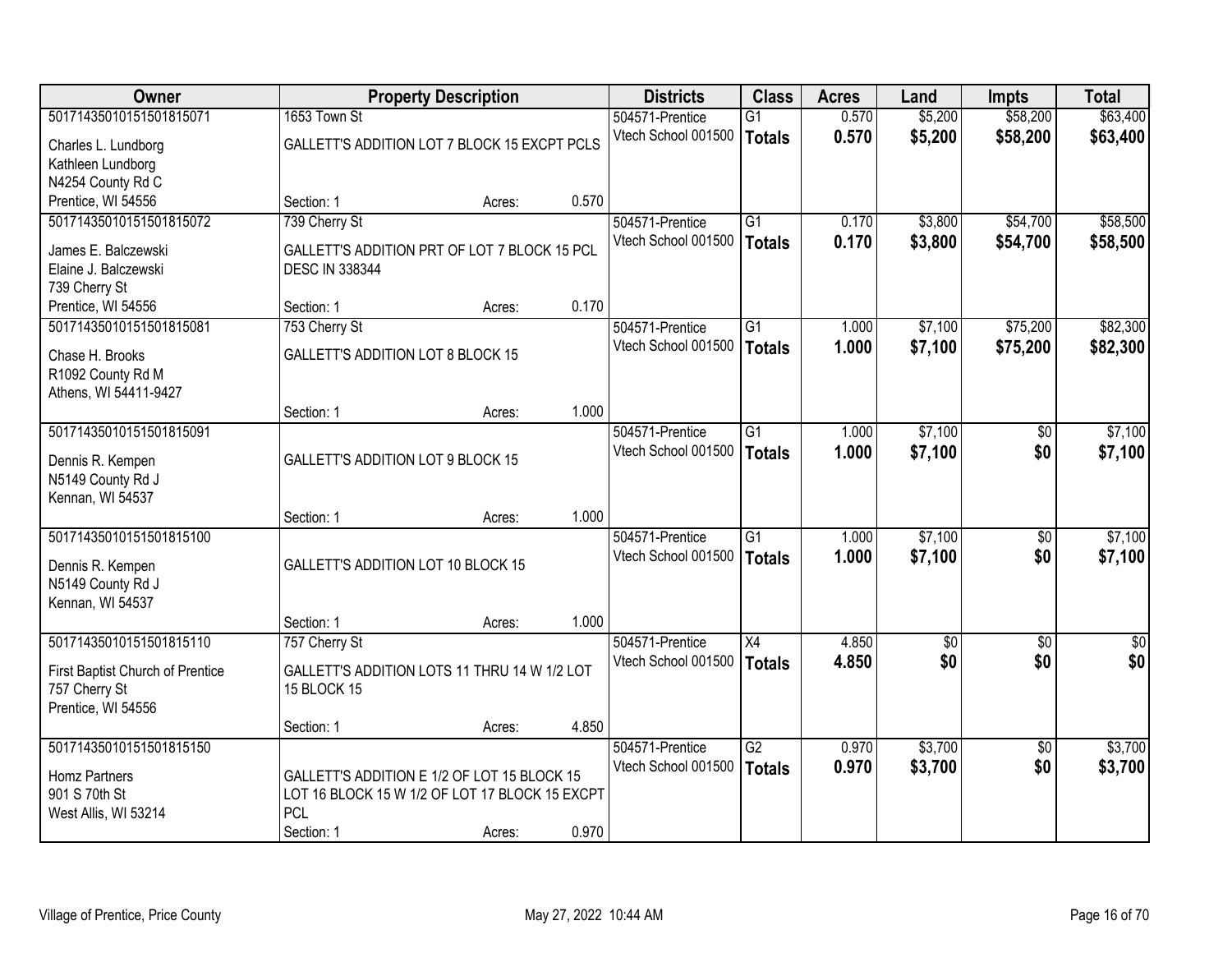| Owner | Property Description | | | Districts | Class | Acres | Land | Impts | Total |
|---|---|---|---|---|---|---|---|---|---|
| 50171435010151501815071 | 1653 Town St | | | 504571-Prentice | G1 | 0.570 | $5,200 | $58,200 | $63,400 |
| Charles L. Lundborg<br>Kathleen Lundborg<br>N4254 County Rd C<br>Prentice, WI 54556 | GALLETT'S ADDITION LOT 7 BLOCK 15 EXCPT PCLS | | | Vtech School 001500 | **Totals** | **0.570** | **$5,200** | **$58,200** | **$63,400** |
| | Section: 1 | Acres: | 0.570 | | | | | | |
| 50171435010151501815072 | 739 Cherry St | | | 504571-Prentice | G1 | 0.170 | $3,800 | $54,700 | $58,500 |
| James E. Balczewski<br>Elaine J. Balczewski<br>739 Cherry St<br>Prentice, WI 54556 | GALLETT'S ADDITION PRT OF LOT 7 BLOCK 15 PCL DESC IN 338344 | | | Vtech School 001500 | **Totals** | **0.170** | **$3,800** | **$54,700** | **$58,500** |
| | Section: 1 | Acres: | 0.170 | | | | | | |
| 50171435010151501815081 | 753 Cherry St | | | 504571-Prentice | G1 | 1.000 | $7,100 | $75,200 | $82,300 |
| Chase H. Brooks<br>R1092 County Rd M<br>Athens, WI 54411-9427 | GALLETT'S ADDITION LOT 8 BLOCK 15 | | | Vtech School 001500 | **Totals** | **1.000** | **$7,100** | **$75,200** | **$82,300** |
| | Section: 1 | Acres: | 1.000 | | | | | | |
| 50171435010151501815091 | | | | 504571-Prentice | G1 | 1.000 | $7,100 | $0 | $7,100 |
| Dennis R. Kempen<br>N5149 County Rd J<br>Kennan, WI 54537 | GALLETT'S ADDITION LOT 9 BLOCK 15 | | | Vtech School 001500 | **Totals** | **1.000** | **$7,100** | **$0** | **$7,100** |
| | Section: 1 | Acres: | 1.000 | | | | | | |
| 50171435010151501815100 | | | | 504571-Prentice | G1 | 1.000 | $7,100 | $0 | $7,100 |
| Dennis R. Kempen<br>N5149 County Rd J<br>Kennan, WI 54537 | GALLETT'S ADDITION LOT 10 BLOCK 15 | | | Vtech School 001500 | **Totals** | **1.000** | **$7,100** | **$0** | **$7,100** |
| | Section: 1 | Acres: | 1.000 | | | | | | |
| 50171435010151501815110 | 757 Cherry St | | | 504571-Prentice | X4 | 4.850 | $0 | $0 | $0 |
| First Baptist Church of Prentice<br>757 Cherry St<br>Prentice, WI 54556 | GALLETT'S ADDITION LOTS 11 THRU 14 W 1/2 LOT 15 BLOCK 15 | | | Vtech School 001500 | **Totals** | **4.850** | **$0** | **$0** | **$0** |
| | Section: 1 | Acres: | 4.850 | | | | | | |
| 50171435010151501815150 | | | | 504571-Prentice | G2 | 0.970 | $3,700 | $0 | $3,700 |
| Homz Partners<br>901 S 70th St<br>West Allis, WI 53214 | GALLETT'S ADDITION E 1/2 OF LOT 15 BLOCK 15 LOT 16 BLOCK 15 W 1/2 OF LOT 17 BLOCK 15 EXCPT PCL | | | Vtech School 001500 | **Totals** | **0.970** | **$3,700** | **$0** | **$3,700** |
| | Section: 1 | Acres: | 0.970 | | | | | | |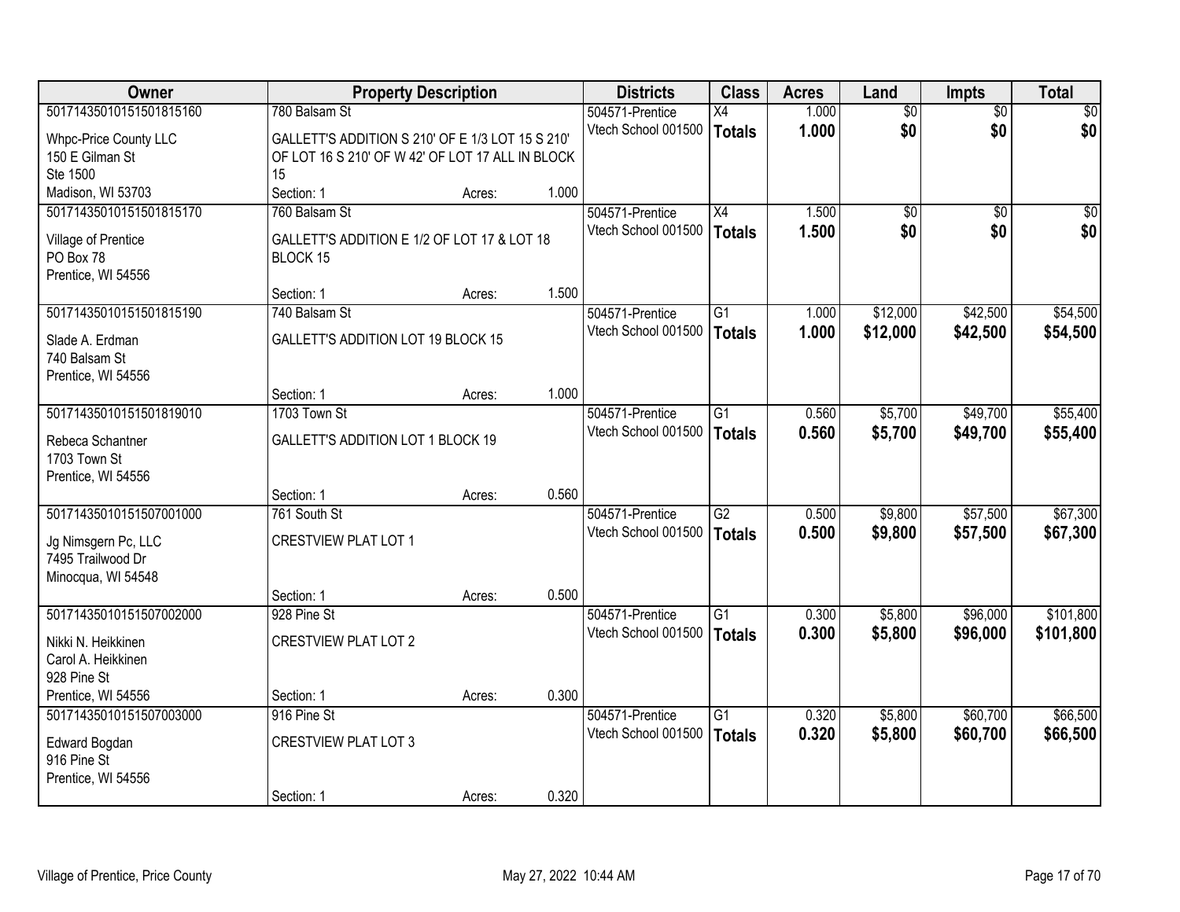| Owner | Property Description | Districts | Class | Acres | Land | Impts | Total |
|---|---|---|---|---|---|---|---|
| 50171435010151501815160<br>Whpc-Price County LLC<br>150 E Gilman St<br>Ste 1500<br>Madison, WI 53703 | 780 Balsam St<br>GALLETT'S ADDITION S 210' OF E 1/3 LOT 15 S 210' OF LOT 16 S 210' OF W 42' OF LOT 17 ALL IN BLOCK 15<br>Section: 1 Acres: 1.000 | 504571-Prentice<br>Vtech School 001500 | X4<br>**Totals** | 1.000<br>**1.000** | $0<br>**$0** | $0<br>**$0** | $0<br>**$0** |
| 50171435010151501815170<br>Village of Prentice<br>PO Box 78<br>Prentice, WI 54556 | 760 Balsam St<br>GALLETT'S ADDITION E 1/2 OF LOT 17 & LOT 18 BLOCK 15<br>Section: 1 Acres: 1.500 | 504571-Prentice<br>Vtech School 001500 | X4<br>**Totals** | 1.500<br>**1.500** | $0<br>**$0** | $0<br>**$0** | $0<br>**$0** |
| 50171435010151501815190<br>Slade A. Erdman<br>740 Balsam St<br>Prentice, WI 54556 | 740 Balsam St<br>GALLETT'S ADDITION LOT 19 BLOCK 15<br>Section: 1 Acres: 1.000 | 504571-Prentice<br>Vtech School 001500 | G1<br>**Totals** | 1.000<br>**1.000** | $12,000<br>**$12,000** | $42,500<br>**$42,500** | $54,500<br>**$54,500** |
| 50171435010151501819010<br>Rebeca Schantner<br>1703 Town St<br>Prentice, WI 54556 | 1703 Town St<br>GALLETT'S ADDITION LOT 1 BLOCK 19<br>Section: 1 Acres: 0.560 | 504571-Prentice<br>Vtech School 001500 | G1<br>**Totals** | 0.560<br>**0.560** | $5,700<br>**$5,700** | $49,700<br>**$49,700** | $55,400<br>**$55,400** |
| 50171435010151507001000<br>Jg Nimsgern Pc, LLC<br>7495 Trailwood Dr<br>Minocqua, WI 54548 | 761 South St<br>CRESTVIEW PLAT LOT 1<br>Section: 1 Acres: 0.500 | 504571-Prentice<br>Vtech School 001500 | G2<br>**Totals** | 0.500<br>**0.500** | $9,800<br>**$9,800** | $57,500<br>**$57,500** | $67,300<br>**$67,300** |
| 50171435010151507002000<br>Nikki N. Heikkinen<br>Carol A. Heikkinen<br>928 Pine St<br>Prentice, WI 54556 | 928 Pine St<br>CRESTVIEW PLAT LOT 2<br>Section: 1 Acres: 0.300 | 504571-Prentice<br>Vtech School 001500 | G1<br>**Totals** | 0.300<br>**0.300** | $5,800<br>**$5,800** | $96,000<br>**$96,000** | $101,800<br>**$101,800** |
| 50171435010151507003000<br>Edward Bogdan<br>916 Pine St<br>Prentice, WI 54556 | 916 Pine St<br>CRESTVIEW PLAT LOT 3<br>Section: 1 Acres: 0.320 | 504571-Prentice<br>Vtech School 001500 | G1<br>**Totals** | 0.320<br>**0.320** | $5,800<br>**$5,800** | $60,700<br>**$60,700** | $66,500<br>**$66,500** |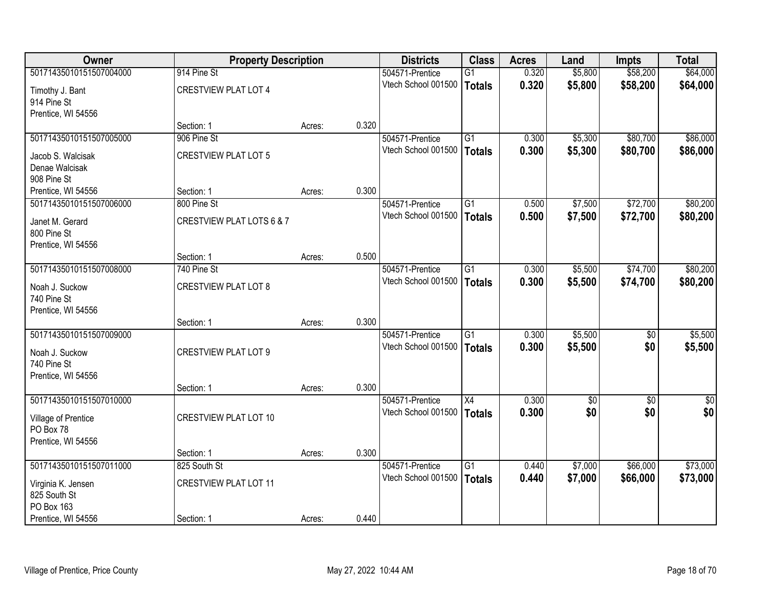| Owner | Property Description | | | Districts | Class | Acres | Land | Impts | Total |
|---|---|---|---|---|---|---|---|---|---|
| 50171435010151507004000 | 914 Pine St | | | 504571-Prentice | G1 | 0.320 | $5,800 | $58,200 | $64,000 |
| Timothy J. Bant<br>914 Pine St<br>Prentice, WI 54556 | CRESTVIEW PLAT LOT 4 | | | Vtech School 001500 | **Totals** | **0.320** | **$5,800** | **$58,200** | **$64,000** |
| | Section: 1 | Acres: | 0.320 | | | | | | |
| 50171435010151507005000 | 906 Pine St | | | 504571-Prentice | G1 | 0.300 | $5,300 | $80,700 | $86,000 |
| Jacob S. Walcisak<br>Denae Walcisak<br>908 Pine St<br>Prentice, WI 54556 | CRESTVIEW PLAT LOT 5 | | | Vtech School 001500 | **Totals** | **0.300** | **$5,300** | **$80,700** | **$86,000** |
| | Section: 1 | Acres: | 0.300 | | | | | | |
| 50171435010151507006000 | 800 Pine St | | | 504571-Prentice | G1 | 0.500 | $7,500 | $72,700 | $80,200 |
| Janet M. Gerard<br>800 Pine St<br>Prentice, WI 54556 | CRESTVIEW PLAT LOTS 6 & 7 | | | Vtech School 001500 | **Totals** | **0.500** | **$7,500** | **$72,700** | **$80,200** |
| | Section: 1 | Acres: | 0.500 | | | | | | |
| 50171435010151507008000 | 740 Pine St | | | 504571-Prentice | G1 | 0.300 | $5,500 | $74,700 | $80,200 |
| Noah J. Suckow<br>740 Pine St<br>Prentice, WI 54556 | CRESTVIEW PLAT LOT 8 | | | Vtech School 001500 | **Totals** | **0.300** | **$5,500** | **$74,700** | **$80,200** |
| | Section: 1 | Acres: | 0.300 | | | | | | |
| 50171435010151507009000 | | | | 504571-Prentice | G1 | 0.300 | $5,500 | $0 | $5,500 |
| Noah J. Suckow<br>740 Pine St<br>Prentice, WI 54556 | CRESTVIEW PLAT LOT 9 | | | Vtech School 001500 | **Totals** | **0.300** | **$5,500** | **$0** | **$5,500** |
| | Section: 1 | Acres: | 0.300 | | | | | | |
| 50171435010151507010000 | | | | 504571-Prentice | X4 | 0.300 | $0 | $0 | $0 |
| Village of Prentice<br>PO Box 78<br>Prentice, WI 54556 | CRESTVIEW PLAT LOT 10 | | | Vtech School 001500 | **Totals** | **0.300** | **$0** | **$0** | **$0** |
| | Section: 1 | Acres: | 0.300 | | | | | | |
| 50171435010151507011000 | 825 South St | | | 504571-Prentice | G1 | 0.440 | $7,000 | $66,000 | $73,000 |
| Virginia K. Jensen<br>825 South St<br>PO Box 163<br>Prentice, WI 54556 | CRESTVIEW PLAT LOT 11 | | | Vtech School 001500 | **Totals** | **0.440** | **$7,000** | **$66,000** | **$73,000** |
| | Section: 1 | Acres: | 0.440 | | | | | | |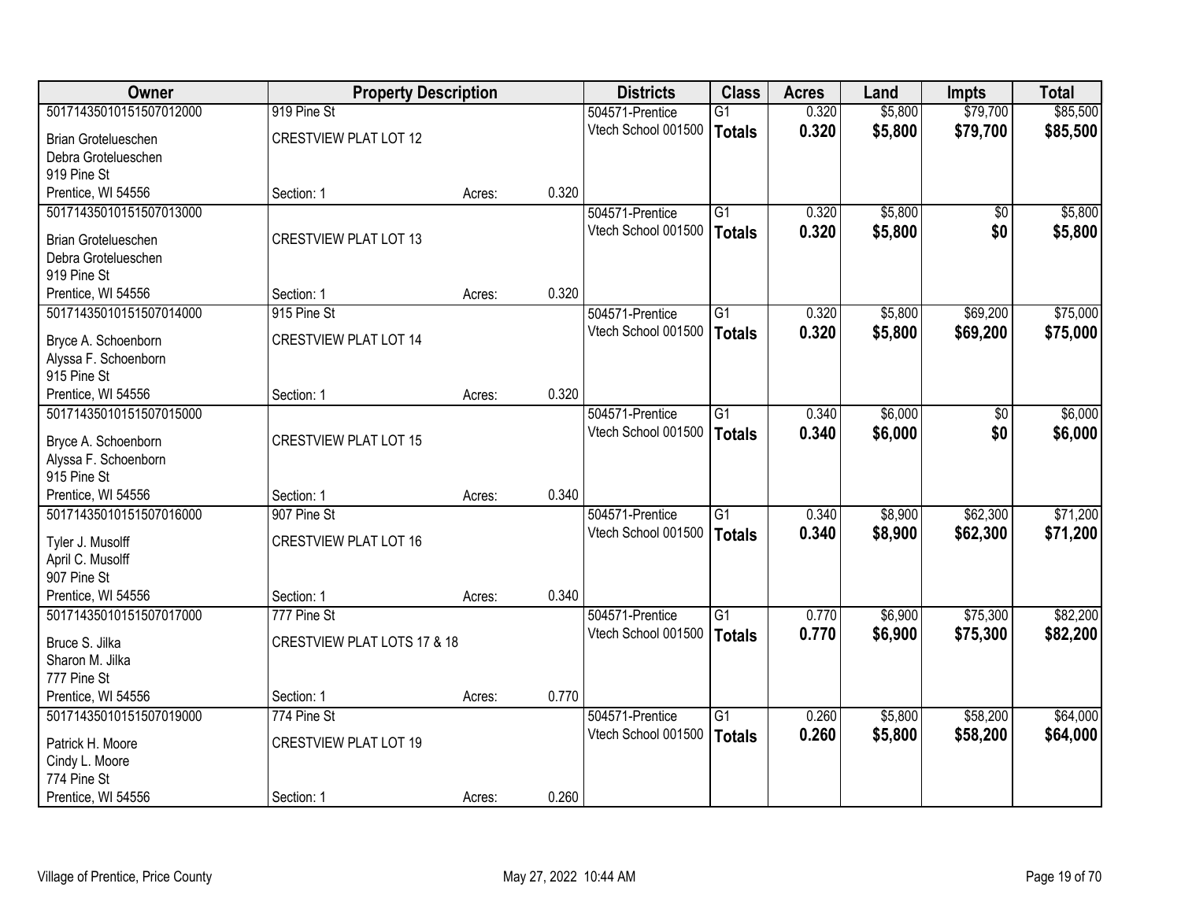| Owner | Property Description | | | Districts | Class | Acres | Land | Impts | Total |
|---|---|---|---|---|---|---|---|---|---|
| 50171435010151507012000 | 919 Pine St | | | 504571-Prentice | G1 | 0.320 | $5,800 | $79,700 | $85,500 |
| Brian Grotelueschen<br>Debra Grotelueschen<br>919 Pine St<br>Prentice, WI 54556 | CRESTVIEW PLAT LOT 12 | | | Vtech School 001500 | **Totals** | **0.320** | **$5,800** | **$79,700** | **$85,500** |
| | Section: 1 | Acres: | 0.320 | | | | | | |
| 50171435010151507013000 | | | | 504571-Prentice | G1 | 0.320 | $5,800 | $0 | $5,800 |
| Brian Grotelueschen<br>Debra Grotelueschen<br>919 Pine St<br>Prentice, WI 54556 | CRESTVIEW PLAT LOT 13 | | | Vtech School 001500 | **Totals** | **0.320** | **$5,800** | **$0** | **$5,800** |
| | Section: 1 | Acres: | 0.320 | | | | | | |
| 50171435010151507014000 | 915 Pine St | | | 504571-Prentice | G1 | 0.320 | $5,800 | $69,200 | $75,000 |
| Bryce A. Schoenborn<br>Alyssa F. Schoenborn<br>915 Pine St<br>Prentice, WI 54556 | CRESTVIEW PLAT LOT 14 | | | Vtech School 001500 | **Totals** | **0.320** | **$5,800** | **$69,200** | **$75,000** |
| | Section: 1 | Acres: | 0.320 | | | | | | |
| 50171435010151507015000 | | | | 504571-Prentice | G1 | 0.340 | $6,000 | $0 | $6,000 |
| Bryce A. Schoenborn<br>Alyssa F. Schoenborn<br>915 Pine St<br>Prentice, WI 54556 | CRESTVIEW PLAT LOT 15 | | | Vtech School 001500 | **Totals** | **0.340** | **$6,000** | **$0** | **$6,000** |
| | Section: 1 | Acres: | 0.340 | | | | | | |
| 50171435010151507016000 | 907 Pine St | | | 504571-Prentice | G1 | 0.340 | $8,900 | $62,300 | $71,200 |
| Tyler J. Musolff<br>April C. Musolff<br>907 Pine St<br>Prentice, WI 54556 | CRESTVIEW PLAT LOT 16 | | | Vtech School 001500 | **Totals** | **0.340** | **$8,900** | **$62,300** | **$71,200** |
| | Section: 1 | Acres: | 0.340 | | | | | | |
| 50171435010151507017000 | 777 Pine St | | | 504571-Prentice | G1 | 0.770 | $6,900 | $75,300 | $82,200 |
| Bruce S. Jilka<br>Sharon M. Jilka<br>777 Pine St<br>Prentice, WI 54556 | CRESTVIEW PLAT LOTS 17 & 18 | | | Vtech School 001500 | **Totals** | **0.770** | **$6,900** | **$75,300** | **$82,200** |
| | Section: 1 | Acres: | 0.770 | | | | | | |
| 50171435010151507019000 | 774 Pine St | | | 504571-Prentice | G1 | 0.260 | $5,800 | $58,200 | $64,000 |
| Patrick H. Moore<br>Cindy L. Moore<br>774 Pine St<br>Prentice, WI 54556 | CRESTVIEW PLAT LOT 19 | | | Vtech School 001500 | **Totals** | **0.260** | **$5,800** | **$58,200** | **$64,000** |
| | Section: 1 | Acres: | 0.260 | | | | | | |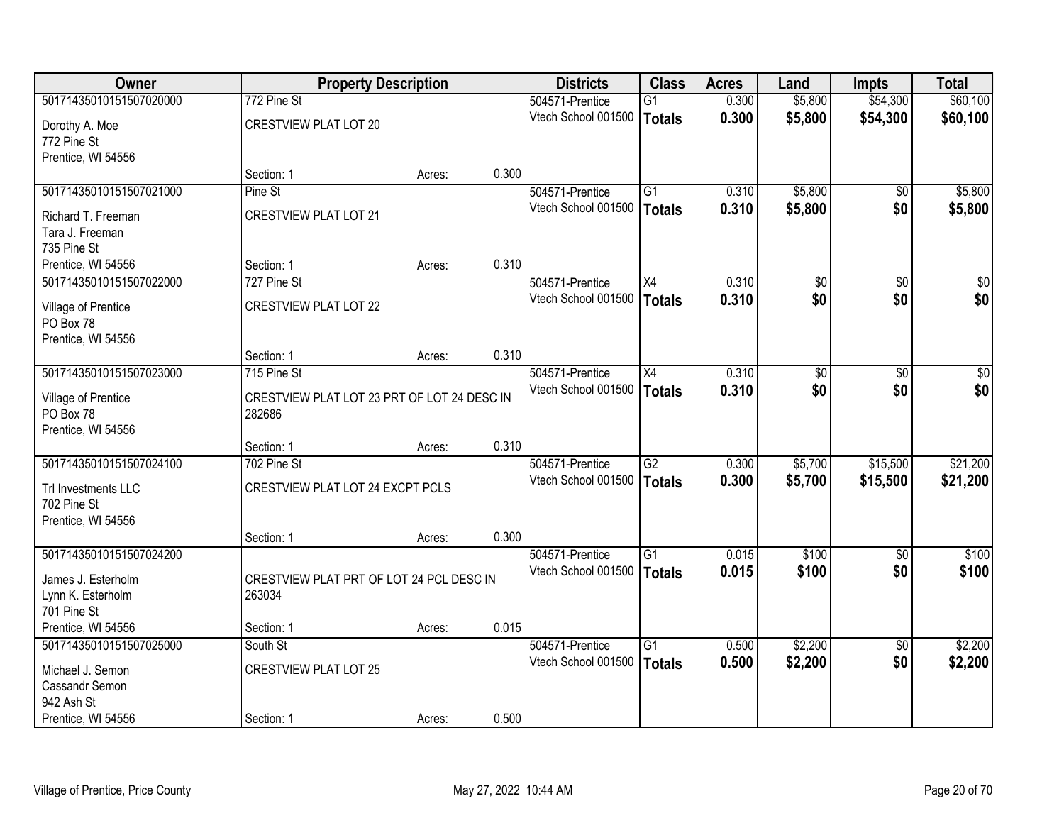| Owner | Property Description | | | Districts | Class | Acres | Land | Impts | Total |
|---|---|---|---|---|---|---|---|---|---|
| 50171435010151507020000 | 772 Pine St | | | 504571-Prentice | G1 | 0.300 | $5,800 | $54,300 | $60,100 |
| Dorothy A. Moe<br>772 Pine St<br>Prentice, WI 54556 | CRESTVIEW PLAT LOT 20 | | | Vtech School 001500 | **Totals** | **0.300** | **$5,800** | **$54,300** | **$60,100** |
| | Section: 1 | Acres: | 0.300 | | | | | | |
| 50171435010151507021000 | Pine St | | | 504571-Prentice | G1 | 0.310 | $5,800 | $0 | $5,800 |
| Richard T. Freeman<br>Tara J. Freeman<br>735 Pine St<br>Prentice, WI 54556 | CRESTVIEW PLAT LOT 21 | | | Vtech School 001500 | **Totals** | **0.310** | **$5,800** | **$0** | **$5,800** |
| | Section: 1 | Acres: | 0.310 | | | | | | |
| 50171435010151507022000 | 727 Pine St | | | 504571-Prentice | X4 | 0.310 | $0 | $0 | $0 |
| Village of Prentice<br>PO Box 78<br>Prentice, WI 54556 | CRESTVIEW PLAT LOT 22 | | | Vtech School 001500 | **Totals** | **0.310** | **$0** | **$0** | **$0** |
| | Section: 1 | Acres: | 0.310 | | | | | | |
| 50171435010151507023000 | 715 Pine St | | | 504571-Prentice | X4 | 0.310 | $0 | $0 | $0 |
| Village of Prentice<br>PO Box 78<br>Prentice, WI 54556 | CRESTVIEW PLAT LOT 23 PRT OF LOT 24 DESC IN 282686 | | | Vtech School 001500 | **Totals** | **0.310** | **$0** | **$0** | **$0** |
| | Section: 1 | Acres: | 0.310 | | | | | | |
| 50171435010151507024100 | 702 Pine St | | | 504571-Prentice | G2 | 0.300 | $5,700 | $15,500 | $21,200 |
| Trl Investments LLC<br>702 Pine St<br>Prentice, WI 54556 | CRESTVIEW PLAT LOT 24 EXCPT PCLS | | | Vtech School 001500 | **Totals** | **0.300** | **$5,700** | **$15,500** | **$21,200** |
| | Section: 1 | Acres: | 0.300 | | | | | | |
| 50171435010151507024200 | | | | 504571-Prentice | G1 | 0.015 | $100 | $0 | $100 |
| James J. Esterholm<br>Lynn K. Esterholm<br>701 Pine St<br>Prentice, WI 54556 | CRESTVIEW PLAT PRT OF LOT 24 PCL DESC IN 263034 | | | Vtech School 001500 | **Totals** | **0.015** | **$100** | **$0** | **$100** |
| | Section: 1 | Acres: | 0.015 | | | | | | |
| 50171435010151507025000 | South St | | | 504571-Prentice | G1 | 0.500 | $2,200 | $0 | $2,200 |
| Michael J. Semon<br>Cassandr Semon<br>942 Ash St<br>Prentice, WI 54556 | CRESTVIEW PLAT LOT 25 | | | Vtech School 001500 | **Totals** | **0.500** | **$2,200** | **$0** | **$2,200** |
| | Section: 1 | Acres: | 0.500 | | | | | | |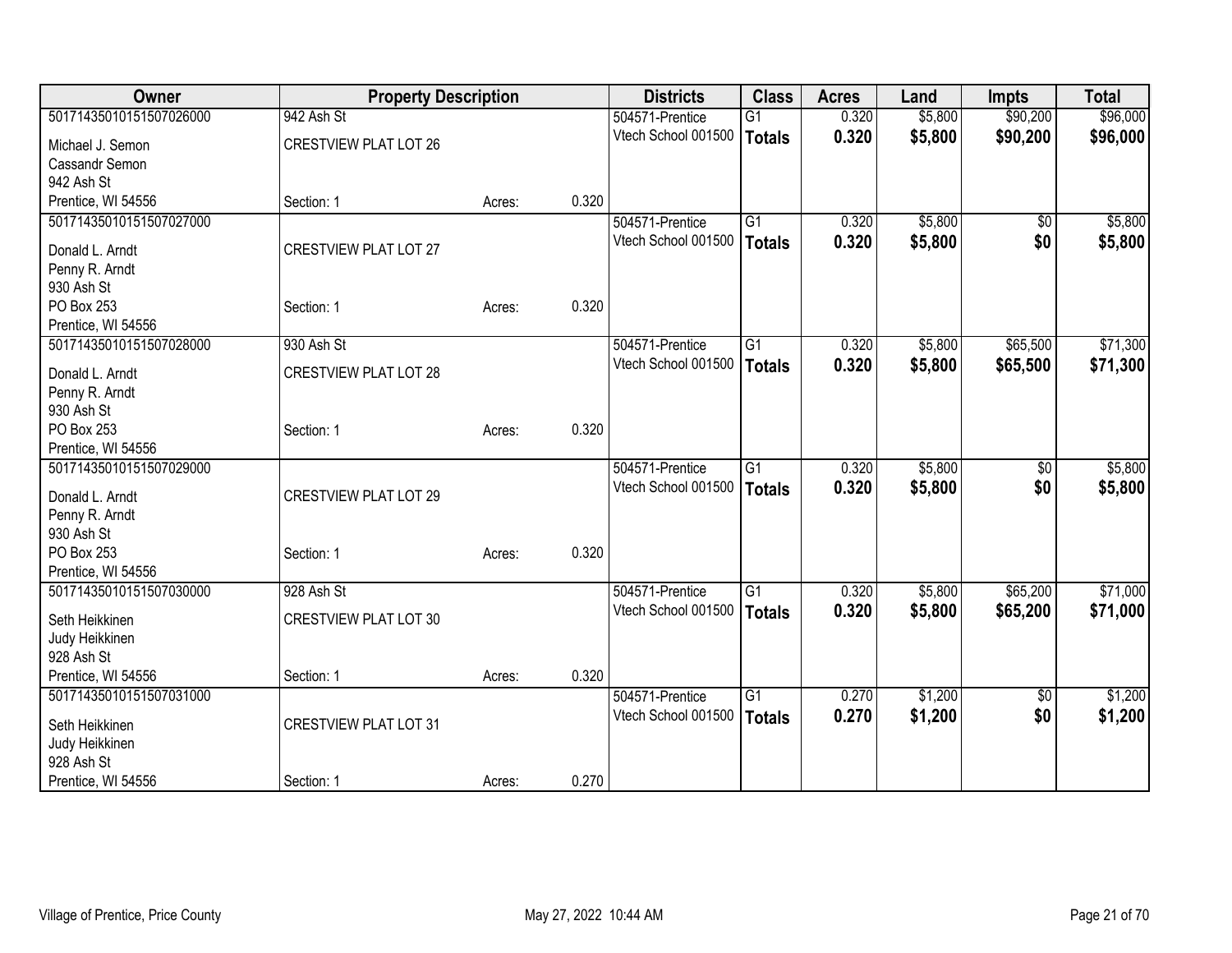| Owner | Property Description | | | Districts | Class | Acres | Land | Impts | Total |
|---|---|---|---|---|---|---|---|---|---|
| 50171435010151507026000 | 942 Ash St | | | 504571-Prentice | G1 | 0.320 | $5,800 | $90,200 | $96,000 |
| Michael J. Semon<br>Cassandr Semon<br>942 Ash St<br>Prentice, WI 54556 | CRESTVIEW PLAT LOT 26<br><br><br>Section: 1 | Acres: | 0.320 | Vtech School 001500 | **Totals** | **0.320** | **$5,800** | **$90,200** | **$96,000** |
| 50171435010151507027000 | | | | 504571-Prentice | G1 | 0.320 | $5,800 | $0 | $5,800 |
| Donald L. Arndt<br>Penny R. Arndt<br>930 Ash St<br>PO Box 253<br>Prentice, WI 54556 | CRESTVIEW PLAT LOT 27<br><br><br>Section: 1 | Acres: | 0.320 | Vtech School 001500 | **Totals** | **0.320** | **$5,800** | **$0** | **$5,800** |
| 50171435010151507028000 | 930 Ash St | | | 504571-Prentice | G1 | 0.320 | $5,800 | $65,500 | $71,300 |
| Donald L. Arndt<br>Penny R. Arndt<br>930 Ash St<br>PO Box 253<br>Prentice, WI 54556 | CRESTVIEW PLAT LOT 28<br><br><br>Section: 1 | Acres: | 0.320 | Vtech School 001500 | **Totals** | **0.320** | **$5,800** | **$65,500** | **$71,300** |
| 50171435010151507029000 | | | | 504571-Prentice | G1 | 0.320 | $5,800 | $0 | $5,800 |
| Donald L. Arndt<br>Penny R. Arndt<br>930 Ash St<br>PO Box 253<br>Prentice, WI 54556 | CRESTVIEW PLAT LOT 29<br><br><br>Section: 1 | Acres: | 0.320 | Vtech School 001500 | **Totals** | **0.320** | **$5,800** | **$0** | **$5,800** |
| 50171435010151507030000 | 928 Ash St | | | 504571-Prentice | G1 | 0.320 | $5,800 | $65,200 | $71,000 |
| Seth Heikkinen<br>Judy Heikkinen<br>928 Ash St<br>Prentice, WI 54556 | CRESTVIEW PLAT LOT 30<br><br><br>Section: 1 | Acres: | 0.320 | Vtech School 001500 | **Totals** | **0.320** | **$5,800** | **$65,200** | **$71,000** |
| 50171435010151507031000 | | | | 504571-Prentice | G1 | 0.270 | $1,200 | $0 | $1,200 |
| Seth Heikkinen<br>Judy Heikkinen<br>928 Ash St<br>Prentice, WI 54556 | CRESTVIEW PLAT LOT 31<br><br><br>Section: 1 | Acres: | 0.270 | Vtech School 001500 | **Totals** | **0.270** | **$1,200** | **$0** | **$1,200** |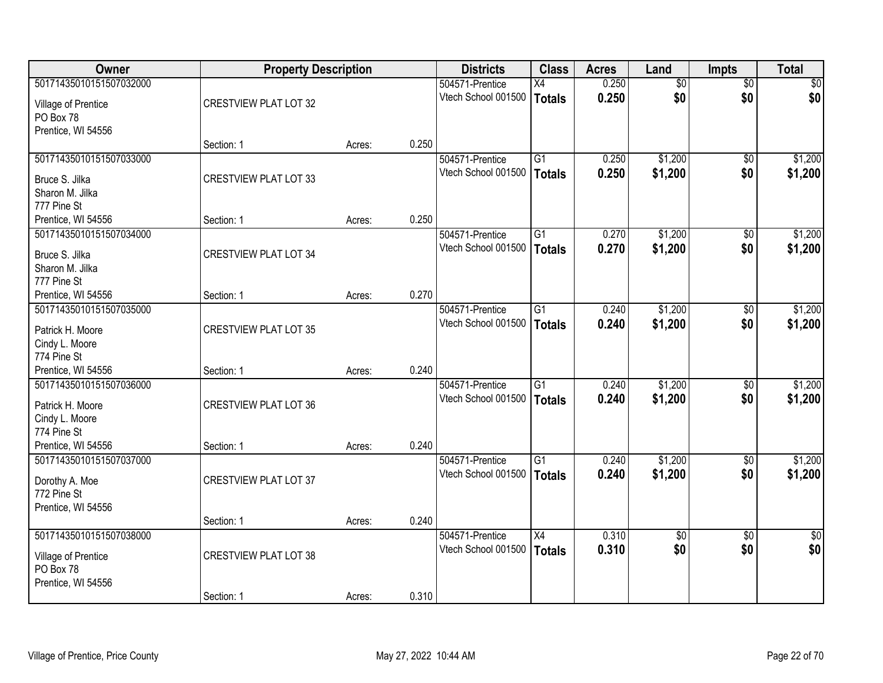| Owner | Property Description | | | Districts | Class | Acres | Land | Impts | Total |
|---|---|---|---|---|---|---|---|---|---|
| 50171435010151507032000<br>Village of Prentice<br>PO Box 78<br>Prentice, WI 54556 | CRESTVIEW PLAT LOT 32<br>Section: 1 | Acres: | 0.250 | 504571-Prentice<br>Vtech School 001500 | X4<br>**Totals** | 0.250<br>**0.250** | $0<br>**$0** | $0<br>**$0** | $0<br>**$0** |
| 50171435010151507033000<br>Bruce S. Jilka<br>Sharon M. Jilka<br>777 Pine St<br>Prentice, WI 54556 | CRESTVIEW PLAT LOT 33<br>Section: 1 | Acres: | 0.250 | 504571-Prentice<br>Vtech School 001500 | G1<br>**Totals** | 0.250<br>**0.250** | $1,200<br>**$1,200** | $0<br>**$0** | $1,200<br>**$1,200** |
| 50171435010151507034000<br>Bruce S. Jilka<br>Sharon M. Jilka<br>777 Pine St<br>Prentice, WI 54556 | CRESTVIEW PLAT LOT 34<br>Section: 1 | Acres: | 0.270 | 504571-Prentice<br>Vtech School 001500 | G1<br>**Totals** | 0.270<br>**0.270** | $1,200<br>**$1,200** | $0<br>**$0** | $1,200<br>**$1,200** |
| 50171435010151507035000<br>Patrick H. Moore<br>Cindy L. Moore<br>774 Pine St<br>Prentice, WI 54556 | CRESTVIEW PLAT LOT 35<br>Section: 1 | Acres: | 0.240 | 504571-Prentice<br>Vtech School 001500 | G1<br>**Totals** | 0.240<br>**0.240** | $1,200<br>**$1,200** | $0<br>**$0** | $1,200<br>**$1,200** |
| 50171435010151507036000<br>Patrick H. Moore<br>Cindy L. Moore<br>774 Pine St<br>Prentice, WI 54556 | CRESTVIEW PLAT LOT 36<br>Section: 1 | Acres: | 0.240 | 504571-Prentice<br>Vtech School 001500 | G1<br>**Totals** | 0.240<br>**0.240** | $1,200<br>**$1,200** | $0<br>**$0** | $1,200<br>**$1,200** |
| 50171435010151507037000<br>Dorothy A. Moe<br>772 Pine St<br>Prentice, WI 54556 | CRESTVIEW PLAT LOT 37<br>Section: 1 | Acres: | 0.240 | 504571-Prentice<br>Vtech School 001500 | G1<br>**Totals** | 0.240<br>**0.240** | $1,200<br>**$1,200** | $0<br>**$0** | $1,200<br>**$1,200** |
| 50171435010151507038000<br>Village of Prentice<br>PO Box 78<br>Prentice, WI 54556 | CRESTVIEW PLAT LOT 38<br>Section: 1 | Acres: | 0.310 | 504571-Prentice<br>Vtech School 001500 | X4<br>**Totals** | 0.310<br>**0.310** | $0<br>**$0** | $0<br>**$0** | $0<br>**$0** |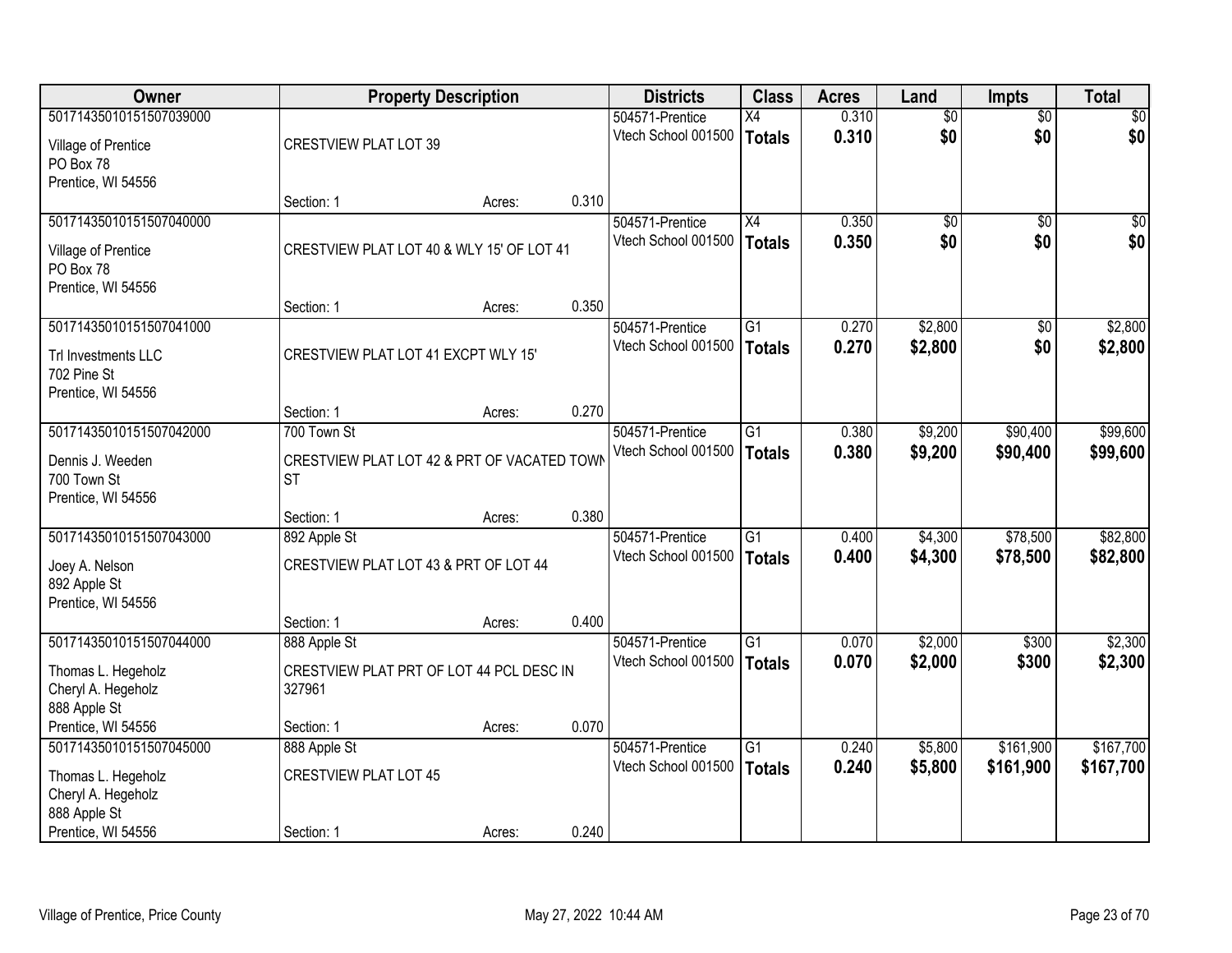| Owner | Property Description | | | Districts | Class | Acres | Land | Impts | Total |
|---|---|---|---|---|---|---|---|---|---|
| 50171435010151507039000 | | | | 504571-Prentice | X4 | 0.310 | $0 | $0 | $0 |
| Village of Prentice<br>PO Box 78<br>Prentice, WI 54556 | CRESTVIEW PLAT LOT 39 | | | Vtech School 001500 | **Totals** | **0.310** | **$0** | **$0** | **$0** |
| | Section: 1 | Acres: | 0.310 | | | | | | |
| 50171435010151507040000 | | | | 504571-Prentice | X4 | 0.350 | $0 | $0 | $0 |
| Village of Prentice<br>PO Box 78<br>Prentice, WI 54556 | CRESTVIEW PLAT LOT 40 & WLY 15' OF LOT 41 | | | Vtech School 001500 | **Totals** | **0.350** | **$0** | **$0** | **$0** |
| | Section: 1 | Acres: | 0.350 | | | | | | |
| 50171435010151507041000 | | | | 504571-Prentice | G1 | 0.270 | $2,800 | $0 | $2,800 |
| Trl Investments LLC<br>702 Pine St<br>Prentice, WI 54556 | CRESTVIEW PLAT LOT 41 EXCPT WLY 15' | | | Vtech School 001500 | **Totals** | **0.270** | **$2,800** | **$0** | **$2,800** |
| | Section: 1 | Acres: | 0.270 | | | | | | |
| 50171435010151507042000 | 700 Town St | | | 504571-Prentice | G1 | 0.380 | $9,200 | $90,400 | $99,600 |
| Dennis J. Weeden<br>700 Town St<br>Prentice, WI 54556 | CRESTVIEW PLAT LOT 42 & PRT OF VACATED TOWN ST | | | Vtech School 001500 | **Totals** | **0.380** | **$9,200** | **$90,400** | **$99,600** |
| | Section: 1 | Acres: | 0.380 | | | | | | |
| 50171435010151507043000 | 892 Apple St | | | 504571-Prentice | G1 | 0.400 | $4,300 | $78,500 | $82,800 |
| Joey A. Nelson<br>892 Apple St<br>Prentice, WI 54556 | CRESTVIEW PLAT LOT 43 & PRT OF LOT 44 | | | Vtech School 001500 | **Totals** | **0.400** | **$4,300** | **$78,500** | **$82,800** |
| | Section: 1 | Acres: | 0.400 | | | | | | |
| 50171435010151507044000 | 888 Apple St | | | 504571-Prentice | G1 | 0.070 | $2,000 | $300 | $2,300 |
| Thomas L. Hegeholz<br>Cheryl A. Hegeholz<br>888 Apple St<br>Prentice, WI 54556 | CRESTVIEW PLAT PRT OF LOT 44 PCL DESC IN 327961 | | | Vtech School 001500 | **Totals** | **0.070** | **$2,000** | **$300** | **$2,300** |
| | Section: 1 | Acres: | 0.070 | | | | | | |
| 50171435010151507045000 | 888 Apple St | | | 504571-Prentice | G1 | 0.240 | $5,800 | $161,900 | $167,700 |
| Thomas L. Hegeholz<br>Cheryl A. Hegeholz<br>888 Apple St<br>Prentice, WI 54556 | CRESTVIEW PLAT LOT 45 | | | Vtech School 001500 | **Totals** | **0.240** | **$5,800** | **$161,900** | **$167,700** |
| | Section: 1 | Acres: | 0.240 | | | | | | |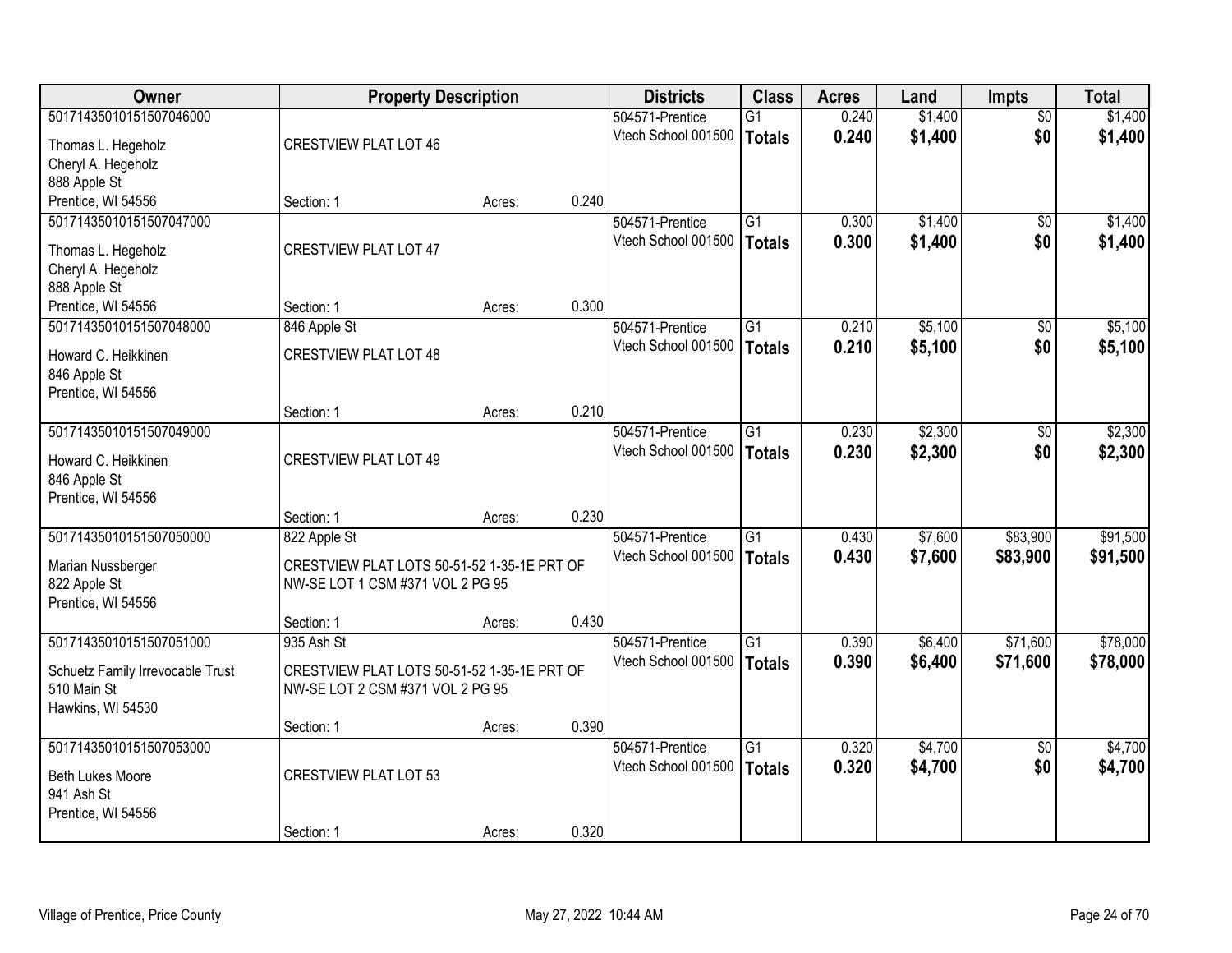| Owner | Property Description | | | Districts | Class | Acres | Land | Impts | Total |
|---|---|---|---|---|---|---|---|---|---|
| 50171435010151507046000<br>Thomas L. Hegeholz<br>Cheryl A. Hegeholz<br>888 Apple St<br>Prentice, WI 54556 | CRESTVIEW PLAT LOT 46<br>Section: 1 | Acres: | 0.240 | 504571-Prentice<br>Vtech School 001500 | G1<br>**Totals** | 0.240<br>**0.240** | $1,400<br>**$1,400** | $0<br>**$0** | $1,400<br>**$1,400** |
| 50171435010151507047000<br>Thomas L. Hegeholz<br>Cheryl A. Hegeholz<br>888 Apple St<br>Prentice, WI 54556 | CRESTVIEW PLAT LOT 47<br>Section: 1 | Acres: | 0.300 | 504571-Prentice<br>Vtech School 001500 | G1<br>**Totals** | 0.300<br>**0.300** | $1,400<br>**$1,400** | $0<br>**$0** | $1,400<br>**$1,400** |
| 50171435010151507048000<br>Howard C. Heikkinen<br>846 Apple St<br>Prentice, WI 54556 | 846 Apple St<br>CRESTVIEW PLAT LOT 48<br>Section: 1 | Acres: | 0.210 | 504571-Prentice<br>Vtech School 001500 | G1<br>**Totals** | 0.210<br>**0.210** | $5,100<br>**$5,100** | $0<br>**$0** | $5,100<br>**$5,100** |
| 50171435010151507049000<br>Howard C. Heikkinen<br>846 Apple St<br>Prentice, WI 54556 | CRESTVIEW PLAT LOT 49<br>Section: 1 | Acres: | 0.230 | 504571-Prentice<br>Vtech School 001500 | G1<br>**Totals** | 0.230<br>**0.230** | $2,300<br>**$2,300** | $0<br>**$0** | $2,300<br>**$2,300** |
| 50171435010151507050000<br>Marian Nussberger<br>822 Apple St<br>Prentice, WI 54556 | 822 Apple St<br>CRESTVIEW PLAT LOTS 50-51-52 1-35-1E PRT OF NW-SE LOT 1 CSM #371 VOL 2 PG 95<br>Section: 1 | Acres: | 0.430 | 504571-Prentice<br>Vtech School 001500 | G1<br>**Totals** | 0.430<br>**0.430** | $7,600<br>**$7,600** | $83,900<br>**$83,900** | $91,500<br>**$91,500** |
| 50171435010151507051000<br>Schuetz Family Irrevocable Trust<br>510 Main St<br>Hawkins, WI 54530 | 935 Ash St<br>CRESTVIEW PLAT LOTS 50-51-52 1-35-1E PRT OF NW-SE LOT 2 CSM #371 VOL 2 PG 95<br>Section: 1 | Acres: | 0.390 | 504571-Prentice<br>Vtech School 001500 | G1<br>**Totals** | 0.390<br>**0.390** | $6,400<br>**$6,400** | $71,600<br>**$71,600** | $78,000<br>**$78,000** |
| 50171435010151507053000<br>Beth Lukes Moore<br>941 Ash St<br>Prentice, WI 54556 | CRESTVIEW PLAT LOT 53<br>Section: 1 | Acres: | 0.320 | 504571-Prentice<br>Vtech School 001500 | G1<br>**Totals** | 0.320<br>**0.320** | $4,700<br>**$4,700** | $0<br>**$0** | $4,700<br>**$4,700** |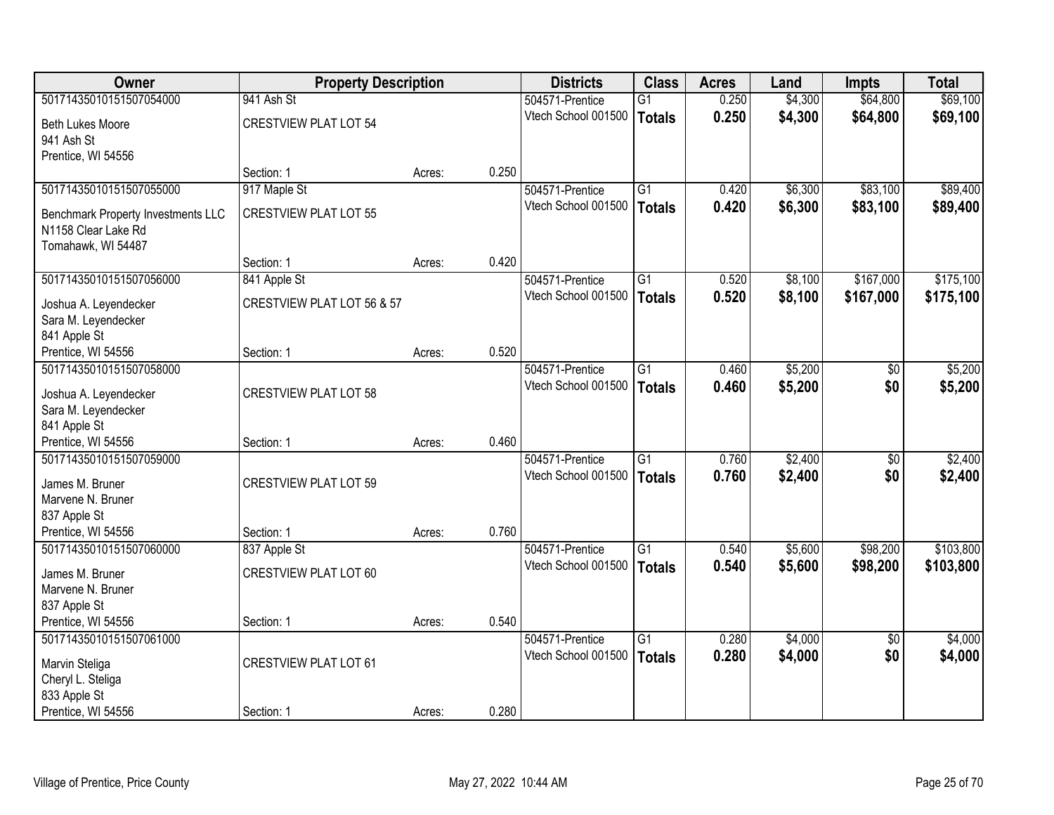| Owner | Property Description | | | Districts | Class | Acres | Land | Impts | Total |
|---|---|---|---|---|---|---|---|---|---|
| 50171435010151507054000 | 941 Ash St | | | 504571-Prentice | G1 | 0.250 | $4,300 | $64,800 | $69,100 |
| Beth Lukes Moore<br>941 Ash St<br>Prentice, WI 54556 | CRESTVIEW PLAT LOT 54 | | | Vtech School 001500 | **Totals** | **0.250** | **$4,300** | **$64,800** | **$69,100** |
| | Section: 1 | Acres: | 0.250 | | | | | | |
| 50171435010151507055000 | 917 Maple St | | | 504571-Prentice | G1 | 0.420 | $6,300 | $83,100 | $89,400 |
| Benchmark Property Investments LLC<br>N1158 Clear Lake Rd<br>Tomahawk, WI 54487 | CRESTVIEW PLAT LOT 55 | | | Vtech School 001500 | **Totals** | **0.420** | **$6,300** | **$83,100** | **$89,400** |
| | Section: 1 | Acres: | 0.420 | | | | | | |
| 50171435010151507056000 | 841 Apple St | | | 504571-Prentice | G1 | 0.520 | $8,100 | $167,000 | $175,100 |
| Joshua A. Leyendecker<br>Sara M. Leyendecker<br>841 Apple St<br>Prentice, WI 54556 | CRESTVIEW PLAT LOT 56 & 57 | | | Vtech School 001500 | **Totals** | **0.520** | **$8,100** | **$167,000** | **$175,100** |
| | Section: 1 | Acres: | 0.520 | | | | | | |
| 50171435010151507058000 | | | | 504571-Prentice | G1 | 0.460 | $5,200 | $0 | $5,200 |
| Joshua A. Leyendecker<br>Sara M. Leyendecker<br>841 Apple St<br>Prentice, WI 54556 | CRESTVIEW PLAT LOT 58 | | | Vtech School 001500 | **Totals** | **0.460** | **$5,200** | **$0** | **$5,200** |
| | Section: 1 | Acres: | 0.460 | | | | | | |
| 50171435010151507059000 | | | | 504571-Prentice | G1 | 0.760 | $2,400 | $0 | $2,400 |
| James M. Bruner<br>Marvene N. Bruner<br>837 Apple St<br>Prentice, WI 54556 | CRESTVIEW PLAT LOT 59 | | | Vtech School 001500 | **Totals** | **0.760** | **$2,400** | **$0** | **$2,400** |
| | Section: 1 | Acres: | 0.760 | | | | | | |
| 50171435010151507060000 | 837 Apple St | | | 504571-Prentice | G1 | 0.540 | $5,600 | $98,200 | $103,800 |
| James M. Bruner<br>Marvene N. Bruner<br>837 Apple St<br>Prentice, WI 54556 | CRESTVIEW PLAT LOT 60 | | | Vtech School 001500 | **Totals** | **0.540** | **$5,600** | **$98,200** | **$103,800** |
| | Section: 1 | Acres: | 0.540 | | | | | | |
| 50171435010151507061000 | | | | 504571-Prentice | G1 | 0.280 | $4,000 | $0 | $4,000 |
| Marvin Steliga<br>Cheryl L. Steliga<br>833 Apple St<br>Prentice, WI 54556 | CRESTVIEW PLAT LOT 61 | | | Vtech School 001500 | **Totals** | **0.280** | **$4,000** | **$0** | **$4,000** |
| | Section: 1 | Acres: | 0.280 | | | | | | |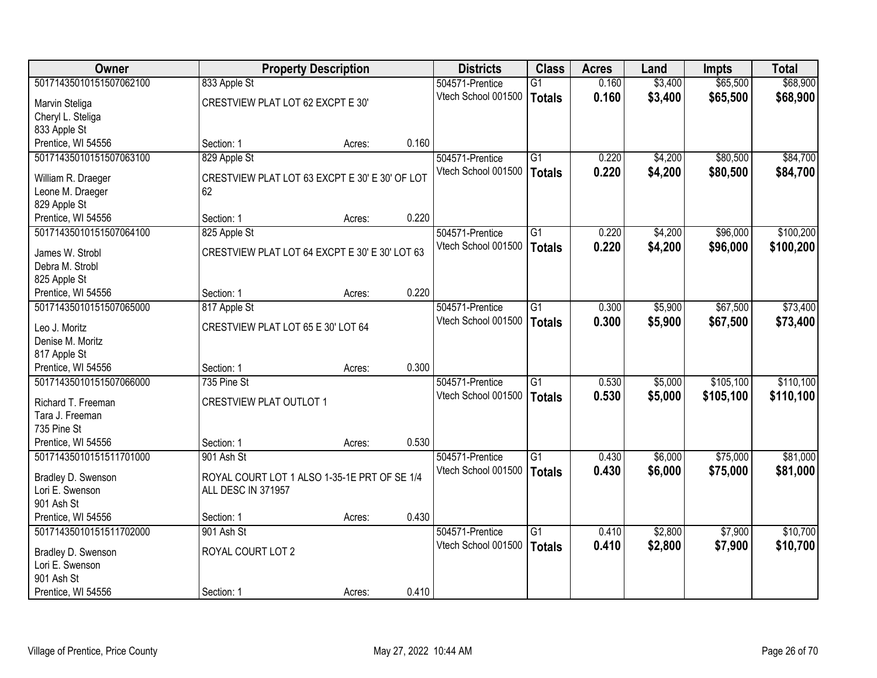| Owner | Property Description | | | Districts | Class | Acres | Land | Impts | Total |
|---|---|---|---|---|---|---|---|---|---|
| 50171435010151507062100 | 833 Apple St | | | 504571-Prentice | G1 | 0.160 | $3,400 | $65,500 | $68,900 |
| Marvin Steliga<br>Cheryl L. Steliga<br>833 Apple St<br>Prentice, WI 54556 | CRESTVIEW PLAT LOT 62 EXCPT E 30' | | | Vtech School 001500 | **Totals** | **0.160** | **$3,400** | **$65,500** | **$68,900** |
| | Section: 1 | Acres: | 0.160 | | | | | | |
| 50171435010151507063100 | 829 Apple St | | | 504571-Prentice | G1 | 0.220 | $4,200 | $80,500 | $84,700 |
| William R. Draeger<br>Leone M. Draeger<br>829 Apple St<br>Prentice, WI 54556 | CRESTVIEW PLAT LOT 63 EXCPT E 30' E 30' OF LOT 62 | | | Vtech School 001500 | **Totals** | **0.220** | **$4,200** | **$80,500** | **$84,700** |
| | Section: 1 | Acres: | 0.220 | | | | | | |
| 50171435010151507064100 | 825 Apple St | | | 504571-Prentice | G1 | 0.220 | $4,200 | $96,000 | $100,200 |
| James W. Strobl<br>Debra M. Strobl<br>825 Apple St<br>Prentice, WI 54556 | CRESTVIEW PLAT LOT 64 EXCPT E 30' E 30' LOT 63 | | | Vtech School 001500 | **Totals** | **0.220** | **$4,200** | **$96,000** | **$100,200** |
| | Section: 1 | Acres: | 0.220 | | | | | | |
| 50171435010151507065000 | 817 Apple St | | | 504571-Prentice | G1 | 0.300 | $5,900 | $67,500 | $73,400 |
| Leo J. Moritz<br>Denise M. Moritz<br>817 Apple St<br>Prentice, WI 54556 | CRESTVIEW PLAT LOT 65 E 30' LOT 64 | | | Vtech School 001500 | **Totals** | **0.300** | **$5,900** | **$67,500** | **$73,400** |
| | Section: 1 | Acres: | 0.300 | | | | | | |
| 50171435010151507066000 | 735 Pine St | | | 504571-Prentice | G1 | 0.530 | $5,000 | $105,100 | $110,100 |
| Richard T. Freeman<br>Tara J. Freeman<br>735 Pine St<br>Prentice, WI 54556 | CRESTVIEW PLAT OUTLOT 1 | | | Vtech School 001500 | **Totals** | **0.530** | **$5,000** | **$105,100** | **$110,100** |
| | Section: 1 | Acres: | 0.530 | | | | | | |
| 50171435010151511701000 | 901 Ash St | | | 504571-Prentice | G1 | 0.430 | $6,000 | $75,000 | $81,000 |
| Bradley D. Swenson<br>Lori E. Swenson<br>901 Ash St<br>Prentice, WI 54556 | ROYAL COURT LOT 1 ALSO 1-35-1E PRT OF SE 1/4 ALL DESC IN 371957 | | | Vtech School 001500 | **Totals** | **0.430** | **$6,000** | **$75,000** | **$81,000** |
| | Section: 1 | Acres: | 0.430 | | | | | | |
| 50171435010151511702000 | 901 Ash St | | | 504571-Prentice | G1 | 0.410 | $2,800 | $7,900 | $10,700 |
| Bradley D. Swenson<br>Lori E. Swenson<br>901 Ash St<br>Prentice, WI 54556 | ROYAL COURT LOT 2 | | | Vtech School 001500 | **Totals** | **0.410** | **$2,800** | **$7,900** | **$10,700** |
| | Section: 1 | Acres: | 0.410 | | | | | | |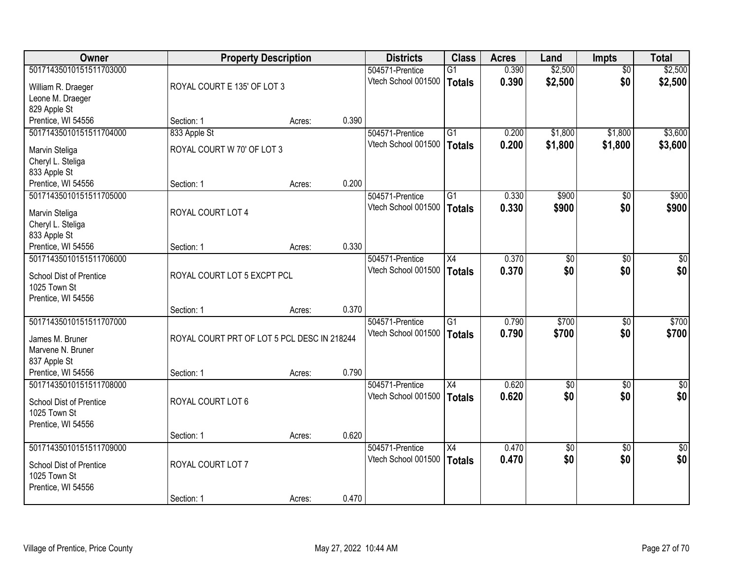| Owner | Property Description | | | Districts | Class | Acres | Land | Impts | Total |
|---|---|---|---|---|---|---|---|---|---|
| 50171435010151511703000<br>William R. Draeger<br>Leone M. Draeger<br>829 Apple St<br>Prentice, WI 54556 | ROYAL COURT E 135' OF LOT 3<br>Section: 1 | Acres: | 0.390 | 504571-Prentice<br>Vtech School 001500 | G1<br>**Totals** | 0.390<br>**0.390** | $2,500<br>**$2,500** | $0<br>**$0** | $2,500<br>**$2,500** |
| 50171435010151511704000<br>Marvin Steliga<br>Cheryl L. Steliga<br>833 Apple St<br>Prentice, WI 54556 | 833 Apple St<br>ROYAL COURT W 70' OF LOT 3<br>Section: 1 | Acres: | 0.200 | 504571-Prentice<br>Vtech School 001500 | G1<br>**Totals** | 0.200<br>**0.200** | $1,800<br>**$1,800** | $1,800<br>**$1,800** | $3,600<br>**$3,600** |
| 50171435010151511705000<br>Marvin Steliga<br>Cheryl L. Steliga<br>833 Apple St<br>Prentice, WI 54556 | ROYAL COURT LOT 4<br>Section: 1 | Acres: | 0.330 | 504571-Prentice<br>Vtech School 001500 | G1<br>**Totals** | 0.330<br>**0.330** | $900<br>**$900** | $0<br>**$0** | $900<br>**$900** |
| 50171435010151511706000<br>School Dist of Prentice<br>1025 Town St<br>Prentice, WI 54556 | ROYAL COURT LOT 5 EXCPT PCL<br>Section: 1 | Acres: | 0.370 | 504571-Prentice<br>Vtech School 001500 | X4<br>**Totals** | 0.370<br>**0.370** | $0<br>**$0** | $0<br>**$0** | $0<br>**$0** |
| 50171435010151511707000<br>James M. Bruner<br>Marvene N. Bruner<br>837 Apple St<br>Prentice, WI 54556 | ROYAL COURT PRT OF LOT 5 PCL DESC IN 218244<br>Section: 1 | Acres: | 0.790 | 504571-Prentice<br>Vtech School 001500 | G1<br>**Totals** | 0.790<br>**0.790** | $700<br>**$700** | $0<br>**$0** | $700<br>**$700** |
| 50171435010151511708000<br>School Dist of Prentice<br>1025 Town St<br>Prentice, WI 54556 | ROYAL COURT LOT 6<br>Section: 1 | Acres: | 0.620 | 504571-Prentice<br>Vtech School 001500 | X4<br>**Totals** | 0.620<br>**0.620** | $0<br>**$0** | $0<br>**$0** | $0<br>**$0** |
| 50171435010151511709000<br>School Dist of Prentice<br>1025 Town St<br>Prentice, WI 54556 | ROYAL COURT LOT 7<br>Section: 1 | Acres: | 0.470 | 504571-Prentice<br>Vtech School 001500 | X4<br>**Totals** | 0.470<br>**0.470** | $0<br>**$0** | $0<br>**$0** | $0<br>**$0** |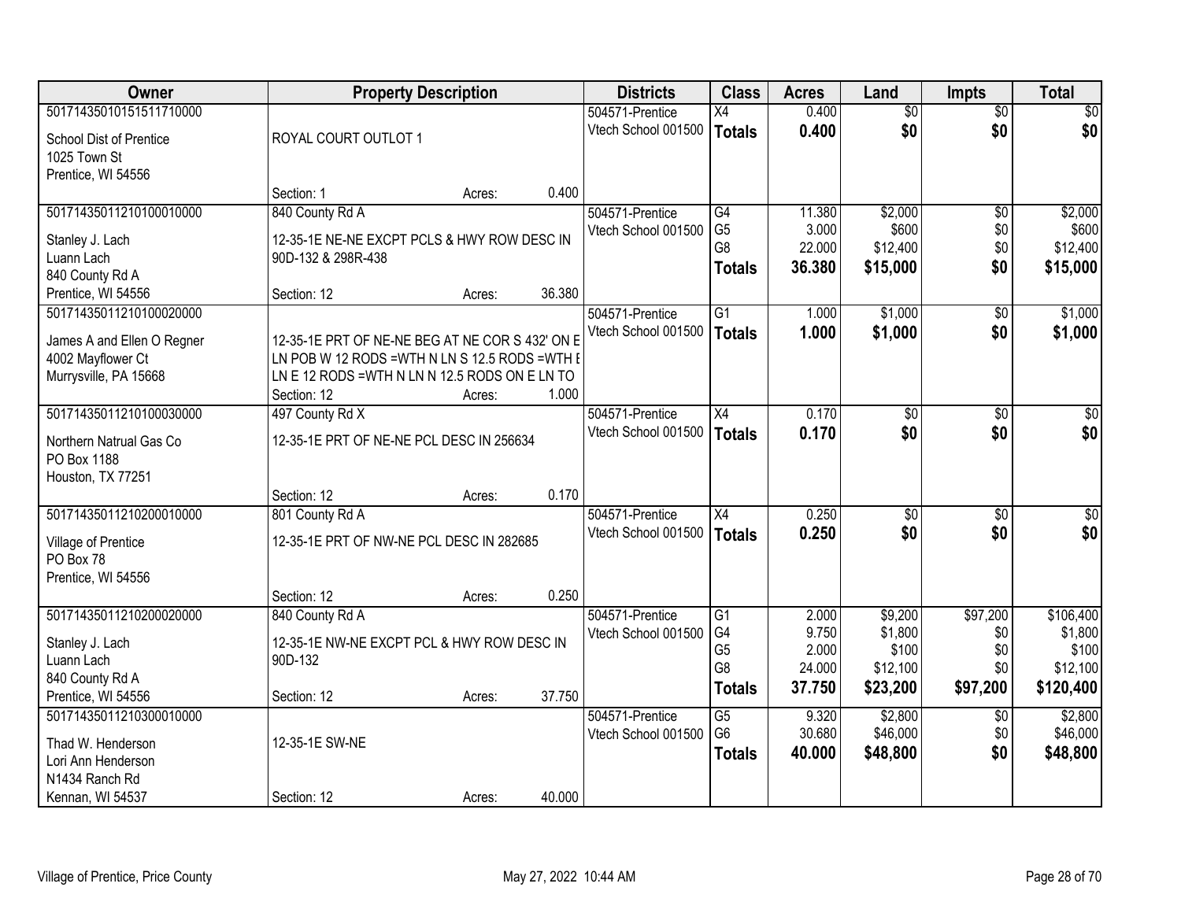| Owner | Property Description | Districts | Class | Acres | Land | Impts | Total |
|---|---|---|---|---|---|---|---|
| 50171435010151511710000<br>School Dist of Prentice<br>1025 Town St<br>Prentice, WI 54556 | ROYAL COURT OUTLOT 1<br>Section: 1 Acres: 0.400 | 504571-Prentice<br>Vtech School 001500 | X4<br>**Totals** | 0.400<br>**0.400** | $0<br>**$0** | $0<br>**$0** | $0<br>**$0** |
| 50171435011210100010000<br>Stanley J. Lach<br>Luann Lach<br>840 County Rd A<br>Prentice, WI 54556 | 840 County Rd A<br>12-35-1E NE-NE EXCPT PCLS & HWY ROW DESC IN 90D-132 & 298R-438<br>Section: 12 Acres: 36.380 | 504571-Prentice<br>Vtech School 001500 | G4<br>G5<br>G8<br>**Totals** | 11.380<br>3.000<br>22.000<br>**36.380** | $2,000<br>$600<br>$12,400<br>**$15,000** | $0<br>$0<br>$0<br>**$0** | $2,000<br>$600<br>$12,400<br>**$15,000** |
| 50171435011210100020000<br>James A and Ellen O Regner<br>4002 Mayflower Ct<br>Murrysville, PA 15668 | 12-35-1E PRT OF NE-NE BEG AT NE COR S 432' ON E LN POB W 12 RODS =WTH N LN S 12.5 RODS =WTH E LN E 12 RODS =WTH N LN N 12.5 RODS ON E LN TO<br>Section: 12 Acres: 1.000 | 504571-Prentice<br>Vtech School 001500 | G1<br>**Totals** | 1.000<br>**1.000** | $1,000<br>**$1,000** | $0<br>**$0** | $1,000<br>**$1,000** |
| 50171435011210100030000<br>Northern Natrual Gas Co<br>PO Box 1188<br>Houston, TX 77251 | 497 County Rd X<br>12-35-1E PRT OF NE-NE PCL DESC IN 256634<br>Section: 12 Acres: 0.170 | 504571-Prentice<br>Vtech School 001500 | X4<br>**Totals** | 0.170<br>**0.170** | $0<br>**$0** | $0<br>**$0** | $0<br>**$0** |
| 50171435011210200010000<br>Village of Prentice<br>PO Box 78<br>Prentice, WI 54556 | 801 County Rd A<br>12-35-1E PRT OF NW-NE PCL DESC IN 282685<br>Section: 12 Acres: 0.250 | 504571-Prentice<br>Vtech School 001500 | X4<br>**Totals** | 0.250<br>**0.250** | $0<br>**$0** | $0<br>**$0** | $0<br>**$0** |
| 50171435011210200020000<br>Stanley J. Lach<br>Luann Lach<br>840 County Rd A<br>Prentice, WI 54556 | 840 County Rd A<br>12-35-1E NW-NE EXCPT PCL & HWY ROW DESC IN 90D-132<br>Section: 12 Acres: 37.750 | 504571-Prentice<br>Vtech School 001500 | G1<br>G4<br>G5<br>G8<br>**Totals** | 2.000<br>9.750<br>2.000<br>24.000<br>**37.750** | $9,200<br>$1,800<br>$100<br>$12,100<br>**$23,200** | $97,200<br>$0<br>$0<br>$0<br>**$97,200** | $106,400<br>$1,800<br>$100<br>$12,100<br>**$120,400** |
| 50171435011210300010000<br>Thad W. Henderson<br>Lori Ann Henderson<br>N1434 Ranch Rd<br>Kennan, WI 54537 | 12-35-1E SW-NE<br>Section: 12 Acres: 40.000 | 504571-Prentice<br>Vtech School 001500 | G5<br>G6<br>**Totals** | 9.320<br>30.680<br>**40.000** | $2,800<br>$46,000<br>**$48,800** | $0<br>$0<br>**$0** | $2,800<br>$46,000<br>**$48,800** |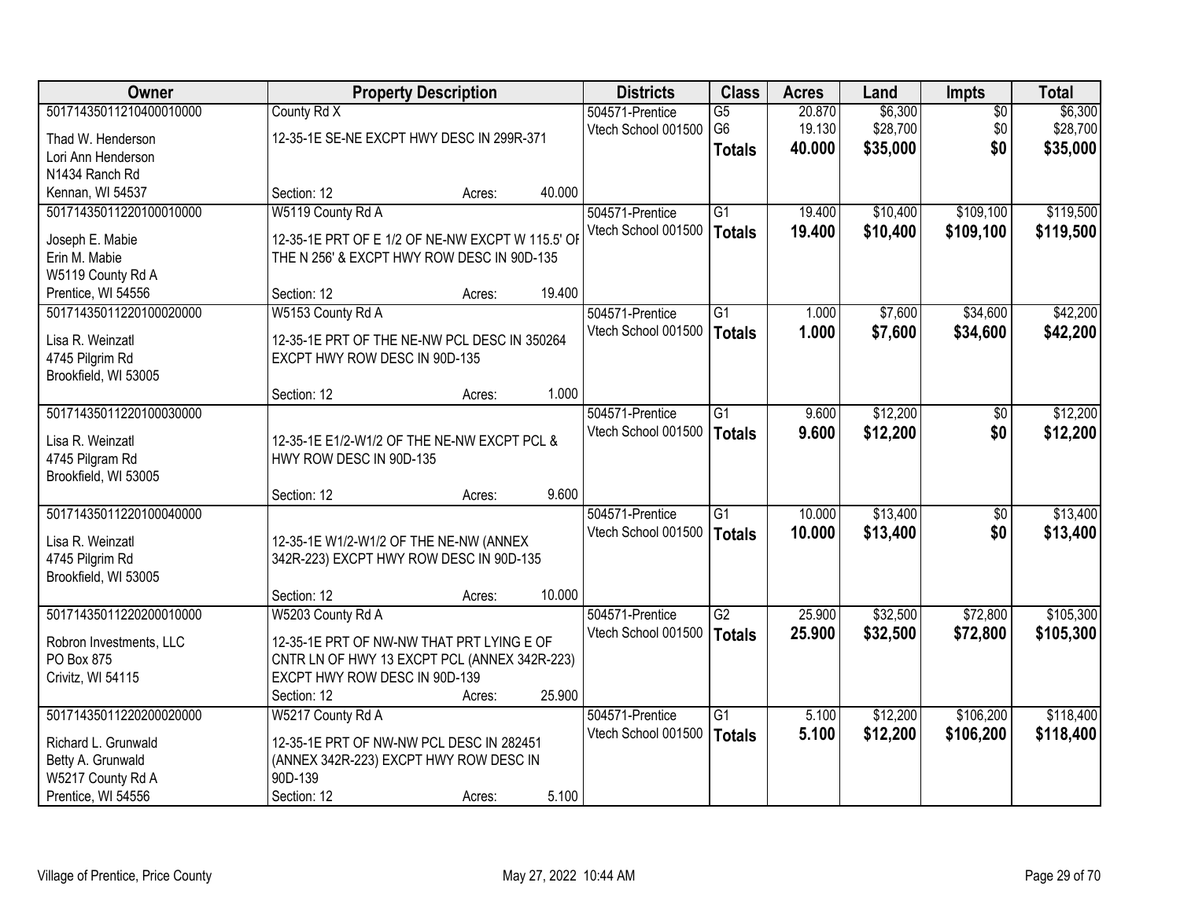| Owner | Property Description | Districts | Class | Acres | Land | Impts | Total |
|---|---|---|---|---|---|---|---|
| 50171435011210400010000<br>Thad W. Henderson<br>Lori Ann Henderson<br>N1434 Ranch Rd<br>Kennan, WI 54537 | County Rd X<br>12-35-1E SE-NE EXCPT HWY DESC IN 299R-371<br>Section: 12 Acres: 40.000 | 504571-Prentice<br>Vtech School 001500 | G5<br>G6<br>**Totals** | 20.870<br>19.130<br>**40.000** | $6,300<br>$28,700<br>**$35,000** | $0<br>$0<br>**$0** | $6,300<br>$28,700<br>**$35,000** |
| 50171435011220100010000<br>Joseph E. Mabie<br>Erin M. Mabie<br>W5119 County Rd A<br>Prentice, WI 54556 | W5119 County Rd A<br>12-35-1E PRT OF E 1/2 OF NE-NW EXCPT W 115.5' OF THE N 256' & EXCPT HWY ROW DESC IN 90D-135<br>Section: 12 Acres: 19.400 | 504571-Prentice<br>Vtech School 001500 | G1<br>**Totals** | 19.400<br>**19.400** | $10,400<br>**$10,400** | $109,100<br>**$109,100** | $119,500<br>**$119,500** |
| 50171435011220100020000<br>Lisa R. Weinzatl<br>4745 Pilgrim Rd<br>Brookfield, WI 53005 | W5153 County Rd A<br>12-35-1E PRT OF THE NE-NW PCL DESC IN 350264 EXCPT HWY ROW DESC IN 90D-135<br>Section: 12 Acres: 1.000 | 504571-Prentice<br>Vtech School 001500 | G1<br>**Totals** | 1.000<br>**1.000** | $7,600<br>**$7,600** | $34,600<br>**$34,600** | $42,200<br>**$42,200** |
| 50171435011220100030000<br>Lisa R. Weinzatl<br>4745 Pilgram Rd<br>Brookfield, WI 53005 | 12-35-1E E1/2-W1/2 OF THE NE-NW EXCPT PCL & HWY ROW DESC IN 90D-135<br>Section: 12 Acres: 9.600 | 504571-Prentice<br>Vtech School 001500 | G1<br>**Totals** | 9.600<br>**9.600** | $12,200<br>**$12,200** | $0<br>**$0** | $12,200<br>**$12,200** |
| 50171435011220100040000<br>Lisa R. Weinzatl<br>4745 Pilgrim Rd<br>Brookfield, WI 53005 | 12-35-1E W1/2-W1/2 OF THE NE-NW (ANNEX 342R-223) EXCPT HWY ROW DESC IN 90D-135<br>Section: 12 Acres: 10.000 | 504571-Prentice<br>Vtech School 001500 | G1<br>**Totals** | 10.000<br>**10.000** | $13,400<br>**$13,400** | $0<br>**$0** | $13,400<br>**$13,400** |
| 50171435011220200010000<br>Robron Investments, LLC<br>PO Box 875<br>Crivitz, WI 54115 | W5203 County Rd A<br>12-35-1E PRT OF NW-NW THAT PRT LYING E OF CNTR LN OF HWY 13 EXCPT PCL (ANNEX 342R-223) EXCPT HWY ROW DESC IN 90D-139<br>Section: 12 Acres: 25.900 | 504571-Prentice<br>Vtech School 001500 | G2<br>**Totals** | 25.900<br>**25.900** | $32,500<br>**$32,500** | $72,800<br>**$72,800** | $105,300<br>**$105,300** |
| 50171435011220200020000<br>Richard L. Grunwald<br>Betty A. Grunwald<br>W5217 County Rd A<br>Prentice, WI 54556 | W5217 County Rd A<br>12-35-1E PRT OF NW-NW PCL DESC IN 282451 (ANNEX 342R-223) EXCPT HWY ROW DESC IN 90D-139<br>Section: 12 Acres: 5.100 | 504571-Prentice<br>Vtech School 001500 | G1<br>**Totals** | 5.100<br>**5.100** | $12,200<br>**$12,200** | $106,200<br>**$106,200** | $118,400<br>**$118,400** |

Village of Prentice, Price County May 27, 2022 10:44 AM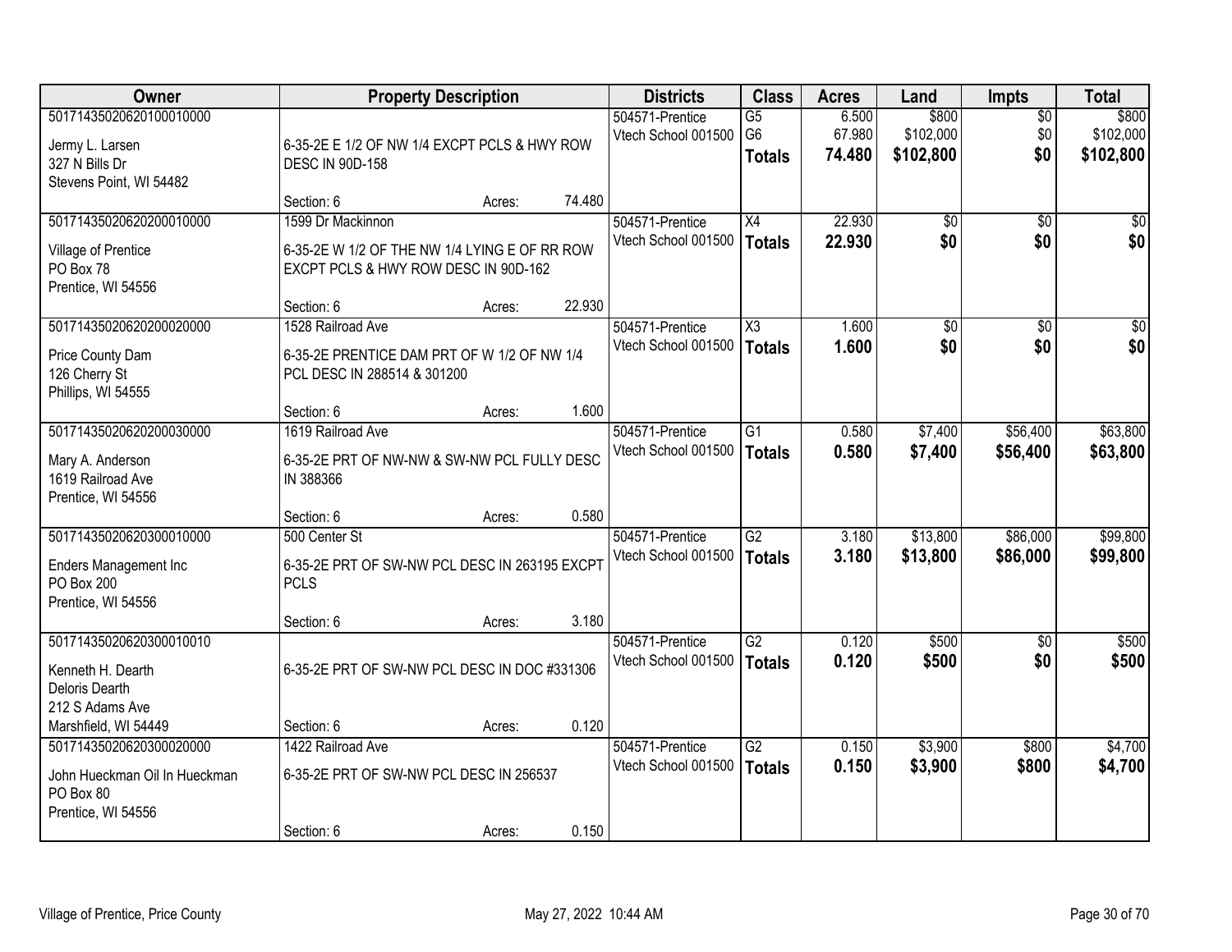| Owner | Property Description | | | Districts | Class | Acres | Land | Impts | Total |
|---|---|---|---|---|---|---|---|---|---|
| 50171435020620100010000<br><br>Jermy L. Larsen<br>327 N Bills Dr<br>Stevens Point, WI 54482 | 6-35-2E E 1/2 OF NW 1/4 EXCPT PCLS & HWY ROW DESC IN 90D-158<br><br>Section: 6 | Acres: | 74.480 | 504571-Prentice<br>Vtech School 001500 | G5<br>G6<br>**Totals** | 6.500<br>67.980<br>**74.480** | \$800<br>\$102,000<br>**\$102,800** | \$0<br>\$0<br>**\$0** | \$800<br>\$102,000<br>**\$102,800** |
| 50171435020620200010000<br><br>Village of Prentice<br>PO Box 78<br>Prentice, WI 54556 | 1599 Dr Mackinnon<br><br>6-35-2E W 1/2 OF THE NW 1/4 LYING E OF RR ROW EXCPT PCLS & HWY ROW DESC IN 90D-162<br><br>Section: 6 | Acres: | 22.930 | 504571-Prentice<br>Vtech School 001500 | X4<br>**Totals** | 22.930<br>**22.930** | \$0<br>**\$0** | \$0<br>**\$0** | \$0<br>**\$0** |
| 50171435020620200020000<br><br>Price County Dam<br>126 Cherry St<br>Phillips, WI 54555 | 1528 Railroad Ave<br><br>6-35-2E PRENTICE DAM PRT OF W 1/2 OF NW 1/4 PCL DESC IN 288514 & 301200<br><br>Section: 6 | Acres: | 1.600 | 504571-Prentice<br>Vtech School 001500 | X3<br>**Totals** | 1.600<br>**1.600** | \$0<br>**\$0** | \$0<br>**\$0** | \$0<br>**\$0** |
| 50171435020620200030000<br><br>Mary A. Anderson<br>1619 Railroad Ave<br>Prentice, WI 54556 | 1619 Railroad Ave<br><br>6-35-2E PRT OF NW-NW & SW-NW PCL FULLY DESC IN 388366<br><br>Section: 6 | Acres: | 0.580 | 504571-Prentice<br>Vtech School 001500 | G1<br>**Totals** | 0.580<br>**0.580** | \$7,400<br>**\$7,400** | \$56,400<br>**\$56,400** | \$63,800<br>**\$63,800** |
| 50171435020620300010000<br><br>Enders Management Inc<br>PO Box 200<br>Prentice, WI 54556 | 500 Center St<br><br>6-35-2E PRT OF SW-NW PCL DESC IN 263195 EXCPT PCLS<br><br>Section: 6 | Acres: | 3.180 | 504571-Prentice<br>Vtech School 001500 | G2<br>**Totals** | 3.180<br>**3.180** | \$13,800<br>**\$13,800** | \$86,000<br>**\$86,000** | \$99,800<br>**\$99,800** |
| 50171435020620300010010<br><br>Kenneth H. Dearth<br>Deloris Dearth<br>212 S Adams Ave<br>Marshfield, WI 54449 | 6-35-2E PRT OF SW-NW PCL DESC IN DOC #331306<br><br>Section: 6 | Acres: | 0.120 | 504571-Prentice<br>Vtech School 001500 | G2<br>**Totals** | 0.120<br>**0.120** | \$500<br>**\$500** | \$0<br>**\$0** | \$500<br>**\$500** |
| 50171435020620300020000<br><br>John Hueckman Oil In Hueckman<br>PO Box 80<br>Prentice, WI 54556 | 1422 Railroad Ave<br><br>6-35-2E PRT OF SW-NW PCL DESC IN 256537<br><br>Section: 6 | Acres: | 0.150 | 504571-Prentice<br>Vtech School 001500 | G2<br>**Totals** | 0.150<br>**0.150** | \$3,900<br>**\$3,900** | \$800<br>**\$800** | \$4,700<br>**\$4,700** |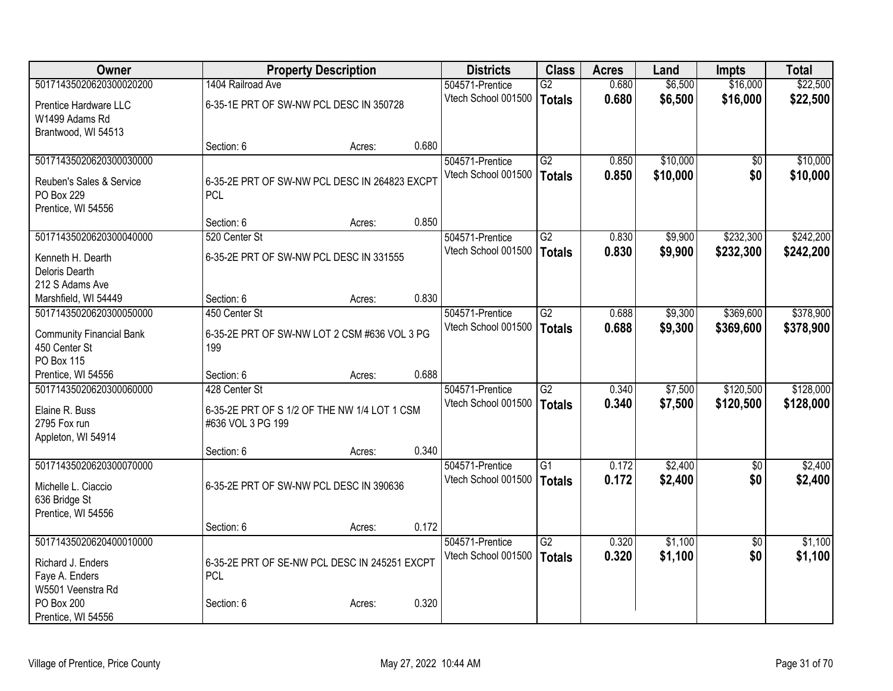| Owner | Property Description | | | Districts | Class | Acres | Land | Impts | Total |
|---|---|---|---|---|---|---|---|---|---|
| 50171435020620300020200 | 1404 Railroad Ave | | | 504571-Prentice | G2 | 0.680 | $6,500 | $16,000 | $22,500 |
| Prentice Hardware LLC<br>W1499 Adams Rd<br>Brantwood, WI 54513 | 6-35-1E PRT OF SW-NW PCL DESC IN 350728 | | | Vtech School 001500 | **Totals** | **0.680** | **$6,500** | **$16,000** | **$22,500** |
| | Section: 6 | Acres: | 0.680 | | | | | | |
| 50171435020620300030000 | | | | 504571-Prentice | G2 | 0.850 | $10,000 | $0 | $10,000 |
| Reuben's Sales & Service<br>PO Box 229<br>Prentice, WI 54556 | 6-35-2E PRT OF SW-NW PCL DESC IN 264823 EXCPT PCL | | | Vtech School 001500 | **Totals** | **0.850** | **$10,000** | **$0** | **$10,000** |
| | Section: 6 | Acres: | 0.850 | | | | | | |
| 50171435020620300040000 | 520 Center St | | | 504571-Prentice | G2 | 0.830 | $9,900 | $232,300 | $242,200 |
| Kenneth H. Dearth<br>Deloris Dearth<br>212 S Adams Ave<br>Marshfield, WI 54449 | 6-35-2E PRT OF SW-NW PCL DESC IN 331555 | | | Vtech School 001500 | **Totals** | **0.830** | **$9,900** | **$232,300** | **$242,200** |
| | Section: 6 | Acres: | 0.830 | | | | | | |
| 50171435020620300050000 | 450 Center St | | | 504571-Prentice | G2 | 0.688 | $9,300 | $369,600 | $378,900 |
| Community Financial Bank<br>450 Center St<br>PO Box 115<br>Prentice, WI 54556 | 6-35-2E PRT OF SW-NW LOT 2 CSM #636 VOL 3 PG 199 | | | Vtech School 001500 | **Totals** | **0.688** | **$9,300** | **$369,600** | **$378,900** |
| | Section: 6 | Acres: | 0.688 | | | | | | |
| 50171435020620300060000 | 428 Center St | | | 504571-Prentice | G2 | 0.340 | $7,500 | $120,500 | $128,000 |
| Elaine R. Buss<br>2795 Fox run<br>Appleton, WI 54914 | 6-35-2E PRT OF S 1/2 OF THE NW 1/4 LOT 1 CSM #636 VOL 3 PG 199 | | | Vtech School 001500 | **Totals** | **0.340** | **$7,500** | **$120,500** | **$128,000** |
| | Section: 6 | Acres: | 0.340 | | | | | | |
| 50171435020620300070000 | | | | 504571-Prentice | G1 | 0.172 | $2,400 | $0 | $2,400 |
| Michelle L. Ciaccio<br>636 Bridge St<br>Prentice, WI 54556 | 6-35-2E PRT OF SW-NW PCL DESC IN 390636 | | | Vtech School 001500 | **Totals** | **0.172** | **$2,400** | **$0** | **$2,400** |
| | Section: 6 | Acres: | 0.172 | | | | | | |
| 50171435020620400010000 | | | | 504571-Prentice | G2 | 0.320 | $1,100 | $0 | $1,100 |
| Richard J. Enders<br>Faye A. Enders<br>W5501 Veenstra Rd<br>PO Box 200<br>Prentice, WI 54556 | 6-35-2E PRT OF SE-NW PCL DESC IN 245251 EXCPT PCL | | | Vtech School 001500 | **Totals** | **0.320** | **$1,100** | **$0** | **$1,100** |
| | Section: 6 | Acres: | 0.320 | | | | | | |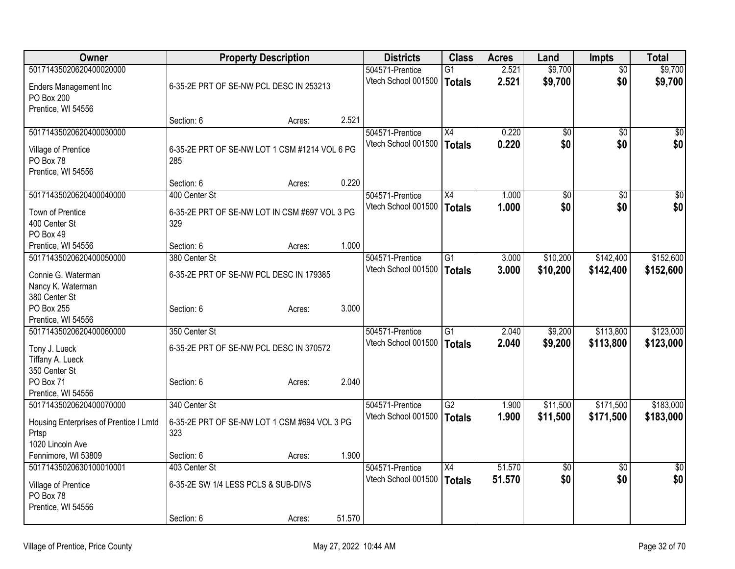| Owner | Property Description | | | Districts | Class | Acres | Land | Impts | Total |
|---|---|---|---|---|---|---|---|---|---|
| 50171435020620400020000 | | | | 504571-Prentice | G1 | 2.521 | $9,700 | $0 | $9,700 |
| Enders Management Inc<br>PO Box 200<br>Prentice, WI 54556 | 6-35-2E PRT OF SE-NW PCL DESC IN 253213 | | | Vtech School 001500 | **Totals** | **2.521** | **$9,700** | **$0** | **$9,700** |
| | Section: 6 | Acres: | 2.521 | | | | | | |
| 50171435020620400030000 | | | | 504571-Prentice | X4 | 0.220 | $0 | $0 | $0 |
| Village of Prentice<br>PO Box 78<br>Prentice, WI 54556 | 6-35-2E PRT OF SE-NW LOT 1 CSM #1214 VOL 6 PG 285 | | | Vtech School 001500 | **Totals** | **0.220** | **$0** | **$0** | **$0** |
| | Section: 6 | Acres: | 0.220 | | | | | | |
| 50171435020620400040000 | 400 Center St | | | 504571-Prentice | X4 | 1.000 | $0 | $0 | $0 |
| Town of Prentice<br>400 Center St<br>PO Box 49<br>Prentice, WI 54556 | 6-35-2E PRT OF SE-NW LOT IN CSM #697 VOL 3 PG 329 | | | Vtech School 001500 | **Totals** | **1.000** | **$0** | **$0** | **$0** |
| | Section: 6 | Acres: | 1.000 | | | | | | |
| 50171435020620400050000 | 380 Center St | | | 504571-Prentice | G1 | 3.000 | $10,200 | $142,400 | $152,600 |
| Connie G. Waterman<br>Nancy K. Waterman<br>380 Center St<br>PO Box 255<br>Prentice, WI 54556 | 6-35-2E PRT OF SE-NW PCL DESC IN 179385 | | | Vtech School 001500 | **Totals** | **3.000** | **$10,200** | **$142,400** | **$152,600** |
| | Section: 6 | Acres: | 3.000 | | | | | | |
| 50171435020620400060000 | 350 Center St | | | 504571-Prentice | G1 | 2.040 | $9,200 | $113,800 | $123,000 |
| Tony J. Lueck<br>Tiffany A. Lueck<br>350 Center St<br>PO Box 71<br>Prentice, WI 54556 | 6-35-2E PRT OF SE-NW PCL DESC IN 370572 | | | Vtech School 001500 | **Totals** | **2.040** | **$9,200** | **$113,800** | **$123,000** |
| | Section: 6 | Acres: | 2.040 | | | | | | |
| 50171435020620400070000 | 340 Center St | | | 504571-Prentice | G2 | 1.900 | $11,500 | $171,500 | $183,000 |
| Housing Enterprises of Prentice I Lmtd Prtsp<br>1020 Lincoln Ave<br>Fennimore, WI 53809 | 6-35-2E PRT OF SE-NW LOT 1 CSM #694 VOL 3 PG 323 | | | Vtech School 001500 | **Totals** | **1.900** | **$11,500** | **$171,500** | **$183,000** |
| | Section: 6 | Acres: | 1.900 | | | | | | |
| 50171435020630100010001 | 403 Center St | | | 504571-Prentice | X4 | 51.570 | $0 | $0 | $0 |
| Village of Prentice<br>PO Box 78<br>Prentice, WI 54556 | 6-35-2E SW 1/4 LESS PCLS & SUB-DIVS | | | Vtech School 001500 | **Totals** | **51.570** | **$0** | **$0** | **$0** |
| | Section: 6 | Acres: | 51.570 | | | | | | |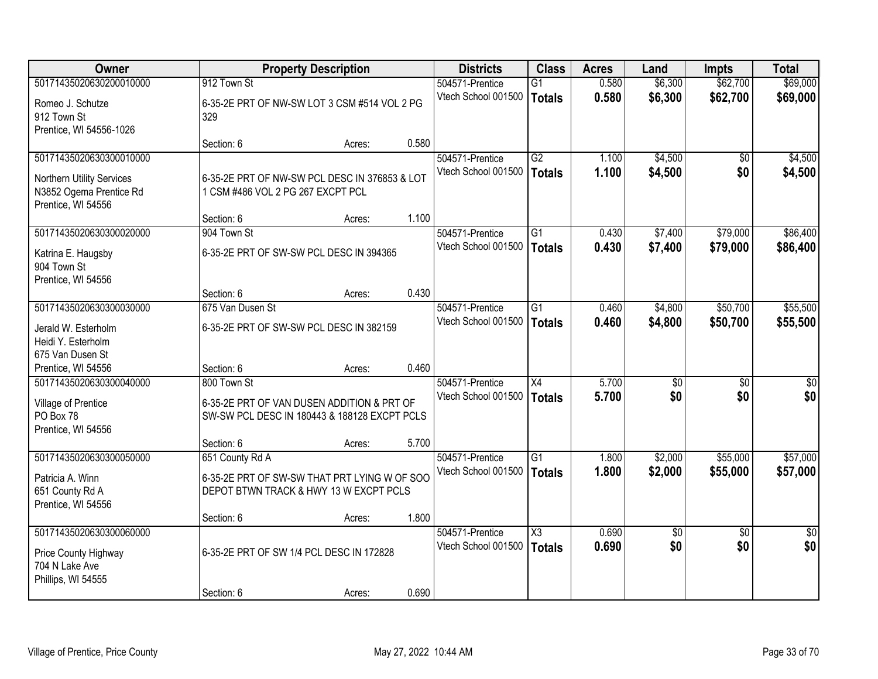| Owner | Property Description | | | Districts | Class | Acres | Land | Impts | Total |
|---|---|---|---|---|---|---|---|---|---|
| 50171435020630200010000<br>Romeo J. Schutze<br>912 Town St<br>Prentice, WI 54556-1026 | 912 Town St<br>6-35-2E PRT OF NW-SW LOT 3 CSM #514 VOL 2 PG 329<br>Section: 6 | Acres: | 0.580 | 504571-Prentice<br>Vtech School 001500 | G1<br>**Totals** | 0.580<br>**0.580** | $6,300<br>**$6,300** | $62,700<br>**$62,700** | $69,000<br>**$69,000** |
| 50171435020630300010000<br>Northern Utility Services<br>N3852 Ogema Prentice Rd<br>Prentice, WI 54556 | 6-35-2E PRT OF NW-SW PCL DESC IN 376853 & LOT 1 CSM #486 VOL 2 PG 267 EXCPT PCL<br>Section: 6 | Acres: | 1.100 | 504571-Prentice<br>Vtech School 001500 | G2<br>**Totals** | 1.100<br>**1.100** | $4,500<br>**$4,500** | $0<br>**$0** | $4,500<br>**$4,500** |
| 50171435020630300020000<br>Katrina E. Haugsby<br>904 Town St<br>Prentice, WI 54556 | 904 Town St<br>6-35-2E PRT OF SW-SW PCL DESC IN 394365<br>Section: 6 | Acres: | 0.430 | 504571-Prentice<br>Vtech School 001500 | G1<br>**Totals** | 0.430<br>**0.430** | $7,400<br>**$7,400** | $79,000<br>**$79,000** | $86,400<br>**$86,400** |
| 50171435020630300030000<br>Jerald W. Esterholm<br>Heidi Y. Esterholm<br>675 Van Dusen St<br>Prentice, WI 54556 | 675 Van Dusen St<br>6-35-2E PRT OF SW-SW PCL DESC IN 382159<br>Section: 6 | Acres: | 0.460 | 504571-Prentice<br>Vtech School 001500 | G1<br>**Totals** | 0.460<br>**0.460** | $4,800<br>**$4,800** | $50,700<br>**$50,700** | $55,500<br>**$55,500** |
| 50171435020630300040000<br>Village of Prentice<br>PO Box 78<br>Prentice, WI 54556 | 800 Town St<br>6-35-2E PRT OF VAN DUSEN ADDITION & PRT OF SW-SW PCL DESC IN 180443 & 188128 EXCPT PCLS<br>Section: 6 | Acres: | 5.700 | 504571-Prentice<br>Vtech School 001500 | X4<br>**Totals** | 5.700<br>**5.700** | $0<br>**$0** | $0<br>**$0** | $0<br>**$0** |
| 50171435020630300050000<br>Patricia A. Winn<br>651 County Rd A<br>Prentice, WI 54556 | 651 County Rd A<br>6-35-2E PRT OF SW-SW THAT PRT LYING W OF SOO DEPOT BTWN TRACK & HWY 13 W EXCPT PCLS<br>Section: 6 | Acres: | 1.800 | 504571-Prentice<br>Vtech School 001500 | G1<br>**Totals** | 1.800<br>**1.800** | $2,000<br>**$2,000** | $55,000<br>**$55,000** | $57,000<br>**$57,000** |
| 50171435020630300060000<br>Price County Highway<br>704 N Lake Ave<br>Phillips, WI 54555 | 6-35-2E PRT OF SW 1/4 PCL DESC IN 172828<br>Section: 6 | Acres: | 0.690 | 504571-Prentice<br>Vtech School 001500 | X3<br>**Totals** | 0.690<br>**0.690** | $0<br>**$0** | $0<br>**$0** | $0<br>**$0** |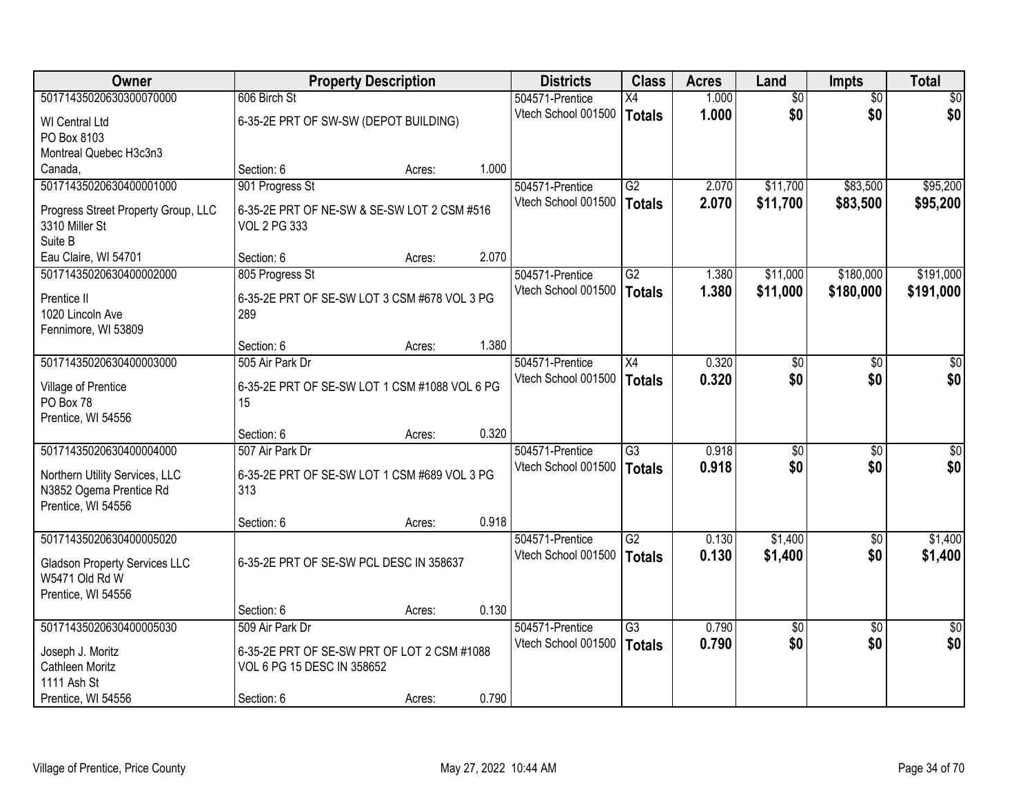| Owner | Property Description | | | Districts | Class | Acres | Land | Impts | Total |
|---|---|---|---|---|---|---|---|---|---|
| 50171435020630300070000 | 606 Birch St | | | 504571-Prentice | X4 | 1.000 | $0 | $0 | $0 |
| WI Central Ltd<br>PO Box 8103<br>Montreal Quebec H3c3n3<br>Canada, | 6-35-2E PRT OF SW-SW (DEPOT BUILDING) | | | Vtech School 001500 | **Totals** | **1.000** | **$0** | **$0** | **$0** |
| | Section: 6 | Acres: | 1.000 | | | | | | |
| 50171435020630400001000 | 901 Progress St | | | 504571-Prentice | G2 | 2.070 | $11,700 | $83,500 | $95,200 |
| Progress Street Property Group, LLC<br>3310 Miller St<br>Suite B<br>Eau Claire, WI 54701 | 6-35-2E PRT OF NE-SW & SE-SW LOT 2 CSM #516 VOL 2 PG 333 | | | Vtech School 001500 | **Totals** | **2.070** | **$11,700** | **$83,500** | **$95,200** |
| | Section: 6 | Acres: | 2.070 | | | | | | |
| 50171435020630400002000 | 805 Progress St | | | 504571-Prentice | G2 | 1.380 | $11,000 | $180,000 | $191,000 |
| Prentice II<br>1020 Lincoln Ave<br>Fennimore, WI 53809 | 6-35-2E PRT OF SE-SW LOT 3 CSM #678 VOL 3 PG 289 | | | Vtech School 001500 | **Totals** | **1.380** | **$11,000** | **$180,000** | **$191,000** |
| | Section: 6 | Acres: | 1.380 | | | | | | |
| 50171435020630400003000 | 505 Air Park Dr | | | 504571-Prentice | X4 | 0.320 | $0 | $0 | $0 |
| Village of Prentice<br>PO Box 78<br>Prentice, WI 54556 | 6-35-2E PRT OF SE-SW LOT 1 CSM #1088 VOL 6 PG 15 | | | Vtech School 001500 | **Totals** | **0.320** | **$0** | **$0** | **$0** |
| | Section: 6 | Acres: | 0.320 | | | | | | |
| 50171435020630400004000 | 507 Air Park Dr | | | 504571-Prentice | G3 | 0.918 | $0 | $0 | $0 |
| Northern Utility Services, LLC<br>N3852 Ogema Prentice Rd<br>Prentice, WI 54556 | 6-35-2E PRT OF SE-SW LOT 1 CSM #689 VOL 3 PG 313 | | | Vtech School 001500 | **Totals** | **0.918** | **$0** | **$0** | **$0** |
| | Section: 6 | Acres: | 0.918 | | | | | | |
| 50171435020630400005020 | | | | 504571-Prentice | G2 | 0.130 | $1,400 | $0 | $1,400 |
| Gladson Property Services LLC<br>W5471 Old Rd W<br>Prentice, WI 54556 | 6-35-2E PRT OF SE-SW PCL DESC IN 358637 | | | Vtech School 001500 | **Totals** | **0.130** | **$1,400** | **$0** | **$1,400** |
| | Section: 6 | Acres: | 0.130 | | | | | | |
| 50171435020630400005030 | 509 Air Park Dr | | | 504571-Prentice | G3 | 0.790 | $0 | $0 | $0 |
| Joseph J. Moritz<br>Cathleen Moritz<br>1111 Ash St<br>Prentice, WI 54556 | 6-35-2E PRT OF SE-SW PRT OF LOT 2 CSM #1088 VOL 6 PG 15 DESC IN 358652 | | | Vtech School 001500 | **Totals** | **0.790** | **$0** | **$0** | **$0** |
| | Section: 6 | Acres: | 0.790 | | | | | | |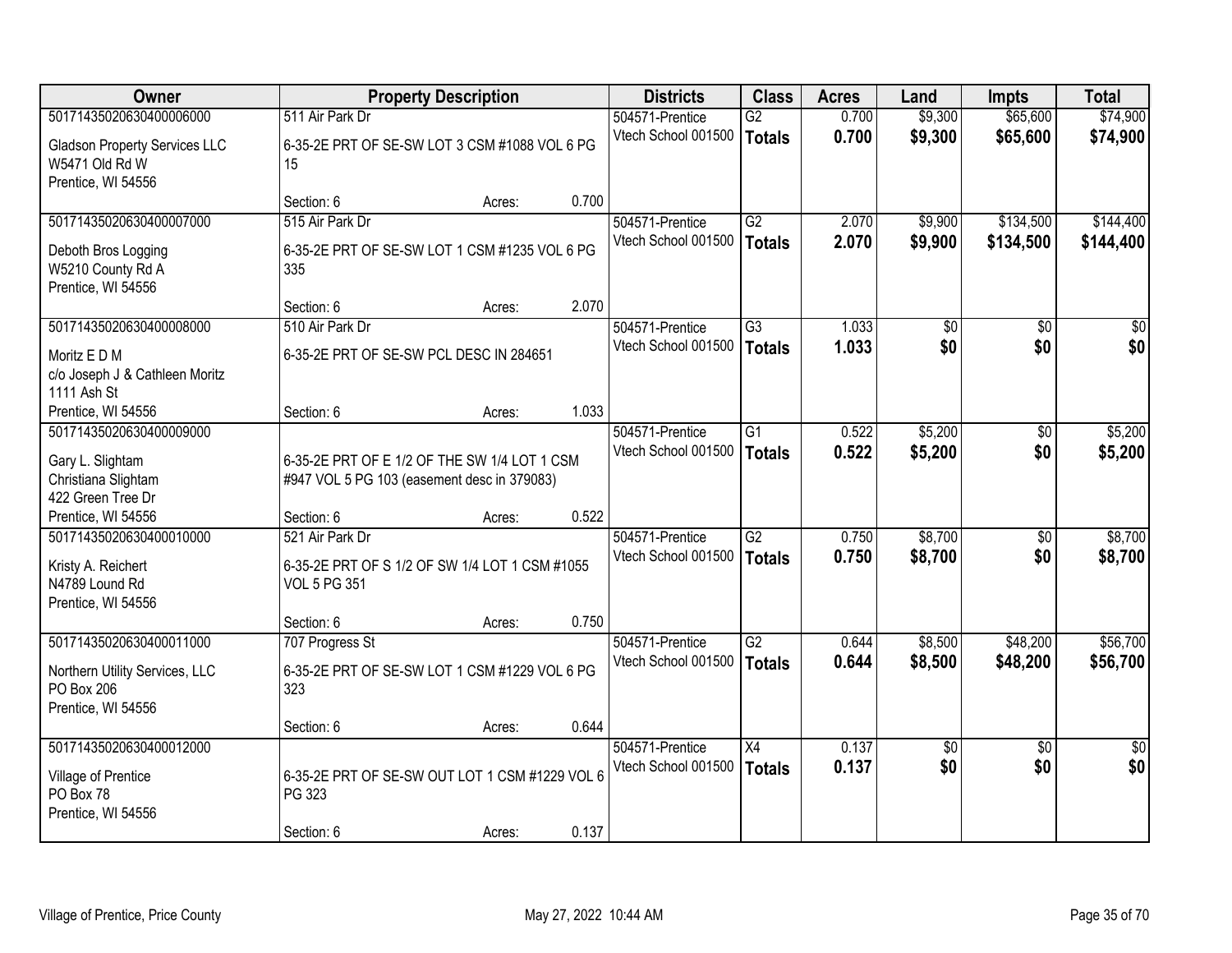| Owner | Property Description | Districts | Class | Acres | Land | Impts | Total |
|---|---|---|---|---|---|---|---|
| 50171435020630400006000<br>Gladson Property Services LLC<br>W5471 Old Rd W<br>Prentice, WI 54556 | 511 Air Park Dr<br>6-35-2E PRT OF SE-SW LOT 3 CSM #1088 VOL 6 PG 15<br>Section: 6 Acres: 0.700 | 504571-Prentice<br>Vtech School 001500 | G2<br>**Totals** | 0.700<br>**0.700** | $9,300<br>**$9,300** | $65,600<br>**$65,600** | $74,900<br>**$74,900** |
| 50171435020630400007000<br>Deboth Bros Logging<br>W5210 County Rd A<br>Prentice, WI 54556 | 515 Air Park Dr<br>6-35-2E PRT OF SE-SW LOT 1 CSM #1235 VOL 6 PG 335<br>Section: 6 Acres: 2.070 | 504571-Prentice<br>Vtech School 001500 | G2<br>**Totals** | 2.070<br>**2.070** | $9,900<br>**$9,900** | $134,500<br>**$134,500** | $144,400<br>**$144,400** |
| 50171435020630400008000<br>Moritz E D M<br>c/o Joseph J & Cathleen Moritz<br>1111 Ash St<br>Prentice, WI 54556 | 510 Air Park Dr<br>6-35-2E PRT OF SE-SW PCL DESC IN 284651<br>Section: 6 Acres: 1.033 | 504571-Prentice<br>Vtech School 001500 | G3<br>**Totals** | 1.033<br>**1.033** | $0<br>**$0** | $0<br>**$0** | $0<br>**$0** |
| 50171435020630400009000<br>Gary L. Slightam<br>Christiana Slightam<br>422 Green Tree Dr<br>Prentice, WI 54556 | 6-35-2E PRT OF E 1/2 OF THE SW 1/4 LOT 1 CSM #947 VOL 5 PG 103 (easement desc in 379083)<br>Section: 6 Acres: 0.522 | 504571-Prentice<br>Vtech School 001500 | G1<br>**Totals** | 0.522<br>**0.522** | $5,200<br>**$5,200** | $0<br>**$0** | $5,200<br>**$5,200** |
| 50171435020630400010000<br>Kristy A. Reichert<br>N4789 Lound Rd<br>Prentice, WI 54556 | 521 Air Park Dr<br>6-35-2E PRT OF S 1/2 OF SW 1/4 LOT 1 CSM #1055 VOL 5 PG 351<br>Section: 6 Acres: 0.750 | 504571-Prentice<br>Vtech School 001500 | G2<br>**Totals** | 0.750<br>**0.750** | $8,700<br>**$8,700** | $0<br>**$0** | $8,700<br>**$8,700** |
| 50171435020630400011000<br>Northern Utility Services, LLC<br>PO Box 206<br>Prentice, WI 54556 | 707 Progress St<br>6-35-2E PRT OF SE-SW LOT 1 CSM #1229 VOL 6 PG 323<br>Section: 6 Acres: 0.644 | 504571-Prentice<br>Vtech School 001500 | G2<br>**Totals** | 0.644<br>**0.644** | $8,500<br>**$8,500** | $48,200<br>**$48,200** | $56,700<br>**$56,700** |
| 50171435020630400012000<br>Village of Prentice<br>PO Box 78<br>Prentice, WI 54556 | 6-35-2E PRT OF SE-SW OUT LOT 1 CSM #1229 VOL 6 PG 323<br>Section: 6 Acres: 0.137 | 504571-Prentice<br>Vtech School 001500 | X4<br>**Totals** | 0.137<br>**0.137** | $0<br>**$0** | $0<br>**$0** | $0<br>**$0** |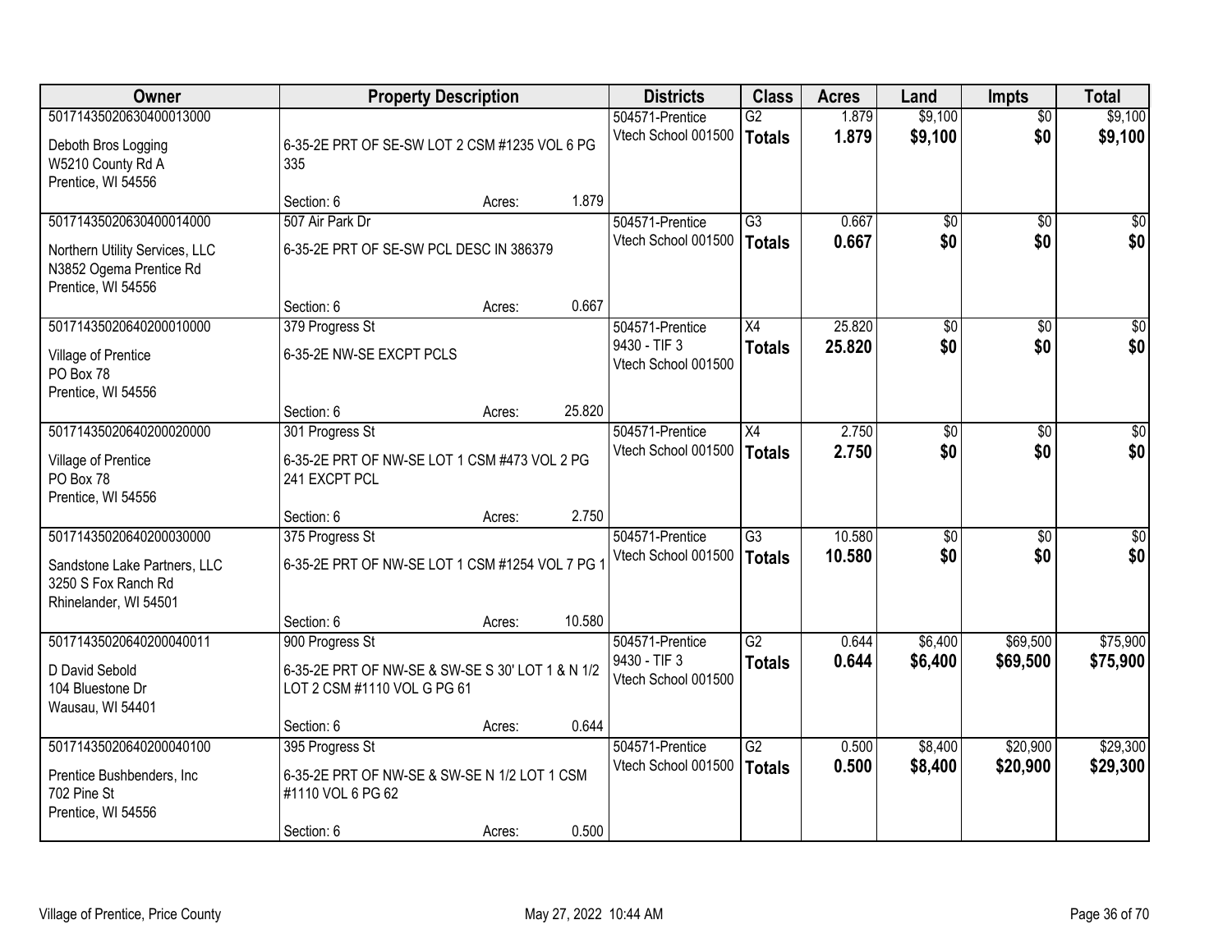| Owner | Property Description | Districts | Class | Acres | Land | Impts | Total |
|---|---|---|---|---|---|---|---|
| 50171435020630400013000<br>Deboth Bros Logging<br>W5210 County Rd A<br>Prentice, WI 54556 | 6-35-2E PRT OF SE-SW LOT 2 CSM #1235 VOL 6 PG 335<br>Section: 6 Acres: 1.879 | 504571-Prentice<br>Vtech School 001500 | G2<br>**Totals** | 1.879<br>**1.879** | $9,100<br>**$9,100** | $0<br>**$0** | $9,100<br>**$9,100** |
| 50171435020630400014000<br>Northern Utility Services, LLC<br>N3852 Ogema Prentice Rd<br>Prentice, WI 54556 | 507 Air Park Dr<br>6-35-2E PRT OF SE-SW PCL DESC IN 386379<br>Section: 6 Acres: 0.667 | 504571-Prentice<br>Vtech School 001500 | G3<br>**Totals** | 0.667<br>**0.667** | $0<br>**$0** | $0<br>**$0** | $0<br>**$0** |
| 50171435020640200010000<br>Village of Prentice<br>PO Box 78<br>Prentice, WI 54556 | 379 Progress St<br>6-35-2E NW-SE EXCPT PCLS<br>Section: 6 Acres: 25.820 | 504571-Prentice<br>9430 - TIF 3<br>Vtech School 001500 | X4<br>**Totals** | 25.820<br>**25.820** | $0<br>**$0** | $0<br>**$0** | $0<br>**$0** |
| 50171435020640200020000<br>Village of Prentice<br>PO Box 78<br>Prentice, WI 54556 | 301 Progress St<br>6-35-2E PRT OF NW-SE LOT 1 CSM #473 VOL 2 PG 241 EXCPT PCL<br>Section: 6 Acres: 2.750 | 504571-Prentice<br>Vtech School 001500 | X4<br>**Totals** | 2.750<br>**2.750** | $0<br>**$0** | $0<br>**$0** | $0<br>**$0** |
| 50171435020640200030000<br>Sandstone Lake Partners, LLC<br>3250 S Fox Ranch Rd<br>Rhinelander, WI 54501 | 375 Progress St<br>6-35-2E PRT OF NW-SE LOT 1 CSM #1254 VOL 7 PG 1<br>Section: 6 Acres: 10.580 | 504571-Prentice<br>Vtech School 001500 | G3<br>**Totals** | 10.580<br>**10.580** | $0<br>**$0** | $0<br>**$0** | $0<br>**$0** |
| 50171435020640200040011<br>D David Sebold<br>104 Bluestone Dr<br>Wausau, WI 54401 | 900 Progress St<br>6-35-2E PRT OF NW-SE & SW-SE S 30' LOT 1 & N 1/2 LOT 2 CSM #1110 VOL G PG 61<br>Section: 6 Acres: 0.644 | 504571-Prentice<br>9430 - TIF 3<br>Vtech School 001500 | G2<br>**Totals** | 0.644<br>**0.644** | $6,400<br>**$6,400** | $69,500<br>**$69,500** | $75,900<br>**$75,900** |
| 50171435020640200040100<br>Prentice Bushbenders, Inc<br>702 Pine St<br>Prentice, WI 54556 | 395 Progress St<br>6-35-2E PRT OF NW-SE & SW-SE N 1/2 LOT 1 CSM #1110 VOL 6 PG 62<br>Section: 6 Acres: 0.500 | 504571-Prentice<br>Vtech School 001500 | G2<br>**Totals** | 0.500<br>**0.500** | $8,400<br>**$8,400** | $20,900<br>**$20,900** | $29,300<br>**$29,300** |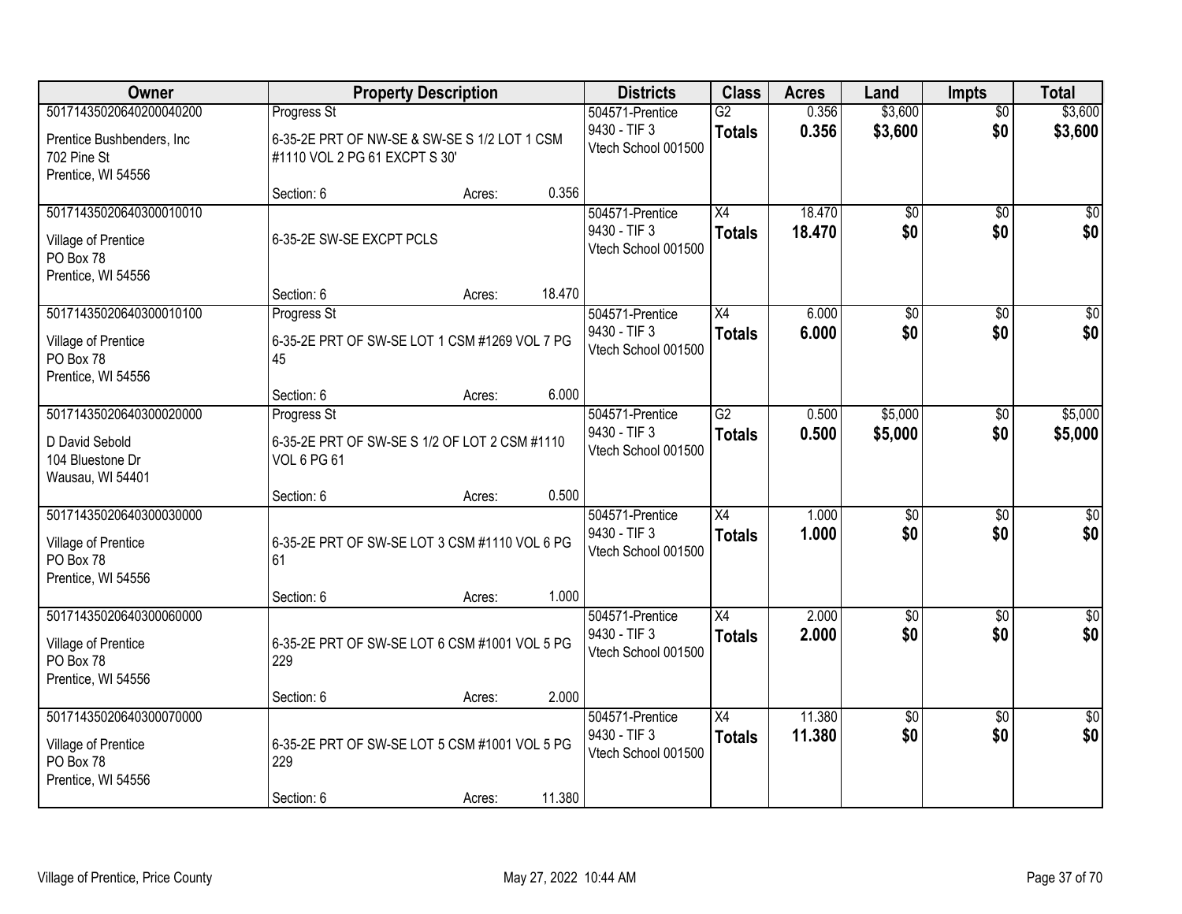| Owner | Property Description | Districts | Class | Acres | Land | Impts | Total |
|---|---|---|---|---|---|---|---|
| 50171435020640200040200<br>Prentice Bushbenders, Inc<br>702 Pine St<br>Prentice, WI 54556 | Progress St<br>6-35-2E PRT OF NW-SE & SW-SE S 1/2 LOT 1 CSM #1110 VOL 2 PG 61 EXCPT S 30'<br>Section: 6 Acres: 0.356 | 504571-Prentice<br>9430 - TIF 3<br>Vtech School 001500 | G2<br>**Totals** | 0.356<br>**0.356** | $3,600<br>**$3,600** | $0<br>**$0** | $3,600<br>**$3,600** |
| 50171435020640300010010<br>Village of Prentice<br>PO Box 78<br>Prentice, WI 54556 | 6-35-2E SW-SE EXCPT PCLS<br>Section: 6 Acres: 18.470 | 504571-Prentice<br>9430 - TIF 3<br>Vtech School 001500 | X4<br>**Totals** | 18.470<br>**18.470** | $0<br>**$0** | $0<br>**$0** | $0<br>**$0** |
| 50171435020640300010100<br>Village of Prentice<br>PO Box 78<br>Prentice, WI 54556 | Progress St<br>6-35-2E PRT OF SW-SE LOT 1 CSM #1269 VOL 7 PG 45<br>Section: 6 Acres: 6.000 | 504571-Prentice<br>9430 - TIF 3<br>Vtech School 001500 | X4<br>**Totals** | 6.000<br>**6.000** | $0<br>**$0** | $0<br>**$0** | $0<br>**$0** |
| 50171435020640300020000<br>D David Sebold<br>104 Bluestone Dr<br>Wausau, WI 54401 | Progress St<br>6-35-2E PRT OF SW-SE S 1/2 OF LOT 2 CSM #1110 VOL 6 PG 61<br>Section: 6 Acres: 0.500 | 504571-Prentice<br>9430 - TIF 3<br>Vtech School 001500 | G2<br>**Totals** | 0.500<br>**0.500** | $5,000<br>**$5,000** | $0<br>**$0** | $5,000<br>**$5,000** |
| 50171435020640300030000<br>Village of Prentice<br>PO Box 78<br>Prentice, WI 54556 | 6-35-2E PRT OF SW-SE LOT 3 CSM #1110 VOL 6 PG 61<br>Section: 6 Acres: 1.000 | 504571-Prentice<br>9430 - TIF 3<br>Vtech School 001500 | X4<br>**Totals** | 1.000<br>**1.000** | $0<br>**$0** | $0<br>**$0** | $0<br>**$0** |
| 50171435020640300060000<br>Village of Prentice<br>PO Box 78<br>Prentice, WI 54556 | 6-35-2E PRT OF SW-SE LOT 6 CSM #1001 VOL 5 PG 229<br>Section: 6 Acres: 2.000 | 504571-Prentice<br>9430 - TIF 3<br>Vtech School 001500 | X4<br>**Totals** | 2.000<br>**2.000** | $0<br>**$0** | $0<br>**$0** | $0<br>**$0** |
| 50171435020640300070000<br>Village of Prentice<br>PO Box 78<br>Prentice, WI 54556 | 6-35-2E PRT OF SW-SE LOT 5 CSM #1001 VOL 5 PG 229<br>Section: 6 Acres: 11.380 | 504571-Prentice<br>9430 - TIF 3<br>Vtech School 001500 | X4<br>**Totals** | 11.380<br>**11.380** | $0<br>**$0** | $0<br>**$0** | $0<br>**$0** |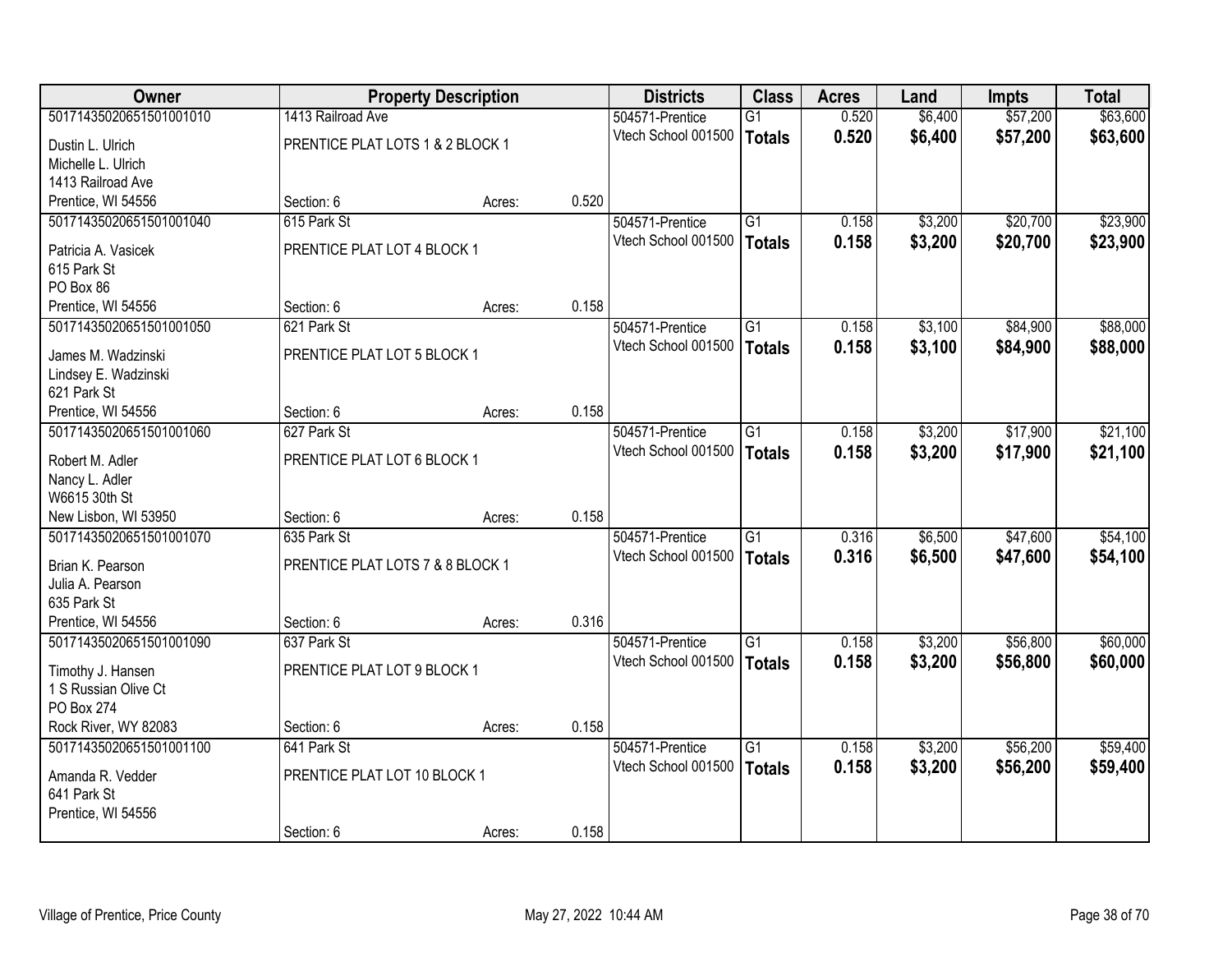| Owner | Property Description | | | Districts | Class | Acres | Land | Impts | Total |
|---|---|---|---|---|---|---|---|---|---|
| 50171435020651501001010 | 1413 Railroad Ave | | | 504571-Prentice | G1 | 0.520 | $6,400 | $57,200 | $63,600 |
| Dustin L. Ulrich<br>Michelle L. Ulrich<br>1413 Railroad Ave<br>Prentice, WI 54556 | PRENTICE PLAT LOTS 1 & 2 BLOCK 1 | | | Vtech School 001500 | **Totals** | **0.520** | **$6,400** | **$57,200** | **$63,600** |
| | Section: 6 | Acres: | 0.520 | | | | | | |
| 50171435020651501001040 | 615 Park St | | | 504571-Prentice | G1 | 0.158 | $3,200 | $20,700 | $23,900 |
| Patricia A. Vasicek<br>615 Park St<br>PO Box 86<br>Prentice, WI 54556 | PRENTICE PLAT LOT 4 BLOCK 1 | | | Vtech School 001500 | **Totals** | **0.158** | **$3,200** | **$20,700** | **$23,900** |
| | Section: 6 | Acres: | 0.158 | | | | | | |
| 50171435020651501001050 | 621 Park St | | | 504571-Prentice | G1 | 0.158 | $3,100 | $84,900 | $88,000 |
| James M. Wadzinski<br>Lindsey E. Wadzinski<br>621 Park St<br>Prentice, WI 54556 | PRENTICE PLAT LOT 5 BLOCK 1 | | | Vtech School 001500 | **Totals** | **0.158** | **$3,100** | **$84,900** | **$88,000** |
| | Section: 6 | Acres: | 0.158 | | | | | | |
| 50171435020651501001060 | 627 Park St | | | 504571-Prentice | G1 | 0.158 | $3,200 | $17,900 | $21,100 |
| Robert M. Adler<br>Nancy L. Adler<br>W6615 30th St<br>New Lisbon, WI 53950 | PRENTICE PLAT LOT 6 BLOCK 1 | | | Vtech School 001500 | **Totals** | **0.158** | **$3,200** | **$17,900** | **$21,100** |
| | Section: 6 | Acres: | 0.158 | | | | | | |
| 50171435020651501001070 | 635 Park St | | | 504571-Prentice | G1 | 0.316 | $6,500 | $47,600 | $54,100 |
| Brian K. Pearson<br>Julia A. Pearson<br>635 Park St<br>Prentice, WI 54556 | PRENTICE PLAT LOTS 7 & 8 BLOCK 1 | | | Vtech School 001500 | **Totals** | **0.316** | **$6,500** | **$47,600** | **$54,100** |
| | Section: 6 | Acres: | 0.316 | | | | | | |
| 50171435020651501001090 | 637 Park St | | | 504571-Prentice | G1 | 0.158 | $3,200 | $56,800 | $60,000 |
| Timothy J. Hansen<br>1 S Russian Olive Ct<br>PO Box 274<br>Rock River, WY 82083 | PRENTICE PLAT LOT 9 BLOCK 1 | | | Vtech School 001500 | **Totals** | **0.158** | **$3,200** | **$56,800** | **$60,000** |
| | Section: 6 | Acres: | 0.158 | | | | | | |
| 50171435020651501001100 | 641 Park St | | | 504571-Prentice | G1 | 0.158 | $3,200 | $56,200 | $59,400 |
| Amanda R. Vedder<br>641 Park St<br>Prentice, WI 54556 | PRENTICE PLAT LOT 10 BLOCK 1 | | | Vtech School 001500 | **Totals** | **0.158** | **$3,200** | **$56,200** | **$59,400** |
| | Section: 6 | Acres: | 0.158 | | | | | | |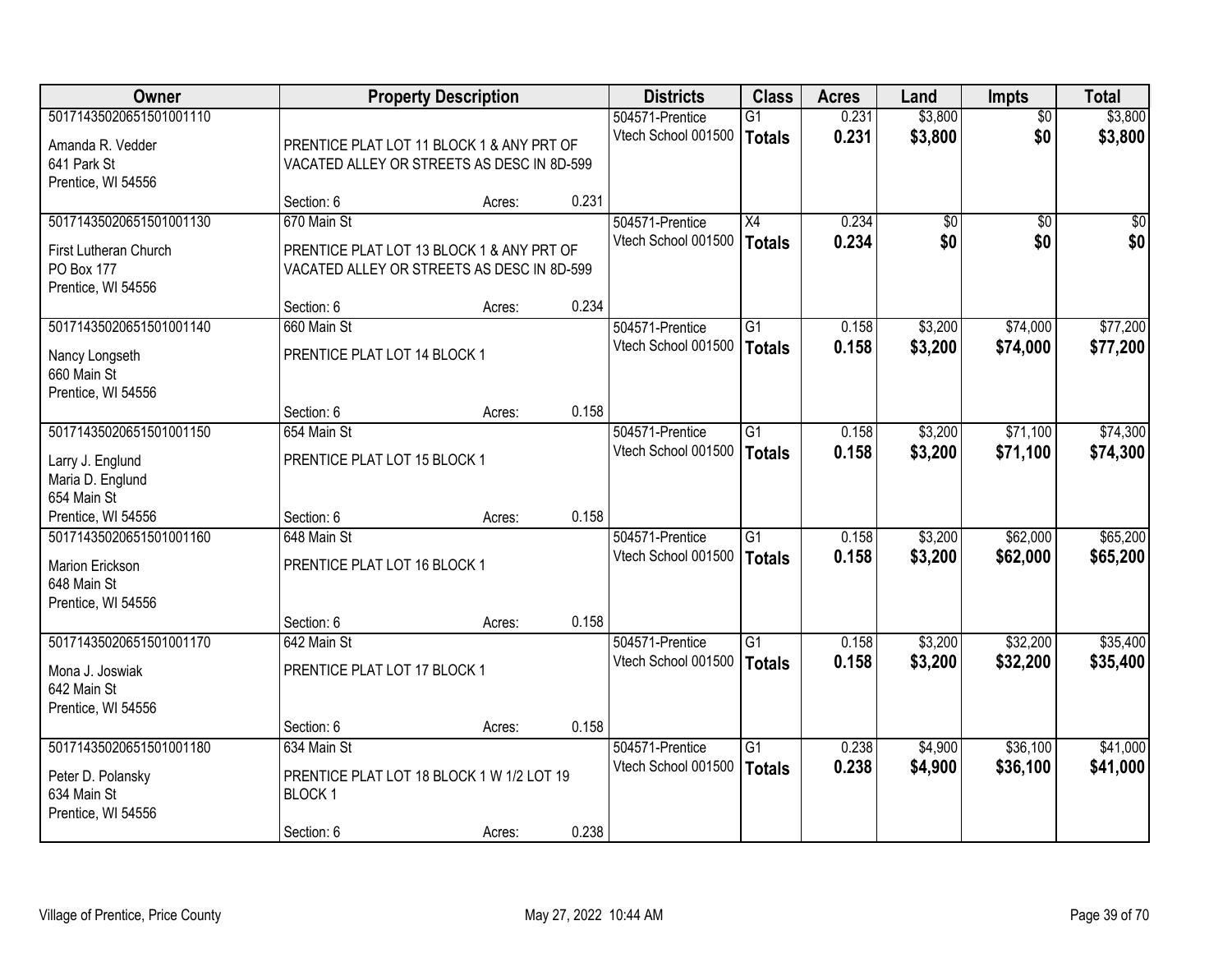| Owner | Property Description | | | Districts | Class | Acres | Land | Impts | Total |
|---|---|---|---|---|---|---|---|---|---|
| 50171435020651501001110<br>Amanda R. Vedder<br>641 Park St<br>Prentice, WI 54556 | PRENTICE PLAT LOT 11 BLOCK 1 & ANY PRT OF VACATED ALLEY OR STREETS AS DESC IN 8D-599<br>Section: 6 | Acres: | 0.231 | 504571-Prentice<br>Vtech School 001500 | G1<br>**Totals** | 0.231<br>**0.231** | $3,800<br>**$3,800** | $0<br>**$0** | $3,800<br>**$3,800** |
| 50171435020651501001130<br>First Lutheran Church<br>PO Box 177<br>Prentice, WI 54556 | 670 Main St<br>PRENTICE PLAT LOT 13 BLOCK 1 & ANY PRT OF VACATED ALLEY OR STREETS AS DESC IN 8D-599<br>Section: 6 | Acres: | 0.234 | 504571-Prentice<br>Vtech School 001500 | X4<br>**Totals** | 0.234<br>**0.234** | $0<br>**$0** | $0<br>**$0** | $0<br>**$0** |
| 50171435020651501001140<br>Nancy Longseth<br>660 Main St<br>Prentice, WI 54556 | 660 Main St<br>PRENTICE PLAT LOT 14 BLOCK 1<br>Section: 6 | Acres: | 0.158 | 504571-Prentice<br>Vtech School 001500 | G1<br>**Totals** | 0.158<br>**0.158** | $3,200<br>**$3,200** | $74,000<br>**$74,000** | $77,200<br>**$77,200** |
| 50171435020651501001150<br>Larry J. Englund<br>Maria D. Englund<br>654 Main St<br>Prentice, WI 54556 | 654 Main St<br>PRENTICE PLAT LOT 15 BLOCK 1<br>Section: 6 | Acres: | 0.158 | 504571-Prentice<br>Vtech School 001500 | G1<br>**Totals** | 0.158<br>**0.158** | $3,200<br>**$3,200** | $71,100<br>**$71,100** | $74,300<br>**$74,300** |
| 50171435020651501001160<br>Marion Erickson<br>648 Main St<br>Prentice, WI 54556 | 648 Main St<br>PRENTICE PLAT LOT 16 BLOCK 1<br>Section: 6 | Acres: | 0.158 | 504571-Prentice<br>Vtech School 001500 | G1<br>**Totals** | 0.158<br>**0.158** | $3,200<br>**$3,200** | $62,000<br>**$62,000** | $65,200<br>**$65,200** |
| 50171435020651501001170<br>Mona J. Joswiak<br>642 Main St<br>Prentice, WI 54556 | 642 Main St<br>PRENTICE PLAT LOT 17 BLOCK 1<br>Section: 6 | Acres: | 0.158 | 504571-Prentice<br>Vtech School 001500 | G1<br>**Totals** | 0.158<br>**0.158** | $3,200<br>**$3,200** | $32,200<br>**$32,200** | $35,400<br>**$35,400** |
| 50171435020651501001180<br>Peter D. Polansky<br>634 Main St<br>Prentice, WI 54556 | 634 Main St<br>PRENTICE PLAT LOT 18 BLOCK 1 W 1/2 LOT 19 BLOCK 1<br>Section: 6 | Acres: | 0.238 | 504571-Prentice<br>Vtech School 001500 | G1<br>**Totals** | 0.238<br>**0.238** | $4,900<br>**$4,900** | $36,100<br>**$36,100** | $41,000<br>**$41,000** |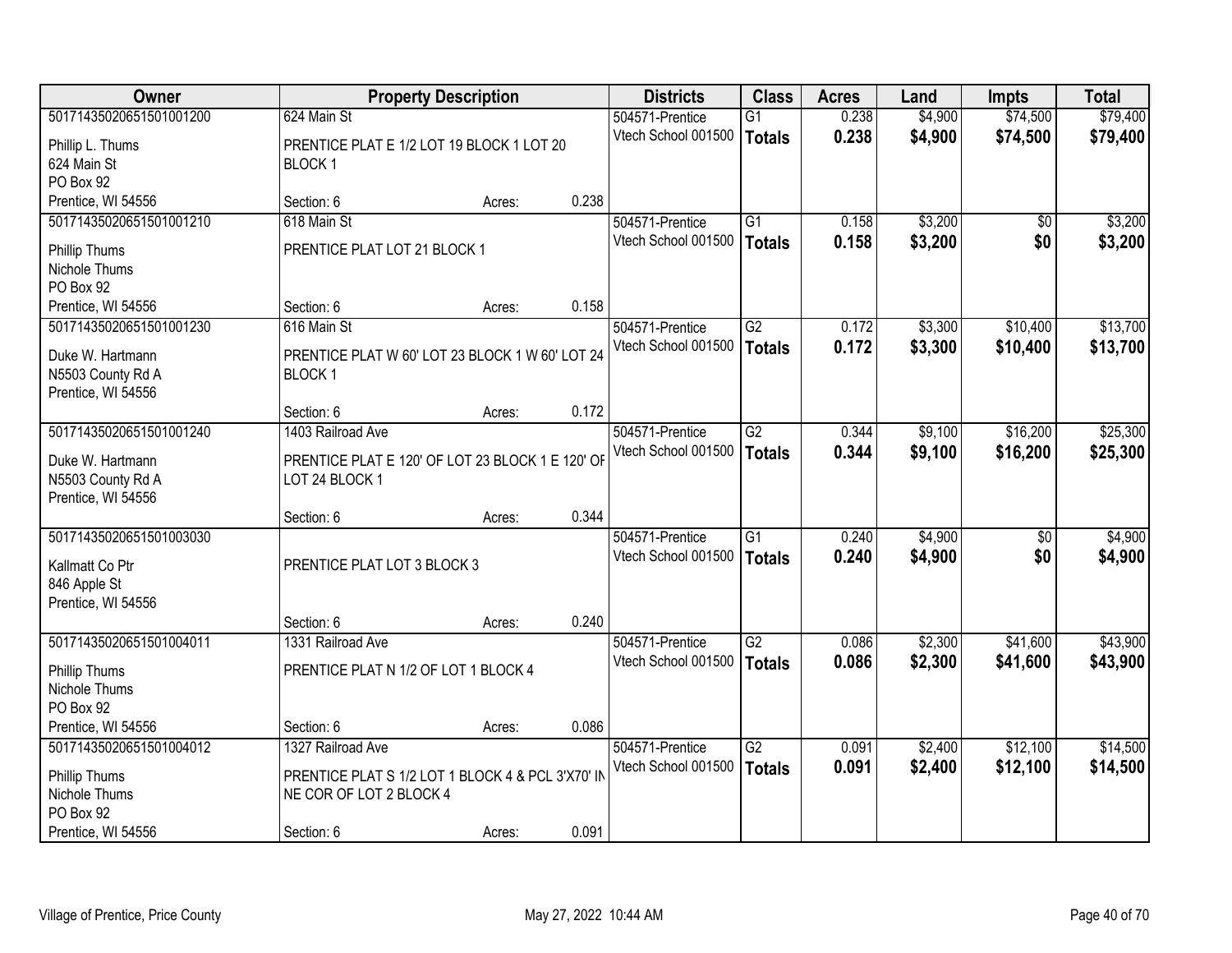| Owner | Property Description | | | Districts | Class | Acres | Land | Impts | Total |
|---|---|---|---|---|---|---|---|---|---|
| 50171435020651501001200 | 624 Main St | | | 504571-Prentice | G1 | 0.238 | $4,900 | $74,500 | $79,400 |
| Phillip L. Thums<br>624 Main St<br>PO Box 92<br>Prentice, WI 54556 | PRENTICE PLAT E 1/2 LOT 19 BLOCK 1 LOT 20 BLOCK 1 | | | Vtech School 001500 | **Totals** | **0.238** | **$4,900** | **$74,500** | **$79,400** |
| | Section: 6 | Acres: | 0.238 | | | | | | |
| 50171435020651501001210 | 618 Main St | | | 504571-Prentice | G1 | 0.158 | $3,200 | $0 | $3,200 |
| Phillip Thums<br>Nichole Thums<br>PO Box 92<br>Prentice, WI 54556 | PRENTICE PLAT LOT 21 BLOCK 1 | | | Vtech School 001500 | **Totals** | **0.158** | **$3,200** | **$0** | **$3,200** |
| | Section: 6 | Acres: | 0.158 | | | | | | |
| 50171435020651501001230 | 616 Main St | | | 504571-Prentice | G2 | 0.172 | $3,300 | $10,400 | $13,700 |
| Duke W. Hartmann<br>N5503 County Rd A<br>Prentice, WI 54556 | PRENTICE PLAT W 60' LOT 23 BLOCK 1 W 60' LOT 24 BLOCK 1 | | | Vtech School 001500 | **Totals** | **0.172** | **$3,300** | **$10,400** | **$13,700** |
| | Section: 6 | Acres: | 0.172 | | | | | | |
| 50171435020651501001240 | 1403 Railroad Ave | | | 504571-Prentice | G2 | 0.344 | $9,100 | $16,200 | $25,300 |
| Duke W. Hartmann<br>N5503 County Rd A<br>Prentice, WI 54556 | PRENTICE PLAT E 120' OF LOT 23 BLOCK 1 E 120' OF LOT 24 BLOCK 1 | | | Vtech School 001500 | **Totals** | **0.344** | **$9,100** | **$16,200** | **$25,300** |
| | Section: 6 | Acres: | 0.344 | | | | | | |
| 50171435020651501003030 | | | | 504571-Prentice | G1 | 0.240 | $4,900 | $0 | $4,900 |
| Kallmatt Co Ptr<br>846 Apple St<br>Prentice, WI 54556 | PRENTICE PLAT LOT 3 BLOCK 3 | | | Vtech School 001500 | **Totals** | **0.240** | **$4,900** | **$0** | **$4,900** |
| | Section: 6 | Acres: | 0.240 | | | | | | |
| 50171435020651501004011 | 1331 Railroad Ave | | | 504571-Prentice | G2 | 0.086 | $2,300 | $41,600 | $43,900 |
| Phillip Thums<br>Nichole Thums<br>PO Box 92<br>Prentice, WI 54556 | PRENTICE PLAT N 1/2 OF LOT 1 BLOCK 4 | | | Vtech School 001500 | **Totals** | **0.086** | **$2,300** | **$41,600** | **$43,900** |
| | Section: 6 | Acres: | 0.086 | | | | | | |
| 50171435020651501004012 | 1327 Railroad Ave | | | 504571-Prentice | G2 | 0.091 | $2,400 | $12,100 | $14,500 |
| Phillip Thums<br>Nichole Thums<br>PO Box 92<br>Prentice, WI 54556 | PRENTICE PLAT S 1/2 LOT 1 BLOCK 4 & PCL 3'X70' IN NE COR OF LOT 2 BLOCK 4 | | | Vtech School 001500 | **Totals** | **0.091** | **$2,400** | **$12,100** | **$14,500** |
| | Section: 6 | Acres: | 0.091 | | | | | | |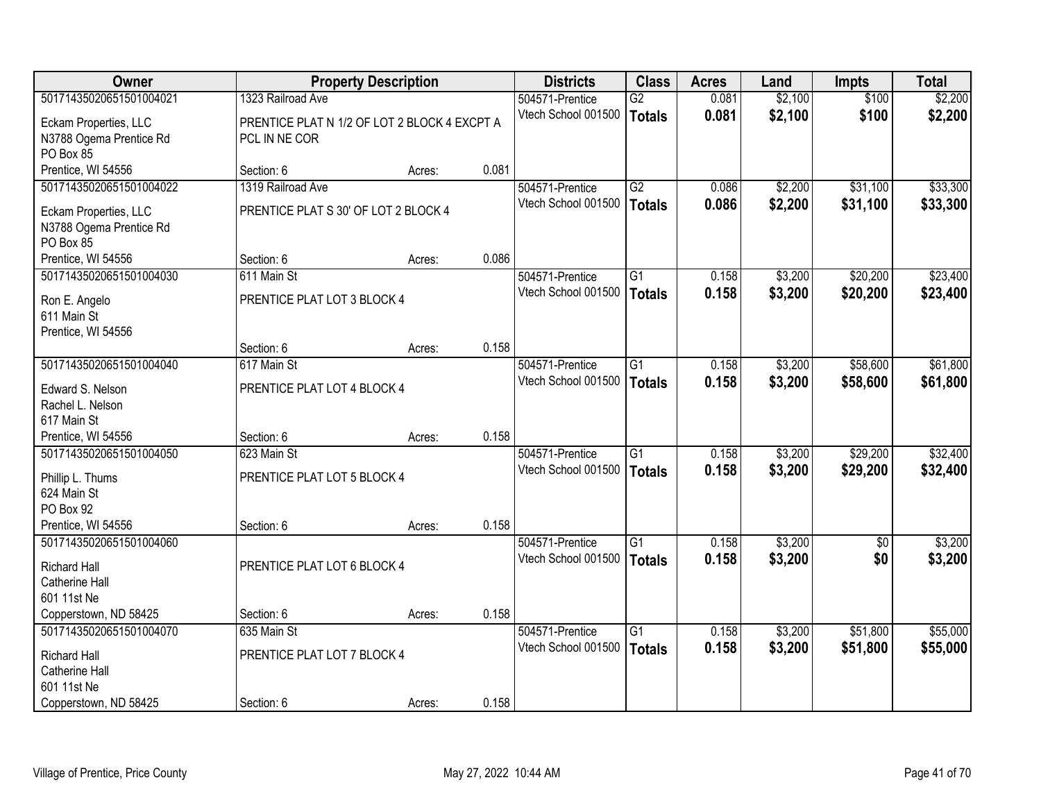| Owner | Property Description | | | Districts | Class | Acres | Land | Impts | Total |
|---|---|---|---|---|---|---|---|---|---|
| 50171435020651501004021 | 1323 Railroad Ave | | | 504571-Prentice | G2 | 0.081 | $2,100 | $100 | $2,200 |
| Eckam Properties, LLC<br>N3788 Ogema Prentice Rd<br>PO Box 85<br>Prentice, WI 54556 | PRENTICE PLAT N 1/2 OF LOT 2 BLOCK 4 EXCPT A PCL IN NE COR | | | Vtech School 001500 | **Totals** | **0.081** | **$2,100** | **$100** | **$2,200** |
| | Section: 6 | Acres: | 0.081 | | | | | | |
| 50171435020651501004022 | 1319 Railroad Ave | | | 504571-Prentice | G2 | 0.086 | $2,200 | $31,100 | $33,300 |
| Eckam Properties, LLC<br>N3788 Ogema Prentice Rd<br>PO Box 85<br>Prentice, WI 54556 | PRENTICE PLAT S 30' OF LOT 2 BLOCK 4 | | | Vtech School 001500 | **Totals** | **0.086** | **$2,200** | **$31,100** | **$33,300** |
| | Section: 6 | Acres: | 0.086 | | | | | | |
| 50171435020651501004030 | 611 Main St | | | 504571-Prentice | G1 | 0.158 | $3,200 | $20,200 | $23,400 |
| Ron E. Angelo<br>611 Main St<br>Prentice, WI 54556 | PRENTICE PLAT LOT 3 BLOCK 4 | | | Vtech School 001500 | **Totals** | **0.158** | **$3,200** | **$20,200** | **$23,400** |
| | Section: 6 | Acres: | 0.158 | | | | | | |
| 50171435020651501004040 | 617 Main St | | | 504571-Prentice | G1 | 0.158 | $3,200 | $58,600 | $61,800 |
| Edward S. Nelson<br>Rachel L. Nelson<br>617 Main St<br>Prentice, WI 54556 | PRENTICE PLAT LOT 4 BLOCK 4 | | | Vtech School 001500 | **Totals** | **0.158** | **$3,200** | **$58,600** | **$61,800** |
| | Section: 6 | Acres: | 0.158 | | | | | | |
| 50171435020651501004050 | 623 Main St | | | 504571-Prentice | G1 | 0.158 | $3,200 | $29,200 | $32,400 |
| Phillip L. Thums<br>624 Main St<br>PO Box 92<br>Prentice, WI 54556 | PRENTICE PLAT LOT 5 BLOCK 4 | | | Vtech School 001500 | **Totals** | **0.158** | **$3,200** | **$29,200** | **$32,400** |
| | Section: 6 | Acres: | 0.158 | | | | | | |
| 50171435020651501004060 | | | | 504571-Prentice | G1 | 0.158 | $3,200 | $0 | $3,200 |
| Richard Hall<br>Catherine Hall<br>601 11st Ne<br>Copperstown, ND 58425 | PRENTICE PLAT LOT 6 BLOCK 4 | | | Vtech School 001500 | **Totals** | **0.158** | **$3,200** | **$0** | **$3,200** |
| | Section: 6 | Acres: | 0.158 | | | | | | |
| 50171435020651501004070 | 635 Main St | | | 504571-Prentice | G1 | 0.158 | $3,200 | $51,800 | $55,000 |
| Richard Hall<br>Catherine Hall<br>601 11st Ne<br>Copperstown, ND 58425 | PRENTICE PLAT LOT 7 BLOCK 4 | | | Vtech School 001500 | **Totals** | **0.158** | **$3,200** | **$51,800** | **$55,000** |
| | Section: 6 | Acres: | 0.158 | | | | | | |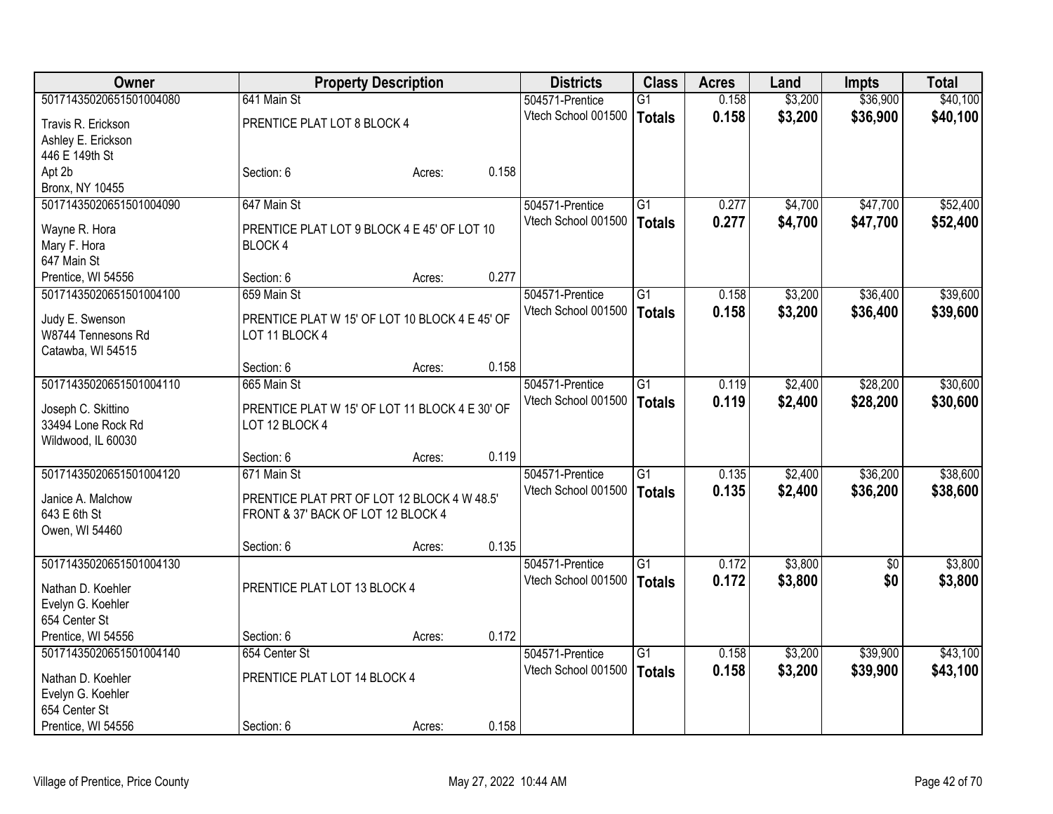| Owner | Property Description | | | Districts | Class | Acres | Land | Impts | Total |
|---|---|---|---|---|---|---|---|---|---|
| 50171435020651501004080 | 641 Main St | | | 504571-Prentice | G1 | 0.158 | $3,200 | $36,900 | $40,100 |
| Travis R. Erickson<br>Ashley E. Erickson<br>446 E 149th St<br>Apt 2b<br>Bronx, NY 10455 | PRENTICE PLAT LOT 8 BLOCK 4 | | | Vtech School 001500 | **Totals** | **0.158** | **$3,200** | **$36,900** | **$40,100** |
| | Section: 6 | Acres: | 0.158 | | | | | | |
| 50171435020651501004090 | 647 Main St | | | 504571-Prentice | G1 | 0.277 | $4,700 | $47,700 | $52,400 |
| Wayne R. Hora<br>Mary F. Hora<br>647 Main St<br>Prentice, WI 54556 | PRENTICE PLAT LOT 9 BLOCK 4 E 45' OF LOT 10 BLOCK 4 | | | Vtech School 001500 | **Totals** | **0.277** | **$4,700** | **$47,700** | **$52,400** |
| | Section: 6 | Acres: | 0.277 | | | | | | |
| 50171435020651501004100 | 659 Main St | | | 504571-Prentice | G1 | 0.158 | $3,200 | $36,400 | $39,600 |
| Judy E. Swenson<br>W8744 Tennesons Rd<br>Catawba, WI 54515 | PRENTICE PLAT W 15' OF LOT 10 BLOCK 4 E 45' OF LOT 11 BLOCK 4 | | | Vtech School 001500 | **Totals** | **0.158** | **$3,200** | **$36,400** | **$39,600** |
| | Section: 6 | Acres: | 0.158 | | | | | | |
| 50171435020651501004110 | 665 Main St | | | 504571-Prentice | G1 | 0.119 | $2,400 | $28,200 | $30,600 |
| Joseph C. Skittino<br>33494 Lone Rock Rd<br>Wildwood, IL 60030 | PRENTICE PLAT W 15' OF LOT 11 BLOCK 4 E 30' OF LOT 12 BLOCK 4 | | | Vtech School 001500 | **Totals** | **0.119** | **$2,400** | **$28,200** | **$30,600** |
| | Section: 6 | Acres: | 0.119 | | | | | | |
| 50171435020651501004120 | 671 Main St | | | 504571-Prentice | G1 | 0.135 | $2,400 | $36,200 | $38,600 |
| Janice A. Malchow<br>643 E 6th St<br>Owen, WI 54460 | PRENTICE PLAT PRT OF LOT 12 BLOCK 4 W 48.5' FRONT & 37' BACK OF LOT 12 BLOCK 4 | | | Vtech School 001500 | **Totals** | **0.135** | **$2,400** | **$36,200** | **$38,600** |
| | Section: 6 | Acres: | 0.135 | | | | | | |
| 50171435020651501004130 | | | | 504571-Prentice | G1 | 0.172 | $3,800 | $0 | $3,800 |
| Nathan D. Koehler<br>Evelyn G. Koehler<br>654 Center St<br>Prentice, WI 54556 | PRENTICE PLAT LOT 13 BLOCK 4 | | | Vtech School 001500 | **Totals** | **0.172** | **$3,800** | **$0** | **$3,800** |
| | Section: 6 | Acres: | 0.172 | | | | | | |
| 50171435020651501004140 | 654 Center St | | | 504571-Prentice | G1 | 0.158 | $3,200 | $39,900 | $43,100 |
| Nathan D. Koehler<br>Evelyn G. Koehler<br>654 Center St<br>Prentice, WI 54556 | PRENTICE PLAT LOT 14 BLOCK 4 | | | Vtech School 001500 | **Totals** | **0.158** | **$3,200** | **$39,900** | **$43,100** |
| | Section: 6 | Acres: | 0.158 | | | | | | |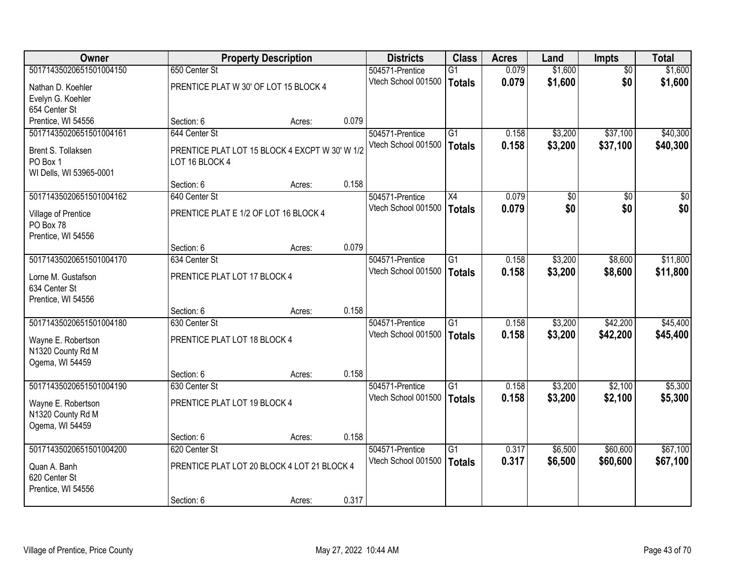| Owner | Property Description | | | Districts | Class | Acres | Land | Impts | Total |
|---|---|---|---|---|---|---|---|---|---|
| 50171435020651501004150 | 650 Center St | | | 504571-Prentice | G1 | 0.079 | $1,600 | $0 | $1,600 |
| Nathan D. Koehler<br>Evelyn G. Koehler<br>654 Center St<br>Prentice, WI 54556 | PRENTICE PLAT W 30' OF LOT 15 BLOCK 4 | | | Vtech School 001500 | **Totals** | **0.079** | **$1,600** | **$0** | **$1,600** |
| | Section: 6 | Acres: | 0.079 | | | | | | |
| 50171435020651501004161 | 644 Center St | | | 504571-Prentice | G1 | 0.158 | $3,200 | $37,100 | $40,300 |
| Brent S. Tollaksen<br>PO Box 1<br>WI Dells, WI 53965-0001 | PRENTICE PLAT LOT 15 BLOCK 4 EXCPT W 30' W 1/2 LOT 16 BLOCK 4 | | | Vtech School 001500 | **Totals** | **0.158** | **$3,200** | **$37,100** | **$40,300** |
| | Section: 6 | Acres: | 0.158 | | | | | | |
| 50171435020651501004162 | 640 Center St | | | 504571-Prentice | X4 | 0.079 | $0 | $0 | $0 |
| Village of Prentice<br>PO Box 78<br>Prentice, WI 54556 | PRENTICE PLAT E 1/2 OF LOT 16 BLOCK 4 | | | Vtech School 001500 | **Totals** | **0.079** | **$0** | **$0** | **$0** |
| | Section: 6 | Acres: | 0.079 | | | | | | |
| 50171435020651501004170 | 634 Center St | | | 504571-Prentice | G1 | 0.158 | $3,200 | $8,600 | $11,800 |
| Lorne M. Gustafson<br>634 Center St<br>Prentice, WI 54556 | PRENTICE PLAT LOT 17 BLOCK 4 | | | Vtech School 001500 | **Totals** | **0.158** | **$3,200** | **$8,600** | **$11,800** |
| | Section: 6 | Acres: | 0.158 | | | | | | |
| 50171435020651501004180 | 630 Center St | | | 504571-Prentice | G1 | 0.158 | $3,200 | $42,200 | $45,400 |
| Wayne E. Robertson<br>N1320 County Rd M<br>Ogema, WI 54459 | PRENTICE PLAT LOT 18 BLOCK 4 | | | Vtech School 001500 | **Totals** | **0.158** | **$3,200** | **$42,200** | **$45,400** |
| | Section: 6 | Acres: | 0.158 | | | | | | |
| 50171435020651501004190 | 630 Center St | | | 504571-Prentice | G1 | 0.158 | $3,200 | $2,100 | $5,300 |
| Wayne E. Robertson<br>N1320 County Rd M<br>Ogema, WI 54459 | PRENTICE PLAT LOT 19 BLOCK 4 | | | Vtech School 001500 | **Totals** | **0.158** | **$3,200** | **$2,100** | **$5,300** |
| | Section: 6 | Acres: | 0.158 | | | | | | |
| 50171435020651501004200 | 620 Center St | | | 504571-Prentice | G1 | 0.317 | $6,500 | $60,600 | $67,100 |
| Quan A. Banh<br>620 Center St<br>Prentice, WI 54556 | PRENTICE PLAT LOT 20 BLOCK 4 LOT 21 BLOCK 4 | | | Vtech School 001500 | **Totals** | **0.317** | **$6,500** | **$60,600** | **$67,100** |
| | Section: 6 | Acres: | 0.317 | | | | | | |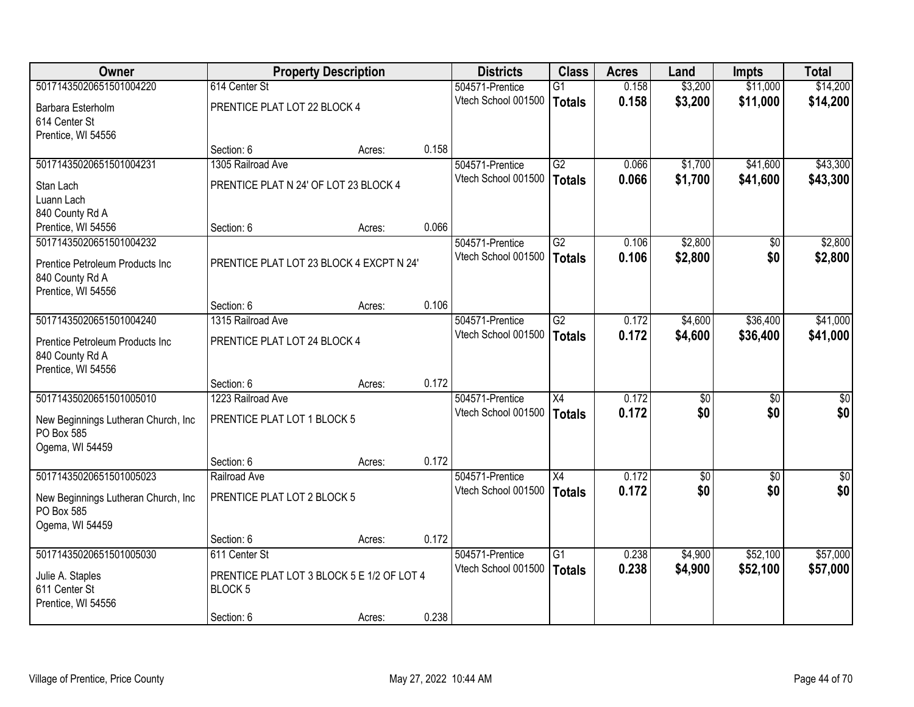| Owner | Property Description | | | Districts | Class | Acres | Land | Impts | Total |
|---|---|---|---|---|---|---|---|---|---|
| 50171435020651501004220 | 614 Center St | | | 504571-Prentice | G1 | 0.158 | $3,200 | $11,000 | $14,200 |
| Barbara Esterholm<br>614 Center St<br>Prentice, WI 54556 | PRENTICE PLAT LOT 22 BLOCK 4 | | | Vtech School 001500 | **Totals** | **0.158** | **$3,200** | **$11,000** | **$14,200** |
| | Section: 6 | Acres: | 0.158 | | | | | | |
| 50171435020651501004231 | 1305 Railroad Ave | | | 504571-Prentice | G2 | 0.066 | $1,700 | $41,600 | $43,300 |
| Stan Lach<br>Luann Lach<br>840 County Rd A<br>Prentice, WI 54556 | PRENTICE PLAT N 24' OF LOT 23 BLOCK 4 | | | Vtech School 001500 | **Totals** | **0.066** | **$1,700** | **$41,600** | **$43,300** |
| | Section: 6 | Acres: | 0.066 | | | | | | |
| 50171435020651501004232 | | | | 504571-Prentice | G2 | 0.106 | $2,800 | $0 | $2,800 |
| Prentice Petroleum Products Inc<br>840 County Rd A<br>Prentice, WI 54556 | PRENTICE PLAT LOT 23 BLOCK 4 EXCPT N 24' | | | Vtech School 001500 | **Totals** | **0.106** | **$2,800** | **$0** | **$2,800** |
| | Section: 6 | Acres: | 0.106 | | | | | | |
| 50171435020651501004240 | 1315 Railroad Ave | | | 504571-Prentice | G2 | 0.172 | $4,600 | $36,400 | $41,000 |
| Prentice Petroleum Products Inc<br>840 County Rd A<br>Prentice, WI 54556 | PRENTICE PLAT LOT 24 BLOCK 4 | | | Vtech School 001500 | **Totals** | **0.172** | **$4,600** | **$36,400** | **$41,000** |
| | Section: 6 | Acres: | 0.172 | | | | | | |
| 50171435020651501005010 | 1223 Railroad Ave | | | 504571-Prentice | X4 | 0.172 | $0 | $0 | $0 |
| New Beginnings Lutheran Church, Inc<br>PO Box 585<br>Ogema, WI 54459 | PRENTICE PLAT LOT 1 BLOCK 5 | | | Vtech School 001500 | **Totals** | **0.172** | **$0** | **$0** | **$0** |
| | Section: 6 | Acres: | 0.172 | | | | | | |
| 50171435020651501005023 | Railroad Ave | | | 504571-Prentice | X4 | 0.172 | $0 | $0 | $0 |
| New Beginnings Lutheran Church, Inc<br>PO Box 585<br>Ogema, WI 54459 | PRENTICE PLAT LOT 2 BLOCK 5 | | | Vtech School 001500 | **Totals** | **0.172** | **$0** | **$0** | **$0** |
| | Section: 6 | Acres: | 0.172 | | | | | | |
| 50171435020651501005030 | 611 Center St | | | 504571-Prentice | G1 | 0.238 | $4,900 | $52,100 | $57,000 |
| Julie A. Staples<br>611 Center St<br>Prentice, WI 54556 | PRENTICE PLAT LOT 3 BLOCK 5 E 1/2 OF LOT 4 BLOCK 5 | | | Vtech School 001500 | **Totals** | **0.238** | **$4,900** | **$52,100** | **$57,000** |
| | Section: 6 | Acres: | 0.238 | | | | | | |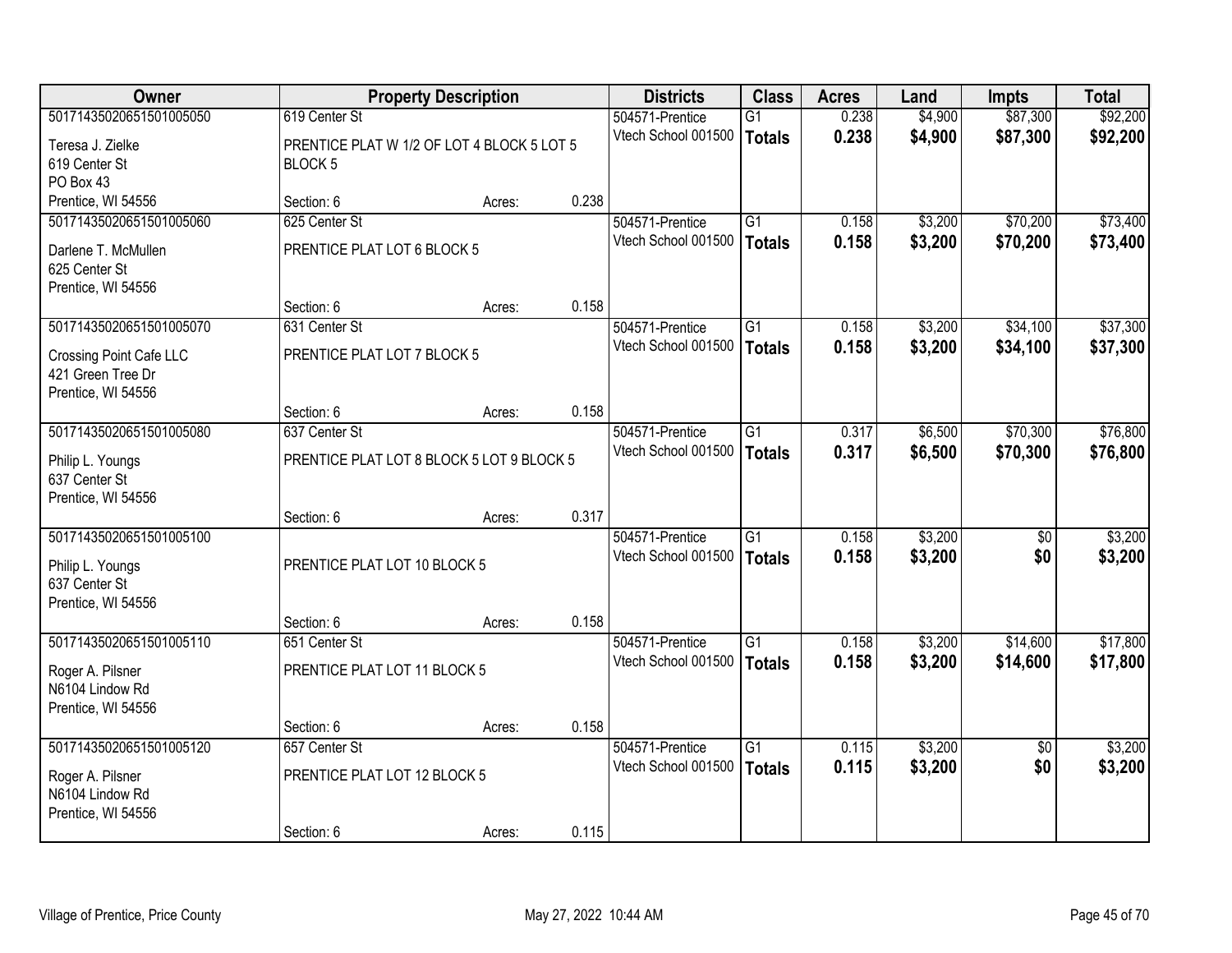| Owner | Property Description | | | Districts | Class | Acres | Land | Impts | Total |
|---|---|---|---|---|---|---|---|---|---|
| 50171435020651501005050 | 619 Center St | | | 504571-Prentice | G1 | 0.238 | $4,900 | $87,300 | $92,200 |
| Teresa J. Zielke<br>619 Center St<br>PO Box 43<br>Prentice, WI 54556 | PRENTICE PLAT W 1/2 OF LOT 4 BLOCK 5 LOT 5 BLOCK 5 | | | Vtech School 001500 | **Totals** | **0.238** | **$4,900** | **$87,300** | **$92,200** |
| | Section: 6 | Acres: | 0.238 | | | | | | |
| 50171435020651501005060 | 625 Center St | | | 504571-Prentice | G1 | 0.158 | $3,200 | $70,200 | $73,400 |
| Darlene T. McMullen<br>625 Center St<br>Prentice, WI 54556 | PRENTICE PLAT LOT 6 BLOCK 5 | | | Vtech School 001500 | **Totals** | **0.158** | **$3,200** | **$70,200** | **$73,400** |
| | Section: 6 | Acres: | 0.158 | | | | | | |
| 50171435020651501005070 | 631 Center St | | | 504571-Prentice | G1 | 0.158 | $3,200 | $34,100 | $37,300 |
| Crossing Point Cafe LLC<br>421 Green Tree Dr<br>Prentice, WI 54556 | PRENTICE PLAT LOT 7 BLOCK 5 | | | Vtech School 001500 | **Totals** | **0.158** | **$3,200** | **$34,100** | **$37,300** |
| | Section: 6 | Acres: | 0.158 | | | | | | |
| 50171435020651501005080 | 637 Center St | | | 504571-Prentice | G1 | 0.317 | $6,500 | $70,300 | $76,800 |
| Philip L. Youngs<br>637 Center St<br>Prentice, WI 54556 | PRENTICE PLAT LOT 8 BLOCK 5 LOT 9 BLOCK 5 | | | Vtech School 001500 | **Totals** | **0.317** | **$6,500** | **$70,300** | **$76,800** |
| | Section: 6 | Acres: | 0.317 | | | | | | |
| 50171435020651501005100 | | | | 504571-Prentice | G1 | 0.158 | $3,200 | $0 | $3,200 |
| Philip L. Youngs<br>637 Center St<br>Prentice, WI 54556 | PRENTICE PLAT LOT 10 BLOCK 5 | | | Vtech School 001500 | **Totals** | **0.158** | **$3,200** | **$0** | **$3,200** |
| | Section: 6 | Acres: | 0.158 | | | | | | |
| 50171435020651501005110 | 651 Center St | | | 504571-Prentice | G1 | 0.158 | $3,200 | $14,600 | $17,800 |
| Roger A. Pilsner<br>N6104 Lindow Rd<br>Prentice, WI 54556 | PRENTICE PLAT LOT 11 BLOCK 5 | | | Vtech School 001500 | **Totals** | **0.158** | **$3,200** | **$14,600** | **$17,800** |
| | Section: 6 | Acres: | 0.158 | | | | | | |
| 50171435020651501005120 | 657 Center St | | | 504571-Prentice | G1 | 0.115 | $3,200 | $0 | $3,200 |
| Roger A. Pilsner<br>N6104 Lindow Rd<br>Prentice, WI 54556 | PRENTICE PLAT LOT 12 BLOCK 5 | | | Vtech School 001500 | **Totals** | **0.115** | **$3,200** | **$0** | **$3,200** |
| | Section: 6 | Acres: | 0.115 | | | | | | |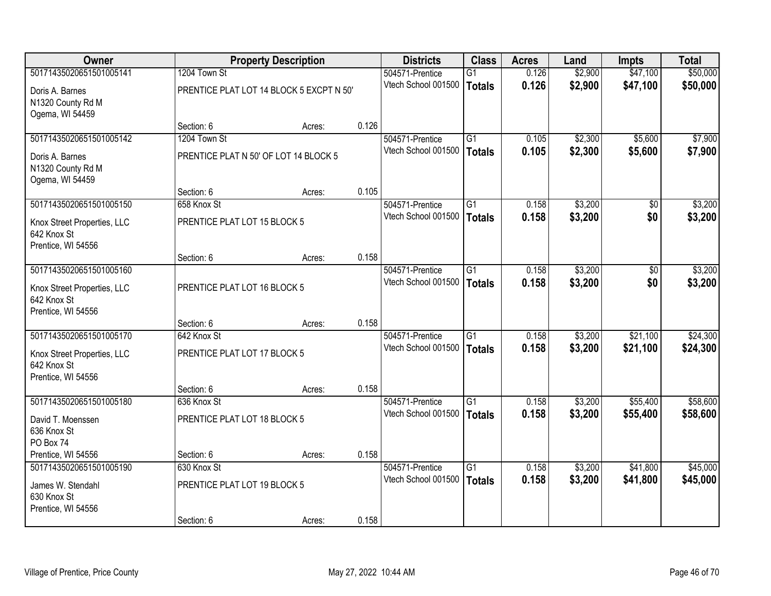| Owner | Property Description | | | Districts | Class | Acres | Land | Impts | Total |
|---|---|---|---|---|---|---|---|---|---|
| 50171435020651501005141 | 1204 Town St | | | 504571-Prentice | G1 | 0.126 | $2,900 | $47,100 | $50,000 |
| Doris A. Barnes<br>N1320 County Rd M<br>Ogema, WI 54459 | PRENTICE PLAT LOT 14 BLOCK 5 EXCPT N 50' | | | Vtech School 001500 | **Totals** | **0.126** | **$2,900** | **$47,100** | **$50,000** |
| | Section: 6 | Acres: | 0.126 | | | | | | |
| 50171435020651501005142 | 1204 Town St | | | 504571-Prentice | G1 | 0.105 | $2,300 | $5,600 | $7,900 |
| Doris A. Barnes<br>N1320 County Rd M<br>Ogema, WI 54459 | PRENTICE PLAT N 50' OF LOT 14 BLOCK 5 | | | Vtech School 001500 | **Totals** | **0.105** | **$2,300** | **$5,600** | **$7,900** |
| | Section: 6 | Acres: | 0.105 | | | | | | |
| 50171435020651501005150 | 658 Knox St | | | 504571-Prentice | G1 | 0.158 | $3,200 | $0 | $3,200 |
| Knox Street Properties, LLC<br>642 Knox St<br>Prentice, WI 54556 | PRENTICE PLAT LOT 15 BLOCK 5 | | | Vtech School 001500 | **Totals** | **0.158** | **$3,200** | **$0** | **$3,200** |
| | Section: 6 | Acres: | 0.158 | | | | | | |
| 50171435020651501005160 | | | | 504571-Prentice | G1 | 0.158 | $3,200 | $0 | $3,200 |
| Knox Street Properties, LLC<br>642 Knox St<br>Prentice, WI 54556 | PRENTICE PLAT LOT 16 BLOCK 5 | | | Vtech School 001500 | **Totals** | **0.158** | **$3,200** | **$0** | **$3,200** |
| | Section: 6 | Acres: | 0.158 | | | | | | |
| 50171435020651501005170 | 642 Knox St | | | 504571-Prentice | G1 | 0.158 | $3,200 | $21,100 | $24,300 |
| Knox Street Properties, LLC<br>642 Knox St<br>Prentice, WI 54556 | PRENTICE PLAT LOT 17 BLOCK 5 | | | Vtech School 001500 | **Totals** | **0.158** | **$3,200** | **$21,100** | **$24,300** |
| | Section: 6 | Acres: | 0.158 | | | | | | |
| 50171435020651501005180 | 636 Knox St | | | 504571-Prentice | G1 | 0.158 | $3,200 | $55,400 | $58,600 |
| David T. Moenssen<br>636 Knox St<br>PO Box 74<br>Prentice, WI 54556 | PRENTICE PLAT LOT 18 BLOCK 5 | | | Vtech School 001500 | **Totals** | **0.158** | **$3,200** | **$55,400** | **$58,600** |
| | Section: 6 | Acres: | 0.158 | | | | | | |
| 50171435020651501005190 | 630 Knox St | | | 504571-Prentice | G1 | 0.158 | $3,200 | $41,800 | $45,000 |
| James W. Stendahl<br>630 Knox St<br>Prentice, WI 54556 | PRENTICE PLAT LOT 19 BLOCK 5 | | | Vtech School 001500 | **Totals** | **0.158** | **$3,200** | **$41,800** | **$45,000** |
| | Section: 6 | Acres: | 0.158 | | | | | | |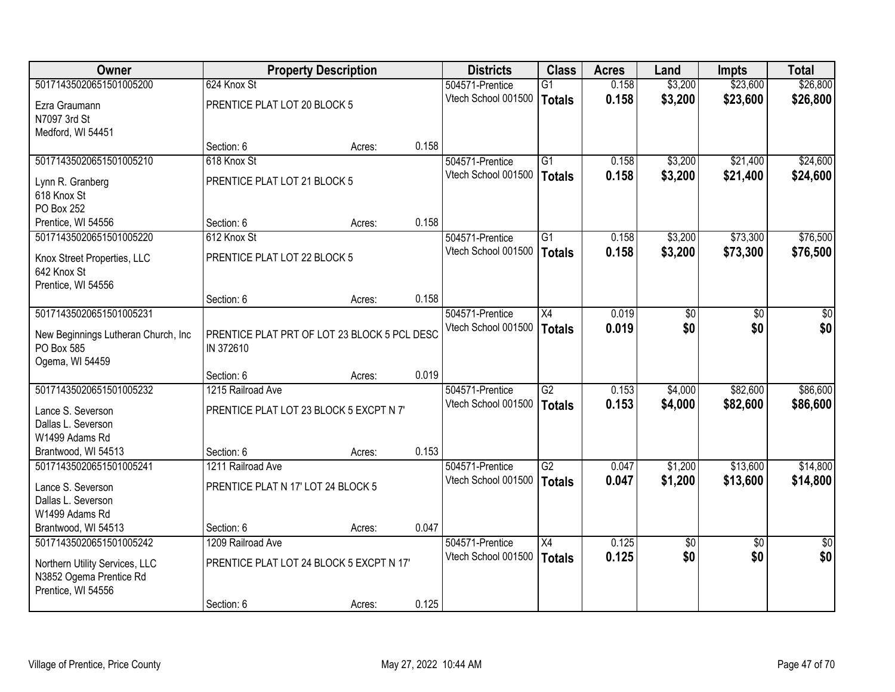| Owner | Property Description | | | Districts | Class | Acres | Land | Impts | Total |
|---|---|---|---|---|---|---|---|---|---|
| 50171435020651501005200 | 624 Knox St | | | 504571-Prentice | G1 | 0.158 | $3,200 | $23,600 | $26,800 |
| Ezra Graumann<br>N7097 3rd St<br>Medford, WI 54451 | PRENTICE PLAT LOT 20 BLOCK 5 | | | Vtech School 001500 | **Totals** | **0.158** | **$3,200** | **$23,600** | **$26,800** |
| | Section: 6 | Acres: | 0.158 | | | | | | |
| 50171435020651501005210 | 618 Knox St | | | 504571-Prentice | G1 | 0.158 | $3,200 | $21,400 | $24,600 |
| Lynn R. Granberg<br>618 Knox St<br>PO Box 252<br>Prentice, WI 54556 | PRENTICE PLAT LOT 21 BLOCK 5 | | | Vtech School 001500 | **Totals** | **0.158** | **$3,200** | **$21,400** | **$24,600** |
| | Section: 6 | Acres: | 0.158 | | | | | | |
| 50171435020651501005220 | 612 Knox St | | | 504571-Prentice | G1 | 0.158 | $3,200 | $73,300 | $76,500 |
| Knox Street Properties, LLC<br>642 Knox St<br>Prentice, WI 54556 | PRENTICE PLAT LOT 22 BLOCK 5 | | | Vtech School 001500 | **Totals** | **0.158** | **$3,200** | **$73,300** | **$76,500** |
| | Section: 6 | Acres: | 0.158 | | | | | | |
| 50171435020651501005231 | | | | 504571-Prentice | X4 | 0.019 | $0 | $0 | $0 |
| New Beginnings Lutheran Church, Inc<br>PO Box 585<br>Ogema, WI 54459 | PRENTICE PLAT PRT OF LOT 23 BLOCK 5 PCL DESC IN 372610 | | | Vtech School 001500 | **Totals** | **0.019** | **$0** | **$0** | **$0** |
| | Section: 6 | Acres: | 0.019 | | | | | | |
| 50171435020651501005232 | 1215 Railroad Ave | | | 504571-Prentice | G2 | 0.153 | $4,000 | $82,600 | $86,600 |
| Lance S. Severson<br>Dallas L. Severson<br>W1499 Adams Rd<br>Brantwood, WI 54513 | PRENTICE PLAT LOT 23 BLOCK 5 EXCPT N 7' | | | Vtech School 001500 | **Totals** | **0.153** | **$4,000** | **$82,600** | **$86,600** |
| | Section: 6 | Acres: | 0.153 | | | | | | |
| 50171435020651501005241 | 1211 Railroad Ave | | | 504571-Prentice | G2 | 0.047 | $1,200 | $13,600 | $14,800 |
| Lance S. Severson<br>Dallas L. Severson<br>W1499 Adams Rd<br>Brantwood, WI 54513 | PRENTICE PLAT N 17' LOT 24 BLOCK 5 | | | Vtech School 001500 | **Totals** | **0.047** | **$1,200** | **$13,600** | **$14,800** |
| | Section: 6 | Acres: | 0.047 | | | | | | |
| 50171435020651501005242 | 1209 Railroad Ave | | | 504571-Prentice | X4 | 0.125 | $0 | $0 | $0 |
| Northern Utility Services, LLC<br>N3852 Ogema Prentice Rd<br>Prentice, WI 54556 | PRENTICE PLAT LOT 24 BLOCK 5 EXCPT N 17' | | | Vtech School 001500 | **Totals** | **0.125** | **$0** | **$0** | **$0** |
| | Section: 6 | Acres: | 0.125 | | | | | | |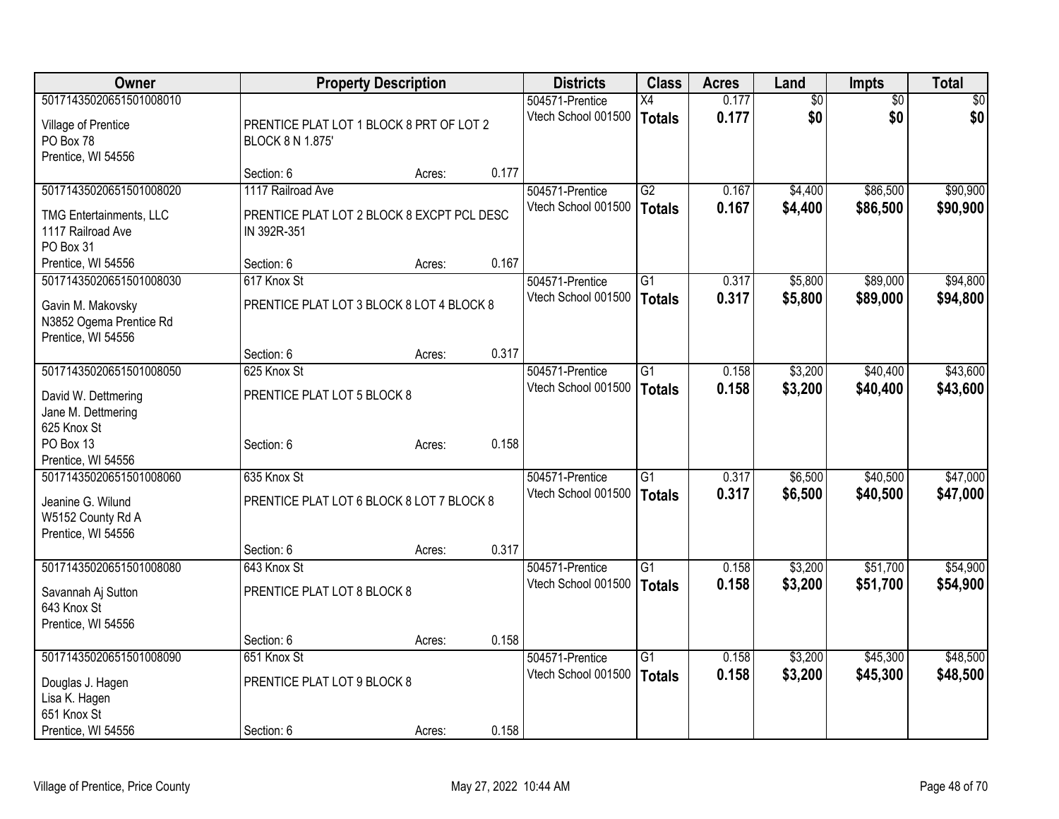| Owner | Property Description | Districts | Class | Acres | Land | Impts | Total |
|---|---|---|---|---|---|---|---|
| 50171435020651501008010<br>Village of Prentice<br>PO Box 78<br>Prentice, WI 54556 | PRENTICE PLAT LOT 1 BLOCK 8 PRT OF LOT 2 BLOCK 8 N 1.875'<br>Section: 6 Acres: 0.177 | 504571-Prentice<br>Vtech School 001500 | X4<br>**Totals** | 0.177<br>**0.177** | $0<br>**$0** | $0<br>**$0** | $0<br>**$0** |
| 50171435020651501008020<br>TMG Entertainments, LLC<br>1117 Railroad Ave<br>PO Box 31<br>Prentice, WI 54556 | 1117 Railroad Ave<br>PRENTICE PLAT LOT 2 BLOCK 8 EXCPT PCL DESC IN 392R-351<br>Section: 6 Acres: 0.167 | 504571-Prentice<br>Vtech School 001500 | G2<br>**Totals** | 0.167<br>**0.167** | $4,400<br>**$4,400** | $86,500<br>**$86,500** | $90,900<br>**$90,900** |
| 50171435020651501008030<br>Gavin M. Makovsky<br>N3852 Ogema Prentice Rd<br>Prentice, WI 54556 | 617 Knox St<br>PRENTICE PLAT LOT 3 BLOCK 8 LOT 4 BLOCK 8<br>Section: 6 Acres: 0.317 | 504571-Prentice<br>Vtech School 001500 | G1<br>**Totals** | 0.317<br>**0.317** | $5,800<br>**$5,800** | $89,000<br>**$89,000** | $94,800<br>**$94,800** |
| 50171435020651501008050<br>David W. Dettmering<br>Jane M. Dettmering<br>625 Knox St<br>PO Box 13<br>Prentice, WI 54556 | 625 Knox St<br>PRENTICE PLAT LOT 5 BLOCK 8<br>Section: 6 Acres: 0.158 | 504571-Prentice<br>Vtech School 001500 | G1<br>**Totals** | 0.158<br>**0.158** | $3,200<br>**$3,200** | $40,400<br>**$40,400** | $43,600<br>**$43,600** |
| 50171435020651501008060<br>Jeanine G. Wilund<br>W5152 County Rd A<br>Prentice, WI 54556 | 635 Knox St<br>PRENTICE PLAT LOT 6 BLOCK 8 LOT 7 BLOCK 8<br>Section: 6 Acres: 0.317 | 504571-Prentice<br>Vtech School 001500 | G1<br>**Totals** | 0.317<br>**0.317** | $6,500<br>**$6,500** | $40,500<br>**$40,500** | $47,000<br>**$47,000** |
| 50171435020651501008080<br>Savannah Aj Sutton<br>643 Knox St<br>Prentice, WI 54556 | 643 Knox St<br>PRENTICE PLAT LOT 8 BLOCK 8<br>Section: 6 Acres: 0.158 | 504571-Prentice<br>Vtech School 001500 | G1<br>**Totals** | 0.158<br>**0.158** | $3,200<br>**$3,200** | $51,700<br>**$51,700** | $54,900<br>**$54,900** |
| 50171435020651501008090<br>Douglas J. Hagen<br>Lisa K. Hagen<br>651 Knox St<br>Prentice, WI 54556 | 651 Knox St<br>PRENTICE PLAT LOT 9 BLOCK 8<br>Section: 6 Acres: 0.158 | 504571-Prentice<br>Vtech School 001500 | G1<br>**Totals** | 0.158<br>**0.158** | $3,200<br>**$3,200** | $45,300<br>**$45,300** | $48,500<br>**$48,500** |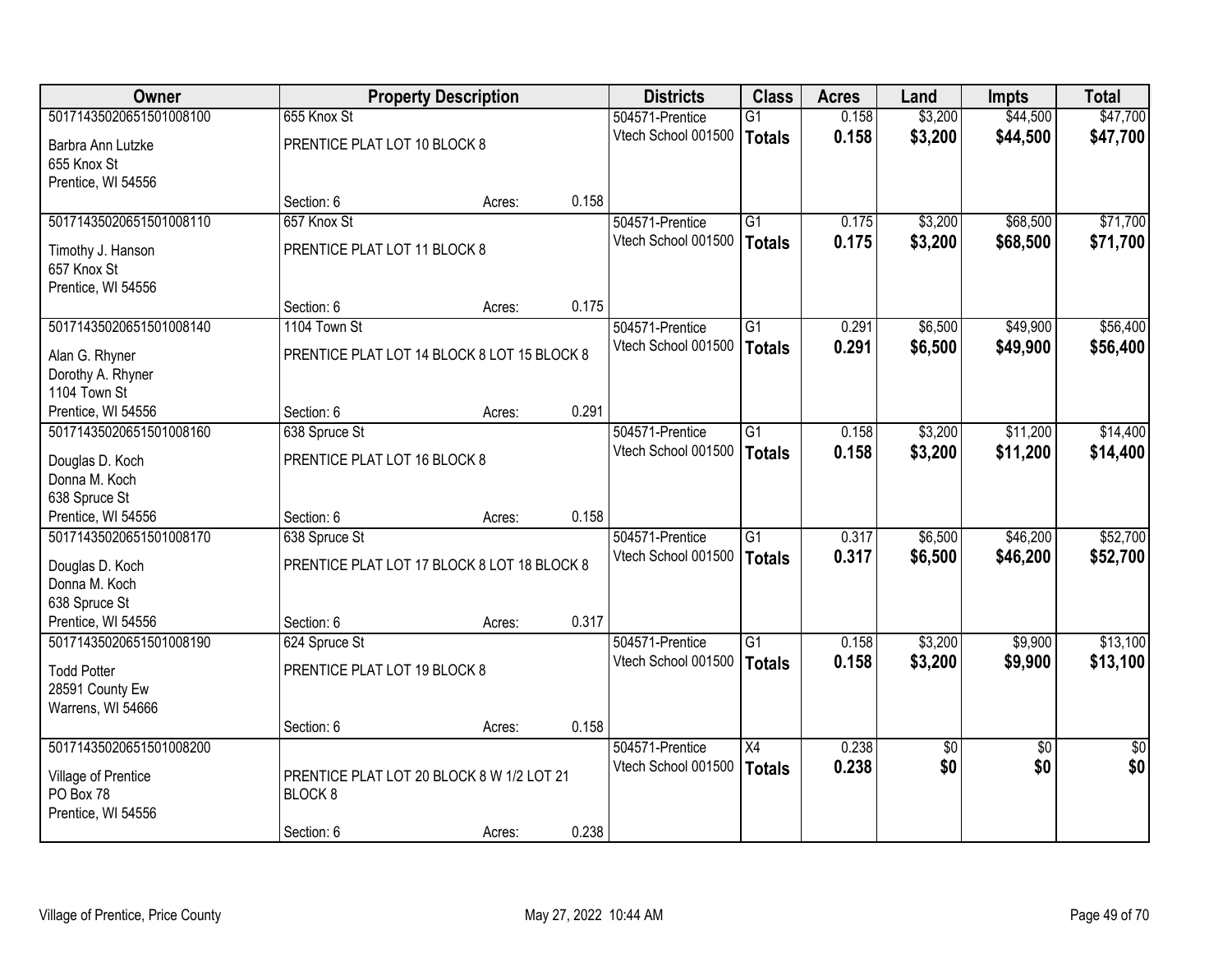| Owner | Property Description | | | Districts | Class | Acres | Land | Impts | Total |
|---|---|---|---|---|---|---|---|---|---|
| 50171435020651501008100 | 655 Knox St | | | 504571-Prentice | G1 | 0.158 | $3,200 | $44,500 | $47,700 |
| Barbra Ann Lutzke<br>655 Knox St<br>Prentice, WI 54556 | PRENTICE PLAT LOT 10 BLOCK 8 | | | Vtech School 001500 | **Totals** | **0.158** | **$3,200** | **$44,500** | **$47,700** |
| | Section: 6 | Acres: | 0.158 | | | | | | |
| 50171435020651501008110 | 657 Knox St | | | 504571-Prentice | G1 | 0.175 | $3,200 | $68,500 | $71,700 |
| Timothy J. Hanson<br>657 Knox St<br>Prentice, WI 54556 | PRENTICE PLAT LOT 11 BLOCK 8 | | | Vtech School 001500 | **Totals** | **0.175** | **$3,200** | **$68,500** | **$71,700** |
| | Section: 6 | Acres: | 0.175 | | | | | | |
| 50171435020651501008140 | 1104 Town St | | | 504571-Prentice | G1 | 0.291 | $6,500 | $49,900 | $56,400 |
| Alan G. Rhyner<br>Dorothy A. Rhyner<br>1104 Town St<br>Prentice, WI 54556 | PRENTICE PLAT LOT 14 BLOCK 8 LOT 15 BLOCK 8 | | | Vtech School 001500 | **Totals** | **0.291** | **$6,500** | **$49,900** | **$56,400** |
| | Section: 6 | Acres: | 0.291 | | | | | | |
| 50171435020651501008160 | 638 Spruce St | | | 504571-Prentice | G1 | 0.158 | $3,200 | $11,200 | $14,400 |
| Douglas D. Koch<br>Donna M. Koch<br>638 Spruce St<br>Prentice, WI 54556 | PRENTICE PLAT LOT 16 BLOCK 8 | | | Vtech School 001500 | **Totals** | **0.158** | **$3,200** | **$11,200** | **$14,400** |
| | Section: 6 | Acres: | 0.158 | | | | | | |
| 50171435020651501008170 | 638 Spruce St | | | 504571-Prentice | G1 | 0.317 | $6,500 | $46,200 | $52,700 |
| Douglas D. Koch<br>Donna M. Koch<br>638 Spruce St<br>Prentice, WI 54556 | PRENTICE PLAT LOT 17 BLOCK 8 LOT 18 BLOCK 8 | | | Vtech School 001500 | **Totals** | **0.317** | **$6,500** | **$46,200** | **$52,700** |
| | Section: 6 | Acres: | 0.317 | | | | | | |
| 50171435020651501008190 | 624 Spruce St | | | 504571-Prentice | G1 | 0.158 | $3,200 | $9,900 | $13,100 |
| Todd Potter<br>28591 County Ew<br>Warrens, WI 54666 | PRENTICE PLAT LOT 19 BLOCK 8 | | | Vtech School 001500 | **Totals** | **0.158** | **$3,200** | **$9,900** | **$13,100** |
| | Section: 6 | Acres: | 0.158 | | | | | | |
| 50171435020651501008200 | | | | 504571-Prentice | X4 | 0.238 | $0 | $0 | $0 |
| Village of Prentice<br>PO Box 78<br>Prentice, WI 54556 | PRENTICE PLAT LOT 20 BLOCK 8 W 1/2 LOT 21 BLOCK 8 | | | Vtech School 001500 | **Totals** | **0.238** | **$0** | **$0** | **$0** |
| | Section: 6 | Acres: | 0.238 | | | | | | |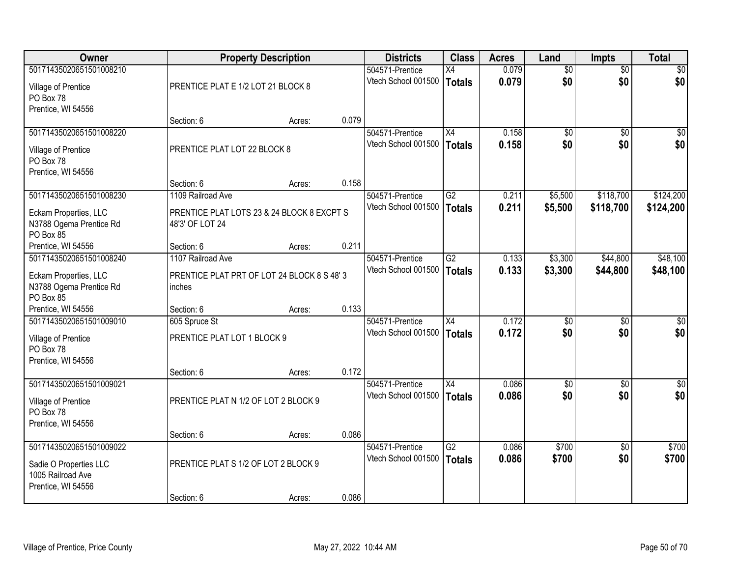| Owner | Property Description | Districts | Class | Acres | Land | Impts | Total |
|---|---|---|---|---|---|---|---|
| 50171435020651501008210<br>Village of Prentice<br>PO Box 78<br>Prentice, WI 54556 | PRENTICE PLAT E 1/2 LOT 21 BLOCK 8<br>Section: 6 Acres: 0.079 | 504571-Prentice<br>Vtech School 001500 | X4<br>**Totals** | 0.079<br>**0.079** | $0<br>**$0** | $0<br>**$0** | $0<br>**$0** |
| 50171435020651501008220<br>Village of Prentice<br>PO Box 78<br>Prentice, WI 54556 | PRENTICE PLAT LOT 22 BLOCK 8<br>Section: 6 Acres: 0.158 | 504571-Prentice<br>Vtech School 001500 | X4<br>**Totals** | 0.158<br>**0.158** | $0<br>**$0** | $0<br>**$0** | $0<br>**$0** |
| 50171435020651501008230<br>Eckam Properties, LLC<br>N3788 Ogema Prentice Rd<br>PO Box 85<br>Prentice, WI 54556 | 1109 Railroad Ave<br>PRENTICE PLAT LOTS 23 & 24 BLOCK 8 EXCPT S 48'3' OF LOT 24<br>Section: 6 Acres: 0.211 | 504571-Prentice<br>Vtech School 001500 | G2<br>**Totals** | 0.211<br>**0.211** | $5,500<br>**$5,500** | $118,700<br>**$118,700** | $124,200<br>**$124,200** |
| 50171435020651501008240<br>Eckam Properties, LLC<br>N3788 Ogema Prentice Rd<br>PO Box 85<br>Prentice, WI 54556 | 1107 Railroad Ave<br>PRENTICE PLAT PRT OF LOT 24 BLOCK 8 S 48' 3 inches<br>Section: 6 Acres: 0.133 | 504571-Prentice<br>Vtech School 001500 | G2<br>**Totals** | 0.133<br>**0.133** | $3,300<br>**$3,300** | $44,800<br>**$44,800** | $48,100<br>**$48,100** |
| 50171435020651501009010<br>Village of Prentice<br>PO Box 78<br>Prentice, WI 54556 | 605 Spruce St<br>PRENTICE PLAT LOT 1 BLOCK 9<br>Section: 6 Acres: 0.172 | 504571-Prentice<br>Vtech School 001500 | X4<br>**Totals** | 0.172<br>**0.172** | $0<br>**$0** | $0<br>**$0** | $0<br>**$0** |
| 50171435020651501009021<br>Village of Prentice<br>PO Box 78<br>Prentice, WI 54556 | PRENTICE PLAT N 1/2 OF LOT 2 BLOCK 9<br>Section: 6 Acres: 0.086 | 504571-Prentice<br>Vtech School 001500 | X4<br>**Totals** | 0.086<br>**0.086** | $0<br>**$0** | $0<br>**$0** | $0<br>**$0** |
| 50171435020651501009022<br>Sadie O Properties LLC<br>1005 Railroad Ave<br>Prentice, WI 54556 | PRENTICE PLAT S 1/2 OF LOT 2 BLOCK 9<br>Section: 6 Acres: 0.086 | 504571-Prentice<br>Vtech School 001500 | G2<br>**Totals** | 0.086<br>**0.086** | $700<br>**$700** | $0<br>**$0** | $700<br>**$700** |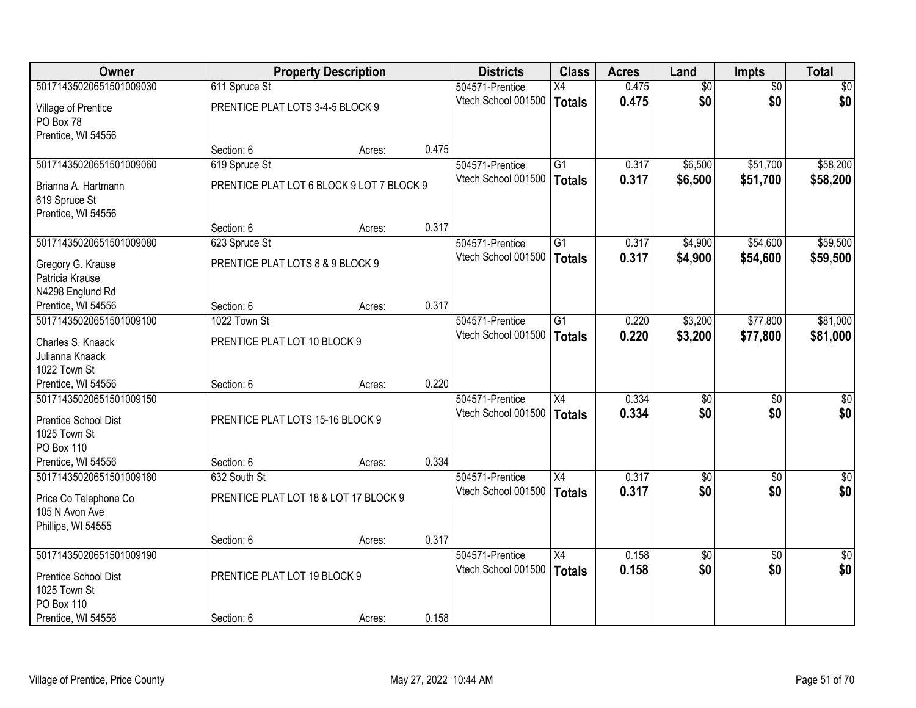| Owner | Property Description | | | Districts | Class | Acres | Land | Impts | Total |
|---|---|---|---|---|---|---|---|---|---|
| 50171435020651501009030 | 611 Spruce St | | | 504571-Prentice | X4 | 0.475 | $0 | $0 | $0 |
| Village of Prentice<br>PO Box 78<br>Prentice, WI 54556 | PRENTICE PLAT LOTS 3-4-5 BLOCK 9 | | | Vtech School 001500 | **Totals** | **0.475** | **$0** | **$0** | **$0** |
| | Section: 6 | Acres: | 0.475 | | | | | | |
| 50171435020651501009060 | 619 Spruce St | | | 504571-Prentice | G1 | 0.317 | $6,500 | $51,700 | $58,200 |
| Brianna A. Hartmann<br>619 Spruce St<br>Prentice, WI 54556 | PRENTICE PLAT LOT 6 BLOCK 9 LOT 7 BLOCK 9 | | | Vtech School 001500 | **Totals** | **0.317** | **$6,500** | **$51,700** | **$58,200** |
| | Section: 6 | Acres: | 0.317 | | | | | | |
| 50171435020651501009080 | 623 Spruce St | | | 504571-Prentice | G1 | 0.317 | $4,900 | $54,600 | $59,500 |
| Gregory G. Krause<br>Patricia Krause<br>N4298 Englund Rd<br>Prentice, WI 54556 | PRENTICE PLAT LOTS 8 & 9 BLOCK 9 | | | Vtech School 001500 | **Totals** | **0.317** | **$4,900** | **$54,600** | **$59,500** |
| | Section: 6 | Acres: | 0.317 | | | | | | |
| 50171435020651501009100 | 1022 Town St | | | 504571-Prentice | G1 | 0.220 | $3,200 | $77,800 | $81,000 |
| Charles S. Knaack<br>Julianna Knaack<br>1022 Town St<br>Prentice, WI 54556 | PRENTICE PLAT LOT 10 BLOCK 9 | | | Vtech School 001500 | **Totals** | **0.220** | **$3,200** | **$77,800** | **$81,000** |
| | Section: 6 | Acres: | 0.220 | | | | | | |
| 50171435020651501009150 | | | | 504571-Prentice | X4 | 0.334 | $0 | $0 | $0 |
| Prentice School Dist<br>1025 Town St<br>PO Box 110<br>Prentice, WI 54556 | PRENTICE PLAT LOTS 15-16 BLOCK 9 | | | Vtech School 001500 | **Totals** | **0.334** | **$0** | **$0** | **$0** |
| | Section: 6 | Acres: | 0.334 | | | | | | |
| 50171435020651501009180 | 632 South St | | | 504571-Prentice | X4 | 0.317 | $0 | $0 | $0 |
| Price Co Telephone Co<br>105 N Avon Ave<br>Phillips, WI 54555 | PRENTICE PLAT LOT 18 & LOT 17 BLOCK 9 | | | Vtech School 001500 | **Totals** | **0.317** | **$0** | **$0** | **$0** |
| | Section: 6 | Acres: | 0.317 | | | | | | |
| 50171435020651501009190 | | | | 504571-Prentice | X4 | 0.158 | $0 | $0 | $0 |
| Prentice School Dist<br>1025 Town St<br>PO Box 110<br>Prentice, WI 54556 | PRENTICE PLAT LOT 19 BLOCK 9 | | | Vtech School 001500 | **Totals** | **0.158** | **$0** | **$0** | **$0** |
| | Section: 6 | Acres: | 0.158 | | | | | | |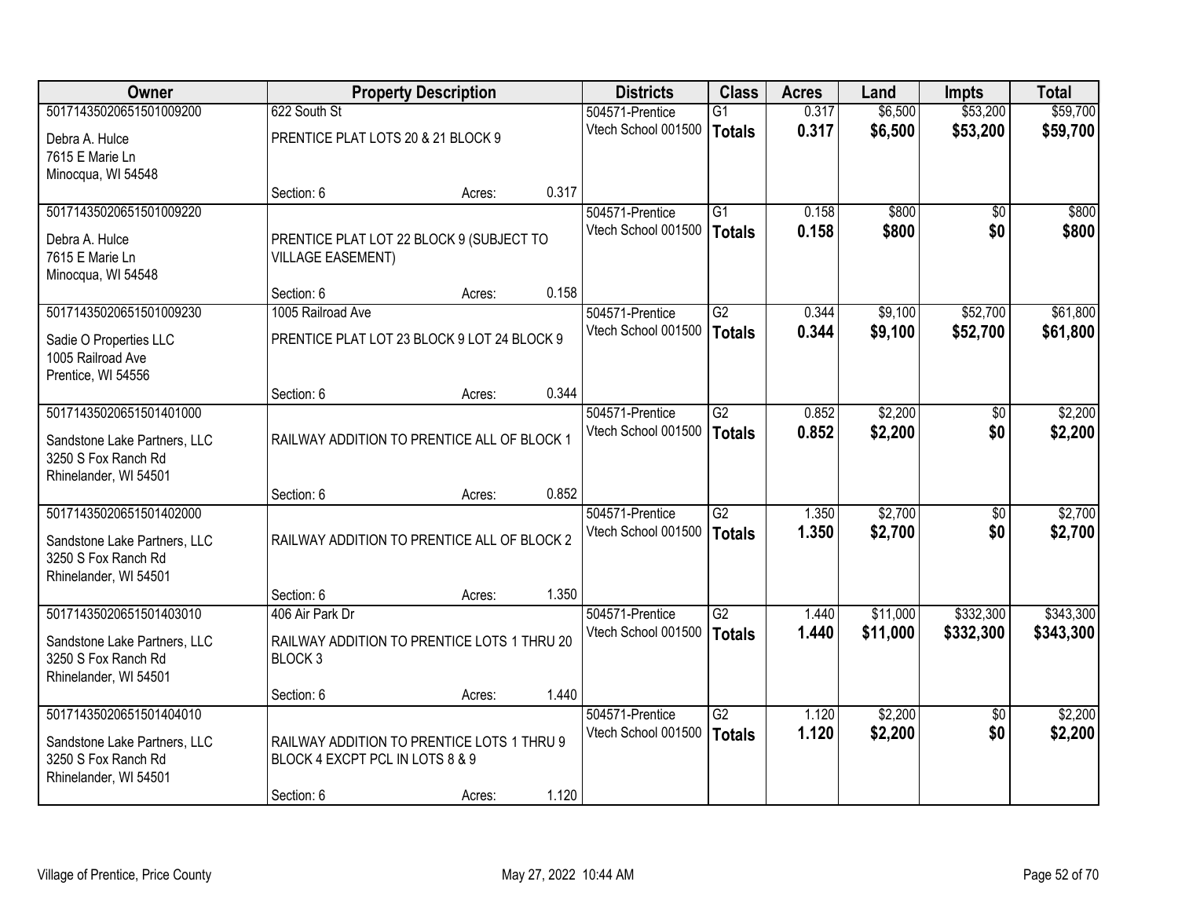| Owner | Property Description | Districts | Class | Acres | Land | Impts | Total |
|---|---|---|---|---|---|---|---|
| 50171435020651501009200<br>Debra A. Hulce<br>7615 E Marie Ln<br>Minocqua, WI 54548 | 622 South St<br>PRENTICE PLAT LOTS 20 & 21 BLOCK 9<br>Section: 6 Acres: 0.317 | 504571-Prentice<br>Vtech School 001500 | G1<br>**Totals** | 0.317<br>**0.317** | $6,500<br>**$6,500** | $53,200<br>**$53,200** | $59,700<br>**$59,700** |
| 50171435020651501009220<br>Debra A. Hulce<br>7615 E Marie Ln<br>Minocqua, WI 54548 | PRENTICE PLAT LOT 22 BLOCK 9 (SUBJECT TO VILLAGE EASEMENT)<br>Section: 6 Acres: 0.158 | 504571-Prentice<br>Vtech School 001500 | G1<br>**Totals** | 0.158<br>**0.158** | $800<br>**$800** | $0<br>**$0** | $800<br>**$800** |
| 50171435020651501009230<br>Sadie O Properties LLC<br>1005 Railroad Ave<br>Prentice, WI 54556 | 1005 Railroad Ave<br>PRENTICE PLAT LOT 23 BLOCK 9 LOT 24 BLOCK 9<br>Section: 6 Acres: 0.344 | 504571-Prentice<br>Vtech School 001500 | G2<br>**Totals** | 0.344<br>**0.344** | $9,100<br>**$9,100** | $52,700<br>**$52,700** | $61,800<br>**$61,800** |
| 50171435020651501401000<br>Sandstone Lake Partners, LLC<br>3250 S Fox Ranch Rd<br>Rhinelander, WI 54501 | RAILWAY ADDITION TO PRENTICE ALL OF BLOCK 1<br>Section: 6 Acres: 0.852 | 504571-Prentice<br>Vtech School 001500 | G2<br>**Totals** | 0.852<br>**0.852** | $2,200<br>**$2,200** | $0<br>**$0** | $2,200<br>**$2,200** |
| 50171435020651501402000<br>Sandstone Lake Partners, LLC<br>3250 S Fox Ranch Rd<br>Rhinelander, WI 54501 | RAILWAY ADDITION TO PRENTICE ALL OF BLOCK 2<br>Section: 6 Acres: 1.350 | 504571-Prentice<br>Vtech School 001500 | G2<br>**Totals** | 1.350<br>**1.350** | $2,700<br>**$2,700** | $0<br>**$0** | $2,700<br>**$2,700** |
| 50171435020651501403010<br>Sandstone Lake Partners, LLC<br>3250 S Fox Ranch Rd<br>Rhinelander, WI 54501 | 406 Air Park Dr<br>RAILWAY ADDITION TO PRENTICE LOTS 1 THRU 20 BLOCK 3<br>Section: 6 Acres: 1.440 | 504571-Prentice<br>Vtech School 001500 | G2<br>**Totals** | 1.440<br>**1.440** | $11,000<br>**$11,000** | $332,300<br>**$332,300** | $343,300<br>**$343,300** |
| 50171435020651501404010<br>Sandstone Lake Partners, LLC<br>3250 S Fox Ranch Rd<br>Rhinelander, WI 54501 | RAILWAY ADDITION TO PRENTICE LOTS 1 THRU 9 BLOCK 4 EXCPT PCL IN LOTS 8 & 9<br>Section: 6 Acres: 1.120 | 504571-Prentice<br>Vtech School 001500 | G2<br>**Totals** | 1.120<br>**1.120** | $2,200<br>**$2,200** | $0<br>**$0** | $2,200<br>**$2,200** |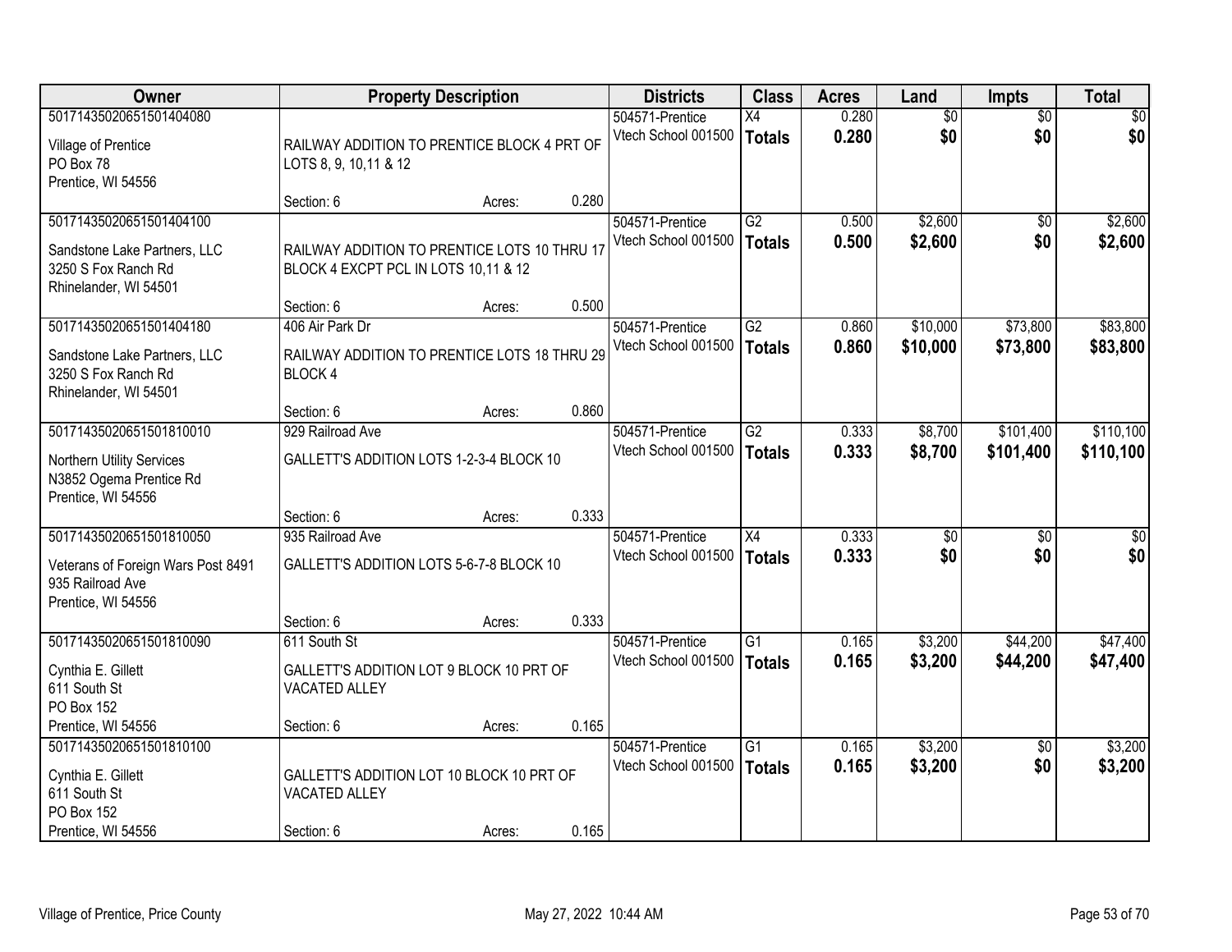| Owner | Property Description | Districts | Class | Acres | Land | Impts | Total |
|---|---|---|---|---|---|---|---|
| 50171435020651501404080<br>Village of Prentice<br>PO Box 78<br>Prentice, WI 54556 | RAILWAY ADDITION TO PRENTICE BLOCK 4 PRT OF LOTS 8, 9, 10,11 & 12<br>Section: 6 Acres: 0.280 | 504571-Prentice<br>Vtech School 001500 | X4<br>**Totals** | 0.280<br>**0.280** | $0<br>**$0** | $0<br>**$0** | $0<br>**$0** |
| 50171435020651501404100<br>Sandstone Lake Partners, LLC<br>3250 S Fox Ranch Rd<br>Rhinelander, WI 54501 | RAILWAY ADDITION TO PRENTICE LOTS 10 THRU 17 BLOCK 4 EXCPT PCL IN LOTS 10,11 & 12<br>Section: 6 Acres: 0.500 | 504571-Prentice<br>Vtech School 001500 | G2<br>**Totals** | 0.500<br>**0.500** | $2,600<br>**$2,600** | $0<br>**$0** | $2,600<br>**$2,600** |
| 50171435020651501404180<br>Sandstone Lake Partners, LLC<br>3250 S Fox Ranch Rd<br>Rhinelander, WI 54501 | 406 Air Park Dr<br>RAILWAY ADDITION TO PRENTICE LOTS 18 THRU 29 BLOCK 4<br>Section: 6 Acres: 0.860 | 504571-Prentice<br>Vtech School 001500 | G2<br>**Totals** | 0.860<br>**0.860** | $10,000<br>**$10,000** | $73,800<br>**$73,800** | $83,800<br>**$83,800** |
| 50171435020651501810010<br>Northern Utility Services<br>N3852 Ogema Prentice Rd<br>Prentice, WI 54556 | 929 Railroad Ave<br>GALLETT'S ADDITION LOTS 1-2-3-4 BLOCK 10<br>Section: 6 Acres: 0.333 | 504571-Prentice<br>Vtech School 001500 | G2<br>**Totals** | 0.333<br>**0.333** | $8,700<br>**$8,700** | $101,400<br>**$101,400** | $110,100<br>**$110,100** |
| 50171435020651501810050<br>Veterans of Foreign Wars Post 8491<br>935 Railroad Ave<br>Prentice, WI 54556 | 935 Railroad Ave<br>GALLETT'S ADDITION LOTS 5-6-7-8 BLOCK 10<br>Section: 6 Acres: 0.333 | 504571-Prentice<br>Vtech School 001500 | X4<br>**Totals** | 0.333<br>**0.333** | $0<br>**$0** | $0<br>**$0** | $0<br>**$0** |
| 50171435020651501810090<br>Cynthia E. Gillett<br>611 South St<br>PO Box 152<br>Prentice, WI 54556 | 611 South St<br>GALLETT'S ADDITION LOT 9 BLOCK 10 PRT OF VACATED ALLEY<br>Section: 6 Acres: 0.165 | 504571-Prentice<br>Vtech School 001500 | G1<br>**Totals** | 0.165<br>**0.165** | $3,200<br>**$3,200** | $44,200<br>**$44,200** | $47,400<br>**$47,400** |
| 50171435020651501810100<br>Cynthia E. Gillett<br>611 South St<br>PO Box 152<br>Prentice, WI 54556 | GALLETT'S ADDITION LOT 10 BLOCK 10 PRT OF VACATED ALLEY<br>Section: 6 Acres: 0.165 | 504571-Prentice<br>Vtech School 001500 | G1<br>**Totals** | 0.165<br>**0.165** | $3,200<br>**$3,200** | $0<br>**$0** | $3,200<br>**$3,200** |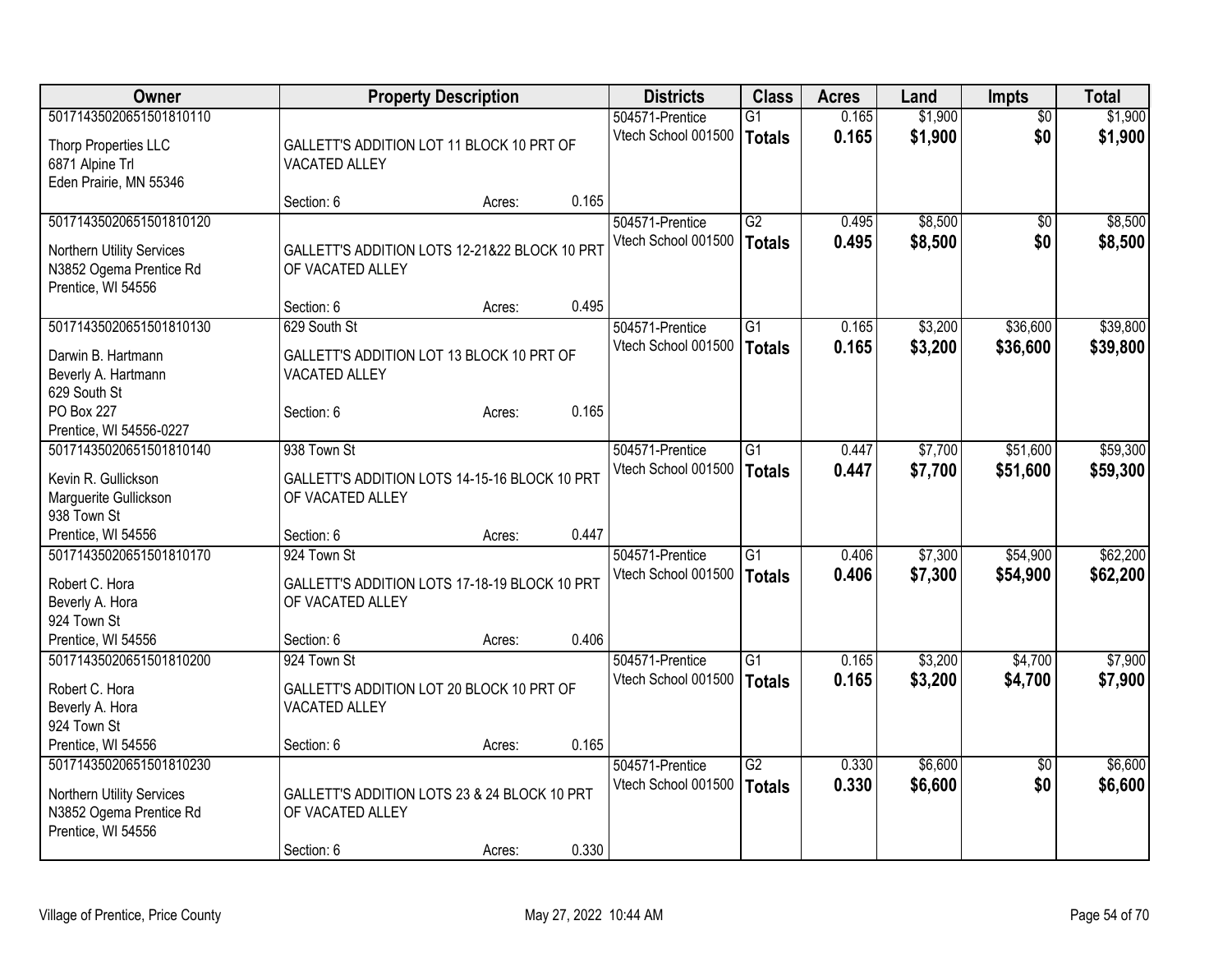| Owner | Property Description | | | Districts | Class | Acres | Land | Impts | Total |
|---|---|---|---|---|---|---|---|---|---|
| 50171435020651501810110 | | | | 504571-Prentice | G1 | 0.165 | $1,900 | $0 | $1,900 |
| Thorp Properties LLC<br>6871 Alpine Trl<br>Eden Prairie, MN 55346 | GALLETT'S ADDITION LOT 11 BLOCK 10 PRT OF VACATED ALLEY | | | Vtech School 001500 | **Totals** | **0.165** | **$1,900** | **$0** | **$1,900** |
| | Section: 6 | Acres: | 0.165 | | | | | | |
| 50171435020651501810120 | | | | 504571-Prentice | G2 | 0.495 | $8,500 | $0 | $8,500 |
| Northern Utility Services<br>N3852 Ogema Prentice Rd<br>Prentice, WI 54556 | GALLETT'S ADDITION LOTS 12-21&22 BLOCK 10 PRT OF VACATED ALLEY | | | Vtech School 001500 | **Totals** | **0.495** | **$8,500** | **$0** | **$8,500** |
| | Section: 6 | Acres: | 0.495 | | | | | | |
| 50171435020651501810130 | 629 South St | | | 504571-Prentice | G1 | 0.165 | $3,200 | $36,600 | $39,800 |
| Darwin B. Hartmann<br>Beverly A. Hartmann<br>629 South St<br>PO Box 227<br>Prentice, WI 54556-0227 | GALLETT'S ADDITION LOT 13 BLOCK 10 PRT OF VACATED ALLEY | | | Vtech School 001500 | **Totals** | **0.165** | **$3,200** | **$36,600** | **$39,800** |
| | Section: 6 | Acres: | 0.165 | | | | | | |
| 50171435020651501810140 | 938 Town St | | | 504571-Prentice | G1 | 0.447 | $7,700 | $51,600 | $59,300 |
| Kevin R. Gullickson<br>Marguerite Gullickson<br>938 Town St<br>Prentice, WI 54556 | GALLETT'S ADDITION LOTS 14-15-16 BLOCK 10 PRT OF VACATED ALLEY | | | Vtech School 001500 | **Totals** | **0.447** | **$7,700** | **$51,600** | **$59,300** |
| | Section: 6 | Acres: | 0.447 | | | | | | |
| 50171435020651501810170 | 924 Town St | | | 504571-Prentice | G1 | 0.406 | $7,300 | $54,900 | $62,200 |
| Robert C. Hora<br>Beverly A. Hora<br>924 Town St<br>Prentice, WI 54556 | GALLETT'S ADDITION LOTS 17-18-19 BLOCK 10 PRT OF VACATED ALLEY | | | Vtech School 001500 | **Totals** | **0.406** | **$7,300** | **$54,900** | **$62,200** |
| | Section: 6 | Acres: | 0.406 | | | | | | |
| 50171435020651501810200 | 924 Town St | | | 504571-Prentice | G1 | 0.165 | $3,200 | $4,700 | $7,900 |
| Robert C. Hora<br>Beverly A. Hora<br>924 Town St<br>Prentice, WI 54556 | GALLETT'S ADDITION LOT 20 BLOCK 10 PRT OF VACATED ALLEY | | | Vtech School 001500 | **Totals** | **0.165** | **$3,200** | **$4,700** | **$7,900** |
| | Section: 6 | Acres: | 0.165 | | | | | | |
| 50171435020651501810230 | | | | 504571-Prentice | G2 | 0.330 | $6,600 | $0 | $6,600 |
| Northern Utility Services<br>N3852 Ogema Prentice Rd<br>Prentice, WI 54556 | GALLETT'S ADDITION LOTS 23 & 24 BLOCK 10 PRT OF VACATED ALLEY | | | Vtech School 001500 | **Totals** | **0.330** | **$6,600** | **$0** | **$6,600** |
| | Section: 6 | Acres: | 0.330 | | | | | | |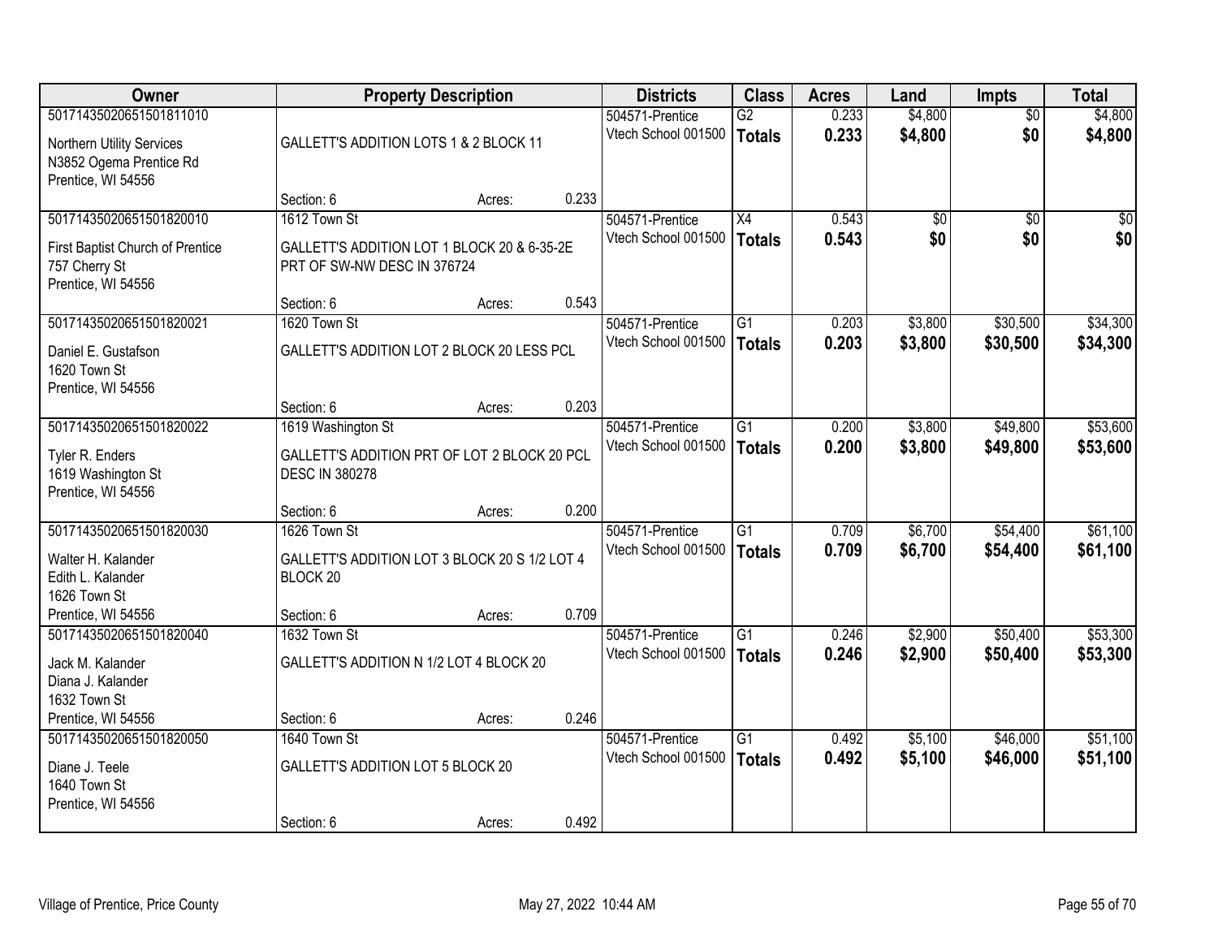| Owner | Property Description | | | Districts | Class | Acres | Land | Impts | Total |
|---|---|---|---|---|---|---|---|---|---|
| 50171435020651501811010 | | | | 504571-Prentice | G2 | 0.233 | $4,800 | $0 | $4,800 |
| Northern Utility Services<br>N3852 Ogema Prentice Rd<br>Prentice, WI 54556 | GALLETT'S ADDITION LOTS 1 & 2 BLOCK 11 | | | Vtech School 001500 | **Totals** | **0.233** | **$4,800** | **$0** | **$4,800** |
| | Section: 6 | Acres: | 0.233 | | | | | | |
| 50171435020651501820010 | 1612 Town St | | | 504571-Prentice | X4 | 0.543 | $0 | $0 | $0 |
| First Baptist Church of Prentice<br>757 Cherry St<br>Prentice, WI 54556 | GALLETT'S ADDITION LOT 1 BLOCK 20 & 6-35-2E PRT OF SW-NW DESC IN 376724 | | | Vtech School 001500 | **Totals** | **0.543** | **$0** | **$0** | **$0** |
| | Section: 6 | Acres: | 0.543 | | | | | | |
| 50171435020651501820021 | 1620 Town St | | | 504571-Prentice | G1 | 0.203 | $3,800 | $30,500 | $34,300 |
| Daniel E. Gustafson<br>1620 Town St<br>Prentice, WI 54556 | GALLETT'S ADDITION LOT 2 BLOCK 20 LESS PCL | | | Vtech School 001500 | **Totals** | **0.203** | **$3,800** | **$30,500** | **$34,300** |
| | Section: 6 | Acres: | 0.203 | | | | | | |
| 50171435020651501820022 | 1619 Washington St | | | 504571-Prentice | G1 | 0.200 | $3,800 | $49,800 | $53,600 |
| Tyler R. Enders<br>1619 Washington St<br>Prentice, WI 54556 | GALLETT'S ADDITION PRT OF LOT 2 BLOCK 20 PCL DESC IN 380278 | | | Vtech School 001500 | **Totals** | **0.200** | **$3,800** | **$49,800** | **$53,600** |
| | Section: 6 | Acres: | 0.200 | | | | | | |
| 50171435020651501820030 | 1626 Town St | | | 504571-Prentice | G1 | 0.709 | $6,700 | $54,400 | $61,100 |
| Walter H. Kalander<br>Edith L. Kalander<br>1626 Town St<br>Prentice, WI 54556 | GALLETT'S ADDITION LOT 3 BLOCK 20 S 1/2 LOT 4 BLOCK 20 | | | Vtech School 001500 | **Totals** | **0.709** | **$6,700** | **$54,400** | **$61,100** |
| | Section: 6 | Acres: | 0.709 | | | | | | |
| 50171435020651501820040 | 1632 Town St | | | 504571-Prentice | G1 | 0.246 | $2,900 | $50,400 | $53,300 |
| Jack M. Kalander<br>Diana J. Kalander<br>1632 Town St<br>Prentice, WI 54556 | GALLETT'S ADDITION N 1/2 LOT 4 BLOCK 20 | | | Vtech School 001500 | **Totals** | **0.246** | **$2,900** | **$50,400** | **$53,300** |
| | Section: 6 | Acres: | 0.246 | | | | | | |
| 50171435020651501820050 | 1640 Town St | | | 504571-Prentice | G1 | 0.492 | $5,100 | $46,000 | $51,100 |
| Diane J. Teele<br>1640 Town St<br>Prentice, WI 54556 | GALLETT'S ADDITION LOT 5 BLOCK 20 | | | Vtech School 001500 | **Totals** | **0.492** | **$5,100** | **$46,000** | **$51,100** |
| | Section: 6 | Acres: | 0.492 | | | | | | |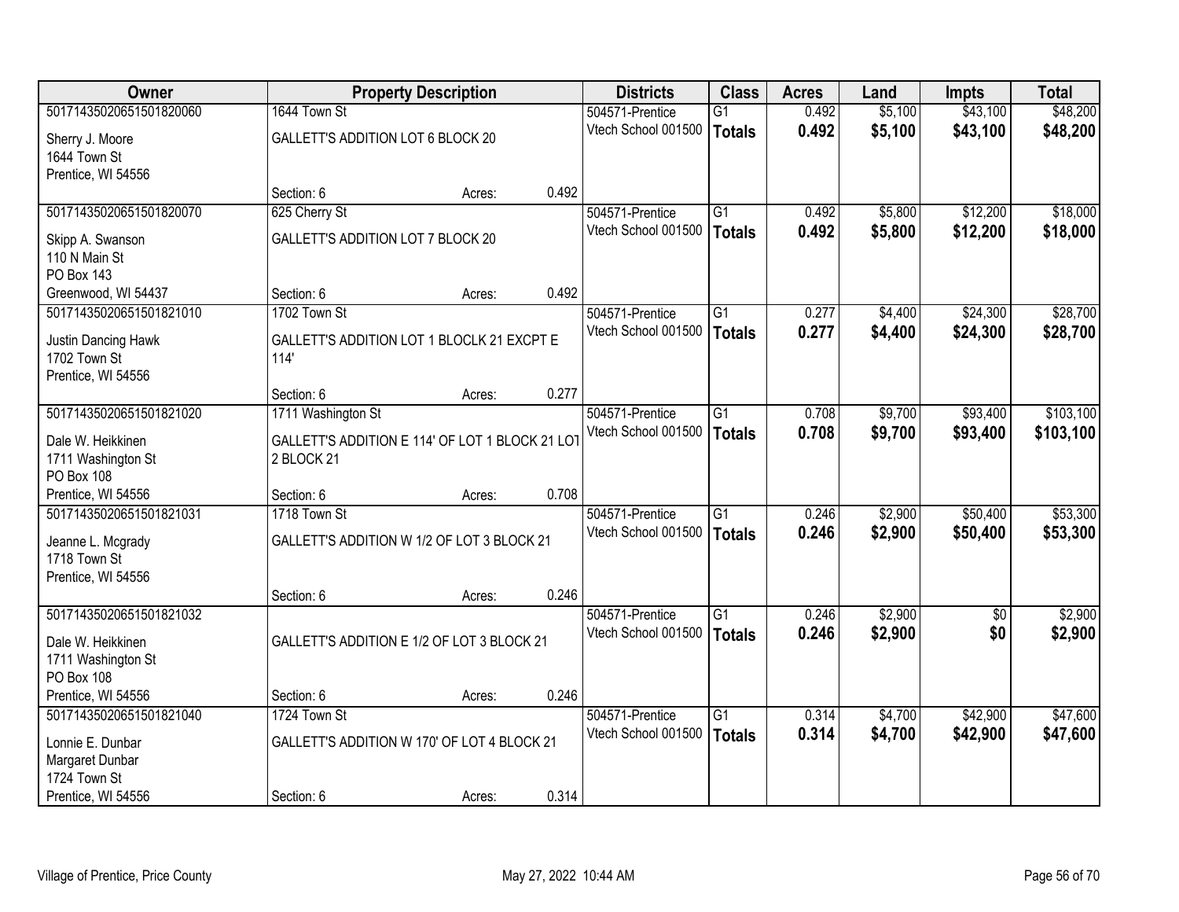| Owner | Property Description | | | Districts | Class | Acres | Land | Impts | Total |
|---|---|---|---|---|---|---|---|---|---|
| 50171435020651501820060 | 1644 Town St | | | 504571-Prentice | G1 | 0.492 | $5,100 | $43,100 | $48,200 |
| Sherry J. Moore<br>1644 Town St<br>Prentice, WI 54556 | GALLETT'S ADDITION LOT 6 BLOCK 20 | | | Vtech School 001500 | **Totals** | **0.492** | **$5,100** | **$43,100** | **$48,200** |
| | Section: 6 | Acres: | 0.492 | | | | | | |
| 50171435020651501820070 | 625 Cherry St | | | 504571-Prentice | G1 | 0.492 | $5,800 | $12,200 | $18,000 |
| Skipp A. Swanson<br>110 N Main St<br>PO Box 143<br>Greenwood, WI 54437 | GALLETT'S ADDITION LOT 7 BLOCK 20 | | | Vtech School 001500 | **Totals** | **0.492** | **$5,800** | **$12,200** | **$18,000** |
| | Section: 6 | Acres: | 0.492 | | | | | | |
| 50171435020651501821010 | 1702 Town St | | | 504571-Prentice | G1 | 0.277 | $4,400 | $24,300 | $28,700 |
| Justin Dancing Hawk<br>1702 Town St<br>Prentice, WI 54556 | GALLETT'S ADDITION LOT 1 BLOCLK 21 EXCPT E 114' | | | Vtech School 001500 | **Totals** | **0.277** | **$4,400** | **$24,300** | **$28,700** |
| | Section: 6 | Acres: | 0.277 | | | | | | |
| 50171435020651501821020 | 1711 Washington St | | | 504571-Prentice | G1 | 0.708 | $9,700 | $93,400 | $103,100 |
| Dale W. Heikkinen<br>1711 Washington St<br>PO Box 108<br>Prentice, WI 54556 | GALLETT'S ADDITION E 114' OF LOT 1 BLOCK 21 LOT 2 BLOCK 21 | | | Vtech School 001500 | **Totals** | **0.708** | **$9,700** | **$93,400** | **$103,100** |
| | Section: 6 | Acres: | 0.708 | | | | | | |
| 50171435020651501821031 | 1718 Town St | | | 504571-Prentice | G1 | 0.246 | $2,900 | $50,400 | $53,300 |
| Jeanne L. Mcgrady<br>1718 Town St<br>Prentice, WI 54556 | GALLETT'S ADDITION W 1/2 OF LOT 3 BLOCK 21 | | | Vtech School 001500 | **Totals** | **0.246** | **$2,900** | **$50,400** | **$53,300** |
| | Section: 6 | Acres: | 0.246 | | | | | | |
| 50171435020651501821032 | | | | 504571-Prentice | G1 | 0.246 | $2,900 | $0 | $2,900 |
| Dale W. Heikkinen<br>1711 Washington St<br>PO Box 108<br>Prentice, WI 54556 | GALLETT'S ADDITION E 1/2 OF LOT 3 BLOCK 21 | | | Vtech School 001500 | **Totals** | **0.246** | **$2,900** | **$0** | **$2,900** |
| | Section: 6 | Acres: | 0.246 | | | | | | |
| 50171435020651501821040 | 1724 Town St | | | 504571-Prentice | G1 | 0.314 | $4,700 | $42,900 | $47,600 |
| Lonnie E. Dunbar<br>Margaret Dunbar<br>1724 Town St<br>Prentice, WI 54556 | GALLETT'S ADDITION W 170' OF LOT 4 BLOCK 21 | | | Vtech School 001500 | **Totals** | **0.314** | **$4,700** | **$42,900** | **$47,600** |
| | Section: 6 | Acres: | 0.314 | | | | | | |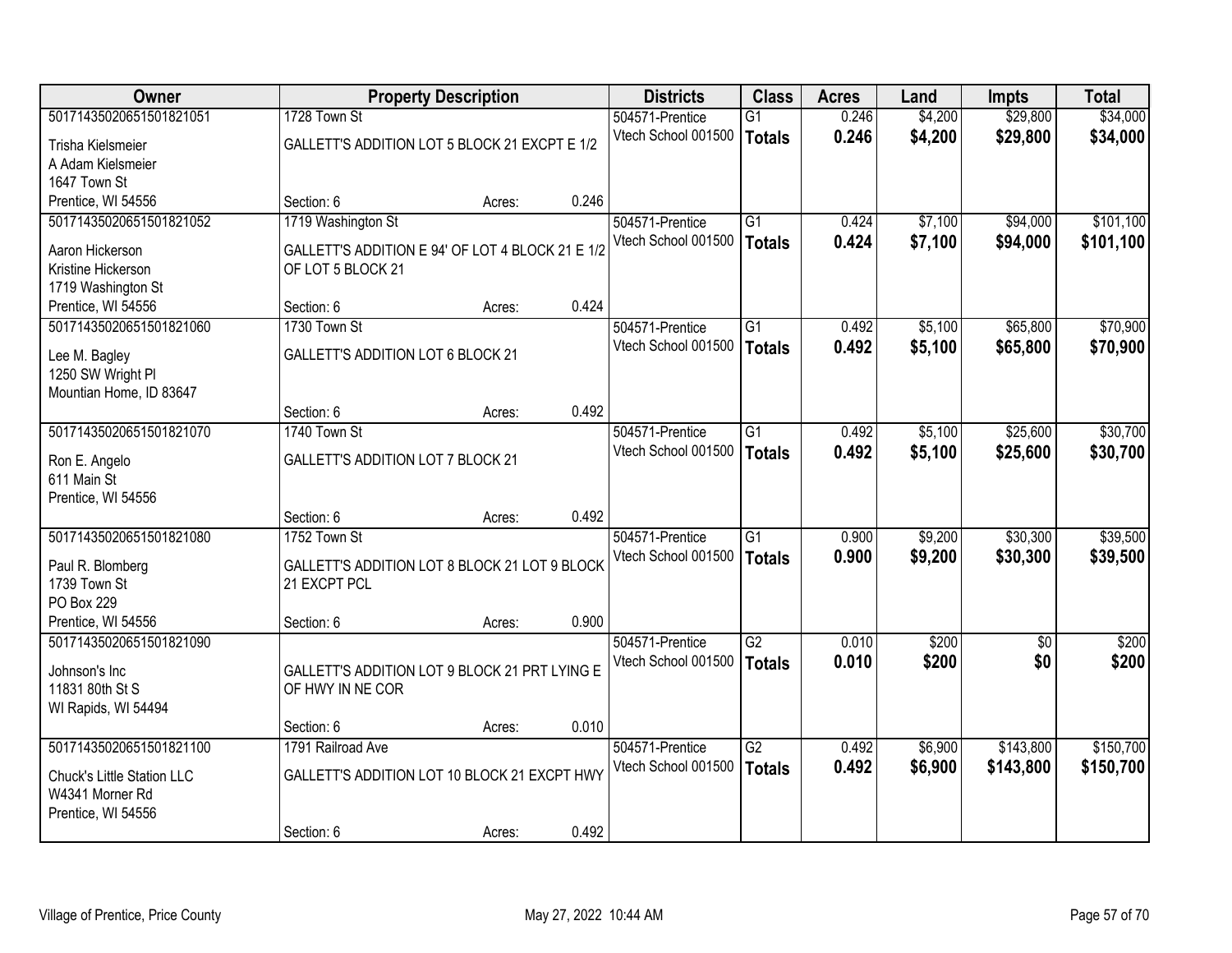| Owner | Property Description | | | Districts | Class | Acres | Land | Impts | Total |
|---|---|---|---|---|---|---|---|---|---|
| 50171435020651501821051 | 1728 Town St | | | 504571-Prentice | G1 | 0.246 | $4,200 | $29,800 | $34,000 |
| Trisha Kielsmeier<br>A Adam Kielsmeier<br>1647 Town St<br>Prentice, WI 54556 | GALLETT'S ADDITION LOT 5 BLOCK 21 EXCPT E 1/2 | | | Vtech School 001500 | **Totals** | **0.246** | **$4,200** | **$29,800** | **$34,000** |
| | Section: 6 | Acres: | 0.246 | | | | | | |
| 50171435020651501821052 | 1719 Washington St | | | 504571-Prentice | G1 | 0.424 | $7,100 | $94,000 | $101,100 |
| Aaron Hickerson<br>Kristine Hickerson<br>1719 Washington St<br>Prentice, WI 54556 | GALLETT'S ADDITION E 94' OF LOT 4 BLOCK 21 E 1/2 OF LOT 5 BLOCK 21 | | | Vtech School 001500 | **Totals** | **0.424** | **$7,100** | **$94,000** | **$101,100** |
| | Section: 6 | Acres: | 0.424 | | | | | | |
| 50171435020651501821060 | 1730 Town St | | | 504571-Prentice | G1 | 0.492 | $5,100 | $65,800 | $70,900 |
| Lee M. Bagley<br>1250 SW Wright Pl<br>Mountian Home, ID 83647 | GALLETT'S ADDITION LOT 6 BLOCK 21 | | | Vtech School 001500 | **Totals** | **0.492** | **$5,100** | **$65,800** | **$70,900** |
| | Section: 6 | Acres: | 0.492 | | | | | | |
| 50171435020651501821070 | 1740 Town St | | | 504571-Prentice | G1 | 0.492 | $5,100 | $25,600 | $30,700 |
| Ron E. Angelo<br>611 Main St<br>Prentice, WI 54556 | GALLETT'S ADDITION LOT 7 BLOCK 21 | | | Vtech School 001500 | **Totals** | **0.492** | **$5,100** | **$25,600** | **$30,700** |
| | Section: 6 | Acres: | 0.492 | | | | | | |
| 50171435020651501821080 | 1752 Town St | | | 504571-Prentice | G1 | 0.900 | $9,200 | $30,300 | $39,500 |
| Paul R. Blomberg<br>1739 Town St<br>PO Box 229<br>Prentice, WI 54556 | GALLETT'S ADDITION LOT 8 BLOCK 21 LOT 9 BLOCK 21 EXCPT PCL | | | Vtech School 001500 | **Totals** | **0.900** | **$9,200** | **$30,300** | **$39,500** |
| | Section: 6 | Acres: | 0.900 | | | | | | |
| 50171435020651501821090 | | | | 504571-Prentice | G2 | 0.010 | $200 | $0 | $200 |
| Johnson's Inc<br>11831 80th St S<br>WI Rapids, WI 54494 | GALLETT'S ADDITION LOT 9 BLOCK 21 PRT LYING E OF HWY IN NE COR | | | Vtech School 001500 | **Totals** | **0.010** | **$200** | **$0** | **$200** |
| | Section: 6 | Acres: | 0.010 | | | | | | |
| 50171435020651501821100 | 1791 Railroad Ave | | | 504571-Prentice | G2 | 0.492 | $6,900 | $143,800 | $150,700 |
| Chuck's Little Station LLC<br>W4341 Morner Rd<br>Prentice, WI 54556 | GALLETT'S ADDITION LOT 10 BLOCK 21 EXCPT HWY | | | Vtech School 001500 | **Totals** | **0.492** | **$6,900** | **$143,800** | **$150,700** |
| | Section: 6 | Acres: | 0.492 | | | | | | |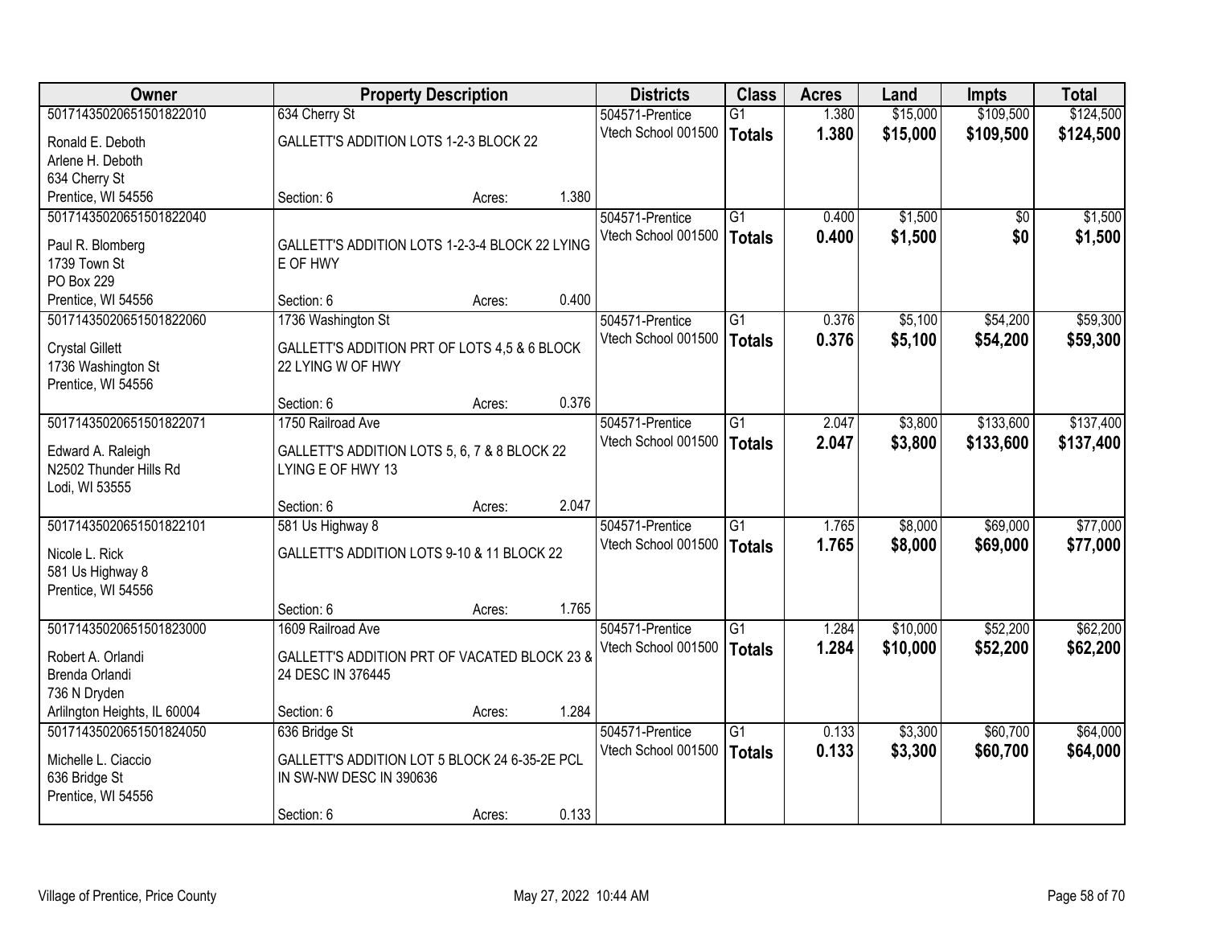| Owner | Property Description | Districts | Class | Acres | Land | Impts | Total |
|---|---|---|---|---|---|---|---|
| 50171435020651501822010<br>Ronald E. Deboth<br>Arlene H. Deboth<br>634 Cherry St<br>Prentice, WI 54556 | 634 Cherry St<br>GALLETT'S ADDITION LOTS 1-2-3 BLOCK 22<br>Section: 6 Acres: 1.380 | 504571-Prentice<br>Vtech School 001500 | G1<br>**Totals** | 1.380<br>**1.380** | $15,000<br>**$15,000** | $109,500<br>**$109,500** | $124,500<br>**$124,500** |
| 50171435020651501822040<br>Paul R. Blomberg<br>1739 Town St<br>PO Box 229<br>Prentice, WI 54556 | GALLETT'S ADDITION LOTS 1-2-3-4 BLOCK 22 LYING E OF HWY<br>Section: 6 Acres: 0.400 | 504571-Prentice<br>Vtech School 001500 | G1<br>**Totals** | 0.400<br>**0.400** | $1,500<br>**$1,500** | $0<br>**$0** | $1,500<br>**$1,500** |
| 50171435020651501822060<br>Crystal Gillett<br>1736 Washington St<br>Prentice, WI 54556 | 1736 Washington St<br>GALLETT'S ADDITION PRT OF LOTS 4,5 & 6 BLOCK 22 LYING W OF HWY<br>Section: 6 Acres: 0.376 | 504571-Prentice<br>Vtech School 001500 | G1<br>**Totals** | 0.376<br>**0.376** | $5,100<br>**$5,100** | $54,200<br>**$54,200** | $59,300<br>**$59,300** |
| 50171435020651501822071<br>Edward A. Raleigh<br>N2502 Thunder Hills Rd<br>Lodi, WI 53555 | 1750 Railroad Ave<br>GALLETT'S ADDITION LOTS 5, 6, 7 & 8 BLOCK 22 LYING E OF HWY 13<br>Section: 6 Acres: 2.047 | 504571-Prentice<br>Vtech School 001500 | G1<br>**Totals** | 2.047<br>**2.047** | $3,800<br>**$3,800** | $133,600<br>**$133,600** | $137,400<br>**$137,400** |
| 50171435020651501822101<br>Nicole L. Rick<br>581 Us Highway 8<br>Prentice, WI 54556 | 581 Us Highway 8<br>GALLETT'S ADDITION LOTS 9-10 & 11 BLOCK 22<br>Section: 6 Acres: 1.765 | 504571-Prentice<br>Vtech School 001500 | G1<br>**Totals** | 1.765<br>**1.765** | $8,000<br>**$8,000** | $69,000<br>**$69,000** | $77,000<br>**$77,000** |
| 50171435020651501823000<br>Robert A. Orlandi<br>Brenda Orlandi<br>736 N Dryden<br>Arlilngton Heights, IL 60004 | 1609 Railroad Ave<br>GALLETT'S ADDITION PRT OF VACATED BLOCK 23 & 24 DESC IN 376445<br>Section: 6 Acres: 1.284 | 504571-Prentice<br>Vtech School 001500 | G1<br>**Totals** | 1.284<br>**1.284** | $10,000<br>**$10,000** | $52,200<br>**$52,200** | $62,200<br>**$62,200** |
| 50171435020651501824050<br>Michelle L. Ciaccio<br>636 Bridge St<br>Prentice, WI 54556 | 636 Bridge St<br>GALLETT'S ADDITION LOT 5 BLOCK 24 6-35-2E PCL IN SW-NW DESC IN 390636<br>Section: 6 Acres: 0.133 | 504571-Prentice<br>Vtech School 001500 | G1<br>**Totals** | 0.133<br>**0.133** | $3,300<br>**$3,300** | $60,700<br>**$60,700** | $64,000<br>**$64,000** |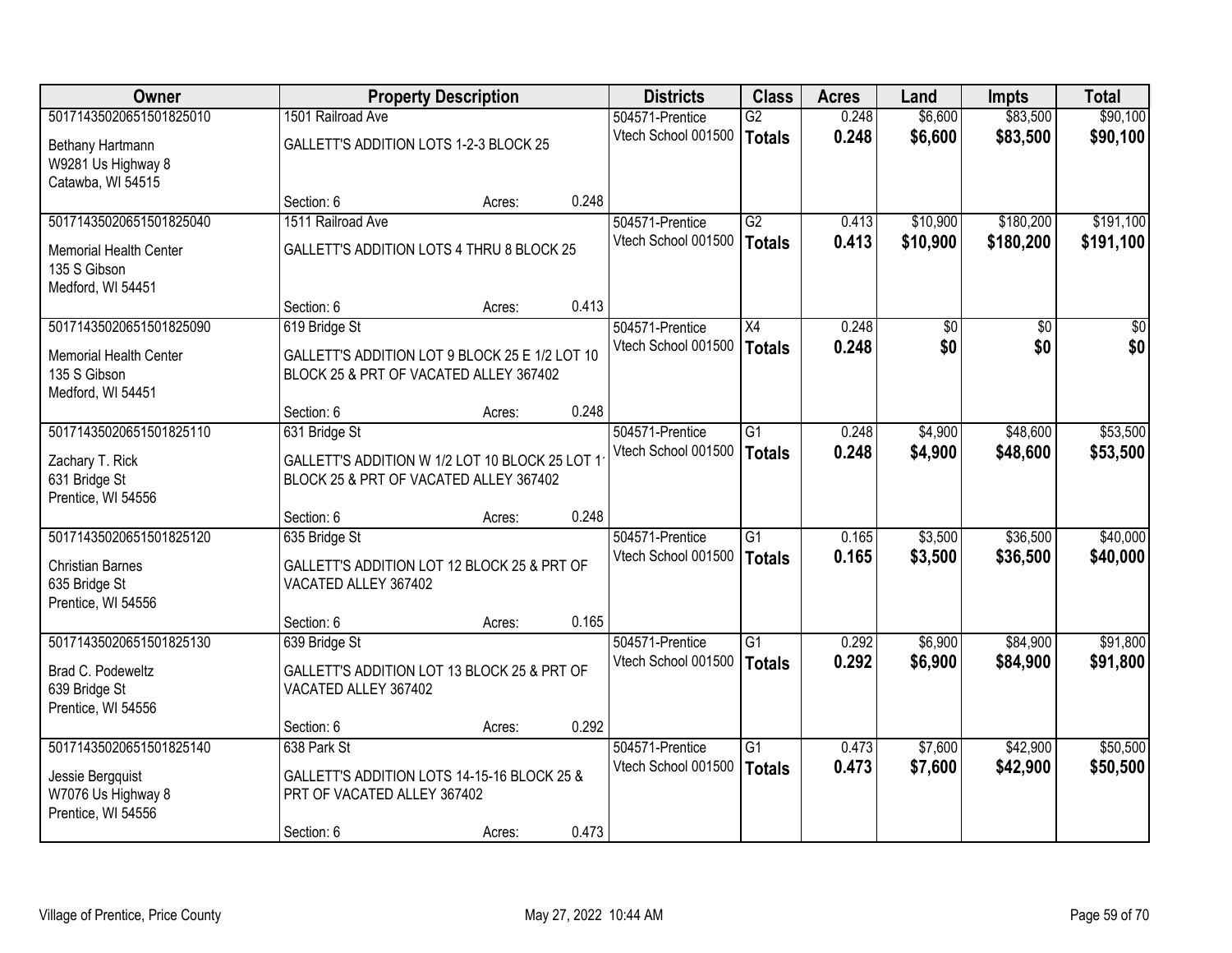| Owner | Property Description | Districts | Class | Acres | Land | Impts | Total |
|---|---|---|---|---|---|---|---|
| 50171435020651501825010<br>Bethany Hartmann<br>W9281 Us Highway 8<br>Catawba, WI 54515 | 1501 Railroad Ave<br>GALLETT'S ADDITION LOTS 1-2-3 BLOCK 25<br>Section: 6 Acres: 0.248 | 504571-Prentice<br>Vtech School 001500 | G2<br>**Totals** | 0.248<br>**0.248** | $6,600<br>**$6,600** | $83,500<br>**$83,500** | $90,100<br>**$90,100** |
| 50171435020651501825040<br>Memorial Health Center<br>135 S Gibson<br>Medford, WI 54451 | 1511 Railroad Ave<br>GALLETT'S ADDITION LOTS 4 THRU 8 BLOCK 25<br>Section: 6 Acres: 0.413 | 504571-Prentice<br>Vtech School 001500 | G2<br>**Totals** | 0.413<br>**0.413** | $10,900<br>**$10,900** | $180,200<br>**$180,200** | $191,100<br>**$191,100** |
| 50171435020651501825090<br>Memorial Health Center<br>135 S Gibson<br>Medford, WI 54451 | 619 Bridge St<br>GALLETT'S ADDITION LOT 9 BLOCK 25 E 1/2 LOT 10 BLOCK 25 & PRT OF VACATED ALLEY 367402<br>Section: 6 Acres: 0.248 | 504571-Prentice<br>Vtech School 001500 | X4<br>**Totals** | 0.248<br>**0.248** | $0<br>**$0** | $0<br>**$0** | $0<br>**$0** |
| 50171435020651501825110<br>Zachary T. Rick<br>631 Bridge St<br>Prentice, WI 54556 | 631 Bridge St<br>GALLETT'S ADDITION W 1/2 LOT 10 BLOCK 25 LOT 11 BLOCK 25 & PRT OF VACATED ALLEY 367402<br>Section: 6 Acres: 0.248 | 504571-Prentice<br>Vtech School 001500 | G1<br>**Totals** | 0.248<br>**0.248** | $4,900<br>**$4,900** | $48,600<br>**$48,600** | $53,500<br>**$53,500** |
| 50171435020651501825120<br>Christian Barnes<br>635 Bridge St<br>Prentice, WI 54556 | 635 Bridge St<br>GALLETT'S ADDITION LOT 12 BLOCK 25 & PRT OF VACATED ALLEY 367402<br>Section: 6 Acres: 0.165 | 504571-Prentice<br>Vtech School 001500 | G1<br>**Totals** | 0.165<br>**0.165** | $3,500<br>**$3,500** | $36,500<br>**$36,500** | $40,000<br>**$40,000** |
| 50171435020651501825130<br>Brad C. Podeweltz<br>639 Bridge St<br>Prentice, WI 54556 | 639 Bridge St<br>GALLETT'S ADDITION LOT 13 BLOCK 25 & PRT OF VACATED ALLEY 367402<br>Section: 6 Acres: 0.292 | 504571-Prentice<br>Vtech School 001500 | G1<br>**Totals** | 0.292<br>**0.292** | $6,900<br>**$6,900** | $84,900<br>**$84,900** | $91,800<br>**$91,800** |
| 50171435020651501825140<br>Jessie Bergquist<br>W7076 Us Highway 8<br>Prentice, WI 54556 | 638 Park St<br>GALLETT'S ADDITION LOTS 14-15-16 BLOCK 25 & PRT OF VACATED ALLEY 367402<br>Section: 6 Acres: 0.473 | 504571-Prentice<br>Vtech School 001500 | G1<br>**Totals** | 0.473<br>**0.473** | $7,600<br>**$7,600** | $42,900<br>**$42,900** | $50,500<br>**$50,500** |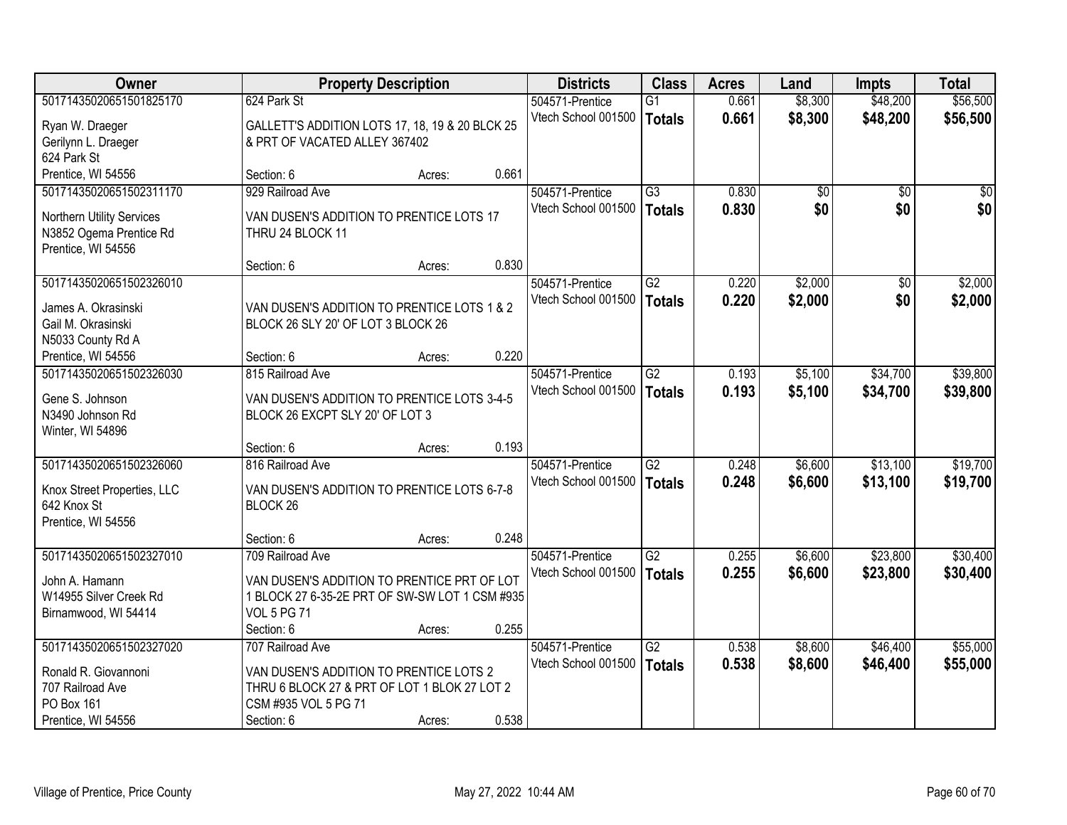| Owner | Property Description | Districts | Class | Acres | Land | Impts | Total |
|---|---|---|---|---|---|---|---|
| 50171435020651501825170<br>Ryan W. Draeger<br>Gerilynn L. Draeger<br>624 Park St<br>Prentice, WI 54556 | 624 Park St<br>GALLETT'S ADDITION LOTS 17, 18, 19 & 20 BLCK 25 & PRT OF VACATED ALLEY 367402<br>Section: 6 Acres: 0.661 | 504571-Prentice<br>Vtech School 001500 | G1<br>**Totals** | 0.661<br>**0.661** | $8,300<br>**$8,300** | $48,200<br>**$48,200** | $56,500<br>**$56,500** |
| 50171435020651502311170<br>Northern Utility Services<br>N3852 Ogema Prentice Rd<br>Prentice, WI 54556 | 929 Railroad Ave<br>VAN DUSEN'S ADDITION TO PRENTICE LOTS 17 THRU 24 BLOCK 11<br>Section: 6 Acres: 0.830 | 504571-Prentice<br>Vtech School 001500 | G3<br>**Totals** | 0.830<br>**0.830** | $0<br>**$0** | $0<br>**$0** | $0<br>**$0** |
| 50171435020651502326010<br>James A. Okrasinski<br>Gail M. Okrasinski<br>N5033 County Rd A<br>Prentice, WI 54556 | VAN DUSEN'S ADDITION TO PRENTICE LOTS 1 & 2 BLOCK 26 SLY 20' OF LOT 3 BLOCK 26<br>Section: 6 Acres: 0.220 | 504571-Prentice<br>Vtech School 001500 | G2<br>**Totals** | 0.220<br>**0.220** | $2,000<br>**$2,000** | $0<br>**$0** | $2,000<br>**$2,000** |
| 50171435020651502326030<br>Gene S. Johnson<br>N3490 Johnson Rd<br>Winter, WI 54896 | 815 Railroad Ave<br>VAN DUSEN'S ADDITION TO PRENTICE LOTS 3-4-5 BLOCK 26 EXCPT SLY 20' OF LOT 3<br>Section: 6 Acres: 0.193 | 504571-Prentice<br>Vtech School 001500 | G2<br>**Totals** | 0.193<br>**0.193** | $5,100<br>**$5,100** | $34,700<br>**$34,700** | $39,800<br>**$39,800** |
| 50171435020651502326060<br>Knox Street Properties, LLC<br>642 Knox St<br>Prentice, WI 54556 | 816 Railroad Ave<br>VAN DUSEN'S ADDITION TO PRENTICE LOTS 6-7-8 BLOCK 26<br>Section: 6 Acres: 0.248 | 504571-Prentice<br>Vtech School 001500 | G2<br>**Totals** | 0.248<br>**0.248** | $6,600<br>**$6,600** | $13,100<br>**$13,100** | $19,700<br>**$19,700** |
| 50171435020651502327010<br>John A. Hamann<br>W14955 Silver Creek Rd<br>Birnamwood, WI 54414 | 709 Railroad Ave<br>VAN DUSEN'S ADDITION TO PRENTICE PRT OF LOT 1 BLOCK 27 6-35-2E PRT OF SW-SW LOT 1 CSM #935 VOL 5 PG 71<br>Section: 6 Acres: 0.255 | 504571-Prentice<br>Vtech School 001500 | G2<br>**Totals** | 0.255<br>**0.255** | $6,600<br>**$6,600** | $23,800<br>**$23,800** | $30,400<br>**$30,400** |
| 50171435020651502327020<br>Ronald R. Giovannoni<br>707 Railroad Ave<br>PO Box 161<br>Prentice, WI 54556 | 707 Railroad Ave<br>VAN DUSEN'S ADDITION TO PRENTICE LOTS 2 THRU 6 BLOCK 27 & PRT OF LOT 1 BLOK 27 LOT 2 CSM #935 VOL 5 PG 71<br>Section: 6 Acres: 0.538 | 504571-Prentice<br>Vtech School 001500 | G2<br>**Totals** | 0.538<br>**0.538** | $8,600<br>**$8,600** | $46,400<br>**$46,400** | $55,000<br>**$55,000** |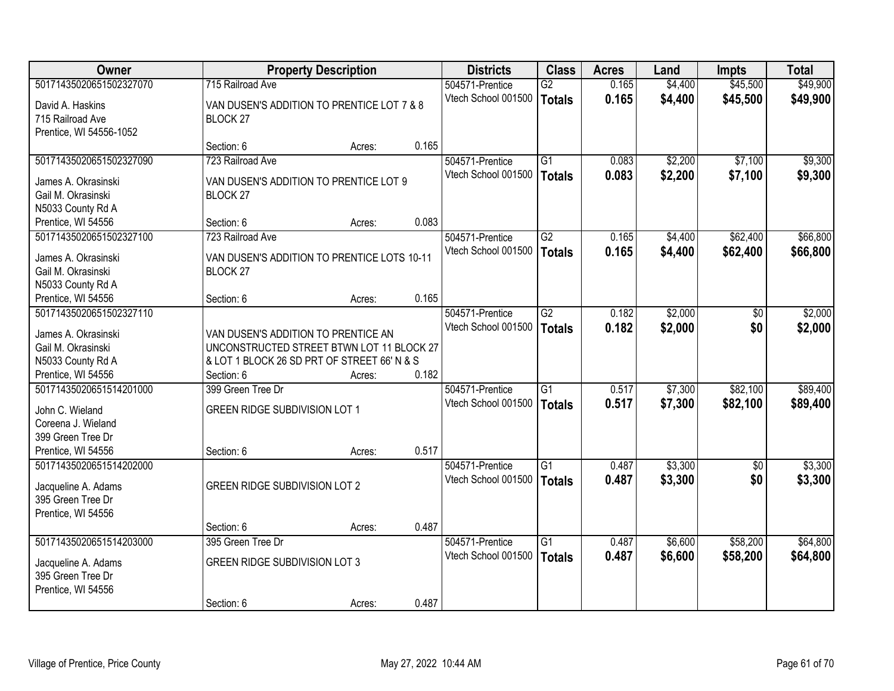| Owner | Property Description | Districts | Class | Acres | Land | Impts | Total |
|---|---|---|---|---|---|---|---|
| 50171435020651502327070<br>David A. Haskins<br>715 Railroad Ave<br>Prentice, WI 54556-1052 | 715 Railroad Ave<br>VAN DUSEN'S ADDITION TO PRENTICE LOT 7 & 8 BLOCK 27<br>Section: 6 Acres: 0.165 | 504571-Prentice<br>Vtech School 001500 | G2<br>**Totals** | 0.165<br>**0.165** | $4,400<br>**$4,400** | $45,500<br>**$45,500** | $49,900<br>**$49,900** |
| 50171435020651502327090<br>James A. Okrasinski<br>Gail M. Okrasinski<br>N5033 County Rd A<br>Prentice, WI 54556 | 723 Railroad Ave<br>VAN DUSEN'S ADDITION TO PRENTICE LOT 9 BLOCK 27<br>Section: 6 Acres: 0.083 | 504571-Prentice<br>Vtech School 001500 | G1<br>**Totals** | 0.083<br>**0.083** | $2,200<br>**$2,200** | $7,100<br>**$7,100** | $9,300<br>**$9,300** |
| 50171435020651502327100<br>James A. Okrasinski<br>Gail M. Okrasinski<br>N5033 County Rd A<br>Prentice, WI 54556 | 723 Railroad Ave<br>VAN DUSEN'S ADDITION TO PRENTICE LOTS 10-11 BLOCK 27<br>Section: 6 Acres: 0.165 | 504571-Prentice<br>Vtech School 001500 | G2<br>**Totals** | 0.165<br>**0.165** | $4,400<br>**$4,400** | $62,400<br>**$62,400** | $66,800<br>**$66,800** |
| 50171435020651502327110<br>James A. Okrasinski<br>Gail M. Okrasinski<br>N5033 County Rd A<br>Prentice, WI 54556 | VAN DUSEN'S ADDITION TO PRENTICE AN UNCONSTRUCTED STREET BTWN LOT 11 BLOCK 27 & LOT 1 BLOCK 26 SD PRT OF STREET 66' N & S<br>Section: 6 Acres: 0.182 | 504571-Prentice<br>Vtech School 001500 | G2<br>**Totals** | 0.182<br>**0.182** | $2,000<br>**$2,000** | $0<br>**$0** | $2,000<br>**$2,000** |
| 50171435020651514201000<br>John C. Wieland<br>Coreena J. Wieland<br>399 Green Tree Dr<br>Prentice, WI 54556 | 399 Green Tree Dr<br>GREEN RIDGE SUBDIVISION LOT 1<br>Section: 6 Acres: 0.517 | 504571-Prentice<br>Vtech School 001500 | G1<br>**Totals** | 0.517<br>**0.517** | $7,300<br>**$7,300** | $82,100<br>**$82,100** | $89,400<br>**$89,400** |
| 50171435020651514202000<br>Jacqueline A. Adams<br>395 Green Tree Dr<br>Prentice, WI 54556 | GREEN RIDGE SUBDIVISION LOT 2<br>Section: 6 Acres: 0.487 | 504571-Prentice<br>Vtech School 001500 | G1<br>**Totals** | 0.487<br>**0.487** | $3,300<br>**$3,300** | $0<br>**$0** | $3,300<br>**$3,300** |
| 50171435020651514203000<br>Jacqueline A. Adams<br>395 Green Tree Dr<br>Prentice, WI 54556 | 395 Green Tree Dr<br>GREEN RIDGE SUBDIVISION LOT 3<br>Section: 6 Acres: 0.487 | 504571-Prentice<br>Vtech School 001500 | G1<br>**Totals** | 0.487<br>**0.487** | $6,600<br>**$6,600** | $58,200<br>**$58,200** | $64,800<br>**$64,800** |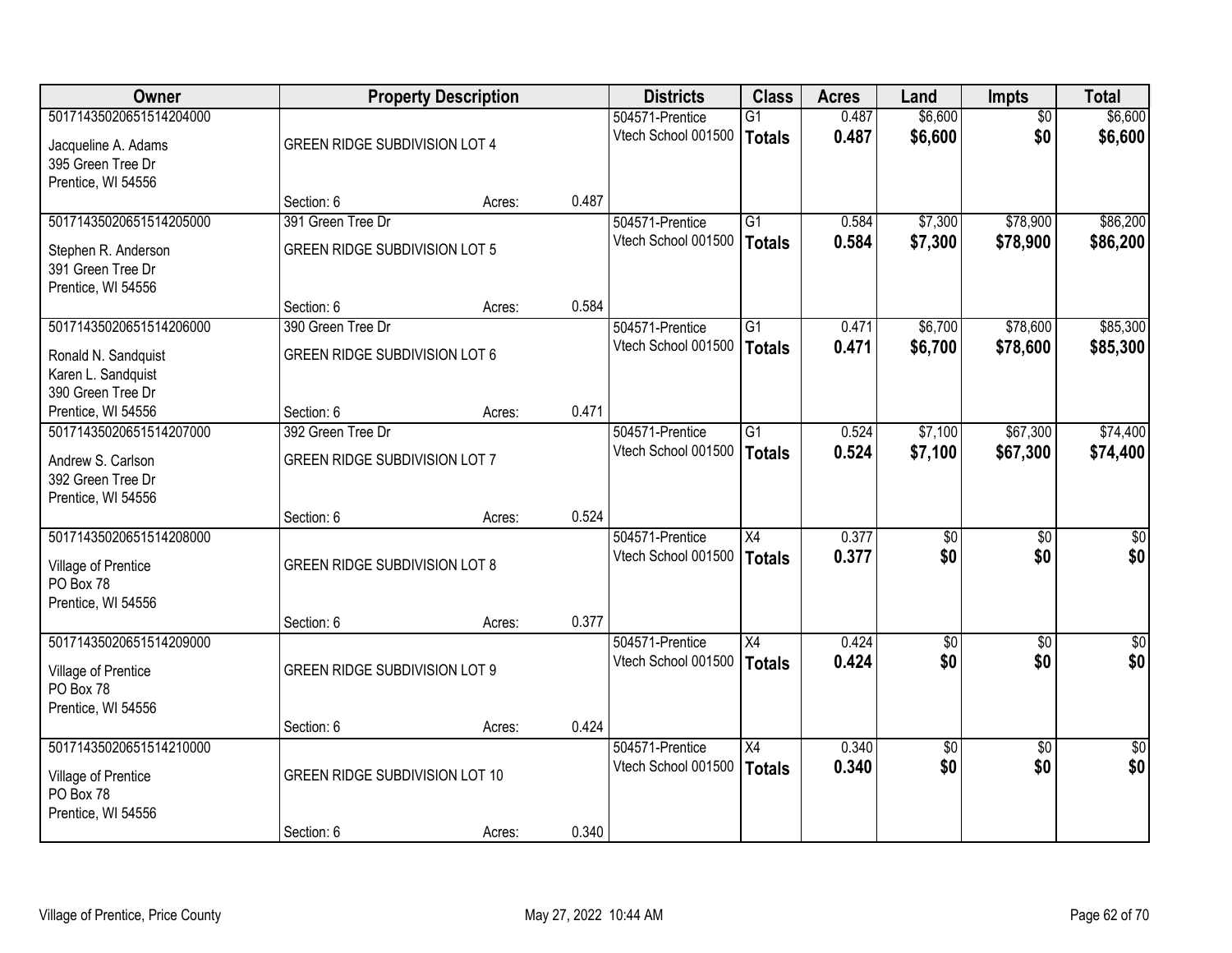| Owner | Property Description | | | Districts | Class | Acres | Land | Impts | Total |
|---|---|---|---|---|---|---|---|---|---|
| 50171435020651514204000<br>Jacqueline A. Adams<br>395 Green Tree Dr<br>Prentice, WI 54556 | GREEN RIDGE SUBDIVISION LOT 4<br>Section: 6 | Acres: | 0.487 | 504571-Prentice<br>Vtech School 001500 | G1<br>**Totals** | 0.487<br>**0.487** | $6,600<br>**$6,600** | $0<br>**$0** | $6,600<br>**$6,600** |
| 50171435020651514205000<br>Stephen R. Anderson<br>391 Green Tree Dr<br>Prentice, WI 54556 | 391 Green Tree Dr<br>GREEN RIDGE SUBDIVISION LOT 5<br>Section: 6 | Acres: | 0.584 | 504571-Prentice<br>Vtech School 001500 | G1<br>**Totals** | 0.584<br>**0.584** | $7,300<br>**$7,300** | $78,900<br>**$78,900** | $86,200<br>**$86,200** |
| 50171435020651514206000<br>Ronald N. Sandquist<br>Karen L. Sandquist<br>390 Green Tree Dr<br>Prentice, WI 54556 | 390 Green Tree Dr<br>GREEN RIDGE SUBDIVISION LOT 6<br>Section: 6 | Acres: | 0.471 | 504571-Prentice<br>Vtech School 001500 | G1<br>**Totals** | 0.471<br>**0.471** | $6,700<br>**$6,700** | $78,600<br>**$78,600** | $85,300<br>**$85,300** |
| 50171435020651514207000<br>Andrew S. Carlson<br>392 Green Tree Dr<br>Prentice, WI 54556 | 392 Green Tree Dr<br>GREEN RIDGE SUBDIVISION LOT 7<br>Section: 6 | Acres: | 0.524 | 504571-Prentice<br>Vtech School 001500 | G1<br>**Totals** | 0.524<br>**0.524** | $7,100<br>**$7,100** | $67,300<br>**$67,300** | $74,400<br>**$74,400** |
| 50171435020651514208000<br>Village of Prentice<br>PO Box 78<br>Prentice, WI 54556 | GREEN RIDGE SUBDIVISION LOT 8<br>Section: 6 | Acres: | 0.377 | 504571-Prentice<br>Vtech School 001500 | X4<br>**Totals** | 0.377<br>**0.377** | $0<br>**$0** | $0<br>**$0** | $0<br>**$0** |
| 50171435020651514209000<br>Village of Prentice<br>PO Box 78<br>Prentice, WI 54556 | GREEN RIDGE SUBDIVISION LOT 9<br>Section: 6 | Acres: | 0.424 | 504571-Prentice<br>Vtech School 001500 | X4<br>**Totals** | 0.424<br>**0.424** | $0<br>**$0** | $0<br>**$0** | $0<br>**$0** |
| 50171435020651514210000<br>Village of Prentice<br>PO Box 78<br>Prentice, WI 54556 | GREEN RIDGE SUBDIVISION LOT 10<br>Section: 6 | Acres: | 0.340 | 504571-Prentice<br>Vtech School 001500 | X4<br>**Totals** | 0.340<br>**0.340** | $0<br>**$0** | $0<br>**$0** | $0<br>**$0** |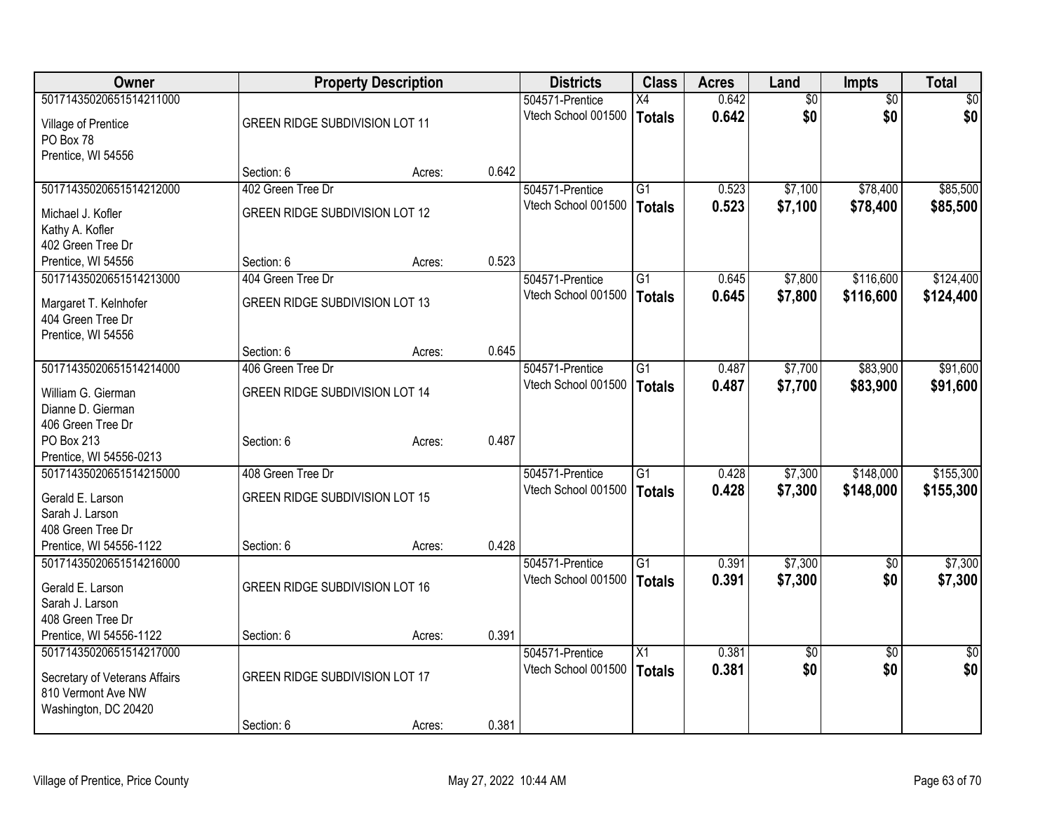| Owner | Property Description | | | Districts | Class | Acres | Land | Impts | Total |
|---|---|---|---|---|---|---|---|---|---|
| 50171435020651514211000<br>Village of Prentice<br>PO Box 78<br>Prentice, WI 54556 | GREEN RIDGE SUBDIVISION LOT 11<br>Section: 6 | Acres: | 0.642 | 504571-Prentice<br>Vtech School 001500 | X4<br>**Totals** | 0.642<br>**0.642** | $0<br>**$0** | $0<br>**$0** | $0<br>**$0** |
| 50171435020651514212000<br>Michael J. Kofler<br>Kathy A. Kofler<br>402 Green Tree Dr<br>Prentice, WI 54556 | 402 Green Tree Dr<br>GREEN RIDGE SUBDIVISION LOT 12<br>Section: 6 | Acres: | 0.523 | 504571-Prentice<br>Vtech School 001500 | G1<br>**Totals** | 0.523<br>**0.523** | $7,100<br>**$7,100** | $78,400<br>**$78,400** | $85,500<br>**$85,500** |
| 50171435020651514213000<br>Margaret T. Kelnhofer<br>404 Green Tree Dr<br>Prentice, WI 54556 | 404 Green Tree Dr<br>GREEN RIDGE SUBDIVISION LOT 13<br>Section: 6 | Acres: | 0.645 | 504571-Prentice<br>Vtech School 001500 | G1<br>**Totals** | 0.645<br>**0.645** | $7,800<br>**$7,800** | $116,600<br>**$116,600** | $124,400<br>**$124,400** |
| 50171435020651514214000<br>William G. Gierman<br>Dianne D. Gierman<br>406 Green Tree Dr<br>PO Box 213<br>Prentice, WI 54556-0213 | 406 Green Tree Dr<br>GREEN RIDGE SUBDIVISION LOT 14<br>Section: 6 | Acres: | 0.487 | 504571-Prentice<br>Vtech School 001500 | G1<br>**Totals** | 0.487<br>**0.487** | $7,700<br>**$7,700** | $83,900<br>**$83,900** | $91,600<br>**$91,600** |
| 50171435020651514215000<br>Gerald E. Larson<br>Sarah J. Larson<br>408 Green Tree Dr<br>Prentice, WI 54556-1122 | 408 Green Tree Dr<br>GREEN RIDGE SUBDIVISION LOT 15<br>Section: 6 | Acres: | 0.428 | 504571-Prentice<br>Vtech School 001500 | G1<br>**Totals** | 0.428<br>**0.428** | $7,300<br>**$7,300** | $148,000<br>**$148,000** | $155,300<br>**$155,300** |
| 50171435020651514216000<br>Gerald E. Larson<br>Sarah J. Larson<br>408 Green Tree Dr<br>Prentice, WI 54556-1122 | GREEN RIDGE SUBDIVISION LOT 16<br>Section: 6 | Acres: | 0.391 | 504571-Prentice<br>Vtech School 001500 | G1<br>**Totals** | 0.391<br>**0.391** | $7,300<br>**$7,300** | $0<br>**$0** | $7,300<br>**$7,300** |
| 50171435020651514217000<br>Secretary of Veterans Affairs<br>810 Vermont Ave NW<br>Washington, DC 20420 | GREEN RIDGE SUBDIVISION LOT 17<br>Section: 6 | Acres: | 0.381 | 504571-Prentice<br>Vtech School 001500 | X1<br>**Totals** | 0.381<br>**0.381** | $0<br>**$0** | $0<br>**$0** | $0<br>**$0** |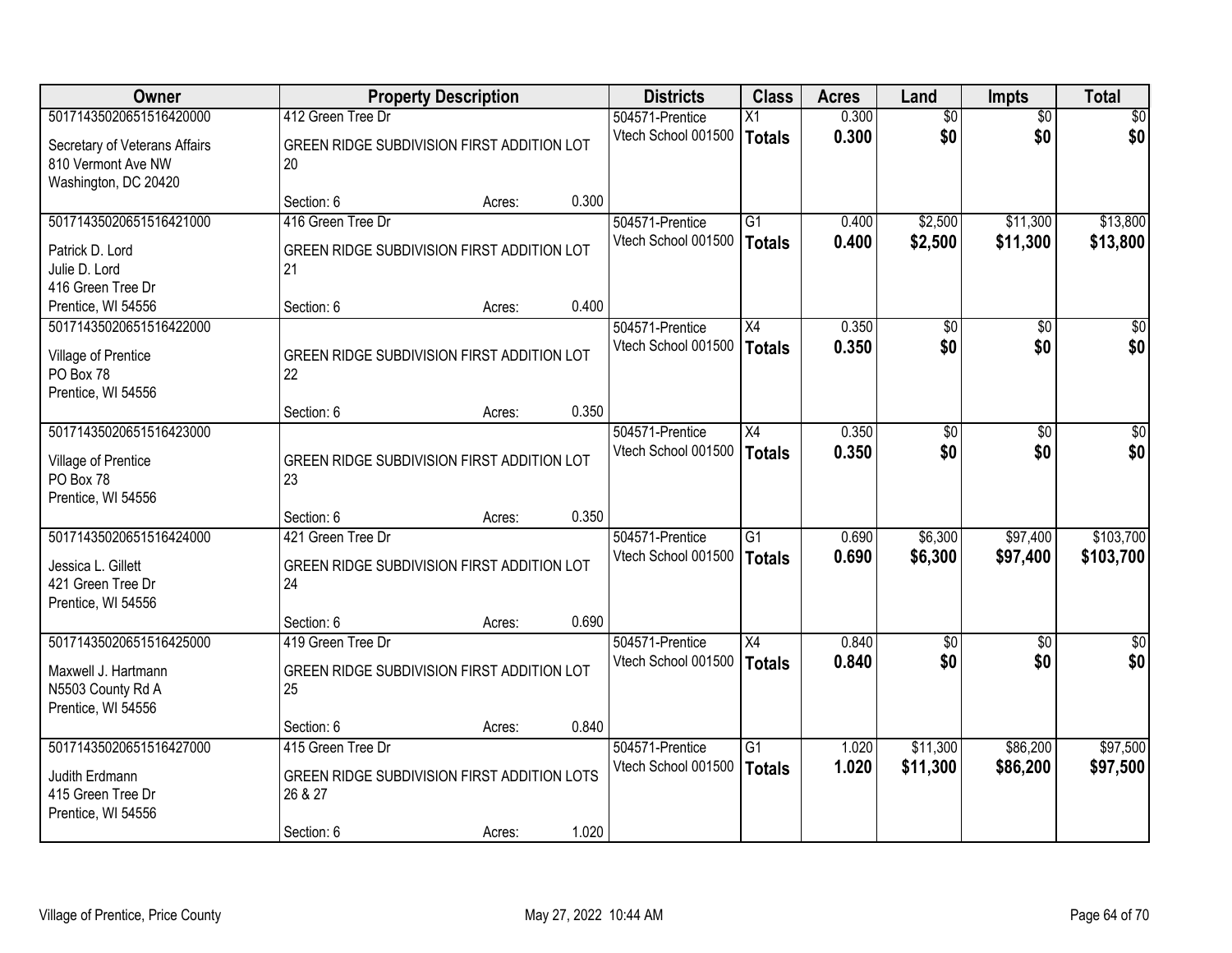| Owner | Property Description | Districts | Class | Acres | Land | Impts | Total |
|---|---|---|---|---|---|---|---|
| 50171435020651516420000<br>Secretary of Veterans Affairs<br>810 Vermont Ave NW<br>Washington, DC 20420 | 412 Green Tree Dr<br>GREEN RIDGE SUBDIVISION FIRST ADDITION LOT 20<br>Section: 6 Acres: 0.300 | 504571-Prentice<br>Vtech School 001500 | X1<br>**Totals** | 0.300<br>**0.300** | $0<br>**$0** | $0<br>**$0** | $0<br>**$0** |
| 50171435020651516421000<br>Patrick D. Lord<br>Julie D. Lord<br>416 Green Tree Dr<br>Prentice, WI 54556 | 416 Green Tree Dr<br>GREEN RIDGE SUBDIVISION FIRST ADDITION LOT 21<br>Section: 6 Acres: 0.400 | 504571-Prentice<br>Vtech School 001500 | G1<br>**Totals** | 0.400<br>**0.400** | $2,500<br>**$2,500** | $11,300<br>**$11,300** | $13,800<br>**$13,800** |
| 50171435020651516422000<br>Village of Prentice<br>PO Box 78<br>Prentice, WI 54556 | GREEN RIDGE SUBDIVISION FIRST ADDITION LOT 22<br>Section: 6 Acres: 0.350 | 504571-Prentice<br>Vtech School 001500 | X4<br>**Totals** | 0.350<br>**0.350** | $0<br>**$0** | $0<br>**$0** | $0<br>**$0** |
| 50171435020651516423000<br>Village of Prentice<br>PO Box 78<br>Prentice, WI 54556 | GREEN RIDGE SUBDIVISION FIRST ADDITION LOT 23<br>Section: 6 Acres: 0.350 | 504571-Prentice<br>Vtech School 001500 | X4<br>**Totals** | 0.350<br>**0.350** | $0<br>**$0** | $0<br>**$0** | $0<br>**$0** |
| 50171435020651516424000<br>Jessica L. Gillett<br>421 Green Tree Dr<br>Prentice, WI 54556 | 421 Green Tree Dr<br>GREEN RIDGE SUBDIVISION FIRST ADDITION LOT 24<br>Section: 6 Acres: 0.690 | 504571-Prentice<br>Vtech School 001500 | G1<br>**Totals** | 0.690<br>**0.690** | $6,300<br>**$6,300** | $97,400<br>**$97,400** | $103,700<br>**$103,700** |
| 50171435020651516425000<br>Maxwell J. Hartmann<br>N5503 County Rd A<br>Prentice, WI 54556 | 419 Green Tree Dr<br>GREEN RIDGE SUBDIVISION FIRST ADDITION LOT 25<br>Section: 6 Acres: 0.840 | 504571-Prentice<br>Vtech School 001500 | X4<br>**Totals** | 0.840<br>**0.840** | $0<br>**$0** | $0<br>**$0** | $0<br>**$0** |
| 50171435020651516427000<br>Judith Erdmann<br>415 Green Tree Dr<br>Prentice, WI 54556 | 415 Green Tree Dr<br>GREEN RIDGE SUBDIVISION FIRST ADDITION LOTS 26 & 27<br>Section: 6 Acres: 1.020 | 504571-Prentice<br>Vtech School 001500 | G1<br>**Totals** | 1.020<br>**1.020** | $11,300<br>**$11,300** | $86,200<br>**$86,200** | $97,500<br>**$97,500** |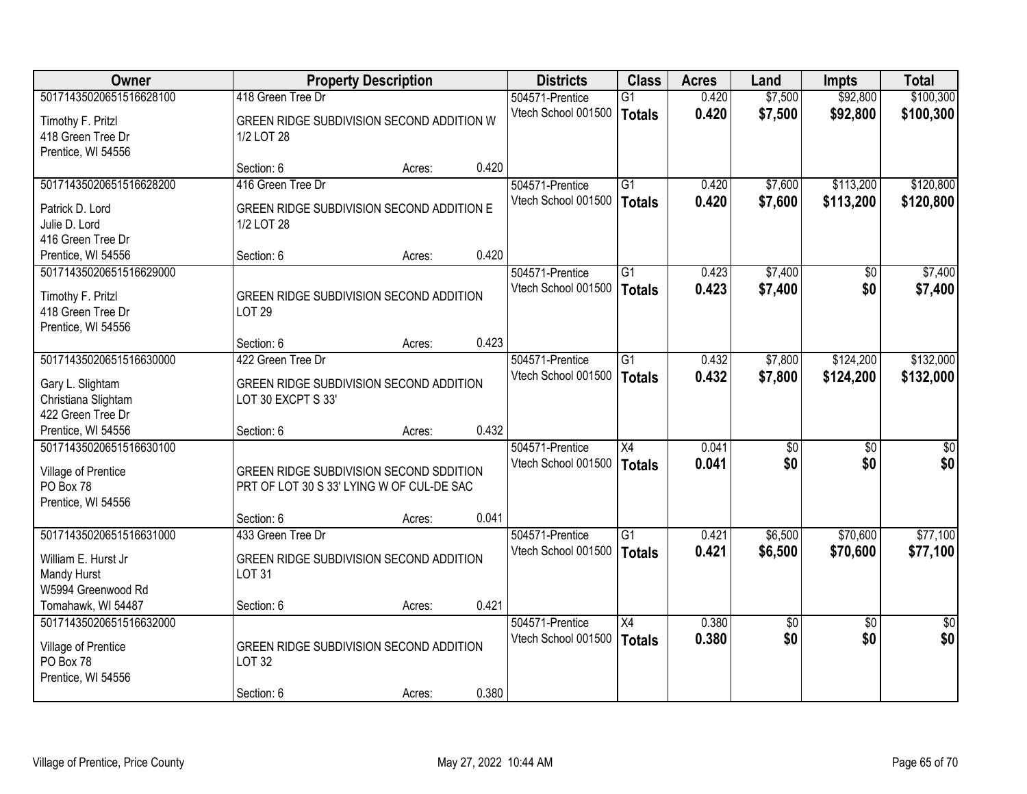| Owner | Property Description | Districts | Class | Acres | Land | Impts | Total |
|---|---|---|---|---|---|---|---|
| 50171435020651516628100<br>Timothy F. Pritzl<br>418 Green Tree Dr<br>Prentice, WI 54556 | 418 Green Tree Dr<br>GREEN RIDGE SUBDIVISION SECOND ADDITION W 1/2 LOT 28<br>Section: 6 Acres: 0.420 | 504571-Prentice<br>Vtech School 001500 | G1<br>**Totals** | 0.420<br>**0.420** | $7,500<br>**$7,500** | $92,800<br>**$92,800** | $100,300<br>**$100,300** |
| 50171435020651516628200<br>Patrick D. Lord<br>Julie D. Lord<br>416 Green Tree Dr<br>Prentice, WI 54556 | 416 Green Tree Dr<br>GREEN RIDGE SUBDIVISION SECOND ADDITION E 1/2 LOT 28<br>Section: 6 Acres: 0.420 | 504571-Prentice<br>Vtech School 001500 | G1<br>**Totals** | 0.420<br>**0.420** | $7,600<br>**$7,600** | $113,200<br>**$113,200** | $120,800<br>**$120,800** |
| 50171435020651516629000<br>Timothy F. Pritzl<br>418 Green Tree Dr<br>Prentice, WI 54556 | GREEN RIDGE SUBDIVISION SECOND ADDITION LOT 29<br>Section: 6 Acres: 0.423 | 504571-Prentice<br>Vtech School 001500 | G1<br>**Totals** | 0.423<br>**0.423** | $7,400<br>**$7,400** | $0<br>**$0** | $7,400<br>**$7,400** |
| 50171435020651516630000<br>Gary L. Slightam<br>Christiana Slightam<br>422 Green Tree Dr<br>Prentice, WI 54556 | 422 Green Tree Dr<br>GREEN RIDGE SUBDIVISION SECOND ADDITION LOT 30 EXCPT S 33'<br>Section: 6 Acres: 0.432 | 504571-Prentice<br>Vtech School 001500 | G1<br>**Totals** | 0.432<br>**0.432** | $7,800<br>**$7,800** | $124,200<br>**$124,200** | $132,000<br>**$132,000** |
| 50171435020651516630100<br>Village of Prentice<br>PO Box 78<br>Prentice, WI 54556 | GREEN RIDGE SUBDIVISION SECOND SDDITION PRT OF LOT 30 S 33' LYING W OF CUL-DE SAC<br>Section: 6 Acres: 0.041 | 504571-Prentice<br>Vtech School 001500 | X4<br>**Totals** | 0.041<br>**0.041** | $0<br>**$0** | $0<br>**$0** | $0<br>**$0** |
| 50171435020651516631000<br>William E. Hurst Jr<br>Mandy Hurst<br>W5994 Greenwood Rd<br>Tomahawk, WI 54487 | 433 Green Tree Dr<br>GREEN RIDGE SUBDIVISION SECOND ADDITION LOT 31<br>Section: 6 Acres: 0.421 | 504571-Prentice<br>Vtech School 001500 | G1<br>**Totals** | 0.421<br>**0.421** | $6,500<br>**$6,500** | $70,600<br>**$70,600** | $77,100<br>**$77,100** |
| 50171435020651516632000<br>Village of Prentice<br>PO Box 78<br>Prentice, WI 54556 | GREEN RIDGE SUBDIVISION SECOND ADDITION LOT 32<br>Section: 6 Acres: 0.380 | 504571-Prentice<br>Vtech School 001500 | X4<br>**Totals** | 0.380<br>**0.380** | $0<br>**$0** | $0<br>**$0** | $0<br>**$0** |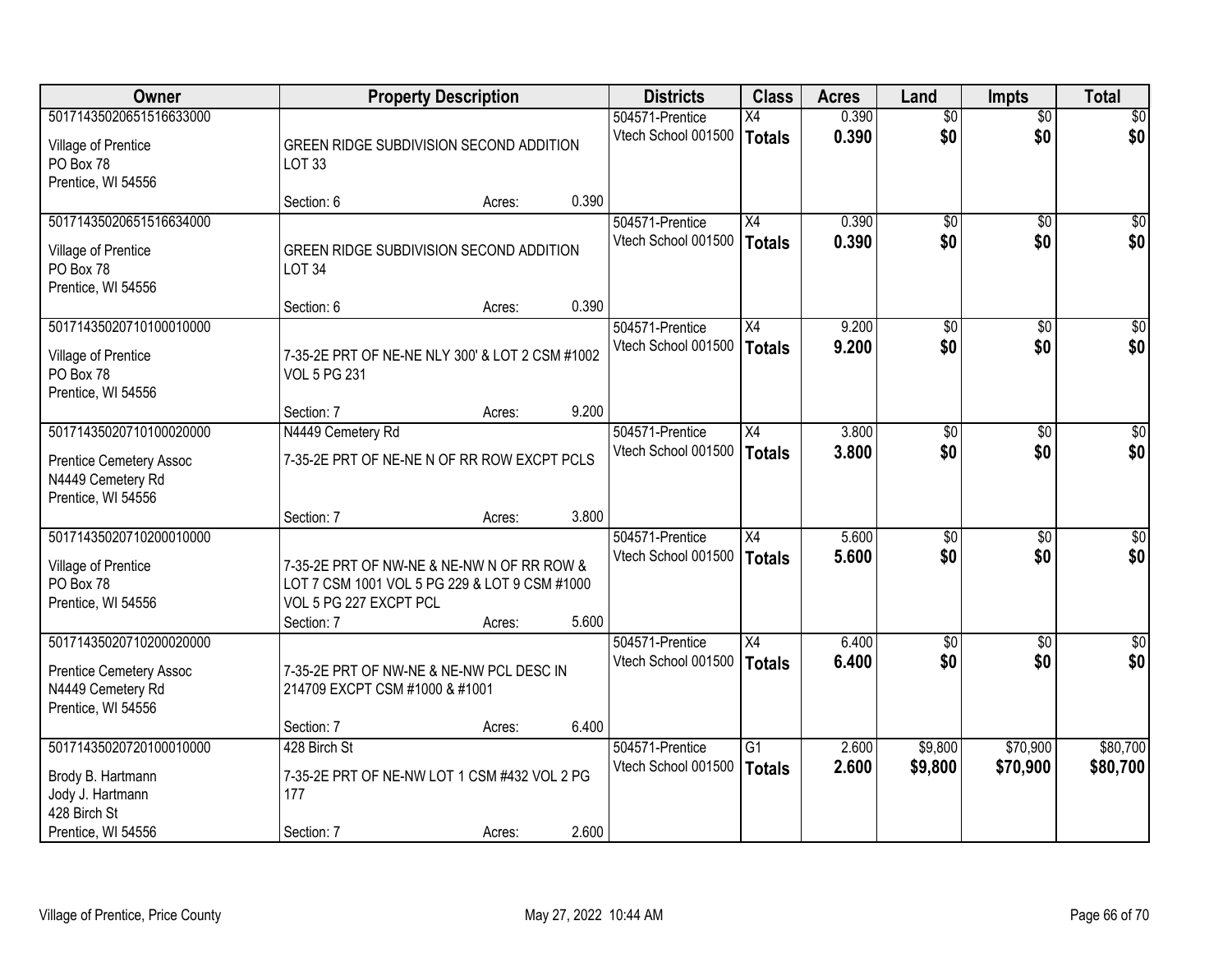| Owner | Property Description | | | Districts | Class | Acres | Land | Impts | Total |
|---|---|---|---|---|---|---|---|---|---|
| 50171435020651516633000<br>Village of Prentice<br>PO Box 78<br>Prentice, WI 54556 | GREEN RIDGE SUBDIVISION SECOND ADDITION LOT 33<br>Section: 6 | Acres: | 0.390 | 504571-Prentice<br>Vtech School 001500 | X4<br>**Totals** | 0.390<br>**0.390** | $0<br>**$0** | $0<br>**$0** | $0<br>**$0** |
| 50171435020651516634000<br>Village of Prentice<br>PO Box 78<br>Prentice, WI 54556 | GREEN RIDGE SUBDIVISION SECOND ADDITION LOT 34<br>Section: 6 | Acres: | 0.390 | 504571-Prentice<br>Vtech School 001500 | X4<br>**Totals** | 0.390<br>**0.390** | $0<br>**$0** | $0<br>**$0** | $0<br>**$0** |
| 50171435020710100010000<br>Village of Prentice<br>PO Box 78<br>Prentice, WI 54556 | 7-35-2E PRT OF NE-NE NLY 300' & LOT 2 CSM #1002 VOL 5 PG 231<br>Section: 7 | Acres: | 9.200 | 504571-Prentice<br>Vtech School 001500 | X4<br>**Totals** | 9.200<br>**9.200** | $0<br>**$0** | $0<br>**$0** | $0<br>**$0** |
| 50171435020710100020000<br>Prentice Cemetery Assoc<br>N4449 Cemetery Rd<br>Prentice, WI 54556 | N4449 Cemetery Rd<br>7-35-2E PRT OF NE-NE N OF RR ROW EXCPT PCLS<br>Section: 7 | Acres: | 3.800 | 504571-Prentice<br>Vtech School 001500 | X4<br>**Totals** | 3.800<br>**3.800** | $0<br>**$0** | $0<br>**$0** | $0<br>**$0** |
| 50171435020710200010000<br>Village of Prentice<br>PO Box 78<br>Prentice, WI 54556 | 7-35-2E PRT OF NW-NE & NE-NW N OF RR ROW & LOT 7 CSM 1001 VOL 5 PG 229 & LOT 9 CSM #1000 VOL 5 PG 227 EXCPT PCL<br>Section: 7 | Acres: | 5.600 | 504571-Prentice<br>Vtech School 001500 | X4<br>**Totals** | 5.600<br>**5.600** | $0<br>**$0** | $0<br>**$0** | $0<br>**$0** |
| 50171435020710200020000<br>Prentice Cemetery Assoc<br>N4449 Cemetery Rd<br>Prentice, WI 54556 | 7-35-2E PRT OF NW-NE & NE-NW PCL DESC IN 214709 EXCPT CSM #1000 & #1001<br>Section: 7 | Acres: | 6.400 | 504571-Prentice<br>Vtech School 001500 | X4<br>**Totals** | 6.400<br>**6.400** | $0<br>**$0** | $0<br>**$0** | $0<br>**$0** |
| 50171435020720100010000<br>Brody B. Hartmann<br>Jody J. Hartmann<br>428 Birch St<br>Prentice, WI 54556 | 428 Birch St<br>7-35-2E PRT OF NE-NW LOT 1 CSM #432 VOL 2 PG 177<br>Section: 7 | Acres: | 2.600 | 504571-Prentice<br>Vtech School 001500 | G1<br>**Totals** | 2.600<br>**2.600** | $9,800<br>**$9,800** | $70,900<br>**$70,900** | $80,700<br>**$80,700** |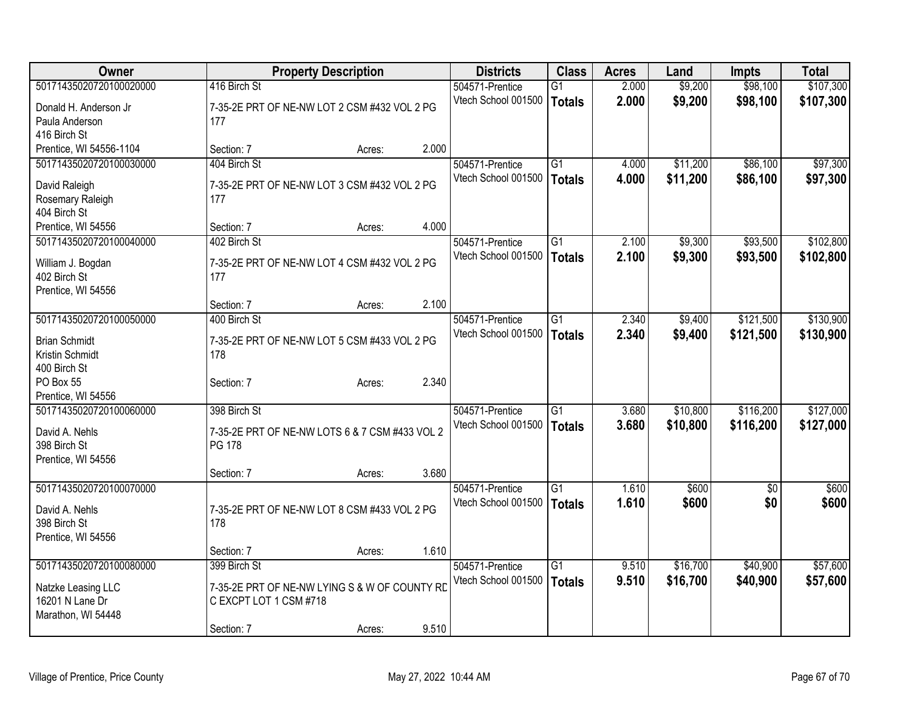| Owner | Property Description | Districts | Class | Acres | Land | Impts | Total |
|---|---|---|---|---|---|---|---|
| 50171435020720100020000<br>Donald H. Anderson Jr<br>Paula Anderson<br>416 Birch St<br>Prentice, WI 54556-1104 | 416 Birch St<br>7-35-2E PRT OF NE-NW LOT 2 CSM #432 VOL 2 PG 177<br>Section: 7 Acres: 2.000 | 504571-Prentice<br>Vtech School 001500 | G1<br>**Totals** | 2.000<br>**2.000** | $9,200<br>**$9,200** | $98,100<br>**$98,100** | $107,300<br>**$107,300** |
| 50171435020720100030000<br>David Raleigh<br>Rosemary Raleigh<br>404 Birch St<br>Prentice, WI 54556 | 404 Birch St<br>7-35-2E PRT OF NE-NW LOT 3 CSM #432 VOL 2 PG 177<br>Section: 7 Acres: 4.000 | 504571-Prentice<br>Vtech School 001500 | G1<br>**Totals** | 4.000<br>**4.000** | $11,200<br>**$11,200** | $86,100<br>**$86,100** | $97,300<br>**$97,300** |
| 50171435020720100040000<br>William J. Bogdan<br>402 Birch St<br>Prentice, WI 54556 | 402 Birch St<br>7-35-2E PRT OF NE-NW LOT 4 CSM #432 VOL 2 PG 177<br>Section: 7 Acres: 2.100 | 504571-Prentice<br>Vtech School 001500 | G1<br>**Totals** | 2.100<br>**2.100** | $9,300<br>**$9,300** | $93,500<br>**$93,500** | $102,800<br>**$102,800** |
| 50171435020720100050000<br>Brian Schmidt<br>Kristin Schmidt<br>400 Birch St<br>PO Box 55<br>Prentice, WI 54556 | 400 Birch St<br>7-35-2E PRT OF NE-NW LOT 5 CSM #433 VOL 2 PG 178<br>Section: 7 Acres: 2.340 | 504571-Prentice<br>Vtech School 001500 | G1<br>**Totals** | 2.340<br>**2.340** | $9,400<br>**$9,400** | $121,500<br>**$121,500** | $130,900<br>**$130,900** |
| 50171435020720100060000<br>David A. Nehls<br>398 Birch St<br>Prentice, WI 54556 | 398 Birch St<br>7-35-2E PRT OF NE-NW LOTS 6 & 7 CSM #433 VOL 2 PG 178<br>Section: 7 Acres: 3.680 | 504571-Prentice<br>Vtech School 001500 | G1<br>**Totals** | 3.680<br>**3.680** | $10,800<br>**$10,800** | $116,200<br>**$116,200** | $127,000<br>**$127,000** |
| 50171435020720100070000<br>David A. Nehls<br>398 Birch St<br>Prentice, WI 54556 | 7-35-2E PRT OF NE-NW LOT 8 CSM #433 VOL 2 PG 178<br>Section: 7 Acres: 1.610 | 504571-Prentice<br>Vtech School 001500 | G1<br>**Totals** | 1.610<br>**1.610** | $600<br>**$600** | $0<br>**$0** | $600<br>**$600** |
| 50171435020720100080000<br>Natzke Leasing LLC<br>16201 N Lane Dr<br>Marathon, WI 54448 | 399 Birch St<br>7-35-2E PRT OF NE-NW LYING S & W OF COUNTY RD C EXCPT LOT 1 CSM #718<br>Section: 7 Acres: 9.510 | 504571-Prentice<br>Vtech School 001500 | G1<br>**Totals** | 9.510<br>**9.510** | $16,700<br>**$16,700** | $40,900<br>**$40,900** | $57,600<br>**$57,600** |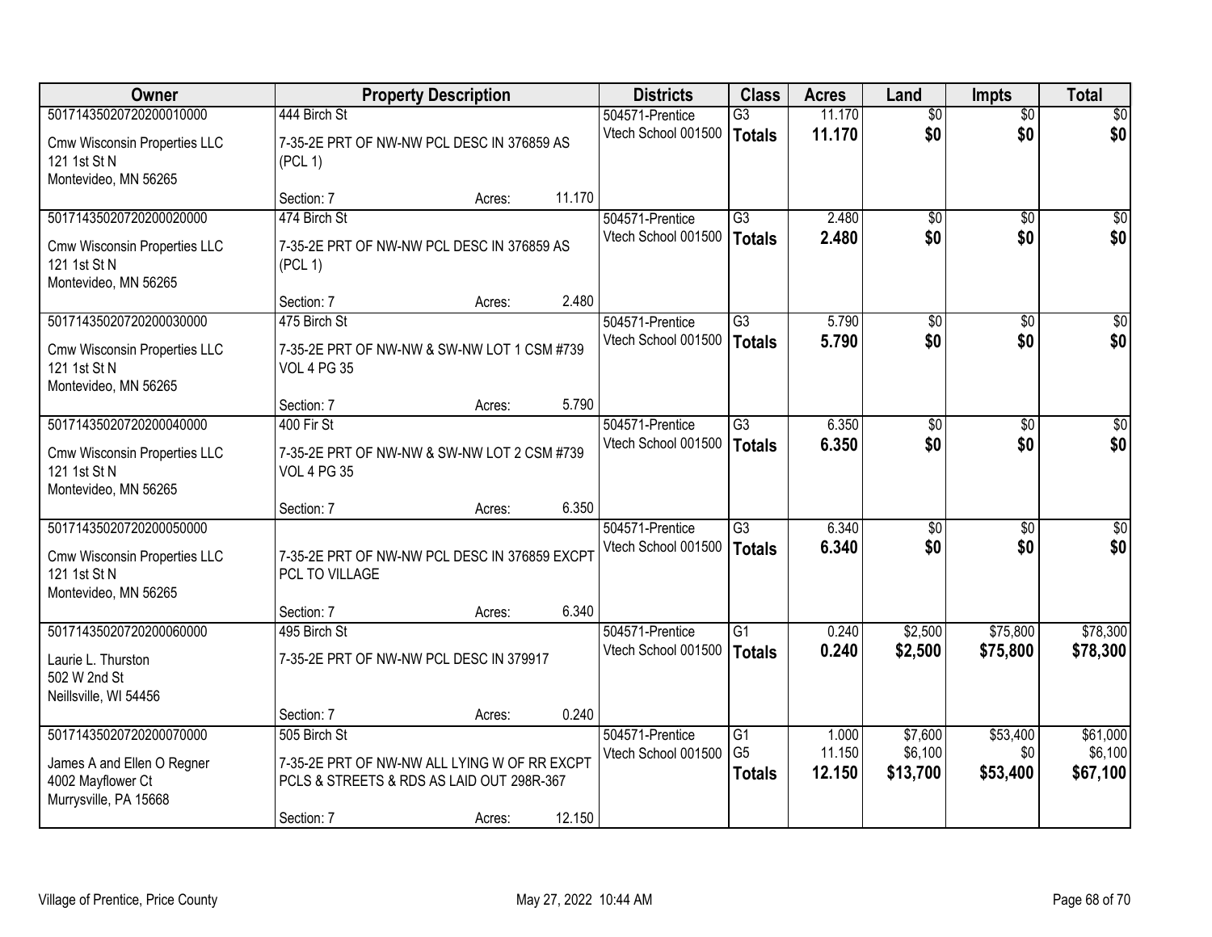| Owner | Property Description | Districts | Class | Acres | Land | Impts | Total |
|---|---|---|---|---|---|---|---|
| 50171435020720200010000<br>Cmw Wisconsin Properties LLC<br>121 1st St N<br>Montevideo, MN 56265 | 444 Birch St<br>7-35-2E PRT OF NW-NW PCL DESC IN 376859 AS (PCL 1)<br>Section: 7 Acres: 11.170 | 504571-Prentice<br>Vtech School 001500 | G3<br>**Totals** | 11.170<br>**11.170** | $0<br>**$0** | $0<br>**$0** | $0<br>**$0** |
| 50171435020720200020000<br>Cmw Wisconsin Properties LLC<br>121 1st St N<br>Montevideo, MN 56265 | 474 Birch St<br>7-35-2E PRT OF NW-NW PCL DESC IN 376859 AS (PCL 1)<br>Section: 7 Acres: 2.480 | 504571-Prentice<br>Vtech School 001500 | G3<br>**Totals** | 2.480<br>**2.480** | $0<br>**$0** | $0<br>**$0** | $0<br>**$0** |
| 50171435020720200030000<br>Cmw Wisconsin Properties LLC<br>121 1st St N<br>Montevideo, MN 56265 | 475 Birch St<br>7-35-2E PRT OF NW-NW & SW-NW LOT 1 CSM #739 VOL 4 PG 35<br>Section: 7 Acres: 5.790 | 504571-Prentice<br>Vtech School 001500 | G3<br>**Totals** | 5.790<br>**5.790** | $0<br>**$0** | $0<br>**$0** | $0<br>**$0** |
| 50171435020720200040000<br>Cmw Wisconsin Properties LLC<br>121 1st St N<br>Montevideo, MN 56265 | 400 Fir St<br>7-35-2E PRT OF NW-NW & SW-NW LOT 2 CSM #739 VOL 4 PG 35<br>Section: 7 Acres: 6.350 | 504571-Prentice<br>Vtech School 001500 | G3<br>**Totals** | 6.350<br>**6.350** | $0<br>**$0** | $0<br>**$0** | $0<br>**$0** |
| 50171435020720200050000<br>Cmw Wisconsin Properties LLC<br>121 1st St N<br>Montevideo, MN 56265 | 7-35-2E PRT OF NW-NW PCL DESC IN 376859 EXCPT PCL TO VILLAGE<br>Section: 7 Acres: 6.340 | 504571-Prentice<br>Vtech School 001500 | G3<br>**Totals** | 6.340<br>**6.340** | $0<br>**$0** | $0<br>**$0** | $0<br>**$0** |
| 50171435020720200060000<br>Laurie L. Thurston<br>502 W 2nd St<br>Neillsville, WI 54456 | 495 Birch St<br>7-35-2E PRT OF NW-NW PCL DESC IN 379917<br>Section: 7 Acres: 0.240 | 504571-Prentice<br>Vtech School 001500 | G1<br>**Totals** | 0.240<br>**0.240** | $2,500<br>**$2,500** | $75,800<br>**$75,800** | $78,300<br>**$78,300** |
| 50171435020720200070000<br>James A and Ellen O Regner<br>4002 Mayflower Ct<br>Murrysville, PA 15668 | 505 Birch St<br>7-35-2E PRT OF NW-NW ALL LYING W OF RR EXCPT PCLS & STREETS & RDS AS LAID OUT 298R-367<br>Section: 7 Acres: 12.150 | 504571-Prentice<br>Vtech School 001500 | G1<br>G5<br>**Totals** | 1.000<br>11.150<br>**12.150** | $7,600<br>$6,100<br>**$13,700** | $53,400<br>$0<br>**$53,400** | $61,000<br>$6,100<br>**$67,100** |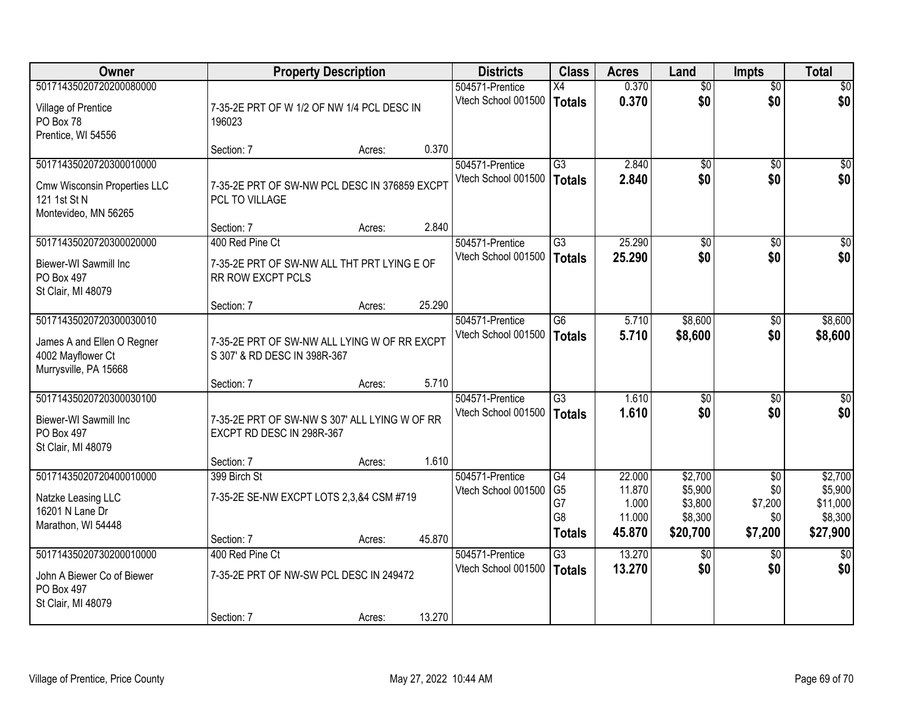| Owner | Property Description | Districts | Class | Acres | Land | Impts | Total |
|---|---|---|---|---|---|---|---|
| 50171435020720200080000<br>Village of Prentice<br>PO Box 78<br>Prentice, WI 54556 | 7-35-2E PRT OF W 1/2 OF NW 1/4 PCL DESC IN 196023<br>Section: 7 Acres: 0.370 | 504571-Prentice<br>Vtech School 001500 | X4<br>**Totals** | 0.370<br>**0.370** | $0<br>**$0** | $0<br>**$0** | $0<br>**$0** |
| 50171435020720300010000<br>Cmw Wisconsin Properties LLC<br>121 1st St N<br>Montevideo, MN 56265 | 7-35-2E PRT OF SW-NW PCL DESC IN 376859 EXCPT PCL TO VILLAGE<br>Section: 7 Acres: 2.840 | 504571-Prentice<br>Vtech School 001500 | G3<br>**Totals** | 2.840<br>**2.840** | $0<br>**$0** | $0<br>**$0** | $0<br>**$0** |
| 50171435020720300020000<br>Biewer-WI Sawmill Inc<br>PO Box 497<br>St Clair, MI 48079 | 400 Red Pine Ct<br>7-35-2E PRT OF SW-NW ALL THT PRT LYING E OF RR ROW EXCPT PCLS<br>Section: 7 Acres: 25.290 | 504571-Prentice<br>Vtech School 001500 | G3<br>**Totals** | 25.290<br>**25.290** | $0<br>**$0** | $0<br>**$0** | $0<br>**$0** |
| 50171435020720300030010<br>James A and Ellen O Regner<br>4002 Mayflower Ct<br>Murrysville, PA 15668 | 7-35-2E PRT OF SW-NW ALL LYING W OF RR EXCPT S 307' & RD DESC IN 398R-367<br>Section: 7 Acres: 5.710 | 504571-Prentice<br>Vtech School 001500 | G6<br>**Totals** | 5.710<br>**5.710** | $8,600<br>**$8,600** | $0<br>**$0** | $8,600<br>**$8,600** |
| 50171435020720300030100<br>Biewer-WI Sawmill Inc<br>PO Box 497<br>St Clair, MI 48079 | 7-35-2E PRT OF SW-NW S 307' ALL LYING W OF RR EXCPT RD DESC IN 298R-367<br>Section: 7 Acres: 1.610 | 504571-Prentice<br>Vtech School 001500 | G3<br>**Totals** | 1.610<br>**1.610** | $0<br>**$0** | $0<br>**$0** | $0<br>**$0** |
| 50171435020720400010000<br>Natzke Leasing LLC<br>16201 N Lane Dr<br>Marathon, WI 54448 | 399 Birch St<br>7-35-2E SE-NW EXCPT LOTS 2,3,&4 CSM #719<br>Section: 7 Acres: 45.870 | 504571-Prentice<br>Vtech School 001500 | G4<br>G5<br>G7<br>G8<br>**Totals** | 22.000<br>11.870<br>1.000<br>11.000<br>**45.870** | $2,700<br>$5,900<br>$3,800<br>$8,300<br>**$20,700** | $0<br>$0<br>$7,200<br>$0<br>**$7,200** | $2,700<br>$5,900<br>$11,000<br>$8,300<br>**$27,900** |
| 50171435020730200010000<br>John A Biewer Co of Biewer<br>PO Box 497<br>St Clair, MI 48079 | 400 Red Pine Ct<br>7-35-2E PRT OF NW-SW PCL DESC IN 249472<br>Section: 7 Acres: 13.270 | 504571-Prentice<br>Vtech School 001500 | G3<br>**Totals** | 13.270<br>**13.270** | $0<br>**$0** | $0<br>**$0** | $0<br>**$0** |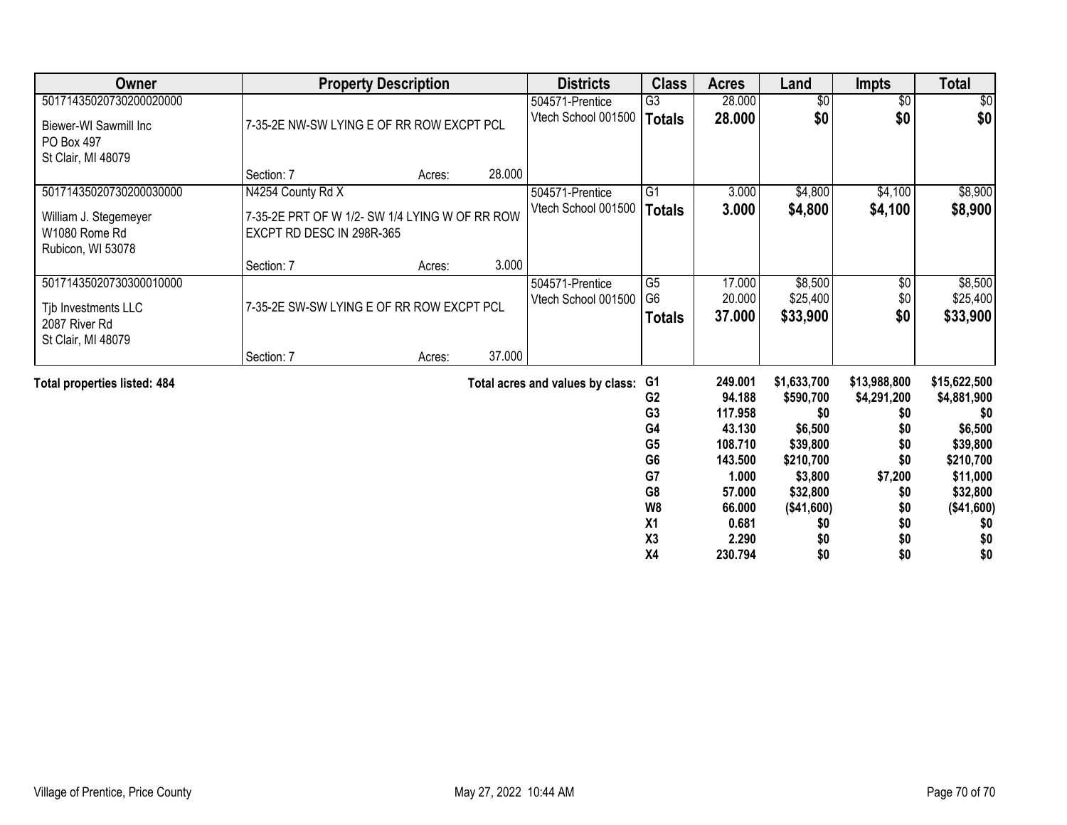| Owner | Property Description | Districts | Class | Acres | Land | Impts | Total |
|---|---|---|---|---|---|---|---|
| 50171435020730200020000<br><br>Biewer-WI Sawmill Inc<br>PO Box 497<br>St Clair, MI 48079 | 7-35-2E NW-SW LYING E OF RR ROW EXCPT PCL<br><br>Section: 7 Acres: 28.000 | 504571-Prentice<br>Vtech School 001500 | G3<br>**Totals** | 28.000<br>**28.000** | $0<br>**$0** | $0<br>**$0** | $0<br>**$0** |
| 50171435020730200030000<br><br>William J. Stegemeyer<br>W1080 Rome Rd<br>Rubicon, WI 53078 | N4254 County Rd X<br><br>7-35-2E PRT OF W 1/2- SW 1/4 LYING W OF RR ROW EXCPT RD DESC IN 298R-365<br><br>Section: 7 Acres: 3.000 | 504571-Prentice<br>Vtech School 001500 | G1<br>**Totals** | 3.000<br>**3.000** | $4,800<br>**$4,800** | $4,100<br>**$4,100** | $8,900<br>**$8,900** |
| 50171435020730300010000<br><br>Tjb Investments LLC<br>2087 River Rd<br>St Clair, MI 48079 | 7-35-2E SW-SW LYING E OF RR ROW EXCPT PCL<br><br>Section: 7 Acres: 37.000 | 504571-Prentice<br>Vtech School 001500 | G5<br>G6<br>**Totals** | 17.000<br>20.000<br>**37.000** | $8,500<br>$25,400<br>**$33,900** | $0<br>$0<br>**$0** | $8,500<br>$25,400<br>**$33,900** |

**Total properties listed: 484**

**Total acres and values by class:**

| Class | Acres | Land | Impts | Total |
|---|---|---|---|---|
| **G1** | **249.001** | **$1,633,700** | **$13,988,800** | **$15,622,500** |
| **G2** | **94.188** | **$590,700** | **$4,291,200** | **$4,881,900** |
| **G3** | **117.958** | **$0** | **$0** | **$0** |
| **G4** | **43.130** | **$6,500** | **$0** | **$6,500** |
| **G5** | **108.710** | **$39,800** | **$0** | **$39,800** |
| **G6** | **143.500** | **$210,700** | **$0** | **$210,700** |
| **G7** | **1.000** | **$3,800** | **$7,200** | **$11,000** |
| **G8** | **57.000** | **$32,800** | **$0** | **$32,800** |
| **W8** | **66.000** | **($41,600)** | **$0** | **($41,600)** |
| **X1** | **0.681** | **$0** | **$0** | **$0** |
| **X3** | **2.290** | **$0** | **$0** | **$0** |
| **X4** | **230.794** | **$0** | **$0** | **$0** |